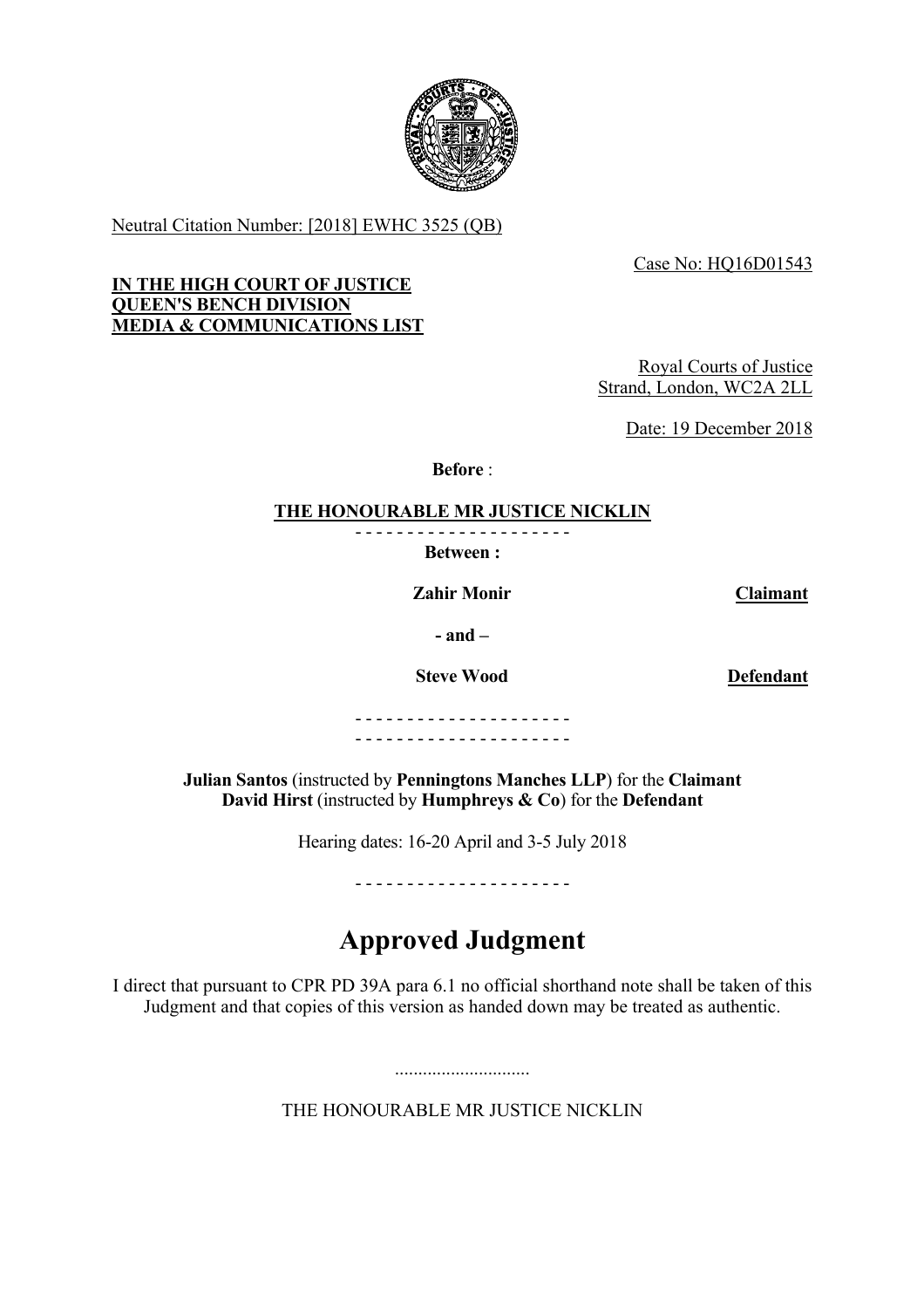Neutral Citation Number: [2018] EWHC 3525 (QB)

Case No: HQ16D01543

**IN THE HIGH COURT OF JUSTICE**
**QUEEN'S BENCH DIVISION**
**MEDIA & COMMUNICATIONS LIST**

Royal Courts of Justice
Strand, London, WC2A 2LL

Date: 19 December 2018

**Before** :

**THE HONOURABLE MR JUSTICE NICKLIN**

- - - - - - - - - - - - - - - - - - - - -

**Between :**

| | |
|---|---|
| **Zahir Monir** | **Claimant** |
| **- and –** | |
| **Steve Wood** | **Defendant** |

- - - - - - - - - - - - - - - - - - - - -
- - - - - - - - - - - - - - - - - - - - -

**Julian Santos** (instructed by **Penningtons Manches LLP**) for the **Claimant**
**David Hirst** (instructed by **Humphreys & Co**) for the **Defendant**

Hearing dates: 16-20 April and 3-5 July 2018

- - - - - - - - - - - - - - - - - - - - -

# Approved Judgment

I direct that pursuant to CPR PD 39A para 6.1 no official shorthand note shall be taken of this Judgment and that copies of this version as handed down may be treated as authentic.

.............................

THE HONOURABLE MR JUSTICE NICKLIN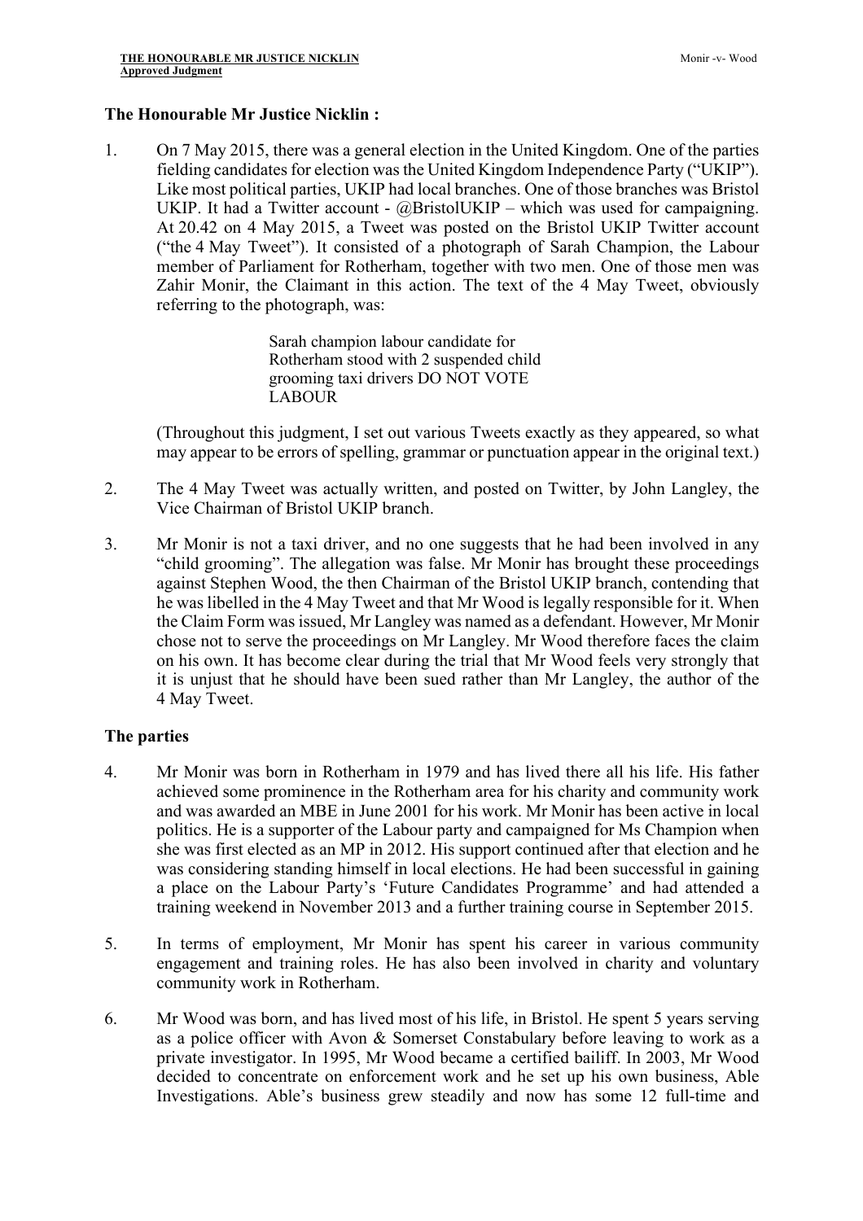**The Honourable Mr Justice Nicklin :**

1. On 7 May 2015, there was a general election in the United Kingdom. One of the parties fielding candidates for election was the United Kingdom Independence Party ("UKIP"). Like most political parties, UKIP had local branches. One of those branches was Bristol UKIP. It had a Twitter account - @BristolUKIP – which was used for campaigning. At 20.42 on 4 May 2015, a Tweet was posted on the Bristol UKIP Twitter account ("the 4 May Tweet"). It consisted of a photograph of Sarah Champion, the Labour member of Parliament for Rotherham, together with two men. One of those men was Zahir Monir, the Claimant in this action. The text of the 4 May Tweet, obviously referring to the photograph, was:

   > Sarah champion labour candidate for Rotherham stood with 2 suspended child grooming taxi drivers DO NOT VOTE LABOUR

   (Throughout this judgment, I set out various Tweets exactly as they appeared, so what may appear to be errors of spelling, grammar or punctuation appear in the original text.)

2. The 4 May Tweet was actually written, and posted on Twitter, by John Langley, the Vice Chairman of Bristol UKIP branch.

3. Mr Monir is not a taxi driver, and no one suggests that he had been involved in any "child grooming". The allegation was false. Mr Monir has brought these proceedings against Stephen Wood, the then Chairman of the Bristol UKIP branch, contending that he was libelled in the 4 May Tweet and that Mr Wood is legally responsible for it. When the Claim Form was issued, Mr Langley was named as a defendant. However, Mr Monir chose not to serve the proceedings on Mr Langley. Mr Wood therefore faces the claim on his own. It has become clear during the trial that Mr Wood feels very strongly that it is unjust that he should have been sued rather than Mr Langley, the author of the 4 May Tweet.

## The parties

4. Mr Monir was born in Rotherham in 1979 and has lived there all his life. His father achieved some prominence in the Rotherham area for his charity and community work and was awarded an MBE in June 2001 for his work. Mr Monir has been active in local politics. He is a supporter of the Labour party and campaigned for Ms Champion when she was first elected as an MP in 2012. His support continued after that election and he was considering standing himself in local elections. He had been successful in gaining a place on the Labour Party's 'Future Candidates Programme' and had attended a training weekend in November 2013 and a further training course in September 2015.

5. In terms of employment, Mr Monir has spent his career in various community engagement and training roles. He has also been involved in charity and voluntary community work in Rotherham.

6. Mr Wood was born, and has lived most of his life, in Bristol. He spent 5 years serving as a police officer with Avon & Somerset Constabulary before leaving to work as a private investigator. In 1995, Mr Wood became a certified bailiff. In 2003, Mr Wood decided to concentrate on enforcement work and he set up his own business, Able Investigations. Able's business grew steadily and now has some 12 full-time and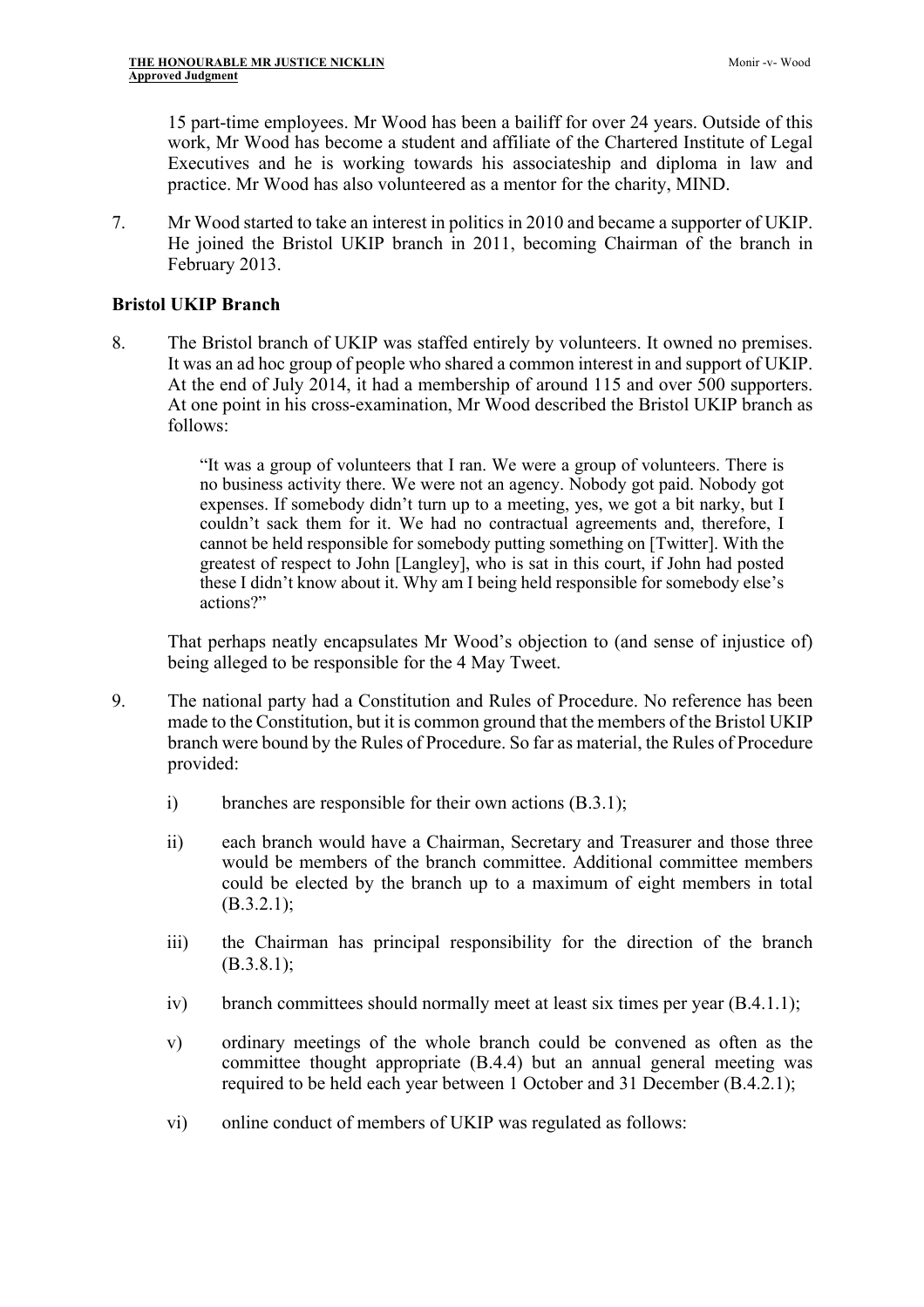15 part-time employees. Mr Wood has been a bailiff for over 24 years. Outside of this work, Mr Wood has become a student and affiliate of the Chartered Institute of Legal Executives and he is working towards his associateship and diploma in law and practice. Mr Wood has also volunteered as a mentor for the charity, MIND.

7. Mr Wood started to take an interest in politics in 2010 and became a supporter of UKIP. He joined the Bristol UKIP branch in 2011, becoming Chairman of the branch in February 2013.

**Bristol UKIP Branch**

8. The Bristol branch of UKIP was staffed entirely by volunteers. It owned no premises. It was an ad hoc group of people who shared a common interest in and support of UKIP. At the end of July 2014, it had a membership of around 115 and over 500 supporters. At one point in his cross-examination, Mr Wood described the Bristol UKIP branch as follows:

> "It was a group of volunteers that I ran. We were a group of volunteers. There is no business activity there. We were not an agency. Nobody got paid. Nobody got expenses. If somebody didn't turn up to a meeting, yes, we got a bit narky, but I couldn't sack them for it. We had no contractual agreements and, therefore, I cannot be held responsible for somebody putting something on [Twitter]. With the greatest of respect to John [Langley], who is sat in this court, if John had posted these I didn't know about it. Why am I being held responsible for somebody else's actions?"

That perhaps neatly encapsulates Mr Wood's objection to (and sense of injustice of) being alleged to be responsible for the 4 May Tweet.

9. The national party had a Constitution and Rules of Procedure. No reference has been made to the Constitution, but it is common ground that the members of the Bristol UKIP branch were bound by the Rules of Procedure. So far as material, the Rules of Procedure provided:

   i) branches are responsible for their own actions (B.3.1);

   ii) each branch would have a Chairman, Secretary and Treasurer and those three would be members of the branch committee. Additional committee members could be elected by the branch up to a maximum of eight members in total (B.3.2.1);

   iii) the Chairman has principal responsibility for the direction of the branch (B.3.8.1);

   iv) branch committees should normally meet at least six times per year (B.4.1.1);

   v) ordinary meetings of the whole branch could be convened as often as the committee thought appropriate (B.4.4) but an annual general meeting was required to be held each year between 1 October and 31 December (B.4.2.1);

   vi) online conduct of members of UKIP was regulated as follows: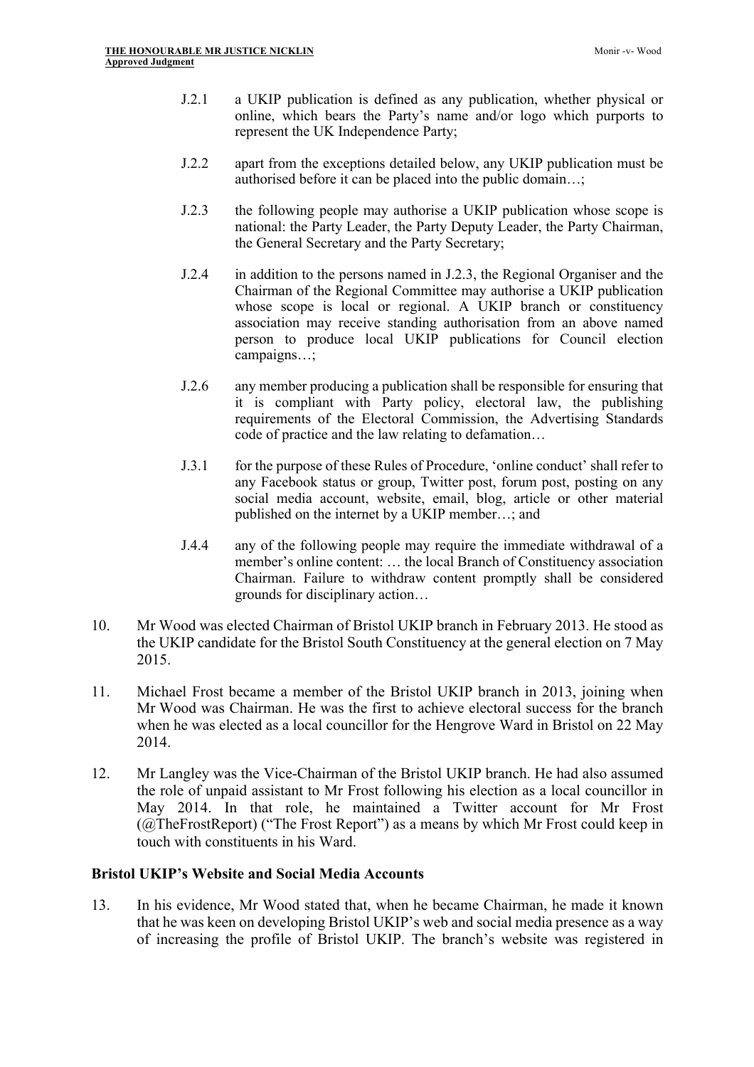J.2.1 a UKIP publication is defined as any publication, whether physical or online, which bears the Party's name and/or logo which purports to represent the UK Independence Party;

J.2.2 apart from the exceptions detailed below, any UKIP publication must be authorised before it can be placed into the public domain…;

J.2.3 the following people may authorise a UKIP publication whose scope is national: the Party Leader, the Party Deputy Leader, the Party Chairman, the General Secretary and the Party Secretary;

J.2.4 in addition to the persons named in J.2.3, the Regional Organiser and the Chairman of the Regional Committee may authorise a UKIP publication whose scope is local or regional. A UKIP branch or constituency association may receive standing authorisation from an above named person to produce local UKIP publications for Council election campaigns…;

J.2.6 any member producing a publication shall be responsible for ensuring that it is compliant with Party policy, electoral law, the publishing requirements of the Electoral Commission, the Advertising Standards code of practice and the law relating to defamation…

J.3.1 for the purpose of these Rules of Procedure, 'online conduct' shall refer to any Facebook status or group, Twitter post, forum post, posting on any social media account, website, email, blog, article or other material published on the internet by a UKIP member…; and

J.4.4 any of the following people may require the immediate withdrawal of a member's online content: … the local Branch of Constituency association Chairman. Failure to withdraw content promptly shall be considered grounds for disciplinary action…

10. Mr Wood was elected Chairman of Bristol UKIP branch in February 2013. He stood as the UKIP candidate for the Bristol South Constituency at the general election on 7 May 2015.

11. Michael Frost became a member of the Bristol UKIP branch in 2013, joining when Mr Wood was Chairman. He was the first to achieve electoral success for the branch when he was elected as a local councillor for the Hengrove Ward in Bristol on 22 May 2014.

12. Mr Langley was the Vice-Chairman of the Bristol UKIP branch. He had also assumed the role of unpaid assistant to Mr Frost following his election as a local councillor in May 2014. In that role, he maintained a Twitter account for Mr Frost (@TheFrostReport) ("The Frost Report") as a means by which Mr Frost could keep in touch with constituents in his Ward.

**Bristol UKIP's Website and Social Media Accounts**

13. In his evidence, Mr Wood stated that, when he became Chairman, he made it known that he was keen on developing Bristol UKIP's web and social media presence as a way of increasing the profile of Bristol UKIP. The branch's website was registered in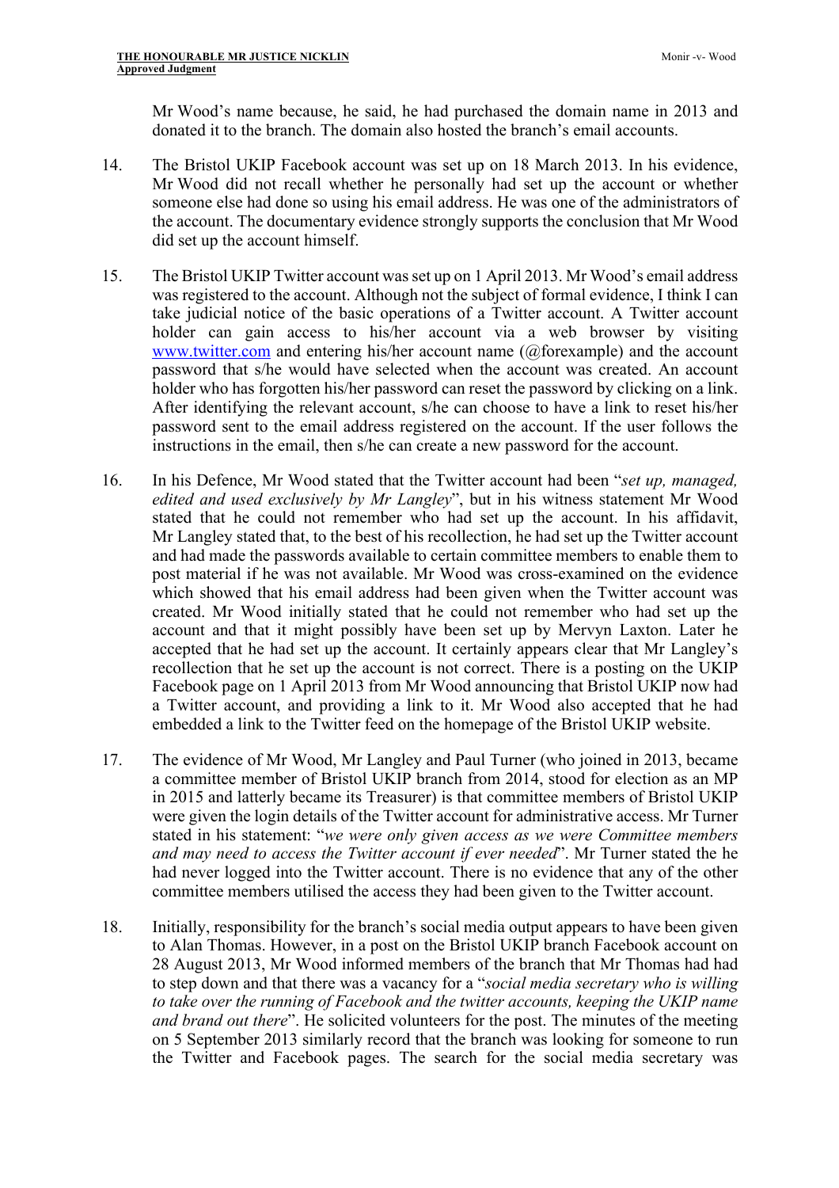Mr Wood's name because, he said, he had purchased the domain name in 2013 and donated it to the branch. The domain also hosted the branch's email accounts.

14. The Bristol UKIP Facebook account was set up on 18 March 2013. In his evidence, Mr Wood did not recall whether he personally had set up the account or whether someone else had done so using his email address. He was one of the administrators of the account. The documentary evidence strongly supports the conclusion that Mr Wood did set up the account himself.

15. The Bristol UKIP Twitter account was set up on 1 April 2013. Mr Wood's email address was registered to the account. Although not the subject of formal evidence, I think I can take judicial notice of the basic operations of a Twitter account. A Twitter account holder can gain access to his/her account via a web browser by visiting www.twitter.com and entering his/her account name (@forexample) and the account password that s/he would have selected when the account was created. An account holder who has forgotten his/her password can reset the password by clicking on a link. After identifying the relevant account, s/he can choose to have a link to reset his/her password sent to the email address registered on the account. If the user follows the instructions in the email, then s/he can create a new password for the account.

16. In his Defence, Mr Wood stated that the Twitter account had been "*set up, managed, edited and used exclusively by Mr Langley*", but in his witness statement Mr Wood stated that he could not remember who had set up the account. In his affidavit, Mr Langley stated that, to the best of his recollection, he had set up the Twitter account and had made the passwords available to certain committee members to enable them to post material if he was not available. Mr Wood was cross-examined on the evidence which showed that his email address had been given when the Twitter account was created. Mr Wood initially stated that he could not remember who had set up the account and that it might possibly have been set up by Mervyn Laxton. Later he accepted that he had set up the account. It certainly appears clear that Mr Langley's recollection that he set up the account is not correct. There is a posting on the UKIP Facebook page on 1 April 2013 from Mr Wood announcing that Bristol UKIP now had a Twitter account, and providing a link to it. Mr Wood also accepted that he had embedded a link to the Twitter feed on the homepage of the Bristol UKIP website.

17. The evidence of Mr Wood, Mr Langley and Paul Turner (who joined in 2013, became a committee member of Bristol UKIP branch from 2014, stood for election as an MP in 2015 and latterly became its Treasurer) is that committee members of Bristol UKIP were given the login details of the Twitter account for administrative access. Mr Turner stated in his statement: "*we were only given access as we were Committee members and may need to access the Twitter account if ever needed*". Mr Turner stated the he had never logged into the Twitter account. There is no evidence that any of the other committee members utilised the access they had been given to the Twitter account.

18. Initially, responsibility for the branch's social media output appears to have been given to Alan Thomas. However, in a post on the Bristol UKIP branch Facebook account on 28 August 2013, Mr Wood informed members of the branch that Mr Thomas had had to step down and that there was a vacancy for a "*social media secretary who is willing to take over the running of Facebook and the twitter accounts, keeping the UKIP name and brand out there*". He solicited volunteers for the post. The minutes of the meeting on 5 September 2013 similarly record that the branch was looking for someone to run the Twitter and Facebook pages. The search for the social media secretary was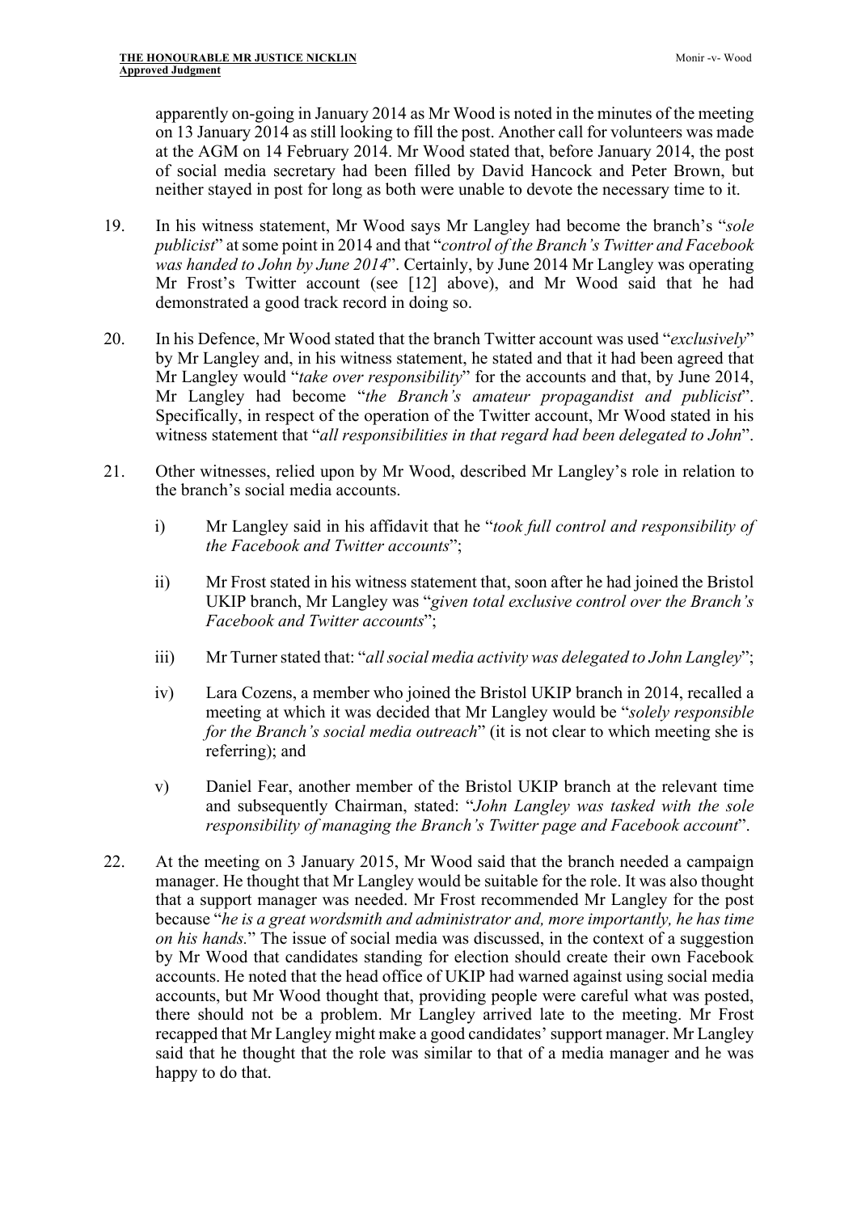apparently on-going in January 2014 as Mr Wood is noted in the minutes of the meeting on 13 January 2014 as still looking to fill the post. Another call for volunteers was made at the AGM on 14 February 2014. Mr Wood stated that, before January 2014, the post of social media secretary had been filled by David Hancock and Peter Brown, but neither stayed in post for long as both were unable to devote the necessary time to it.

19. In his witness statement, Mr Wood says Mr Langley had become the branch's "*sole publicist*" at some point in 2014 and that "*control of the Branch's Twitter and Facebook was handed to John by June 2014*". Certainly, by June 2014 Mr Langley was operating Mr Frost's Twitter account (see [12] above), and Mr Wood said that he had demonstrated a good track record in doing so.

20. In his Defence, Mr Wood stated that the branch Twitter account was used "*exclusively*" by Mr Langley and, in his witness statement, he stated and that it had been agreed that Mr Langley would "*take over responsibility*" for the accounts and that, by June 2014, Mr Langley had become "*the Branch's amateur propagandist and publicist*". Specifically, in respect of the operation of the Twitter account, Mr Wood stated in his witness statement that "*all responsibilities in that regard had been delegated to John*".

21. Other witnesses, relied upon by Mr Wood, described Mr Langley's role in relation to the branch's social media accounts.

    i) Mr Langley said in his affidavit that he "*took full control and responsibility of the Facebook and Twitter accounts*";

    ii) Mr Frost stated in his witness statement that, soon after he had joined the Bristol UKIP branch, Mr Langley was "*given total exclusive control over the Branch's Facebook and Twitter accounts*";

    iii) Mr Turner stated that: "*all social media activity was delegated to John Langley*";

    iv) Lara Cozens, a member who joined the Bristol UKIP branch in 2014, recalled a meeting at which it was decided that Mr Langley would be "*solely responsible for the Branch's social media outreach*" (it is not clear to which meeting she is referring); and

    v) Daniel Fear, another member of the Bristol UKIP branch at the relevant time and subsequently Chairman, stated: "*John Langley was tasked with the sole responsibility of managing the Branch's Twitter page and Facebook account*".

22. At the meeting on 3 January 2015, Mr Wood said that the branch needed a campaign manager. He thought that Mr Langley would be suitable for the role. It was also thought that a support manager was needed. Mr Frost recommended Mr Langley for the post because "*he is a great wordsmith and administrator and, more importantly, he has time on his hands.*" The issue of social media was discussed, in the context of a suggestion by Mr Wood that candidates standing for election should create their own Facebook accounts. He noted that the head office of UKIP had warned against using social media accounts, but Mr Wood thought that, providing people were careful what was posted, there should not be a problem. Mr Langley arrived late to the meeting. Mr Frost recapped that Mr Langley might make a good candidates' support manager. Mr Langley said that he thought that the role was similar to that of a media manager and he was happy to do that.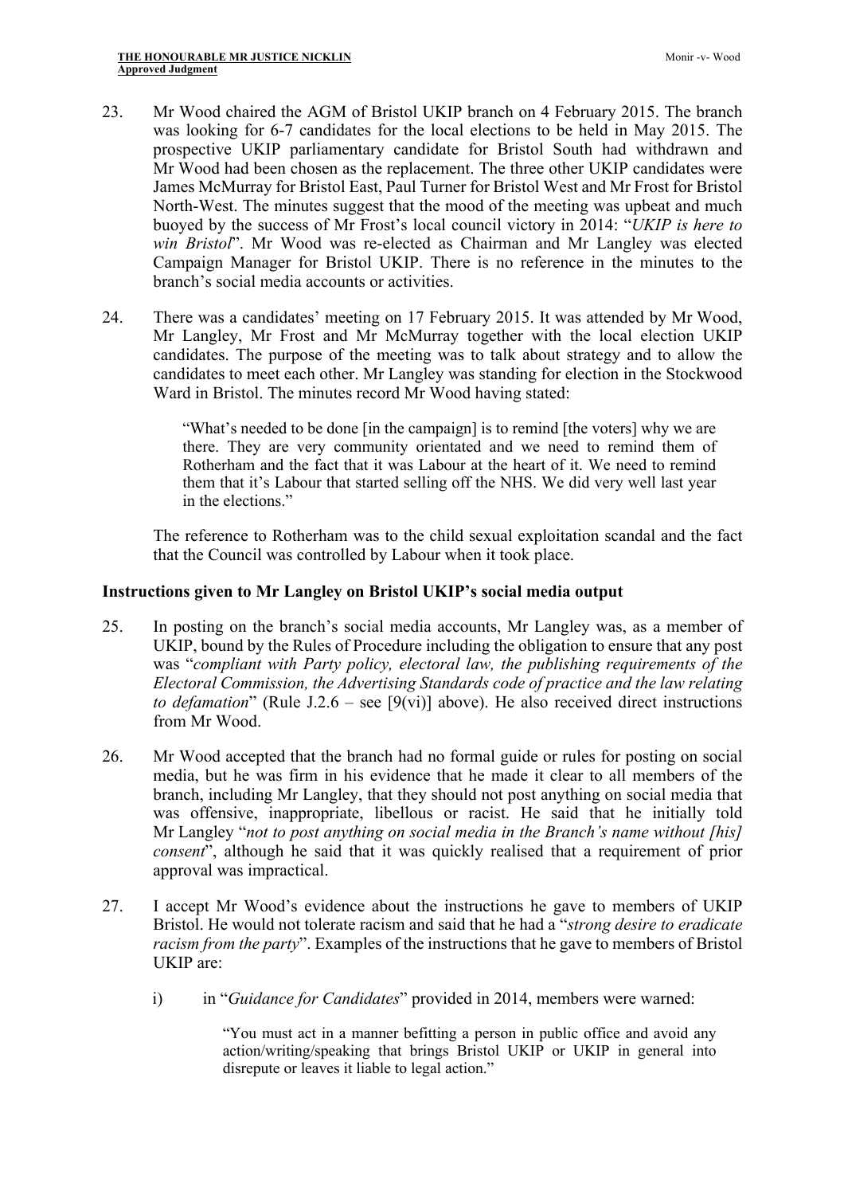23. Mr Wood chaired the AGM of Bristol UKIP branch on 4 February 2015. The branch was looking for 6-7 candidates for the local elections to be held in May 2015. The prospective UKIP parliamentary candidate for Bristol South had withdrawn and Mr Wood had been chosen as the replacement. The three other UKIP candidates were James McMurray for Bristol East, Paul Turner for Bristol West and Mr Frost for Bristol North-West. The minutes suggest that the mood of the meeting was upbeat and much buoyed by the success of Mr Frost's local council victory in 2014: "*UKIP is here to win Bristol*". Mr Wood was re-elected as Chairman and Mr Langley was elected Campaign Manager for Bristol UKIP. There is no reference in the minutes to the branch's social media accounts or activities.

24. There was a candidates' meeting on 17 February 2015. It was attended by Mr Wood, Mr Langley, Mr Frost and Mr McMurray together with the local election UKIP candidates. The purpose of the meeting was to talk about strategy and to allow the candidates to meet each other. Mr Langley was standing for election in the Stockwood Ward in Bristol. The minutes record Mr Wood having stated:

> "What's needed to be done [in the campaign] is to remind [the voters] why we are there. They are very community orientated and we need to remind them of Rotherham and the fact that it was Labour at the heart of it. We need to remind them that it's Labour that started selling off the NHS. We did very well last year in the elections."

The reference to Rotherham was to the child sexual exploitation scandal and the fact that the Council was controlled by Labour when it took place.

### Instructions given to Mr Langley on Bristol UKIP's social media output

25. In posting on the branch's social media accounts, Mr Langley was, as a member of UKIP, bound by the Rules of Procedure including the obligation to ensure that any post was "*compliant with Party policy, electoral law, the publishing requirements of the Electoral Commission, the Advertising Standards code of practice and the law relating to defamation*" (Rule J.2.6 – see [9(vi)] above). He also received direct instructions from Mr Wood.

26. Mr Wood accepted that the branch had no formal guide or rules for posting on social media, but he was firm in his evidence that he made it clear to all members of the branch, including Mr Langley, that they should not post anything on social media that was offensive, inappropriate, libellous or racist. He said that he initially told Mr Langley "*not to post anything on social media in the Branch's name without [his] consent*", although he said that it was quickly realised that a requirement of prior approval was impractical.

27. I accept Mr Wood's evidence about the instructions he gave to members of UKIP Bristol. He would not tolerate racism and said that he had a "*strong desire to eradicate racism from the party*". Examples of the instructions that he gave to members of Bristol UKIP are:

    i) in "*Guidance for Candidates*" provided in 2014, members were warned:

    > "You must act in a manner befitting a person in public office and avoid any action/writing/speaking that brings Bristol UKIP or UKIP in general into disrepute or leaves it liable to legal action."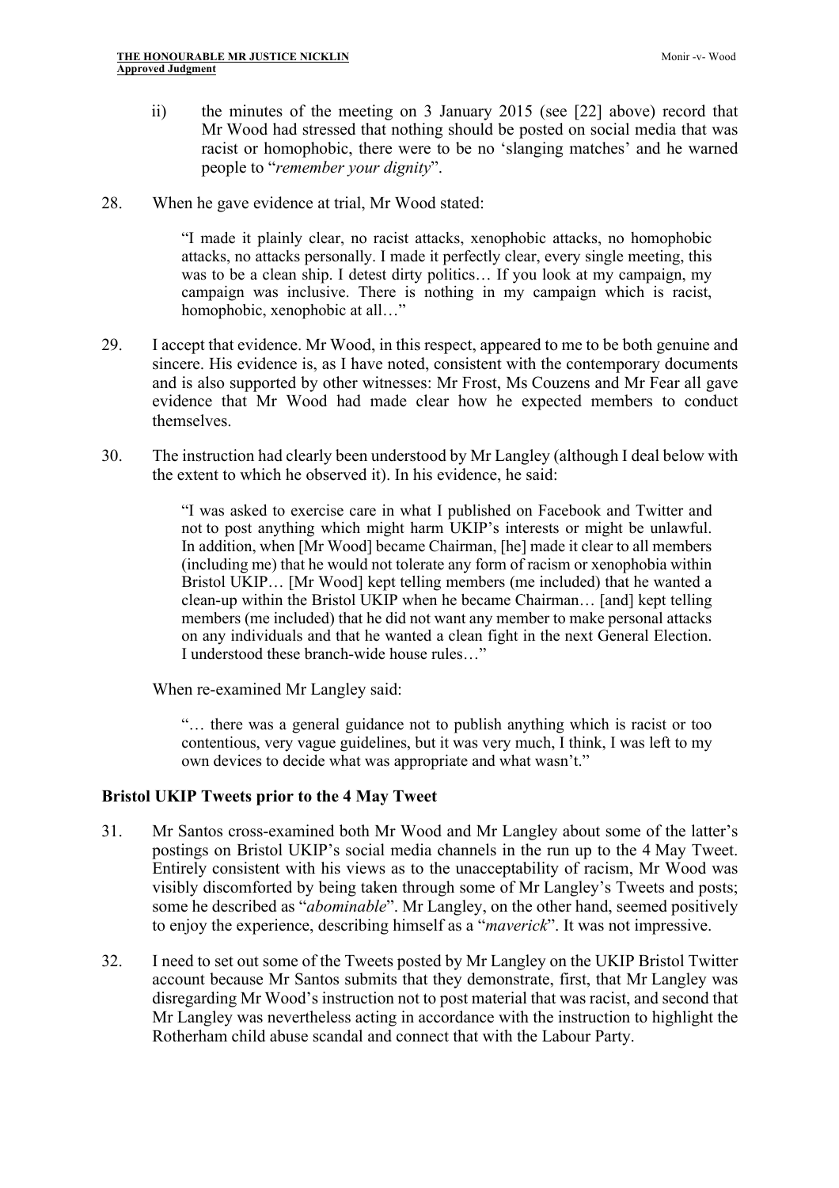ii) the minutes of the meeting on 3 January 2015 (see [22] above) record that Mr Wood had stressed that nothing should be posted on social media that was racist or homophobic, there were to be no 'slanging matches' and he warned people to "*remember your dignity*".

28. When he gave evidence at trial, Mr Wood stated:

> "I made it plainly clear, no racist attacks, xenophobic attacks, no homophobic attacks, no attacks personally. I made it perfectly clear, every single meeting, this was to be a clean ship. I detest dirty politics… If you look at my campaign, my campaign was inclusive. There is nothing in my campaign which is racist, homophobic, xenophobic at all…"

29. I accept that evidence. Mr Wood, in this respect, appeared to me to be both genuine and sincere. His evidence is, as I have noted, consistent with the contemporary documents and is also supported by other witnesses: Mr Frost, Ms Couzens and Mr Fear all gave evidence that Mr Wood had made clear how he expected members to conduct themselves.

30. The instruction had clearly been understood by Mr Langley (although I deal below with the extent to which he observed it). In his evidence, he said:

> "I was asked to exercise care in what I published on Facebook and Twitter and not to post anything which might harm UKIP's interests or might be unlawful. In addition, when [Mr Wood] became Chairman, [he] made it clear to all members (including me) that he would not tolerate any form of racism or xenophobia within Bristol UKIP… [Mr Wood] kept telling members (me included) that he wanted a clean-up within the Bristol UKIP when he became Chairman… [and] kept telling members (me included) that he did not want any member to make personal attacks on any individuals and that he wanted a clean fight in the next General Election. I understood these branch-wide house rules…"

When re-examined Mr Langley said:

> "… there was a general guidance not to publish anything which is racist or too contentious, very vague guidelines, but it was very much, I think, I was left to my own devices to decide what was appropriate and what wasn't."

### Bristol UKIP Tweets prior to the 4 May Tweet

31. Mr Santos cross-examined both Mr Wood and Mr Langley about some of the latter's postings on Bristol UKIP's social media channels in the run up to the 4 May Tweet. Entirely consistent with his views as to the unacceptability of racism, Mr Wood was visibly discomforted by being taken through some of Mr Langley's Tweets and posts; some he described as "*abominable*". Mr Langley, on the other hand, seemed positively to enjoy the experience, describing himself as a "*maverick*". It was not impressive.

32. I need to set out some of the Tweets posted by Mr Langley on the UKIP Bristol Twitter account because Mr Santos submits that they demonstrate, first, that Mr Langley was disregarding Mr Wood's instruction not to post material that was racist, and second that Mr Langley was nevertheless acting in accordance with the instruction to highlight the Rotherham child abuse scandal and connect that with the Labour Party.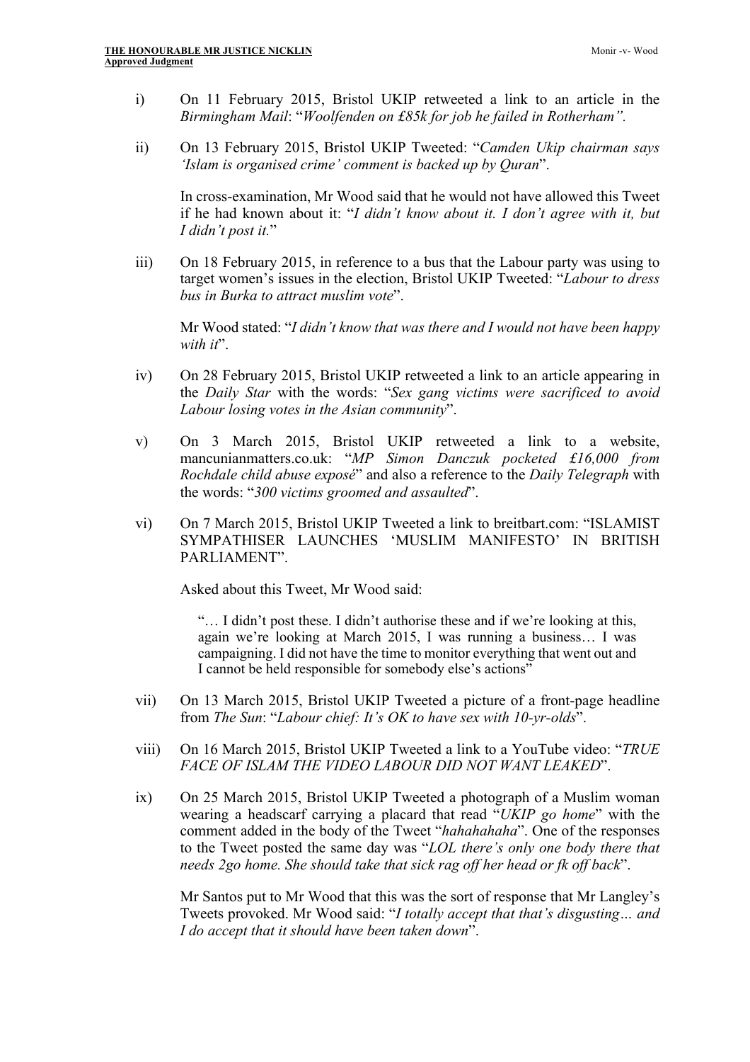i) On 11 February 2015, Bristol UKIP retweeted a link to an article in the *Birmingham Mail*: "*Woolfenden on £85k for job he failed in Rotherham".*

ii) On 13 February 2015, Bristol UKIP Tweeted: "*Camden Ukip chairman says 'Islam is organised crime' comment is backed up by Quran*".

   In cross-examination, Mr Wood said that he would not have allowed this Tweet if he had known about it: "*I didn't know about it. I don't agree with it, but I didn't post it.*"

iii) On 18 February 2015, in reference to a bus that the Labour party was using to target women's issues in the election, Bristol UKIP Tweeted: "*Labour to dress bus in Burka to attract muslim vote*".

   Mr Wood stated: "*I didn't know that was there and I would not have been happy with it*".

iv) On 28 February 2015, Bristol UKIP retweeted a link to an article appearing in the *Daily Star* with the words: "*Sex gang victims were sacrificed to avoid Labour losing votes in the Asian community*".

v) On 3 March 2015, Bristol UKIP retweeted a link to a website, mancunianmatters.co.uk: "*MP Simon Danczuk pocketed £16,000 from Rochdale child abuse exposé*" and also a reference to the *Daily Telegraph* with the words: "*300 victims groomed and assaulted*".

vi) On 7 March 2015, Bristol UKIP Tweeted a link to breitbart.com: "ISLAMIST SYMPATHISER LAUNCHES 'MUSLIM MANIFESTO' IN BRITISH PARLIAMENT".

   Asked about this Tweet, Mr Wood said:

   > "… I didn't post these. I didn't authorise these and if we're looking at this, again we're looking at March 2015, I was running a business… I was campaigning. I did not have the time to monitor everything that went out and I cannot be held responsible for somebody else's actions"

vii) On 13 March 2015, Bristol UKIP Tweeted a picture of a front-page headline from *The Sun*: "*Labour chief: It's OK to have sex with 10-yr-olds*".

viii) On 16 March 2015, Bristol UKIP Tweeted a link to a YouTube video: "*TRUE FACE OF ISLAM THE VIDEO LABOUR DID NOT WANT LEAKED*".

ix) On 25 March 2015, Bristol UKIP Tweeted a photograph of a Muslim woman wearing a headscarf carrying a placard that read "*UKIP go home*" with the comment added in the body of the Tweet "*hahahahaha*". One of the responses to the Tweet posted the same day was "*LOL there's only one body there that needs 2go home. She should take that sick rag off her head or fk off back*".

   Mr Santos put to Mr Wood that this was the sort of response that Mr Langley's Tweets provoked. Mr Wood said: "*I totally accept that that's disgusting… and I do accept that it should have been taken down*".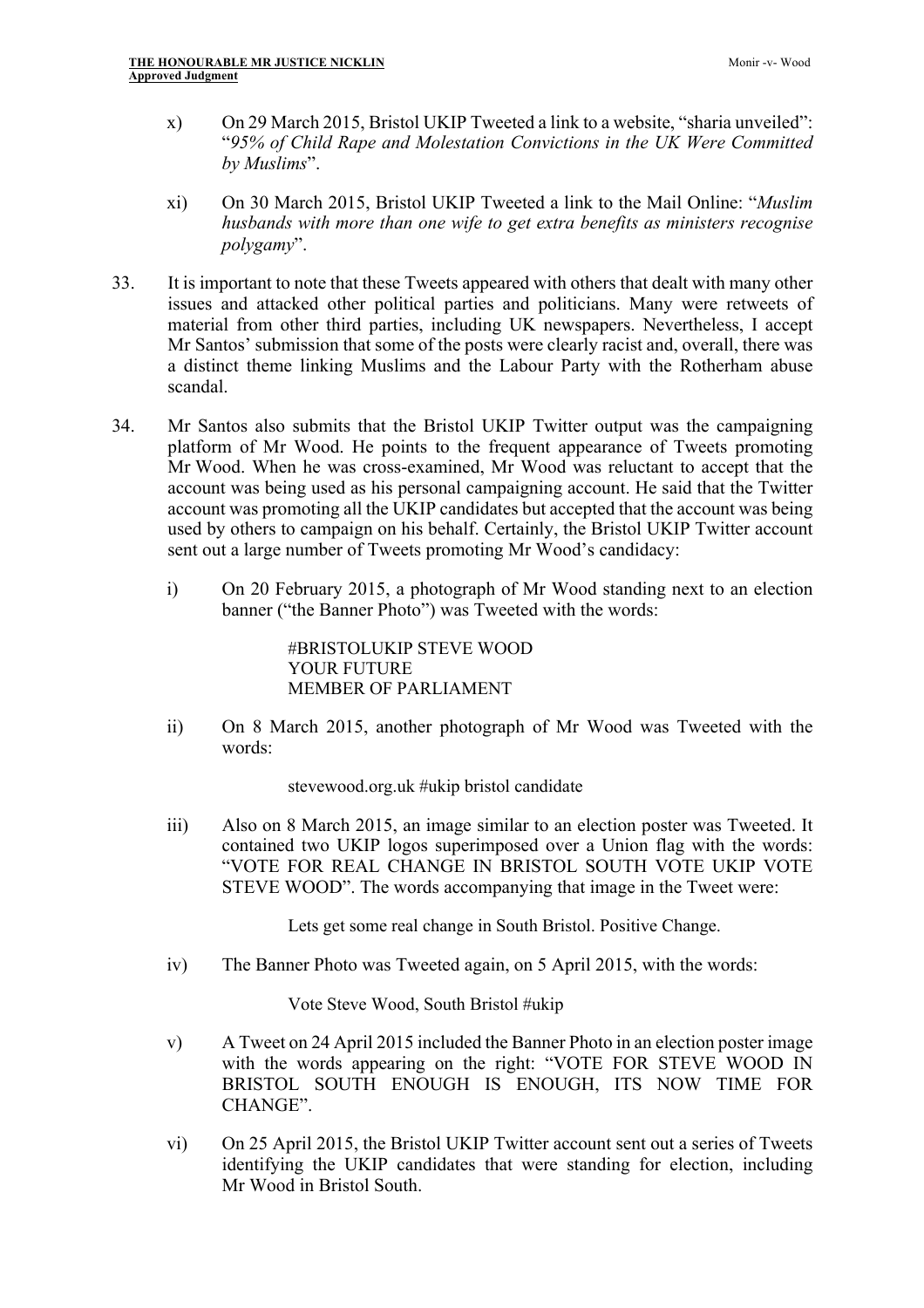x) On 29 March 2015, Bristol UKIP Tweeted a link to a website, "sharia unveiled": "*95% of Child Rape and Molestation Convictions in the UK Were Committed by Muslims*".

xi) On 30 March 2015, Bristol UKIP Tweeted a link to the Mail Online: "*Muslim husbands with more than one wife to get extra benefits as ministers recognise polygamy*".

33. It is important to note that these Tweets appeared with others that dealt with many other issues and attacked other political parties and politicians. Many were retweets of material from other third parties, including UK newspapers. Nevertheless, I accept Mr Santos' submission that some of the posts were clearly racist and, overall, there was a distinct theme linking Muslims and the Labour Party with the Rotherham abuse scandal.

34. Mr Santos also submits that the Bristol UKIP Twitter output was the campaigning platform of Mr Wood. He points to the frequent appearance of Tweets promoting Mr Wood. When he was cross-examined, Mr Wood was reluctant to accept that the account was being used as his personal campaigning account. He said that the Twitter account was promoting all the UKIP candidates but accepted that the account was being used by others to campaign on his behalf. Certainly, the Bristol UKIP Twitter account sent out a large number of Tweets promoting Mr Wood's candidacy:

i) On 20 February 2015, a photograph of Mr Wood standing next to an election banner ("the Banner Photo") was Tweeted with the words:

> #BRISTOLUKIP STEVE WOOD
> YOUR FUTURE
> MEMBER OF PARLIAMENT

ii) On 8 March 2015, another photograph of Mr Wood was Tweeted with the words:

> stevewood.org.uk #ukip bristol candidate

iii) Also on 8 March 2015, an image similar to an election poster was Tweeted. It contained two UKIP logos superimposed over a Union flag with the words: "VOTE FOR REAL CHANGE IN BRISTOL SOUTH VOTE UKIP VOTE STEVE WOOD". The words accompanying that image in the Tweet were:

> Lets get some real change in South Bristol. Positive Change.

iv) The Banner Photo was Tweeted again, on 5 April 2015, with the words:

> Vote Steve Wood, South Bristol #ukip

v) A Tweet on 24 April 2015 included the Banner Photo in an election poster image with the words appearing on the right: "VOTE FOR STEVE WOOD IN BRISTOL SOUTH ENOUGH IS ENOUGH, ITS NOW TIME FOR CHANGE".

vi) On 25 April 2015, the Bristol UKIP Twitter account sent out a series of Tweets identifying the UKIP candidates that were standing for election, including Mr Wood in Bristol South.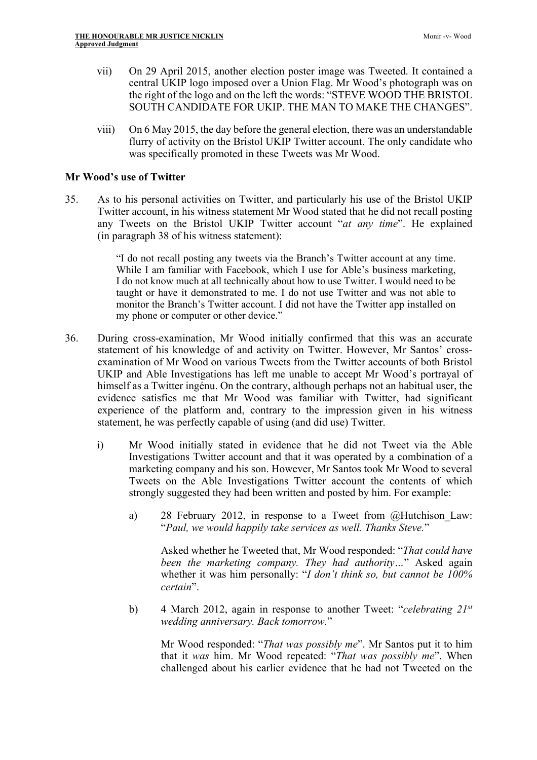vii) On 29 April 2015, another election poster image was Tweeted. It contained a central UKIP logo imposed over a Union Flag. Mr Wood's photograph was on the right of the logo and on the left the words: "STEVE WOOD THE BRISTOL SOUTH CANDIDATE FOR UKIP. THE MAN TO MAKE THE CHANGES".

viii) On 6 May 2015, the day before the general election, there was an understandable flurry of activity on the Bristol UKIP Twitter account. The only candidate who was specifically promoted in these Tweets was Mr Wood.

### Mr Wood's use of Twitter

35. As to his personal activities on Twitter, and particularly his use of the Bristol UKIP Twitter account, in his witness statement Mr Wood stated that he did not recall posting any Tweets on the Bristol UKIP Twitter account "*at any time*". He explained (in paragraph 38 of his witness statement):

> "I do not recall posting any tweets via the Branch's Twitter account at any time. While I am familiar with Facebook, which I use for Able's business marketing, I do not know much at all technically about how to use Twitter. I would need to be taught or have it demonstrated to me. I do not use Twitter and was not able to monitor the Branch's Twitter account. I did not have the Twitter app installed on my phone or computer or other device."

36. During cross-examination, Mr Wood initially confirmed that this was an accurate statement of his knowledge of and activity on Twitter. However, Mr Santos' cross-examination of Mr Wood on various Tweets from the Twitter accounts of both Bristol UKIP and Able Investigations has left me unable to accept Mr Wood's portrayal of himself as a Twitter ingénu. On the contrary, although perhaps not an habitual user, the evidence satisfies me that Mr Wood was familiar with Twitter, had significant experience of the platform and, contrary to the impression given in his witness statement, he was perfectly capable of using (and did use) Twitter.

i) Mr Wood initially stated in evidence that he did not Tweet via the Able Investigations Twitter account and that it was operated by a combination of a marketing company and his son. However, Mr Santos took Mr Wood to several Tweets on the Able Investigations Twitter account the contents of which strongly suggested they had been written and posted by him. For example:

a) 28 February 2012, in response to a Tweet from @Hutchison_Law: "*Paul, we would happily take services as well. Thanks Steve.*"

Asked whether he Tweeted that, Mr Wood responded: "*That could have been the marketing company. They had authority…*" Asked again whether it was him personally: "*I don't think so, but cannot be 100% certain*".

b) 4 March 2012, again in response to another Tweet: "*celebrating 21st wedding anniversary. Back tomorrow.*"

Mr Wood responded: "*That was possibly me*". Mr Santos put it to him that it *was* him. Mr Wood repeated: "*That was possibly me*". When challenged about his earlier evidence that he had not Tweeted on the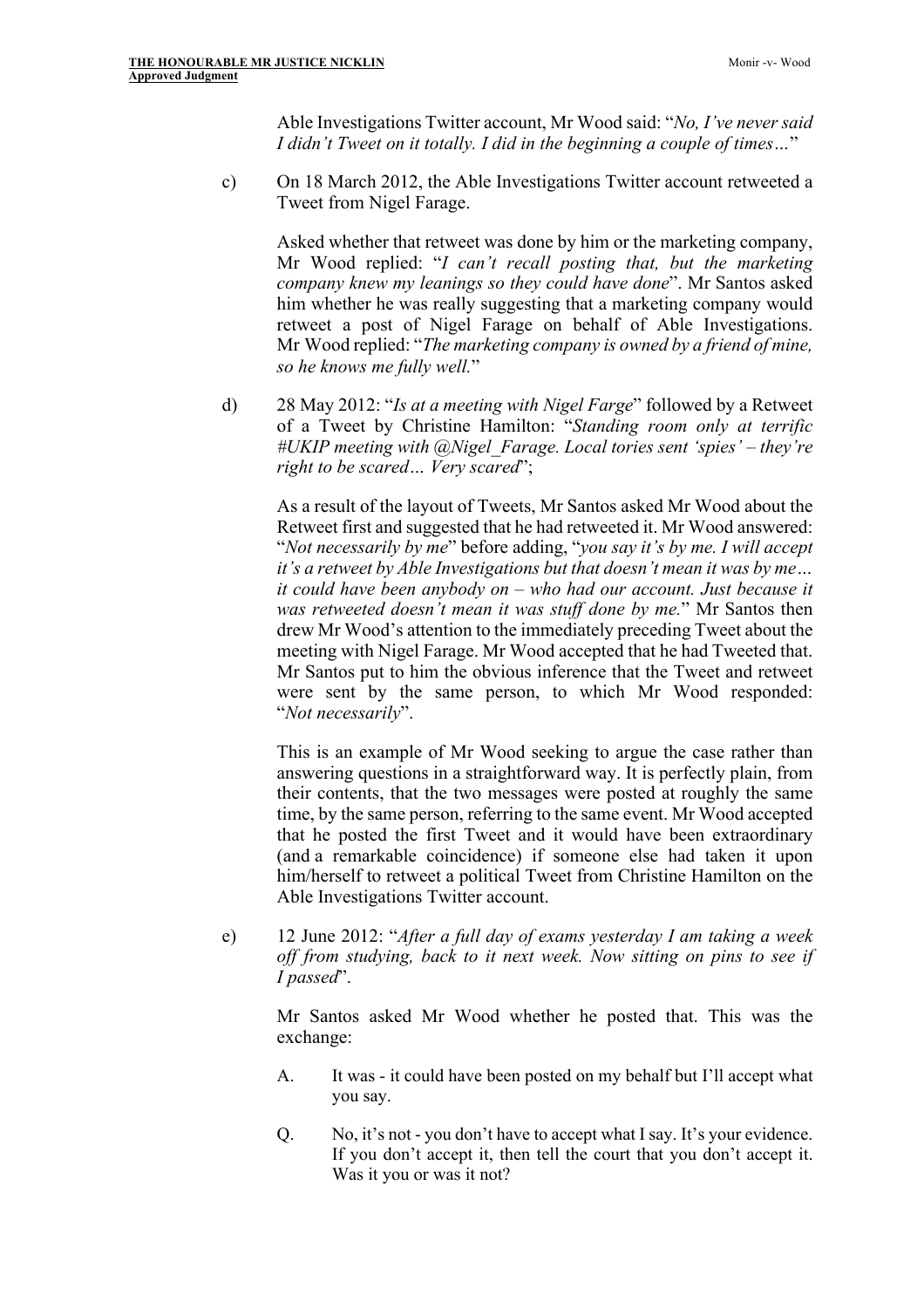Able Investigations Twitter account, Mr Wood said: "*No, I've never said I didn't Tweet on it totally. I did in the beginning a couple of times…*"

c) On 18 March 2012, the Able Investigations Twitter account retweeted a Tweet from Nigel Farage.

   Asked whether that retweet was done by him or the marketing company, Mr Wood replied: "*I can't recall posting that, but the marketing company knew my leanings so they could have done*". Mr Santos asked him whether he was really suggesting that a marketing company would retweet a post of Nigel Farage on behalf of Able Investigations. Mr Wood replied: "*The marketing company is owned by a friend of mine, so he knows me fully well.*"

d) 28 May 2012: "*Is at a meeting with Nigel Farge*" followed by a Retweet of a Tweet by Christine Hamilton: "*Standing room only at terrific #UKIP meeting with @Nigel_Farage. Local tories sent 'spies' – they're right to be scared… Very scared*";

   As a result of the layout of Tweets, Mr Santos asked Mr Wood about the Retweet first and suggested that he had retweeted it. Mr Wood answered: "*Not necessarily by me*" before adding, "*you say it's by me. I will accept it's a retweet by Able Investigations but that doesn't mean it was by me… it could have been anybody on – who had our account. Just because it was retweeted doesn't mean it was stuff done by me.*" Mr Santos then drew Mr Wood's attention to the immediately preceding Tweet about the meeting with Nigel Farage. Mr Wood accepted that he had Tweeted that. Mr Santos put to him the obvious inference that the Tweet and retweet were sent by the same person, to which Mr Wood responded: "*Not necessarily*".

   This is an example of Mr Wood seeking to argue the case rather than answering questions in a straightforward way. It is perfectly plain, from their contents, that the two messages were posted at roughly the same time, by the same person, referring to the same event. Mr Wood accepted that he posted the first Tweet and it would have been extraordinary (and a remarkable coincidence) if someone else had taken it upon him/herself to retweet a political Tweet from Christine Hamilton on the Able Investigations Twitter account.

e) 12 June 2012: "*After a full day of exams yesterday I am taking a week off from studying, back to it next week. Now sitting on pins to see if I passed*".

   Mr Santos asked Mr Wood whether he posted that. This was the exchange:

   A. It was - it could have been posted on my behalf but I'll accept what you say.

   Q. No, it's not - you don't have to accept what I say. It's your evidence. If you don't accept it, then tell the court that you don't accept it. Was it you or was it not?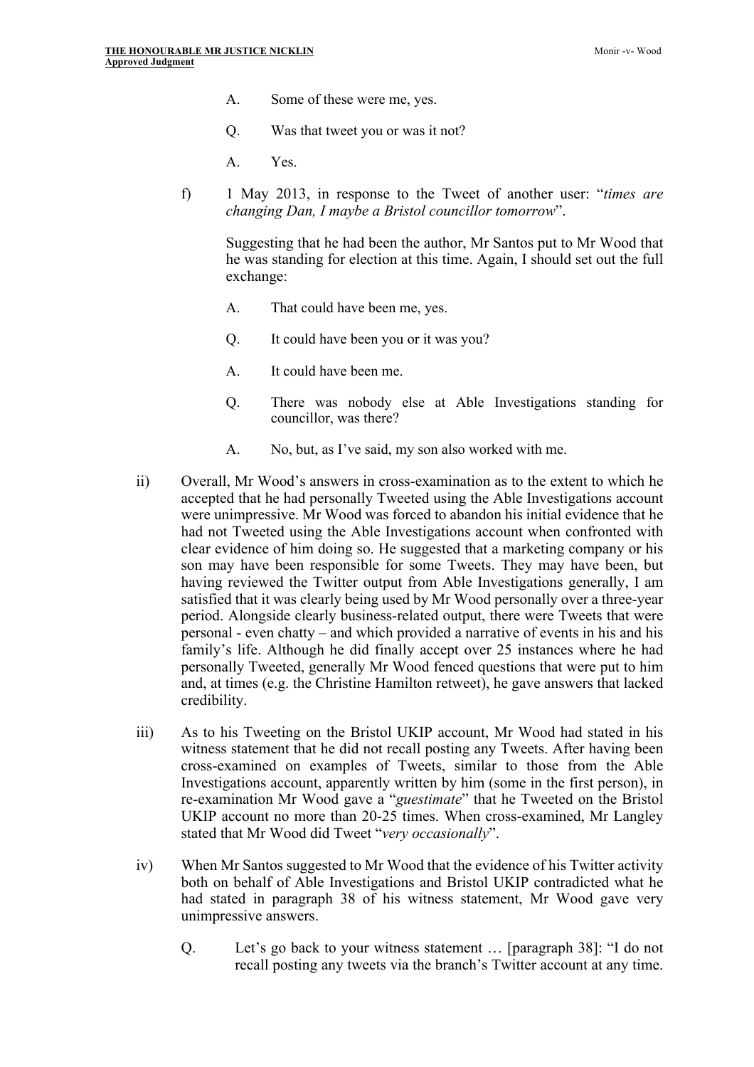A. Some of these were me, yes.

Q. Was that tweet you or was it not?

A. Yes.

f) 1 May 2013, in response to the Tweet of another user: "*times are changing Dan, I maybe a Bristol councillor tomorrow*".

Suggesting that he had been the author, Mr Santos put to Mr Wood that he was standing for election at this time. Again, I should set out the full exchange:

A. That could have been me, yes.

Q. It could have been you or it was you?

A. It could have been me.

Q. There was nobody else at Able Investigations standing for councillor, was there?

A. No, but, as I've said, my son also worked with me.

ii) Overall, Mr Wood's answers in cross-examination as to the extent to which he accepted that he had personally Tweeted using the Able Investigations account were unimpressive. Mr Wood was forced to abandon his initial evidence that he had not Tweeted using the Able Investigations account when confronted with clear evidence of him doing so. He suggested that a marketing company or his son may have been responsible for some Tweets. They may have been, but having reviewed the Twitter output from Able Investigations generally, I am satisfied that it was clearly being used by Mr Wood personally over a three-year period. Alongside clearly business-related output, there were Tweets that were personal - even chatty – and which provided a narrative of events in his and his family's life. Although he did finally accept over 25 instances where he had personally Tweeted, generally Mr Wood fenced questions that were put to him and, at times (e.g. the Christine Hamilton retweet), he gave answers that lacked credibility.

iii) As to his Tweeting on the Bristol UKIP account, Mr Wood had stated in his witness statement that he did not recall posting any Tweets. After having been cross-examined on examples of Tweets, similar to those from the Able Investigations account, apparently written by him (some in the first person), in re-examination Mr Wood gave a "*guestimate*" that he Tweeted on the Bristol UKIP account no more than 20-25 times. When cross-examined, Mr Langley stated that Mr Wood did Tweet "*very occasionally*".

iv) When Mr Santos suggested to Mr Wood that the evidence of his Twitter activity both on behalf of Able Investigations and Bristol UKIP contradicted what he had stated in paragraph 38 of his witness statement, Mr Wood gave very unimpressive answers.

Q. Let's go back to your witness statement … [paragraph 38]: "I do not recall posting any tweets via the branch's Twitter account at any time.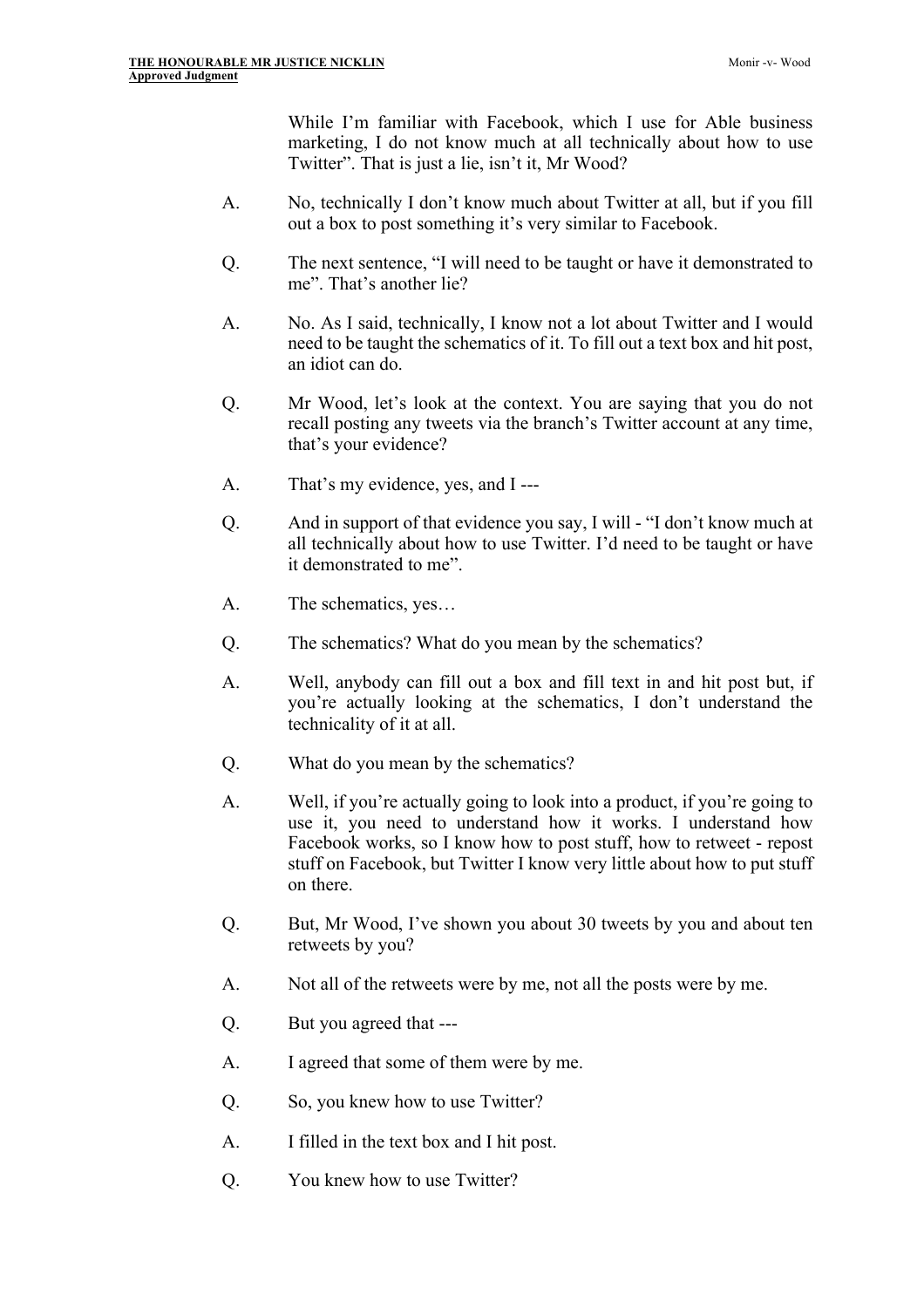While I'm familiar with Facebook, which I use for Able business marketing, I do not know much at all technically about how to use Twitter". That is just a lie, isn't it, Mr Wood?

A. No, technically I don't know much about Twitter at all, but if you fill out a box to post something it's very similar to Facebook.

Q. The next sentence, "I will need to be taught or have it demonstrated to me". That's another lie?

A. No. As I said, technically, I know not a lot about Twitter and I would need to be taught the schematics of it. To fill out a text box and hit post, an idiot can do.

Q. Mr Wood, let's look at the context. You are saying that you do not recall posting any tweets via the branch's Twitter account at any time, that's your evidence?

A. That's my evidence, yes, and I ---

Q. And in support of that evidence you say, I will - "I don't know much at all technically about how to use Twitter. I'd need to be taught or have it demonstrated to me".

A. The schematics, yes…

Q. The schematics? What do you mean by the schematics?

A. Well, anybody can fill out a box and fill text in and hit post but, if you're actually looking at the schematics, I don't understand the technicality of it at all.

Q. What do you mean by the schematics?

A. Well, if you're actually going to look into a product, if you're going to use it, you need to understand how it works. I understand how Facebook works, so I know how to post stuff, how to retweet - repost stuff on Facebook, but Twitter I know very little about how to put stuff on there.

Q. But, Mr Wood, I've shown you about 30 tweets by you and about ten retweets by you?

A. Not all of the retweets were by me, not all the posts were by me.

Q. But you agreed that ---

A. I agreed that some of them were by me.

Q. So, you knew how to use Twitter?

A. I filled in the text box and I hit post.

Q. You knew how to use Twitter?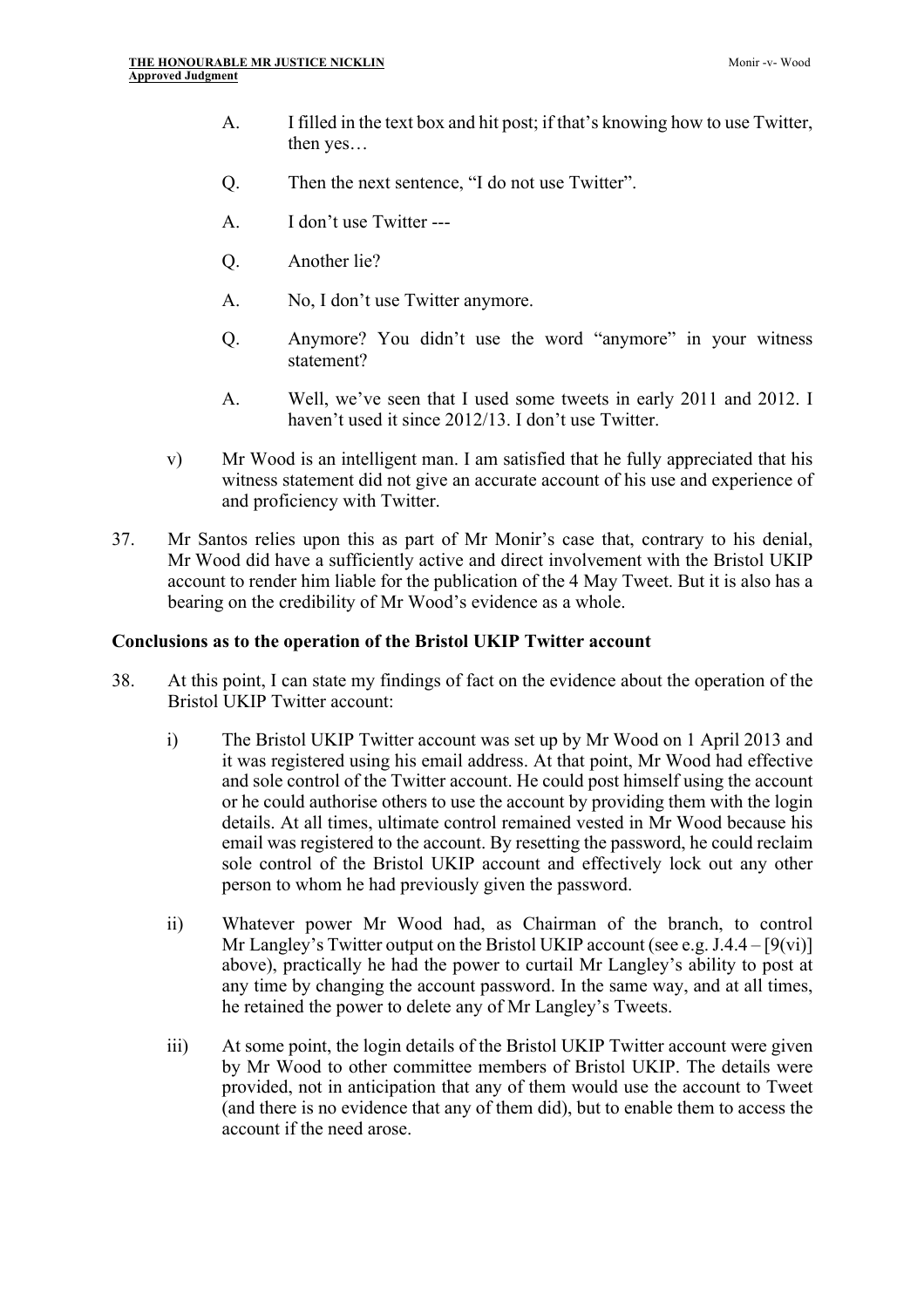A. I filled in the text box and hit post; if that's knowing how to use Twitter, then yes…

Q. Then the next sentence, "I do not use Twitter".

A. I don't use Twitter ---

Q. Another lie?

A. No, I don't use Twitter anymore.

Q. Anymore? You didn't use the word "anymore" in your witness statement?

A. Well, we've seen that I used some tweets in early 2011 and 2012. I haven't used it since 2012/13. I don't use Twitter.

v) Mr Wood is an intelligent man. I am satisfied that he fully appreciated that his witness statement did not give an accurate account of his use and experience of and proficiency with Twitter.

37. Mr Santos relies upon this as part of Mr Monir's case that, contrary to his denial, Mr Wood did have a sufficiently active and direct involvement with the Bristol UKIP account to render him liable for the publication of the 4 May Tweet. But it is also has a bearing on the credibility of Mr Wood's evidence as a whole.

**Conclusions as to the operation of the Bristol UKIP Twitter account**

38. At this point, I can state my findings of fact on the evidence about the operation of the Bristol UKIP Twitter account:

i) The Bristol UKIP Twitter account was set up by Mr Wood on 1 April 2013 and it was registered using his email address. At that point, Mr Wood had effective and sole control of the Twitter account. He could post himself using the account or he could authorise others to use the account by providing them with the login details. At all times, ultimate control remained vested in Mr Wood because his email was registered to the account. By resetting the password, he could reclaim sole control of the Bristol UKIP account and effectively lock out any other person to whom he had previously given the password.

ii) Whatever power Mr Wood had, as Chairman of the branch, to control Mr Langley's Twitter output on the Bristol UKIP account (see e.g. J.4.4 – [9(vi)] above), practically he had the power to curtail Mr Langley's ability to post at any time by changing the account password. In the same way, and at all times, he retained the power to delete any of Mr Langley's Tweets.

iii) At some point, the login details of the Bristol UKIP Twitter account were given by Mr Wood to other committee members of Bristol UKIP. The details were provided, not in anticipation that any of them would use the account to Tweet (and there is no evidence that any of them did), but to enable them to access the account if the need arose.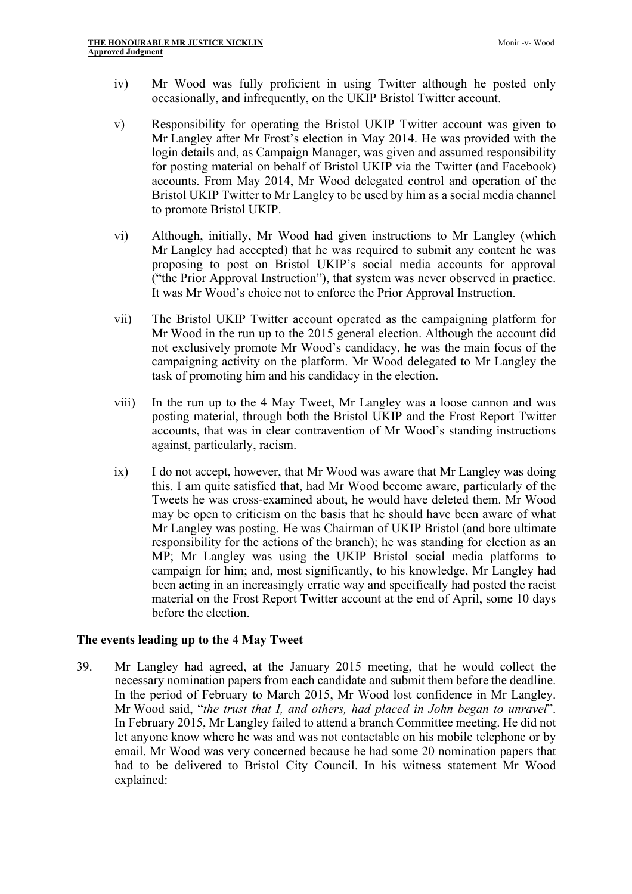iv) Mr Wood was fully proficient in using Twitter although he posted only occasionally, and infrequently, on the UKIP Bristol Twitter account.

v) Responsibility for operating the Bristol UKIP Twitter account was given to Mr Langley after Mr Frost's election in May 2014. He was provided with the login details and, as Campaign Manager, was given and assumed responsibility for posting material on behalf of Bristol UKIP via the Twitter (and Facebook) accounts. From May 2014, Mr Wood delegated control and operation of the Bristol UKIP Twitter to Mr Langley to be used by him as a social media channel to promote Bristol UKIP.

vi) Although, initially, Mr Wood had given instructions to Mr Langley (which Mr Langley had accepted) that he was required to submit any content he was proposing to post on Bristol UKIP's social media accounts for approval ("the Prior Approval Instruction"), that system was never observed in practice. It was Mr Wood's choice not to enforce the Prior Approval Instruction.

vii) The Bristol UKIP Twitter account operated as the campaigning platform for Mr Wood in the run up to the 2015 general election. Although the account did not exclusively promote Mr Wood's candidacy, he was the main focus of the campaigning activity on the platform. Mr Wood delegated to Mr Langley the task of promoting him and his candidacy in the election.

viii) In the run up to the 4 May Tweet, Mr Langley was a loose cannon and was posting material, through both the Bristol UKIP and the Frost Report Twitter accounts, that was in clear contravention of Mr Wood's standing instructions against, particularly, racism.

ix) I do not accept, however, that Mr Wood was aware that Mr Langley was doing this. I am quite satisfied that, had Mr Wood become aware, particularly of the Tweets he was cross-examined about, he would have deleted them. Mr Wood may be open to criticism on the basis that he should have been aware of what Mr Langley was posting. He was Chairman of UKIP Bristol (and bore ultimate responsibility for the actions of the branch); he was standing for election as an MP; Mr Langley was using the UKIP Bristol social media platforms to campaign for him; and, most significantly, to his knowledge, Mr Langley had been acting in an increasingly erratic way and specifically had posted the racist material on the Frost Report Twitter account at the end of April, some 10 days before the election.

## The events leading up to the 4 May Tweet

39. Mr Langley had agreed, at the January 2015 meeting, that he would collect the necessary nomination papers from each candidate and submit them before the deadline. In the period of February to March 2015, Mr Wood lost confidence in Mr Langley. Mr Wood said, "*the trust that I, and others, had placed in John began to unravel*". In February 2015, Mr Langley failed to attend a branch Committee meeting. He did not let anyone know where he was and was not contactable on his mobile telephone or by email. Mr Wood was very concerned because he had some 20 nomination papers that had to be delivered to Bristol City Council. In his witness statement Mr Wood explained: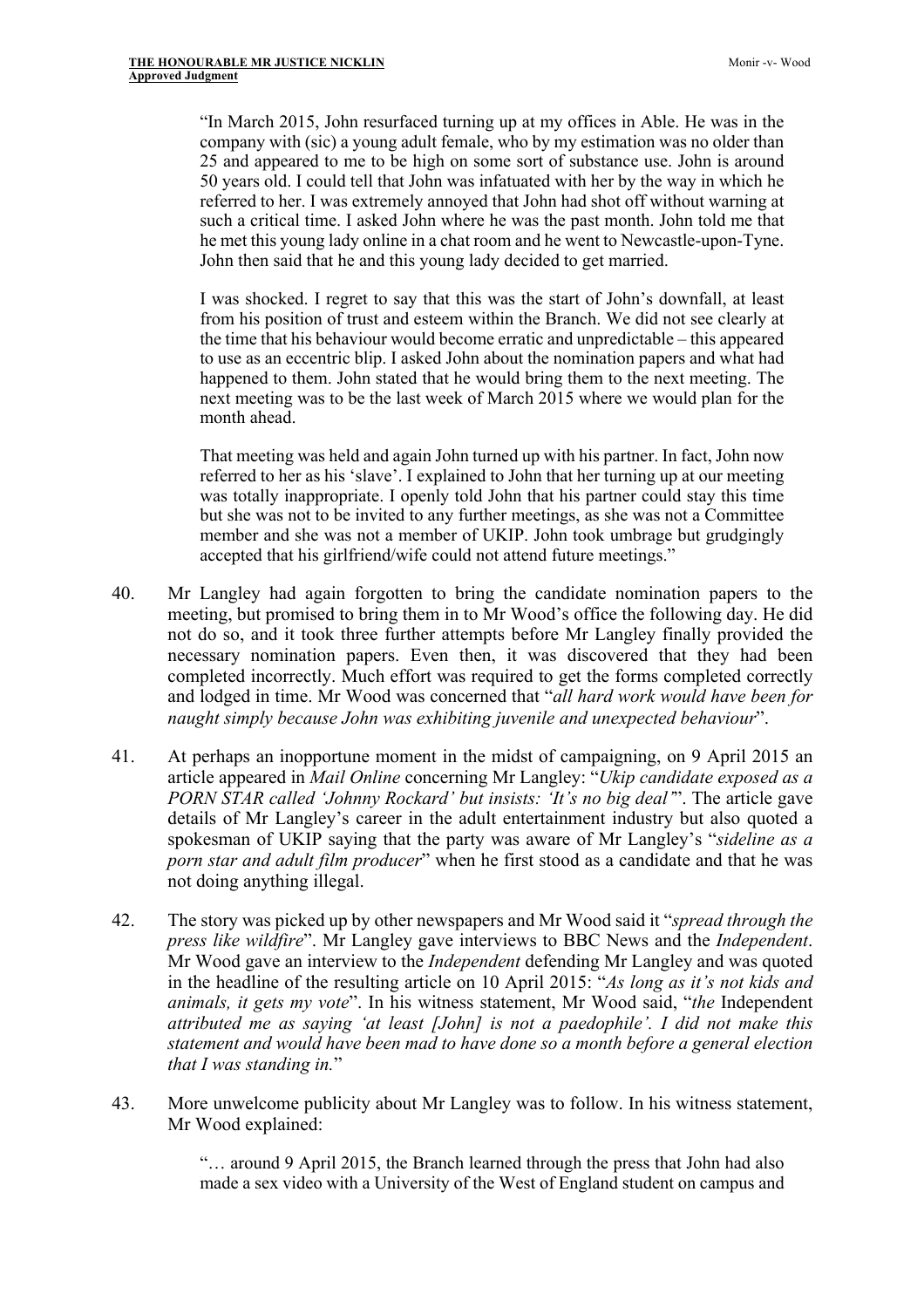> "In March 2015, John resurfaced turning up at my offices in Able. He was in the company with (sic) a young adult female, who by my estimation was no older than 25 and appeared to me to be high on some sort of substance use. John is around 50 years old. I could tell that John was infatuated with her by the way in which he referred to her. I was extremely annoyed that John had shot off without warning at such a critical time. I asked John where he was the past month. John told me that he met this young lady online in a chat room and he went to Newcastle-upon-Tyne. John then said that he and this young lady decided to get married.
>
> I was shocked. I regret to say that this was the start of John's downfall, at least from his position of trust and esteem within the Branch. We did not see clearly at the time that his behaviour would become erratic and unpredictable – this appeared to use as an eccentric blip. I asked John about the nomination papers and what had happened to them. John stated that he would bring them to the next meeting. The next meeting was to be the last week of March 2015 where we would plan for the month ahead.
>
> That meeting was held and again John turned up with his partner. In fact, John now referred to her as his 'slave'. I explained to John that her turning up at our meeting was totally inappropriate. I openly told John that his partner could stay this time but she was not to be invited to any further meetings, as she was not a Committee member and she was not a member of UKIP. John took umbrage but grudgingly accepted that his girlfriend/wife could not attend future meetings."

40. Mr Langley had again forgotten to bring the candidate nomination papers to the meeting, but promised to bring them in to Mr Wood's office the following day. He did not do so, and it took three further attempts before Mr Langley finally provided the necessary nomination papers. Even then, it was discovered that they had been completed incorrectly. Much effort was required to get the forms completed correctly and lodged in time. Mr Wood was concerned that "*all hard work would have been for naught simply because John was exhibiting juvenile and unexpected behaviour*".

41. At perhaps an inopportune moment in the midst of campaigning, on 9 April 2015 an article appeared in *Mail Online* concerning Mr Langley: "*Ukip candidate exposed as a PORN STAR called 'Johnny Rockard' but insists: 'It's no big deal'*". The article gave details of Mr Langley's career in the adult entertainment industry but also quoted a spokesman of UKIP saying that the party was aware of Mr Langley's "*sideline as a porn star and adult film producer*" when he first stood as a candidate and that he was not doing anything illegal.

42. The story was picked up by other newspapers and Mr Wood said it "*spread through the press like wildfire*". Mr Langley gave interviews to BBC News and the *Independent*. Mr Wood gave an interview to the *Independent* defending Mr Langley and was quoted in the headline of the resulting article on 10 April 2015: "*As long as it's not kids and animals, it gets my vote*". In his witness statement, Mr Wood said, "*the* Independent *attributed me as saying 'at least [John] is not a paedophile'. I did not make this statement and would have been mad to have done so a month before a general election that I was standing in.*"

43. More unwelcome publicity about Mr Langley was to follow. In his witness statement, Mr Wood explained:

> "… around 9 April 2015, the Branch learned through the press that John had also made a sex video with a University of the West of England student on campus and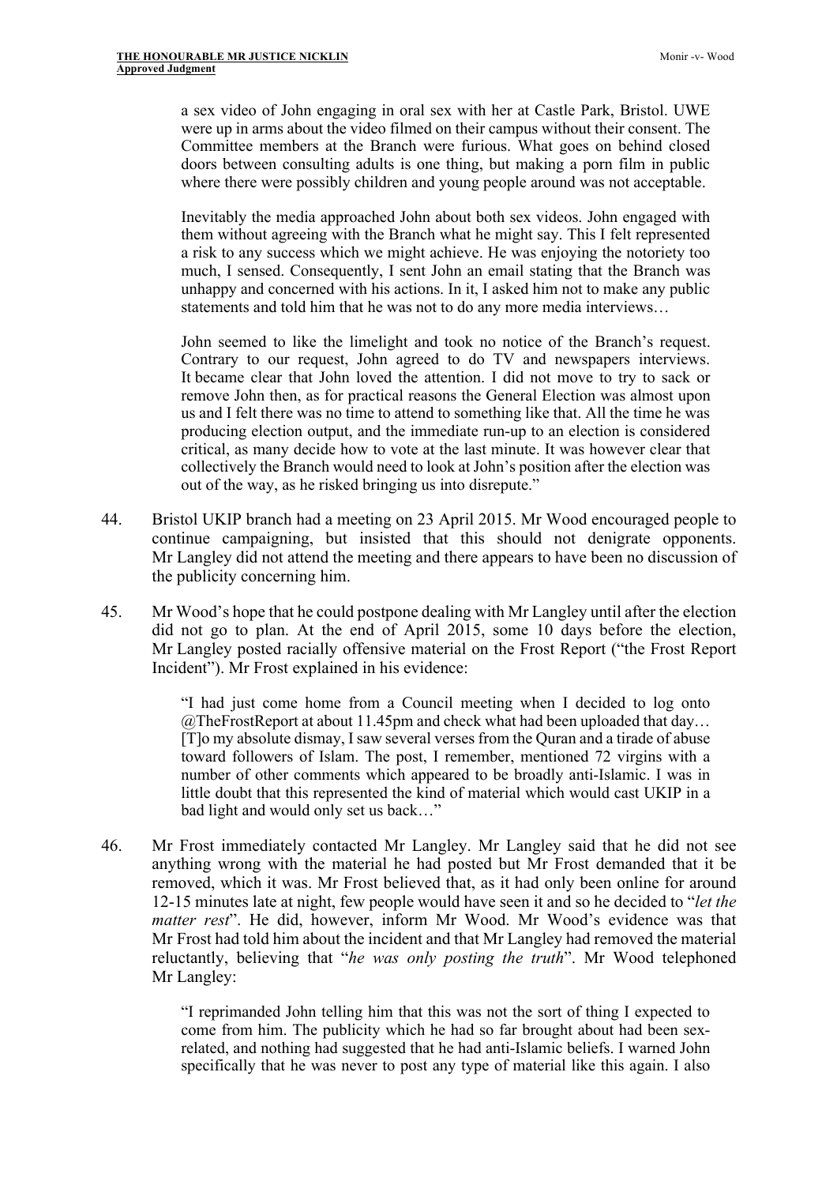> a sex video of John engaging in oral sex with her at Castle Park, Bristol. UWE were up in arms about the video filmed on their campus without their consent. The Committee members at the Branch were furious. What goes on behind closed doors between consulting adults is one thing, but making a porn film in public where there were possibly children and young people around was not acceptable.
>
> Inevitably the media approached John about both sex videos. John engaged with them without agreeing with the Branch what he might say. This I felt represented a risk to any success which we might achieve. He was enjoying the notoriety too much, I sensed. Consequently, I sent John an email stating that the Branch was unhappy and concerned with his actions. In it, I asked him not to make any public statements and told him that he was not to do any more media interviews…
>
> John seemed to like the limelight and took no notice of the Branch's request. Contrary to our request, John agreed to do TV and newspapers interviews. It became clear that John loved the attention. I did not move to try to sack or remove John then, as for practical reasons the General Election was almost upon us and I felt there was no time to attend to something like that. All the time he was producing election output, and the immediate run-up to an election is considered critical, as many decide how to vote at the last minute. It was however clear that collectively the Branch would need to look at John's position after the election was out of the way, as he risked bringing us into disrepute."

44. Bristol UKIP branch had a meeting on 23 April 2015. Mr Wood encouraged people to continue campaigning, but insisted that this should not denigrate opponents. Mr Langley did not attend the meeting and there appears to have been no discussion of the publicity concerning him.

45. Mr Wood's hope that he could postpone dealing with Mr Langley until after the election did not go to plan. At the end of April 2015, some 10 days before the election, Mr Langley posted racially offensive material on the Frost Report ("the Frost Report Incident"). Mr Frost explained in his evidence:

> "I had just come home from a Council meeting when I decided to log onto @TheFrostReport at about 11.45pm and check what had been uploaded that day… [T]o my absolute dismay, I saw several verses from the Quran and a tirade of abuse toward followers of Islam. The post, I remember, mentioned 72 virgins with a number of other comments which appeared to be broadly anti-Islamic. I was in little doubt that this represented the kind of material which would cast UKIP in a bad light and would only set us back…"

46. Mr Frost immediately contacted Mr Langley. Mr Langley said that he did not see anything wrong with the material he had posted but Mr Frost demanded that it be removed, which it was. Mr Frost believed that, as it had only been online for around 12-15 minutes late at night, few people would have seen it and so he decided to "*let the matter rest*". He did, however, inform Mr Wood. Mr Wood's evidence was that Mr Frost had told him about the incident and that Mr Langley had removed the material reluctantly, believing that "*he was only posting the truth*". Mr Wood telephoned Mr Langley:

> "I reprimanded John telling him that this was not the sort of thing I expected to come from him. The publicity which he had so far brought about had been sex-related, and nothing had suggested that he had anti-Islamic beliefs. I warned John specifically that he was never to post any type of material like this again. I also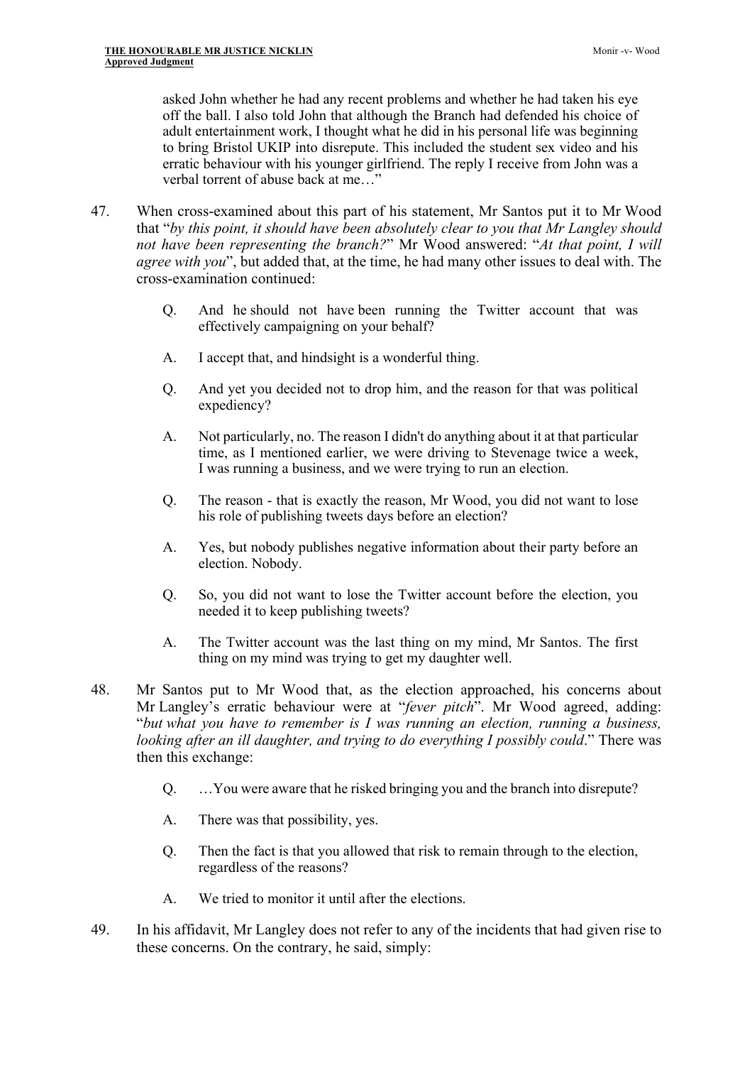> asked John whether he had any recent problems and whether he had taken his eye off the ball. I also told John that although the Branch had defended his choice of adult entertainment work, I thought what he did in his personal life was beginning to bring Bristol UKIP into disrepute. This included the student sex video and his erratic behaviour with his younger girlfriend. The reply I receive from John was a verbal torrent of abuse back at me…"

47. When cross-examined about this part of his statement, Mr Santos put it to Mr Wood that "*by this point, it should have been absolutely clear to you that Mr Langley should not have been representing the branch?*" Mr Wood answered: "*At that point, I will agree with you*", but added that, at the time, he had many other issues to deal with. The cross-examination continued:

> Q. And he should not have been running the Twitter account that was effectively campaigning on your behalf?
>
> A. I accept that, and hindsight is a wonderful thing.
>
> Q. And yet you decided not to drop him, and the reason for that was political expediency?
>
> A. Not particularly, no. The reason I didn't do anything about it at that particular time, as I mentioned earlier, we were driving to Stevenage twice a week, I was running a business, and we were trying to run an election.
>
> Q. The reason - that is exactly the reason, Mr Wood, you did not want to lose his role of publishing tweets days before an election?
>
> A. Yes, but nobody publishes negative information about their party before an election. Nobody.
>
> Q. So, you did not want to lose the Twitter account before the election, you needed it to keep publishing tweets?
>
> A. The Twitter account was the last thing on my mind, Mr Santos. The first thing on my mind was trying to get my daughter well.

48. Mr Santos put to Mr Wood that, as the election approached, his concerns about Mr Langley's erratic behaviour were at "*fever pitch*". Mr Wood agreed, adding: "*but what you have to remember is I was running an election, running a business, looking after an ill daughter, and trying to do everything I possibly could*." There was then this exchange:

> Q. …You were aware that he risked bringing you and the branch into disrepute?
>
> A. There was that possibility, yes.
>
> Q. Then the fact is that you allowed that risk to remain through to the election, regardless of the reasons?
>
> A. We tried to monitor it until after the elections.

49. In his affidavit, Mr Langley does not refer to any of the incidents that had given rise to these concerns. On the contrary, he said, simply: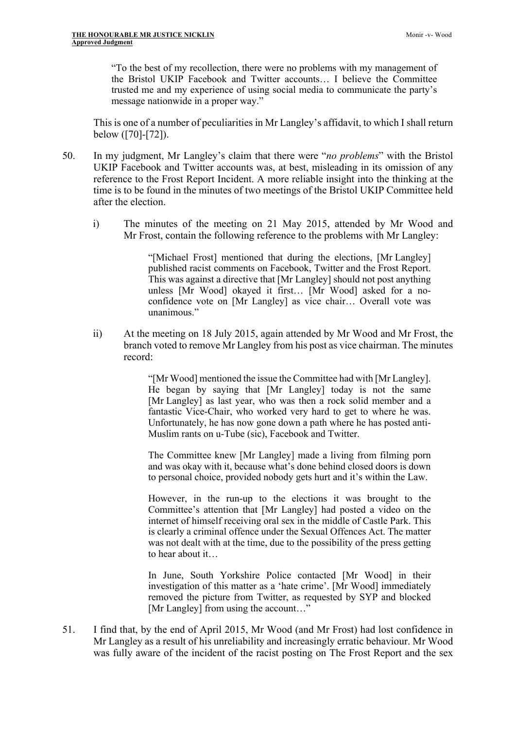> "To the best of my recollection, there were no problems with my management of the Bristol UKIP Facebook and Twitter accounts… I believe the Committee trusted me and my experience of using social media to communicate the party's message nationwide in a proper way."

This is one of a number of peculiarities in Mr Langley's affidavit, to which I shall return below ([70]-[72]).

50. In my judgment, Mr Langley's claim that there were "*no problems*" with the Bristol UKIP Facebook and Twitter accounts was, at best, misleading in its omission of any reference to the Frost Report Incident. A more reliable insight into the thinking at the time is to be found in the minutes of two meetings of the Bristol UKIP Committee held after the election.

    i) The minutes of the meeting on 21 May 2015, attended by Mr Wood and Mr Frost, contain the following reference to the problems with Mr Langley:

    > "[Michael Frost] mentioned that during the elections, [Mr Langley] published racist comments on Facebook, Twitter and the Frost Report. This was against a directive that [Mr Langley] should not post anything unless [Mr Wood] okayed it first… [Mr Wood] asked for a no-confidence vote on [Mr Langley] as vice chair… Overall vote was unanimous."

    ii) At the meeting on 18 July 2015, again attended by Mr Wood and Mr Frost, the branch voted to remove Mr Langley from his post as vice chairman. The minutes record:

    > "[Mr Wood] mentioned the issue the Committee had with [Mr Langley]. He began by saying that [Mr Langley] today is not the same [Mr Langley] as last year, who was then a rock solid member and a fantastic Vice-Chair, who worked very hard to get to where he was. Unfortunately, he has now gone down a path where he has posted anti-Muslim rants on u-Tube (sic), Facebook and Twitter.
    >
    > The Committee knew [Mr Langley] made a living from filming porn and was okay with it, because what's done behind closed doors is down to personal choice, provided nobody gets hurt and it's within the Law.
    >
    > However, in the run-up to the elections it was brought to the Committee's attention that [Mr Langley] had posted a video on the internet of himself receiving oral sex in the middle of Castle Park. This is clearly a criminal offence under the Sexual Offences Act. The matter was not dealt with at the time, due to the possibility of the press getting to hear about it…
    >
    > In June, South Yorkshire Police contacted [Mr Wood] in their investigation of this matter as a 'hate crime'. [Mr Wood] immediately removed the picture from Twitter, as requested by SYP and blocked [Mr Langley] from using the account…"

51. I find that, by the end of April 2015, Mr Wood (and Mr Frost) had lost confidence in Mr Langley as a result of his unreliability and increasingly erratic behaviour. Mr Wood was fully aware of the incident of the racist posting on The Frost Report and the sex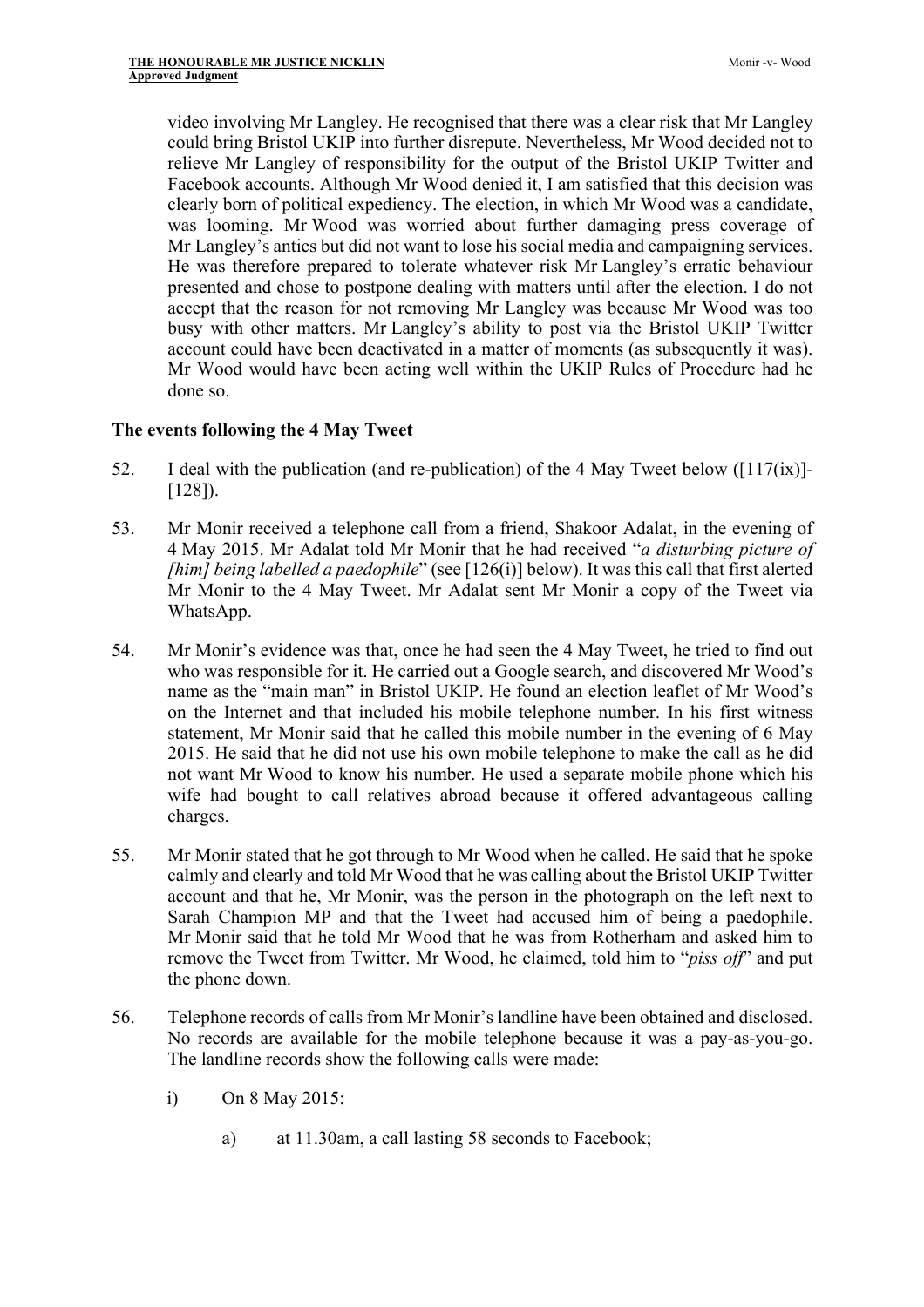video involving Mr Langley. He recognised that there was a clear risk that Mr Langley could bring Bristol UKIP into further disrepute. Nevertheless, Mr Wood decided not to relieve Mr Langley of responsibility for the output of the Bristol UKIP Twitter and Facebook accounts. Although Mr Wood denied it, I am satisfied that this decision was clearly born of political expediency. The election, in which Mr Wood was a candidate, was looming. Mr Wood was worried about further damaging press coverage of Mr Langley's antics but did not want to lose his social media and campaigning services. He was therefore prepared to tolerate whatever risk Mr Langley's erratic behaviour presented and chose to postpone dealing with matters until after the election. I do not accept that the reason for not removing Mr Langley was because Mr Wood was too busy with other matters. Mr Langley's ability to post via the Bristol UKIP Twitter account could have been deactivated in a matter of moments (as subsequently it was). Mr Wood would have been acting well within the UKIP Rules of Procedure had he done so.

### The events following the 4 May Tweet

52. I deal with the publication (and re-publication) of the 4 May Tweet below ([117(ix)]-[128]).

53. Mr Monir received a telephone call from a friend, Shakoor Adalat, in the evening of 4 May 2015. Mr Adalat told Mr Monir that he had received "*a disturbing picture of [him] being labelled a paedophile*" (see [126(i)] below). It was this call that first alerted Mr Monir to the 4 May Tweet. Mr Adalat sent Mr Monir a copy of the Tweet via WhatsApp.

54. Mr Monir's evidence was that, once he had seen the 4 May Tweet, he tried to find out who was responsible for it. He carried out a Google search, and discovered Mr Wood's name as the "main man" in Bristol UKIP. He found an election leaflet of Mr Wood's on the Internet and that included his mobile telephone number. In his first witness statement, Mr Monir said that he called this mobile number in the evening of 6 May 2015. He said that he did not use his own mobile telephone to make the call as he did not want Mr Wood to know his number. He used a separate mobile phone which his wife had bought to call relatives abroad because it offered advantageous calling charges.

55. Mr Monir stated that he got through to Mr Wood when he called. He said that he spoke calmly and clearly and told Mr Wood that he was calling about the Bristol UKIP Twitter account and that he, Mr Monir, was the person in the photograph on the left next to Sarah Champion MP and that the Tweet had accused him of being a paedophile. Mr Monir said that he told Mr Wood that he was from Rotherham and asked him to remove the Tweet from Twitter. Mr Wood, he claimed, told him to "*piss off*" and put the phone down.

56. Telephone records of calls from Mr Monir's landline have been obtained and disclosed. No records are available for the mobile telephone because it was a pay-as-you-go. The landline records show the following calls were made:

    i) On 8 May 2015:

        a) at 11.30am, a call lasting 58 seconds to Facebook;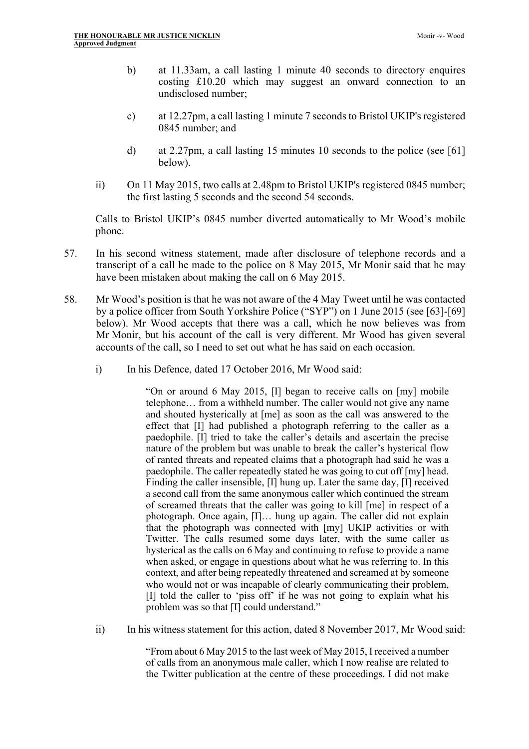b) at 11.33am, a call lasting 1 minute 40 seconds to directory enquires costing £10.20 which may suggest an onward connection to an undisclosed number;

c) at 12.27pm, a call lasting 1 minute 7 seconds to Bristol UKIP's registered 0845 number; and

d) at 2.27pm, a call lasting 15 minutes 10 seconds to the police (see [61] below).

ii) On 11 May 2015, two calls at 2.48pm to Bristol UKIP's registered 0845 number; the first lasting 5 seconds and the second 54 seconds.

Calls to Bristol UKIP's 0845 number diverted automatically to Mr Wood's mobile phone.

57. In his second witness statement, made after disclosure of telephone records and a transcript of a call he made to the police on 8 May 2015, Mr Monir said that he may have been mistaken about making the call on 6 May 2015.

58. Mr Wood's position is that he was not aware of the 4 May Tweet until he was contacted by a police officer from South Yorkshire Police ("SYP") on 1 June 2015 (see [63]-[69] below). Mr Wood accepts that there was a call, which he now believes was from Mr Monir, but his account of the call is very different. Mr Wood has given several accounts of the call, so I need to set out what he has said on each occasion.

i) In his Defence, dated 17 October 2016, Mr Wood said:

> "On or around 6 May 2015, [I] began to receive calls on [my] mobile telephone… from a withheld number. The caller would not give any name and shouted hysterically at [me] as soon as the call was answered to the effect that [I] had published a photograph referring to the caller as a paedophile. [I] tried to take the caller's details and ascertain the precise nature of the problem but was unable to break the caller's hysterical flow of ranted threats and repeated claims that a photograph had said he was a paedophile. The caller repeatedly stated he was going to cut off [my] head. Finding the caller insensible, [I] hung up. Later the same day, [I] received a second call from the same anonymous caller which continued the stream of screamed threats that the caller was going to kill [me] in respect of a photograph. Once again, [I]… hung up again. The caller did not explain that the photograph was connected with [my] UKIP activities or with Twitter. The calls resumed some days later, with the same caller as hysterical as the calls on 6 May and continuing to refuse to provide a name when asked, or engage in questions about what he was referring to. In this context, and after being repeatedly threatened and screamed at by someone who would not or was incapable of clearly communicating their problem, [I] told the caller to 'piss off' if he was not going to explain what his problem was so that [I] could understand."

ii) In his witness statement for this action, dated 8 November 2017, Mr Wood said:

> "From about 6 May 2015 to the last week of May 2015, I received a number of calls from an anonymous male caller, which I now realise are related to the Twitter publication at the centre of these proceedings. I did not make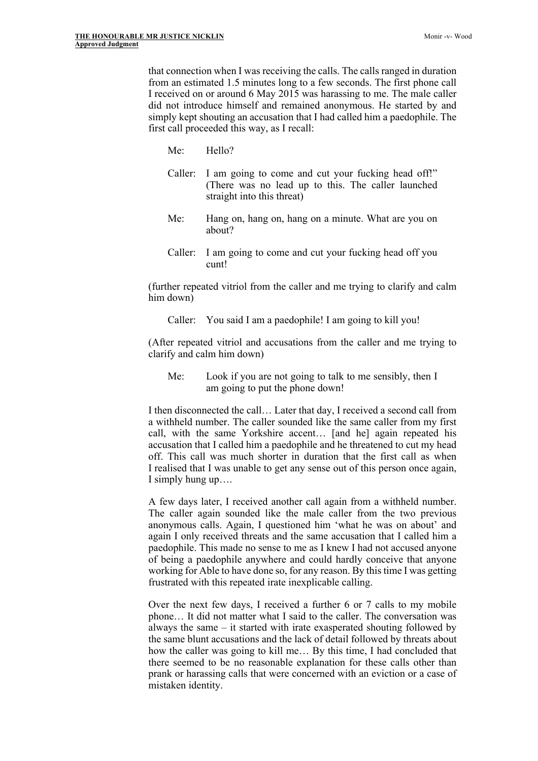that connection when I was receiving the calls. The calls ranged in duration from an estimated 1.5 minutes long to a few seconds. The first phone call I received on or around 6 May 2015 was harassing to me. The male caller did not introduce himself and remained anonymous. He started by and simply kept shouting an accusation that I had called him a paedophile. The first call proceeded this way, as I recall:

> Me: Hello?
>
> Caller: I am going to come and cut your fucking head off!" (There was no lead up to this. The caller launched straight into this threat)
>
> Me: Hang on, hang on, hang on a minute. What are you on about?
>
> Caller: I am going to come and cut your fucking head off you cunt!

(further repeated vitriol from the caller and me trying to clarify and calm him down)

> Caller: You said I am a paedophile! I am going to kill you!

(After repeated vitriol and accusations from the caller and me trying to clarify and calm him down)

> Me: Look if you are not going to talk to me sensibly, then I am going to put the phone down!

I then disconnected the call… Later that day, I received a second call from a withheld number. The caller sounded like the same caller from my first call, with the same Yorkshire accent… [and he] again repeated his accusation that I called him a paedophile and he threatened to cut my head off. This call was much shorter in duration that the first call as when I realised that I was unable to get any sense out of this person once again, I simply hung up….

A few days later, I received another call again from a withheld number. The caller again sounded like the male caller from the two previous anonymous calls. Again, I questioned him 'what he was on about' and again I only received threats and the same accusation that I called him a paedophile. This made no sense to me as I knew I had not accused anyone of being a paedophile anywhere and could hardly conceive that anyone working for Able to have done so, for any reason. By this time I was getting frustrated with this repeated irate inexplicable calling.

Over the next few days, I received a further 6 or 7 calls to my mobile phone… It did not matter what I said to the caller. The conversation was always the same – it started with irate exasperated shouting followed by the same blunt accusations and the lack of detail followed by threats about how the caller was going to kill me… By this time, I had concluded that there seemed to be no reasonable explanation for these calls other than prank or harassing calls that were concerned with an eviction or a case of mistaken identity.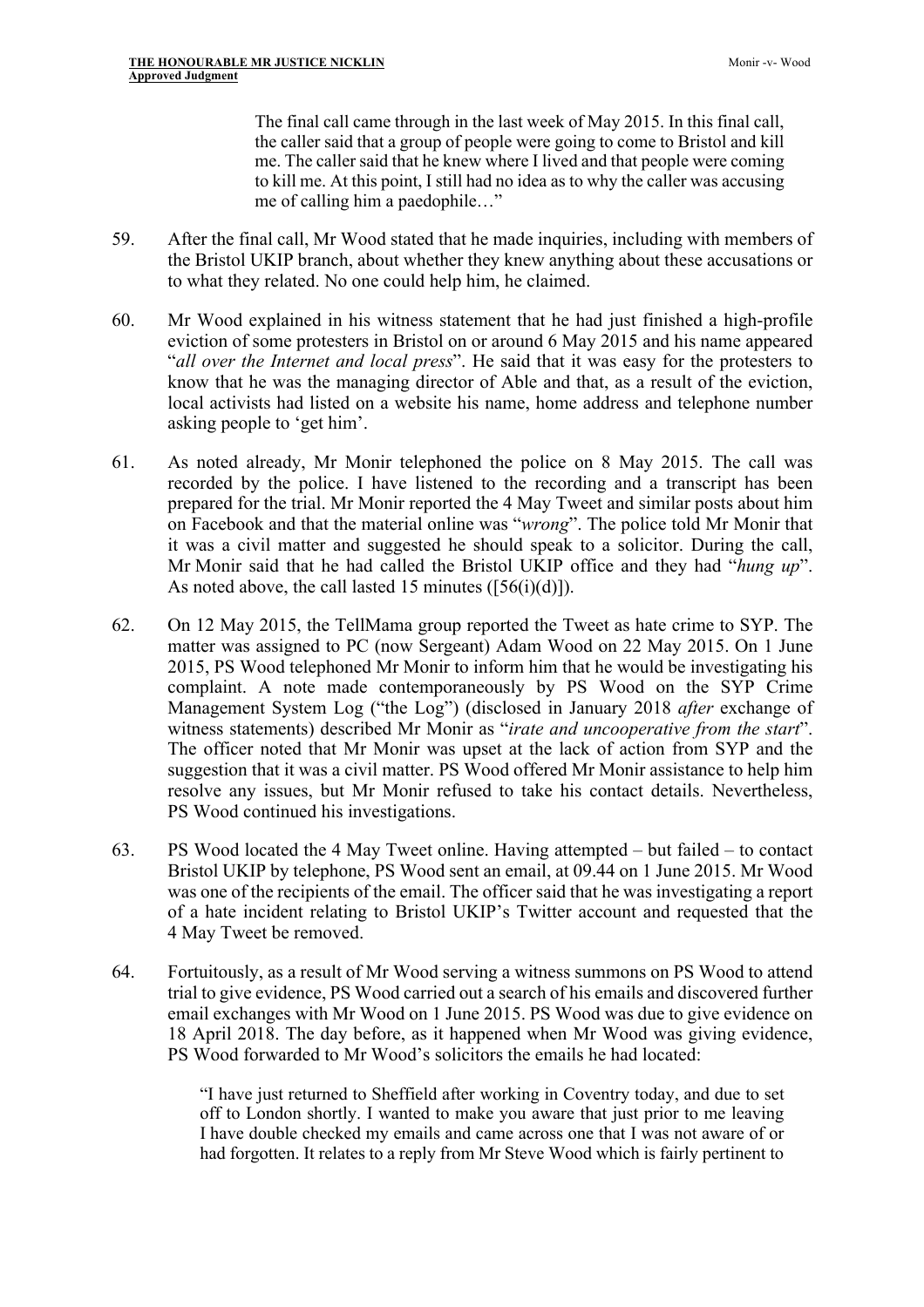> The final call came through in the last week of May 2015. In this final call, the caller said that a group of people were going to come to Bristol and kill me. The caller said that he knew where I lived and that people were coming to kill me. At this point, I still had no idea as to why the caller was accusing me of calling him a paedophile…"

59. After the final call, Mr Wood stated that he made inquiries, including with members of the Bristol UKIP branch, about whether they knew anything about these accusations or to what they related. No one could help him, he claimed.

60. Mr Wood explained in his witness statement that he had just finished a high-profile eviction of some protesters in Bristol on or around 6 May 2015 and his name appeared "*all over the Internet and local press*". He said that it was easy for the protesters to know that he was the managing director of Able and that, as a result of the eviction, local activists had listed on a website his name, home address and telephone number asking people to 'get him'.

61. As noted already, Mr Monir telephoned the police on 8 May 2015. The call was recorded by the police. I have listened to the recording and a transcript has been prepared for the trial. Mr Monir reported the 4 May Tweet and similar posts about him on Facebook and that the material online was "*wrong*". The police told Mr Monir that it was a civil matter and suggested he should speak to a solicitor. During the call, Mr Monir said that he had called the Bristol UKIP office and they had "*hung up*". As noted above, the call lasted 15 minutes ([56(i)(d)]).

62. On 12 May 2015, the TellMama group reported the Tweet as hate crime to SYP. The matter was assigned to PC (now Sergeant) Adam Wood on 22 May 2015. On 1 June 2015, PS Wood telephoned Mr Monir to inform him that he would be investigating his complaint. A note made contemporaneously by PS Wood on the SYP Crime Management System Log ("the Log") (disclosed in January 2018 *after* exchange of witness statements) described Mr Monir as "*irate and uncooperative from the start*". The officer noted that Mr Monir was upset at the lack of action from SYP and the suggestion that it was a civil matter. PS Wood offered Mr Monir assistance to help him resolve any issues, but Mr Monir refused to take his contact details. Nevertheless, PS Wood continued his investigations.

63. PS Wood located the 4 May Tweet online. Having attempted – but failed – to contact Bristol UKIP by telephone, PS Wood sent an email, at 09.44 on 1 June 2015. Mr Wood was one of the recipients of the email. The officer said that he was investigating a report of a hate incident relating to Bristol UKIP's Twitter account and requested that the 4 May Tweet be removed.

64. Fortuitously, as a result of Mr Wood serving a witness summons on PS Wood to attend trial to give evidence, PS Wood carried out a search of his emails and discovered further email exchanges with Mr Wood on 1 June 2015. PS Wood was due to give evidence on 18 April 2018. The day before, as it happened when Mr Wood was giving evidence, PS Wood forwarded to Mr Wood's solicitors the emails he had located:

> "I have just returned to Sheffield after working in Coventry today, and due to set off to London shortly. I wanted to make you aware that just prior to me leaving I have double checked my emails and came across one that I was not aware of or had forgotten. It relates to a reply from Mr Steve Wood which is fairly pertinent to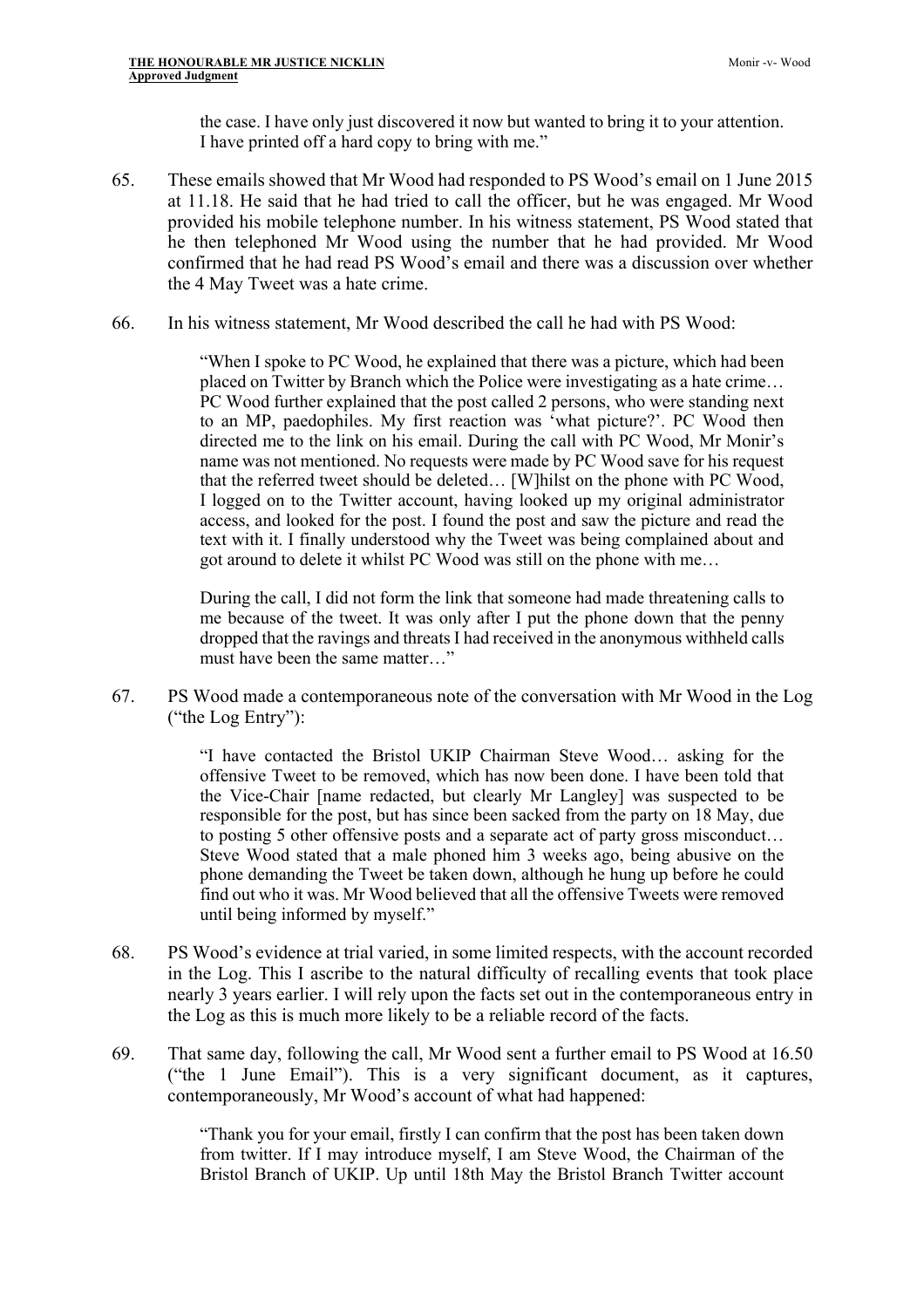the case. I have only just discovered it now but wanted to bring it to your attention. I have printed off a hard copy to bring with me."

65. These emails showed that Mr Wood had responded to PS Wood's email on 1 June 2015 at 11.18. He said that he had tried to call the officer, but he was engaged. Mr Wood provided his mobile telephone number. In his witness statement, PS Wood stated that he then telephoned Mr Wood using the number that he had provided. Mr Wood confirmed that he had read PS Wood's email and there was a discussion over whether the 4 May Tweet was a hate crime.

66. In his witness statement, Mr Wood described the call he had with PS Wood:

> "When I spoke to PC Wood, he explained that there was a picture, which had been placed on Twitter by Branch which the Police were investigating as a hate crime… PC Wood further explained that the post called 2 persons, who were standing next to an MP, paedophiles. My first reaction was 'what picture?'. PC Wood then directed me to the link on his email. During the call with PC Wood, Mr Monir's name was not mentioned. No requests were made by PC Wood save for his request that the referred tweet should be deleted… [W]hilst on the phone with PC Wood, I logged on to the Twitter account, having looked up my original administrator access, and looked for the post. I found the post and saw the picture and read the text with it. I finally understood why the Tweet was being complained about and got around to delete it whilst PC Wood was still on the phone with me…
>
> During the call, I did not form the link that someone had made threatening calls to me because of the tweet. It was only after I put the phone down that the penny dropped that the ravings and threats I had received in the anonymous withheld calls must have been the same matter…"

67. PS Wood made a contemporaneous note of the conversation with Mr Wood in the Log ("the Log Entry"):

> "I have contacted the Bristol UKIP Chairman Steve Wood… asking for the offensive Tweet to be removed, which has now been done. I have been told that the Vice-Chair [name redacted, but clearly Mr Langley] was suspected to be responsible for the post, but has since been sacked from the party on 18 May, due to posting 5 other offensive posts and a separate act of party gross misconduct… Steve Wood stated that a male phoned him 3 weeks ago, being abusive on the phone demanding the Tweet be taken down, although he hung up before he could find out who it was. Mr Wood believed that all the offensive Tweets were removed until being informed by myself."

68. PS Wood's evidence at trial varied, in some limited respects, with the account recorded in the Log. This I ascribe to the natural difficulty of recalling events that took place nearly 3 years earlier. I will rely upon the facts set out in the contemporaneous entry in the Log as this is much more likely to be a reliable record of the facts.

69. That same day, following the call, Mr Wood sent a further email to PS Wood at 16.50 ("the 1 June Email"). This is a very significant document, as it captures, contemporaneously, Mr Wood's account of what had happened:

> "Thank you for your email, firstly I can confirm that the post has been taken down from twitter. If I may introduce myself, I am Steve Wood, the Chairman of the Bristol Branch of UKIP. Up until 18th May the Bristol Branch Twitter account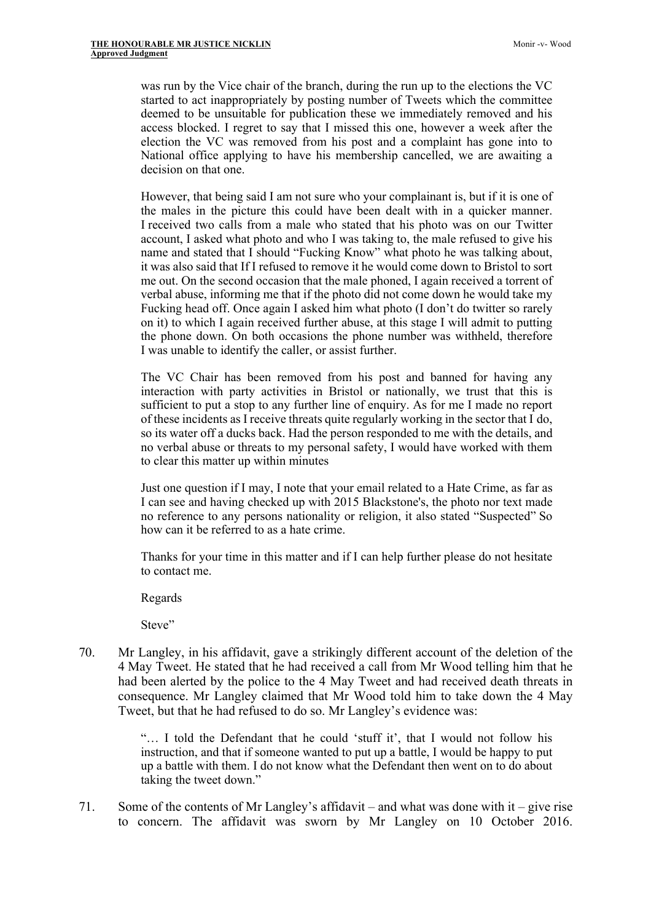> was run by the Vice chair of the branch, during the run up to the elections the VC started to act inappropriately by posting number of Tweets which the committee deemed to be unsuitable for publication these we immediately removed and his access blocked. I regret to say that I missed this one, however a week after the election the VC was removed from his post and a complaint has gone into to National office applying to have his membership cancelled, we are awaiting a decision on that one.
>
> However, that being said I am not sure who your complainant is, but if it is one of the males in the picture this could have been dealt with in a quicker manner. I received two calls from a male who stated that his photo was on our Twitter account, I asked what photo and who I was taking to, the male refused to give his name and stated that I should "Fucking Know" what photo he was talking about, it was also said that If I refused to remove it he would come down to Bristol to sort me out. On the second occasion that the male phoned, I again received a torrent of verbal abuse, informing me that if the photo did not come down he would take my Fucking head off. Once again I asked him what photo (I don't do twitter so rarely on it) to which I again received further abuse, at this stage I will admit to putting the phone down. On both occasions the phone number was withheld, therefore I was unable to identify the caller, or assist further.
>
> The VC Chair has been removed from his post and banned for having any interaction with party activities in Bristol or nationally, we trust that this is sufficient to put a stop to any further line of enquiry. As for me I made no report of these incidents as I receive threats quite regularly working in the sector that I do, so its water off a ducks back. Had the person responded to me with the details, and no verbal abuse or threats to my personal safety, I would have worked with them to clear this matter up within minutes
>
> Just one question if I may, I note that your email related to a Hate Crime, as far as I can see and having checked up with 2015 Blackstone's, the photo nor text made no reference to any persons nationality or religion, it also stated "Suspected" So how can it be referred to as a hate crime.
>
> Thanks for your time in this matter and if I can help further please do not hesitate to contact me.
>
> Regards
>
> Steve"

70. Mr Langley, in his affidavit, gave a strikingly different account of the deletion of the 4 May Tweet. He stated that he had received a call from Mr Wood telling him that he had been alerted by the police to the 4 May Tweet and had received death threats in consequence. Mr Langley claimed that Mr Wood told him to take down the 4 May Tweet, but that he had refused to do so. Mr Langley's evidence was:

> "… I told the Defendant that he could 'stuff it', that I would not follow his instruction, and that if someone wanted to put up a battle, I would be happy to put up a battle with them. I do not know what the Defendant then went on to do about taking the tweet down."

71. Some of the contents of Mr Langley's affidavit – and what was done with it – give rise to concern. The affidavit was sworn by Mr Langley on 10 October 2016.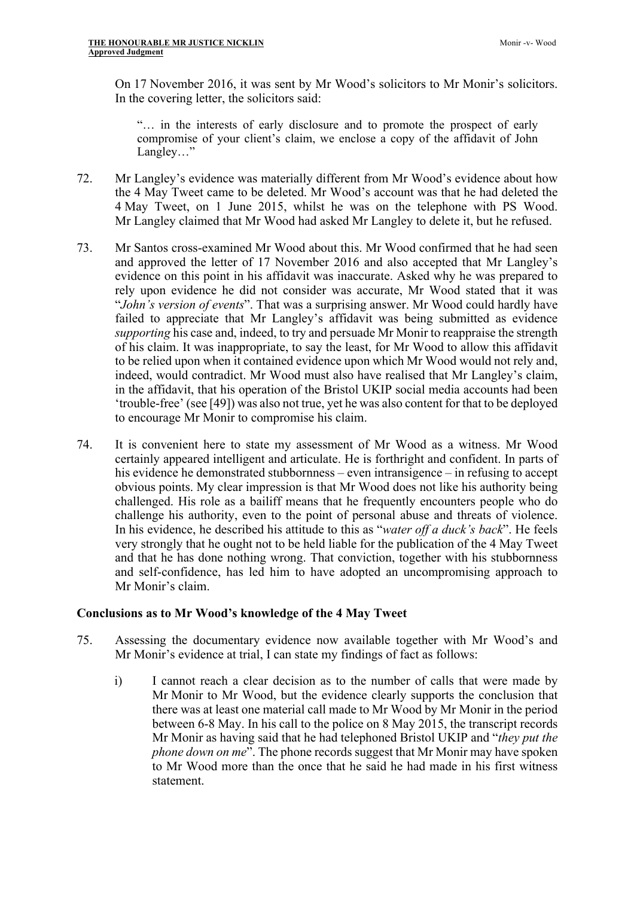On 17 November 2016, it was sent by Mr Wood's solicitors to Mr Monir's solicitors. In the covering letter, the solicitors said:

> "… in the interests of early disclosure and to promote the prospect of early compromise of your client's claim, we enclose a copy of the affidavit of John Langley…"

72. Mr Langley's evidence was materially different from Mr Wood's evidence about how the 4 May Tweet came to be deleted. Mr Wood's account was that he had deleted the 4 May Tweet, on 1 June 2015, whilst he was on the telephone with PS Wood. Mr Langley claimed that Mr Wood had asked Mr Langley to delete it, but he refused.

73. Mr Santos cross-examined Mr Wood about this. Mr Wood confirmed that he had seen and approved the letter of 17 November 2016 and also accepted that Mr Langley's evidence on this point in his affidavit was inaccurate. Asked why he was prepared to rely upon evidence he did not consider was accurate, Mr Wood stated that it was "*John's version of events*". That was a surprising answer. Mr Wood could hardly have failed to appreciate that Mr Langley's affidavit was being submitted as evidence *supporting* his case and, indeed, to try and persuade Mr Monir to reappraise the strength of his claim. It was inappropriate, to say the least, for Mr Wood to allow this affidavit to be relied upon when it contained evidence upon which Mr Wood would not rely and, indeed, would contradict. Mr Wood must also have realised that Mr Langley's claim, in the affidavit, that his operation of the Bristol UKIP social media accounts had been 'trouble-free' (see [49]) was also not true, yet he was also content for that to be deployed to encourage Mr Monir to compromise his claim.

74. It is convenient here to state my assessment of Mr Wood as a witness. Mr Wood certainly appeared intelligent and articulate. He is forthright and confident. In parts of his evidence he demonstrated stubbornness – even intransigence – in refusing to accept obvious points. My clear impression is that Mr Wood does not like his authority being challenged. His role as a bailiff means that he frequently encounters people who do challenge his authority, even to the point of personal abuse and threats of violence. In his evidence, he described his attitude to this as "*water off a duck's back*". He feels very strongly that he ought not to be held liable for the publication of the 4 May Tweet and that he has done nothing wrong. That conviction, together with his stubbornness and self-confidence, has led him to have adopted an uncompromising approach to Mr Monir's claim.

## Conclusions as to Mr Wood's knowledge of the 4 May Tweet

75. Assessing the documentary evidence now available together with Mr Wood's and Mr Monir's evidence at trial, I can state my findings of fact as follows:

    i) I cannot reach a clear decision as to the number of calls that were made by Mr Monir to Mr Wood, but the evidence clearly supports the conclusion that there was at least one material call made to Mr Wood by Mr Monir in the period between 6-8 May. In his call to the police on 8 May 2015, the transcript records Mr Monir as having said that he had telephoned Bristol UKIP and "*they put the phone down on me*". The phone records suggest that Mr Monir may have spoken to Mr Wood more than the once that he said he had made in his first witness statement.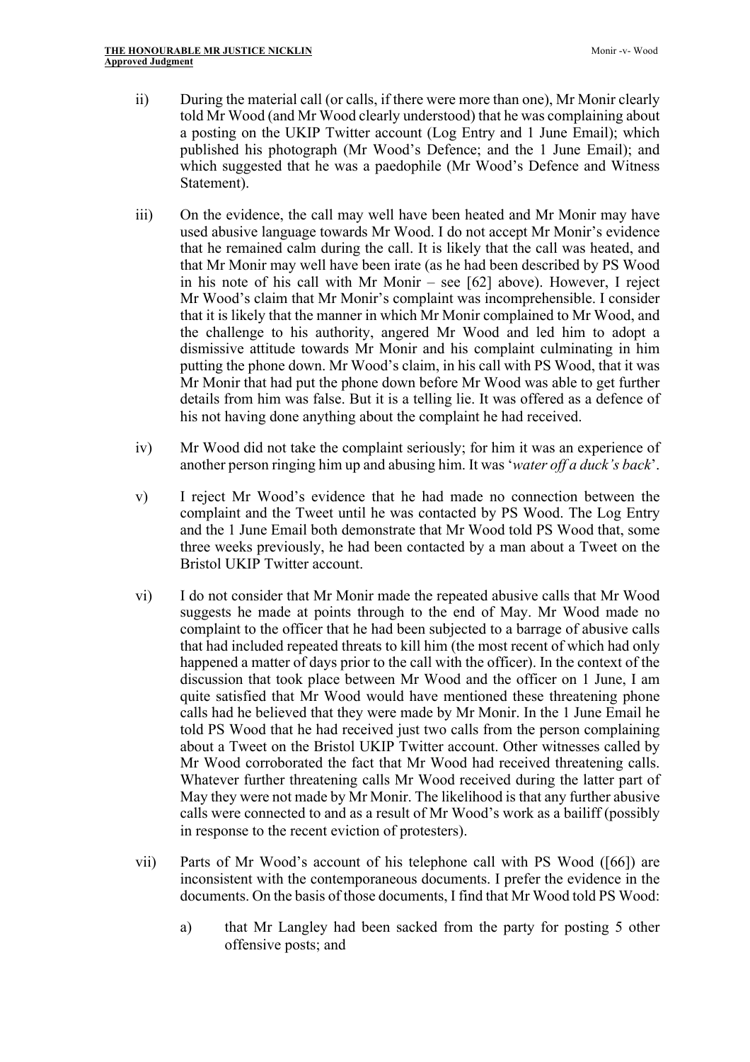ii) During the material call (or calls, if there were more than one), Mr Monir clearly told Mr Wood (and Mr Wood clearly understood) that he was complaining about a posting on the UKIP Twitter account (Log Entry and 1 June Email); which published his photograph (Mr Wood's Defence; and the 1 June Email); and which suggested that he was a paedophile (Mr Wood's Defence and Witness Statement).

iii) On the evidence, the call may well have been heated and Mr Monir may have used abusive language towards Mr Wood. I do not accept Mr Monir's evidence that he remained calm during the call. It is likely that the call was heated, and that Mr Monir may well have been irate (as he had been described by PS Wood in his note of his call with Mr Monir – see [62] above). However, I reject Mr Wood's claim that Mr Monir's complaint was incomprehensible. I consider that it is likely that the manner in which Mr Monir complained to Mr Wood, and the challenge to his authority, angered Mr Wood and led him to adopt a dismissive attitude towards Mr Monir and his complaint culminating in him putting the phone down. Mr Wood's claim, in his call with PS Wood, that it was Mr Monir that had put the phone down before Mr Wood was able to get further details from him was false. But it is a telling lie. It was offered as a defence of his not having done anything about the complaint he had received.

iv) Mr Wood did not take the complaint seriously; for him it was an experience of another person ringing him up and abusing him. It was '*water off a duck's back*'.

v) I reject Mr Wood's evidence that he had made no connection between the complaint and the Tweet until he was contacted by PS Wood. The Log Entry and the 1 June Email both demonstrate that Mr Wood told PS Wood that, some three weeks previously, he had been contacted by a man about a Tweet on the Bristol UKIP Twitter account.

vi) I do not consider that Mr Monir made the repeated abusive calls that Mr Wood suggests he made at points through to the end of May. Mr Wood made no complaint to the officer that he had been subjected to a barrage of abusive calls that had included repeated threats to kill him (the most recent of which had only happened a matter of days prior to the call with the officer). In the context of the discussion that took place between Mr Wood and the officer on 1 June, I am quite satisfied that Mr Wood would have mentioned these threatening phone calls had he believed that they were made by Mr Monir. In the 1 June Email he told PS Wood that he had received just two calls from the person complaining about a Tweet on the Bristol UKIP Twitter account. Other witnesses called by Mr Wood corroborated the fact that Mr Wood had received threatening calls. Whatever further threatening calls Mr Wood received during the latter part of May they were not made by Mr Monir. The likelihood is that any further abusive calls were connected to and as a result of Mr Wood's work as a bailiff (possibly in response to the recent eviction of protesters).

vii) Parts of Mr Wood's account of his telephone call with PS Wood ([66]) are inconsistent with the contemporaneous documents. I prefer the evidence in the documents. On the basis of those documents, I find that Mr Wood told PS Wood:

   a) that Mr Langley had been sacked from the party for posting 5 other offensive posts; and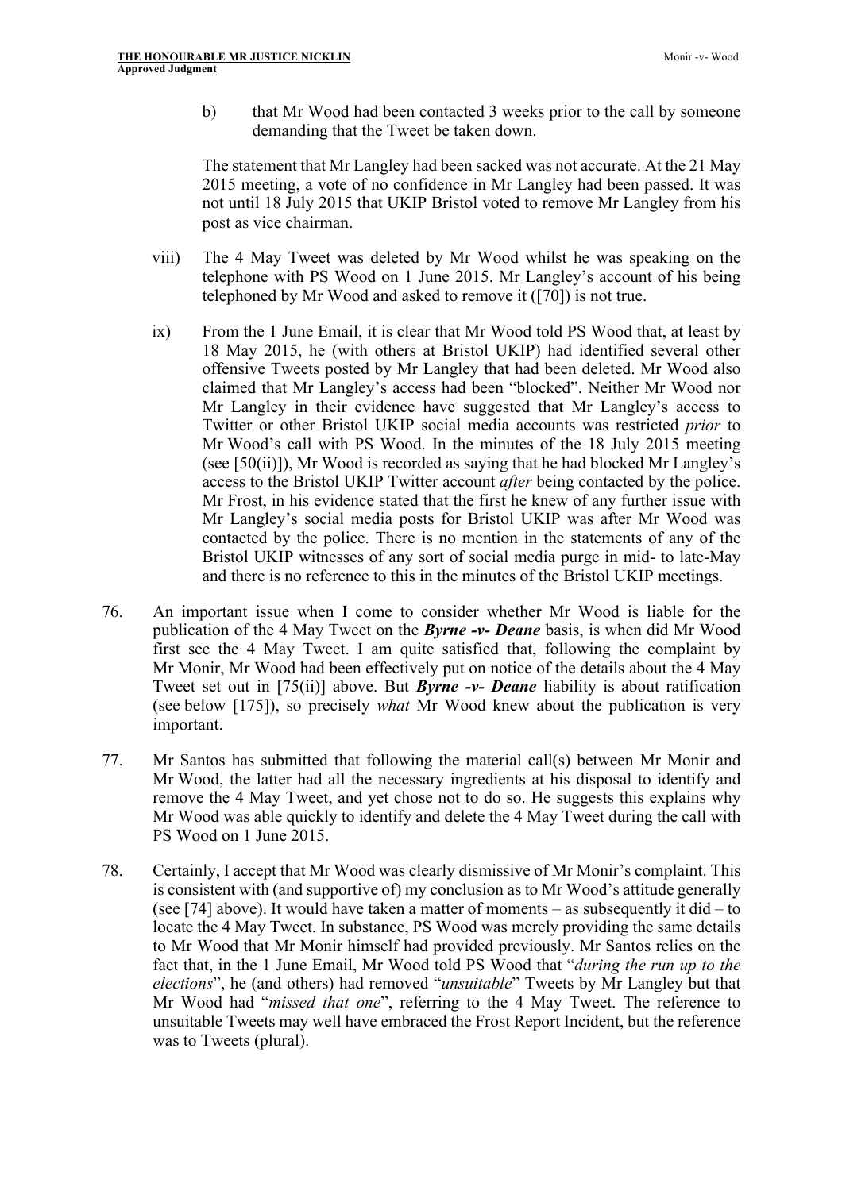b) that Mr Wood had been contacted 3 weeks prior to the call by someone demanding that the Tweet be taken down.

The statement that Mr Langley had been sacked was not accurate. At the 21 May 2015 meeting, a vote of no confidence in Mr Langley had been passed. It was not until 18 July 2015 that UKIP Bristol voted to remove Mr Langley from his post as vice chairman.

viii) The 4 May Tweet was deleted by Mr Wood whilst he was speaking on the telephone with PS Wood on 1 June 2015. Mr Langley's account of his being telephoned by Mr Wood and asked to remove it ([70]) is not true.

ix) From the 1 June Email, it is clear that Mr Wood told PS Wood that, at least by 18 May 2015, he (with others at Bristol UKIP) had identified several other offensive Tweets posted by Mr Langley that had been deleted. Mr Wood also claimed that Mr Langley's access had been "blocked". Neither Mr Wood nor Mr Langley in their evidence have suggested that Mr Langley's access to Twitter or other Bristol UKIP social media accounts was restricted *prior* to Mr Wood's call with PS Wood. In the minutes of the 18 July 2015 meeting (see [50(ii)]), Mr Wood is recorded as saying that he had blocked Mr Langley's access to the Bristol UKIP Twitter account *after* being contacted by the police. Mr Frost, in his evidence stated that the first he knew of any further issue with Mr Langley's social media posts for Bristol UKIP was after Mr Wood was contacted by the police. There is no mention in the statements of any of the Bristol UKIP witnesses of any sort of social media purge in mid- to late-May and there is no reference to this in the minutes of the Bristol UKIP meetings.

76. An important issue when I come to consider whether Mr Wood is liable for the publication of the 4 May Tweet on the ***Byrne -v- Deane*** basis, is when did Mr Wood first see the 4 May Tweet. I am quite satisfied that, following the complaint by Mr Monir, Mr Wood had been effectively put on notice of the details about the 4 May Tweet set out in [75(ii)] above. But ***Byrne -v- Deane*** liability is about ratification (see below [175]), so precisely *what* Mr Wood knew about the publication is very important.

77. Mr Santos has submitted that following the material call(s) between Mr Monir and Mr Wood, the latter had all the necessary ingredients at his disposal to identify and remove the 4 May Tweet, and yet chose not to do so. He suggests this explains why Mr Wood was able quickly to identify and delete the 4 May Tweet during the call with PS Wood on 1 June 2015.

78. Certainly, I accept that Mr Wood was clearly dismissive of Mr Monir's complaint. This is consistent with (and supportive of) my conclusion as to Mr Wood's attitude generally (see [74] above). It would have taken a matter of moments – as subsequently it did – to locate the 4 May Tweet. In substance, PS Wood was merely providing the same details to Mr Wood that Mr Monir himself had provided previously. Mr Santos relies on the fact that, in the 1 June Email, Mr Wood told PS Wood that "*during the run up to the elections*", he (and others) had removed "*unsuitable*" Tweets by Mr Langley but that Mr Wood had "*missed that one*", referring to the 4 May Tweet. The reference to unsuitable Tweets may well have embraced the Frost Report Incident, but the reference was to Tweets (plural).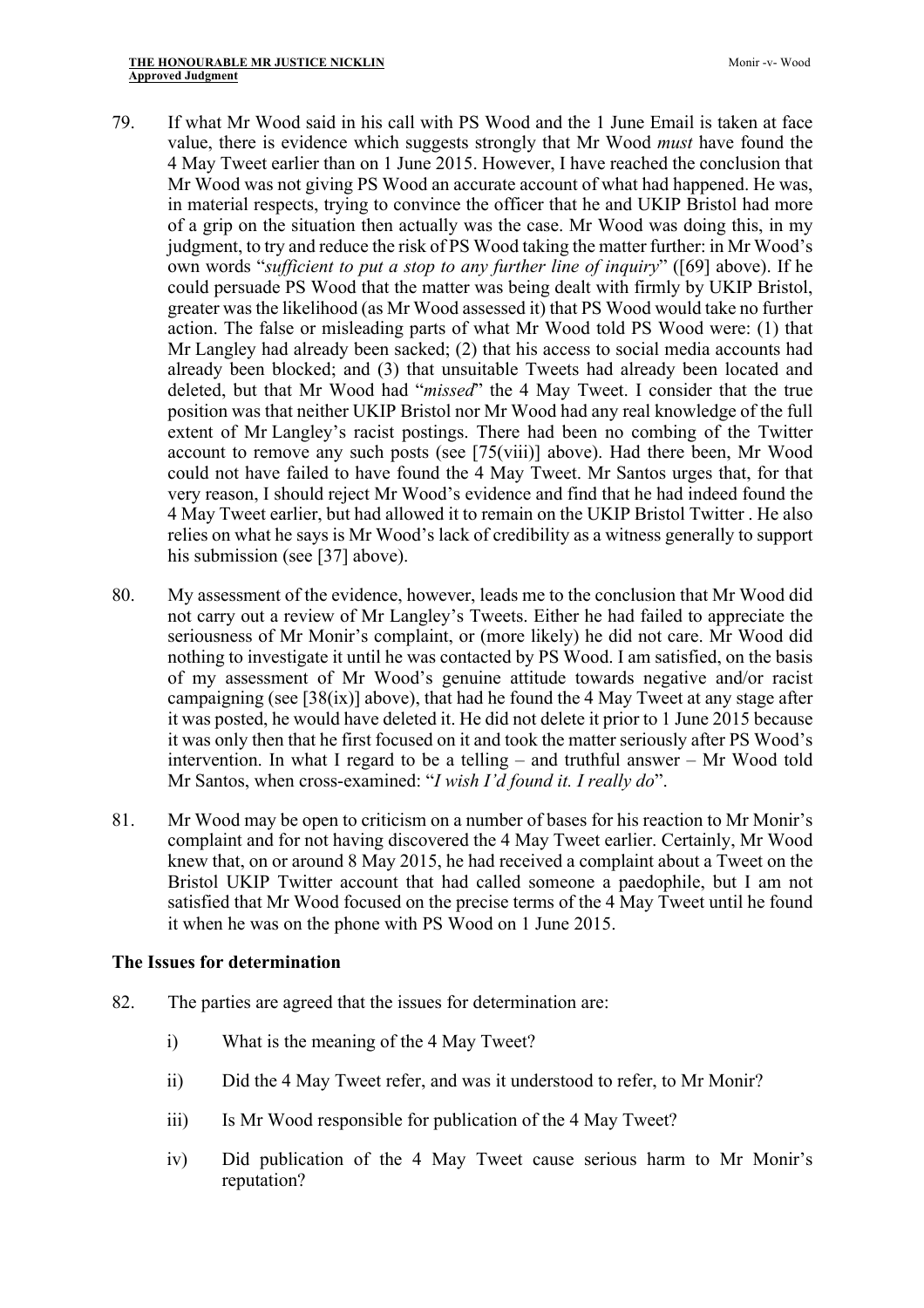79. If what Mr Wood said in his call with PS Wood and the 1 June Email is taken at face value, there is evidence which suggests strongly that Mr Wood *must* have found the 4 May Tweet earlier than on 1 June 2015. However, I have reached the conclusion that Mr Wood was not giving PS Wood an accurate account of what had happened. He was, in material respects, trying to convince the officer that he and UKIP Bristol had more of a grip on the situation then actually was the case. Mr Wood was doing this, in my judgment, to try and reduce the risk of PS Wood taking the matter further: in Mr Wood's own words "*sufficient to put a stop to any further line of inquiry*" ([69] above). If he could persuade PS Wood that the matter was being dealt with firmly by UKIP Bristol, greater was the likelihood (as Mr Wood assessed it) that PS Wood would take no further action. The false or misleading parts of what Mr Wood told PS Wood were: (1) that Mr Langley had already been sacked; (2) that his access to social media accounts had already been blocked; and (3) that unsuitable Tweets had already been located and deleted, but that Mr Wood had "*missed*" the 4 May Tweet. I consider that the true position was that neither UKIP Bristol nor Mr Wood had any real knowledge of the full extent of Mr Langley's racist postings. There had been no combing of the Twitter account to remove any such posts (see [75(viii)] above). Had there been, Mr Wood could not have failed to have found the 4 May Tweet. Mr Santos urges that, for that very reason, I should reject Mr Wood's evidence and find that he had indeed found the 4 May Tweet earlier, but had allowed it to remain on the UKIP Bristol Twitter . He also relies on what he says is Mr Wood's lack of credibility as a witness generally to support his submission (see [37] above).

80. My assessment of the evidence, however, leads me to the conclusion that Mr Wood did not carry out a review of Mr Langley's Tweets. Either he had failed to appreciate the seriousness of Mr Monir's complaint, or (more likely) he did not care. Mr Wood did nothing to investigate it until he was contacted by PS Wood. I am satisfied, on the basis of my assessment of Mr Wood's genuine attitude towards negative and/or racist campaigning (see [38(ix)] above), that had he found the 4 May Tweet at any stage after it was posted, he would have deleted it. He did not delete it prior to 1 June 2015 because it was only then that he first focused on it and took the matter seriously after PS Wood's intervention. In what I regard to be a telling – and truthful answer – Mr Wood told Mr Santos, when cross-examined: "*I wish I'd found it. I really do*".

81. Mr Wood may be open to criticism on a number of bases for his reaction to Mr Monir's complaint and for not having discovered the 4 May Tweet earlier. Certainly, Mr Wood knew that, on or around 8 May 2015, he had received a complaint about a Tweet on the Bristol UKIP Twitter account that had called someone a paedophile, but I am not satisfied that Mr Wood focused on the precise terms of the 4 May Tweet until he found it when he was on the phone with PS Wood on 1 June 2015.

## The Issues for determination

82. The parties are agreed that the issues for determination are:

    i) What is the meaning of the 4 May Tweet?

    ii) Did the 4 May Tweet refer, and was it understood to refer, to Mr Monir?

    iii) Is Mr Wood responsible for publication of the 4 May Tweet?

    iv) Did publication of the 4 May Tweet cause serious harm to Mr Monir's reputation?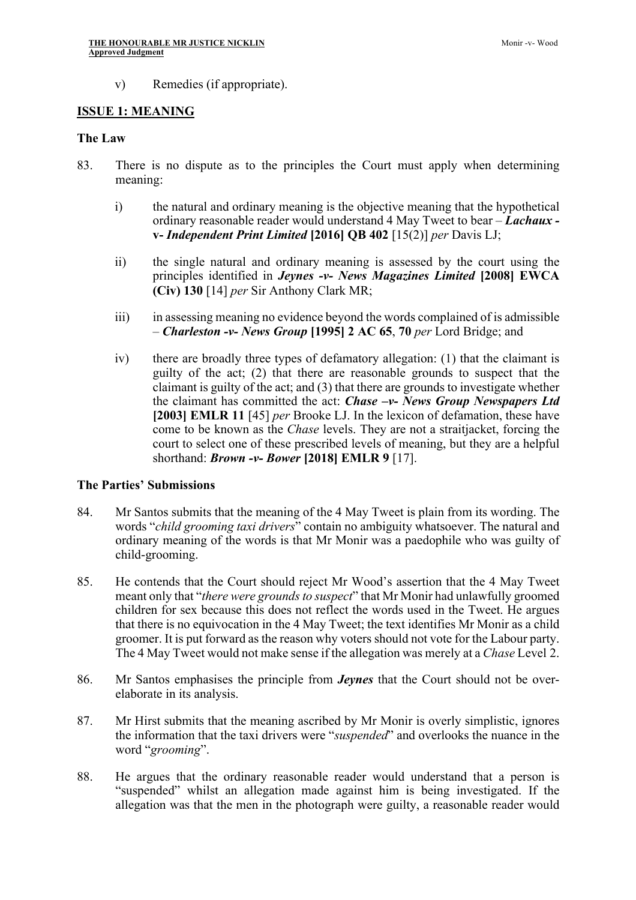v) Remedies (if appropriate).

## ISSUE 1: MEANING

### The Law

83. There is no dispute as to the principles the Court must apply when determining meaning:

    i) the natural and ordinary meaning is the objective meaning that the hypothetical ordinary reasonable reader would understand 4 May Tweet to bear – ***Lachaux -v- Independent Print Limited* [2016] QB 402** [15(2)] *per* Davis LJ;

    ii) the single natural and ordinary meaning is assessed by the court using the principles identified in ***Jeynes -v- News Magazines Limited* [2008] EWCA (Civ) 130** [14] *per* Sir Anthony Clark MR;

    iii) in assessing meaning no evidence beyond the words complained of is admissible – ***Charleston -v- News Group* [1995] 2 AC 65**, **70** *per* Lord Bridge; and

    iv) there are broadly three types of defamatory allegation: (1) that the claimant is guilty of the act; (2) that there are reasonable grounds to suspect that the claimant is guilty of the act; and (3) that there are grounds to investigate whether the claimant has committed the act: ***Chase –v- News Group Newspapers Ltd* [2003] EMLR 11** [45] *per* Brooke LJ. In the lexicon of defamation, these have come to be known as the *Chase* levels. They are not a straitjacket, forcing the court to select one of these prescribed levels of meaning, but they are a helpful shorthand: ***Brown -v- Bower* [2018] EMLR 9** [17].

### The Parties' Submissions

84. Mr Santos submits that the meaning of the 4 May Tweet is plain from its wording. The words "*child grooming taxi drivers*" contain no ambiguity whatsoever. The natural and ordinary meaning of the words is that Mr Monir was a paedophile who was guilty of child-grooming.

85. He contends that the Court should reject Mr Wood's assertion that the 4 May Tweet meant only that "*there were grounds to suspect*" that Mr Monir had unlawfully groomed children for sex because this does not reflect the words used in the Tweet. He argues that there is no equivocation in the 4 May Tweet; the text identifies Mr Monir as a child groomer. It is put forward as the reason why voters should not vote for the Labour party. The 4 May Tweet would not make sense if the allegation was merely at a *Chase* Level 2.

86. Mr Santos emphasises the principle from ***Jeynes*** that the Court should not be over-elaborate in its analysis.

87. Mr Hirst submits that the meaning ascribed by Mr Monir is overly simplistic, ignores the information that the taxi drivers were "*suspended*" and overlooks the nuance in the word "*grooming*".

88. He argues that the ordinary reasonable reader would understand that a person is "suspended" whilst an allegation made against him is being investigated. If the allegation was that the men in the photograph were guilty, a reasonable reader would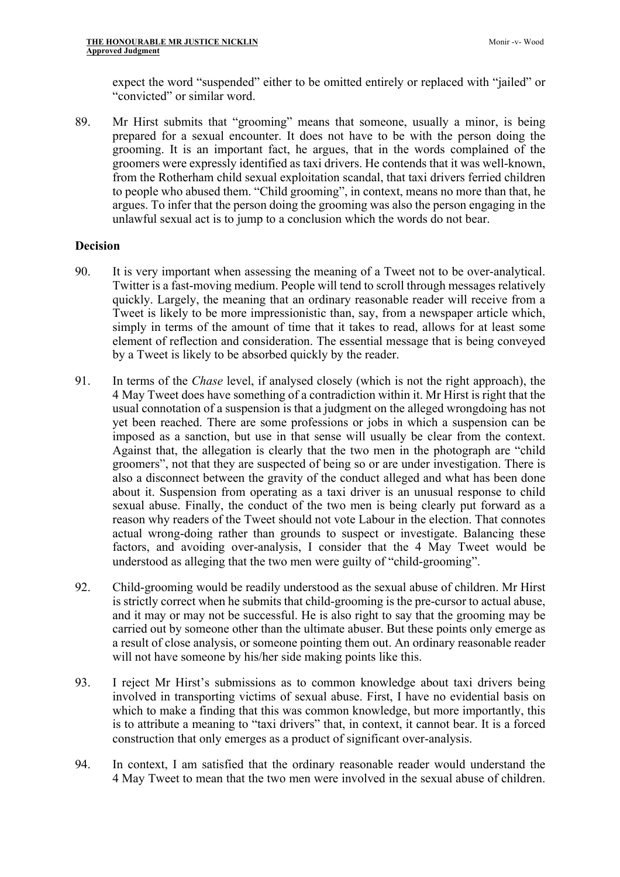expect the word "suspended" either to be omitted entirely or replaced with "jailed" or "convicted" or similar word.

89. Mr Hirst submits that "grooming" means that someone, usually a minor, is being prepared for a sexual encounter. It does not have to be with the person doing the grooming. It is an important fact, he argues, that in the words complained of the groomers were expressly identified as taxi drivers. He contends that it was well-known, from the Rotherham child sexual exploitation scandal, that taxi drivers ferried children to people who abused them. "Child grooming", in context, means no more than that, he argues. To infer that the person doing the grooming was also the person engaging in the unlawful sexual act is to jump to a conclusion which the words do not bear.

**Decision**

90. It is very important when assessing the meaning of a Tweet not to be over-analytical. Twitter is a fast-moving medium. People will tend to scroll through messages relatively quickly. Largely, the meaning that an ordinary reasonable reader will receive from a Tweet is likely to be more impressionistic than, say, from a newspaper article which, simply in terms of the amount of time that it takes to read, allows for at least some element of reflection and consideration. The essential message that is being conveyed by a Tweet is likely to be absorbed quickly by the reader.

91. In terms of the *Chase* level, if analysed closely (which is not the right approach), the 4 May Tweet does have something of a contradiction within it. Mr Hirst is right that the usual connotation of a suspension is that a judgment on the alleged wrongdoing has not yet been reached. There are some professions or jobs in which a suspension can be imposed as a sanction, but use in that sense will usually be clear from the context. Against that, the allegation is clearly that the two men in the photograph are "child groomers", not that they are suspected of being so or are under investigation. There is also a disconnect between the gravity of the conduct alleged and what has been done about it. Suspension from operating as a taxi driver is an unusual response to child sexual abuse. Finally, the conduct of the two men is being clearly put forward as a reason why readers of the Tweet should not vote Labour in the election. That connotes actual wrong-doing rather than grounds to suspect or investigate. Balancing these factors, and avoiding over-analysis, I consider that the 4 May Tweet would be understood as alleging that the two men were guilty of "child-grooming".

92. Child-grooming would be readily understood as the sexual abuse of children. Mr Hirst is strictly correct when he submits that child-grooming is the pre-cursor to actual abuse, and it may or may not be successful. He is also right to say that the grooming may be carried out by someone other than the ultimate abuser. But these points only emerge as a result of close analysis, or someone pointing them out. An ordinary reasonable reader will not have someone by his/her side making points like this.

93. I reject Mr Hirst's submissions as to common knowledge about taxi drivers being involved in transporting victims of sexual abuse. First, I have no evidential basis on which to make a finding that this was common knowledge, but more importantly, this is to attribute a meaning to "taxi drivers" that, in context, it cannot bear. It is a forced construction that only emerges as a product of significant over-analysis.

94. In context, I am satisfied that the ordinary reasonable reader would understand the 4 May Tweet to mean that the two men were involved in the sexual abuse of children.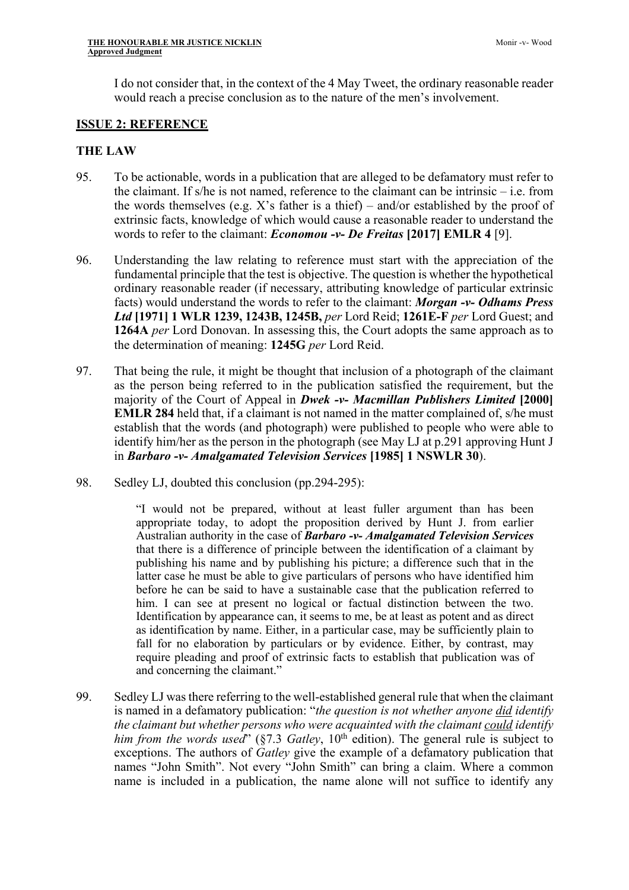I do not consider that, in the context of the 4 May Tweet, the ordinary reasonable reader would reach a precise conclusion as to the nature of the men's involvement.

## ISSUE 2: REFERENCE

### THE LAW

95. To be actionable, words in a publication that are alleged to be defamatory must refer to the claimant. If s/he is not named, reference to the claimant can be intrinsic – i.e. from the words themselves (e.g. X's father is a thief) – and/or established by the proof of extrinsic facts, knowledge of which would cause a reasonable reader to understand the words to refer to the claimant: ***Economou -v- De Freitas* [2017] EMLR 4** [9].

96. Understanding the law relating to reference must start with the appreciation of the fundamental principle that the test is objective. The question is whether the hypothetical ordinary reasonable reader (if necessary, attributing knowledge of particular extrinsic facts) would understand the words to refer to the claimant: ***Morgan -v- Odhams Press Ltd* [1971] 1 WLR 1239, 1243B, 1245B,** *per* Lord Reid; **1261E-F** *per* Lord Guest; and **1264A** *per* Lord Donovan. In assessing this, the Court adopts the same approach as to the determination of meaning: **1245G** *per* Lord Reid.

97. That being the rule, it might be thought that inclusion of a photograph of the claimant as the person being referred to in the publication satisfied the requirement, but the majority of the Court of Appeal in ***Dwek -v- Macmillan Publishers Limited* [2000] EMLR 284** held that, if a claimant is not named in the matter complained of, s/he must establish that the words (and photograph) were published to people who were able to identify him/her as the person in the photograph (see May LJ at p.291 approving Hunt J in ***Barbaro -v- Amalgamated Television Services* [1985] 1 NSWLR 30**).

98. Sedley LJ, doubted this conclusion (pp.294-295):

> "I would not be prepared, without at least fuller argument than has been appropriate today, to adopt the proposition derived by Hunt J. from earlier Australian authority in the case of ***Barbaro -v- Amalgamated Television Services*** that there is a difference of principle between the identification of a claimant by publishing his name and by publishing his picture; a difference such that in the latter case he must be able to give particulars of persons who have identified him before he can be said to have a sustainable case that the publication referred to him. I can see at present no logical or factual distinction between the two. Identification by appearance can, it seems to me, be at least as potent and as direct as identification by name. Either, in a particular case, may be sufficiently plain to fall for no elaboration by particulars or by evidence. Either, by contrast, may require pleading and proof of extrinsic facts to establish that publication was of and concerning the claimant."

99. Sedley LJ was there referring to the well-established general rule that when the claimant is named in a defamatory publication: "*the question is not whether anyone <u>did</u> identify the claimant but whether persons who were acquainted with the claimant <u>could</u> identify him from the words used*" (§7.3 *Gatley*, 10th edition). The general rule is subject to exceptions. The authors of *Gatley* give the example of a defamatory publication that names "John Smith". Not every "John Smith" can bring a claim. Where a common name is included in a publication, the name alone will not suffice to identify any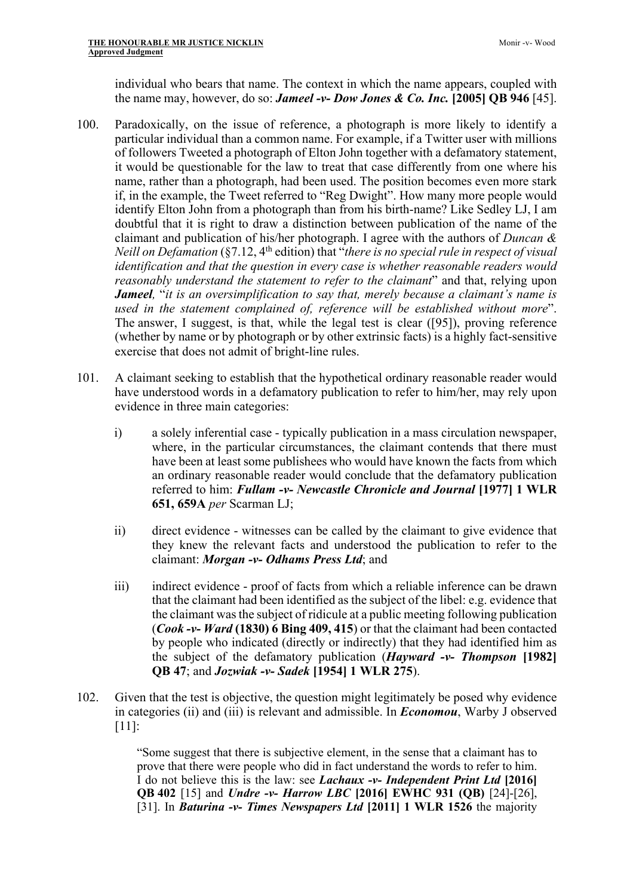individual who bears that name. The context in which the name appears, coupled with the name may, however, do so: ***Jameel -v- Dow Jones & Co. Inc.* [2005] QB 946** [45].

100. Paradoxically, on the issue of reference, a photograph is more likely to identify a particular individual than a common name. For example, if a Twitter user with millions of followers Tweeted a photograph of Elton John together with a defamatory statement, it would be questionable for the law to treat that case differently from one where his name, rather than a photograph, had been used. The position becomes even more stark if, in the example, the Tweet referred to "Reg Dwight". How many more people would identify Elton John from a photograph than from his birth-name? Like Sedley LJ, I am doubtful that it is right to draw a distinction between publication of the name of the claimant and publication of his/her photograph. I agree with the authors of *Duncan & Neill on Defamation* (§7.12, 4th edition) that "*there is no special rule in respect of visual identification and that the question in every case is whether reasonable readers would reasonably understand the statement to refer to the claimant*" and that, relying upon ***Jameel***, "*it is an oversimplification to say that, merely because a claimant's name is used in the statement complained of, reference will be established without more*". The answer, I suggest, is that, while the legal test is clear ([95]), proving reference (whether by name or by photograph or by other extrinsic facts) is a highly fact-sensitive exercise that does not admit of bright-line rules.

101. A claimant seeking to establish that the hypothetical ordinary reasonable reader would have understood words in a defamatory publication to refer to him/her, may rely upon evidence in three main categories:

    i) a solely inferential case - typically publication in a mass circulation newspaper, where, in the particular circumstances, the claimant contends that there must have been at least some publishees who would have known the facts from which an ordinary reasonable reader would conclude that the defamatory publication referred to him: ***Fullam -v- Newcastle Chronicle and Journal* [1977] 1 WLR 651, 659A** *per* Scarman LJ;

    ii) direct evidence - witnesses can be called by the claimant to give evidence that they knew the relevant facts and understood the publication to refer to the claimant: ***Morgan -v- Odhams Press Ltd***; and

    iii) indirect evidence - proof of facts from which a reliable inference can be drawn that the claimant had been identified as the subject of the libel: e.g. evidence that the claimant was the subject of ridicule at a public meeting following publication (***Cook -v- Ward* (1830) 6 Bing 409, 415**) or that the claimant had been contacted by people who indicated (directly or indirectly) that they had identified him as the subject of the defamatory publication (***Hayward -v- Thompson* [1982] QB 47**; and ***Jozwiak -v- Sadek* [1954] 1 WLR 275**).

102. Given that the test is objective, the question might legitimately be posed why evidence in categories (ii) and (iii) is relevant and admissible. In ***Economou***, Warby J observed [11]:

> "Some suggest that there is subjective element, in the sense that a claimant has to prove that there were people who did in fact understand the words to refer to him. I do not believe this is the law: see ***Lachaux -v- Independent Print Ltd* [2016] QB 402** [15] and ***Undre -v- Harrow LBC* [2016] EWHC 931 (QB)** [24]-[26], [31]. In ***Baturina -v- Times Newspapers Ltd* [2011] 1 WLR 1526** the majority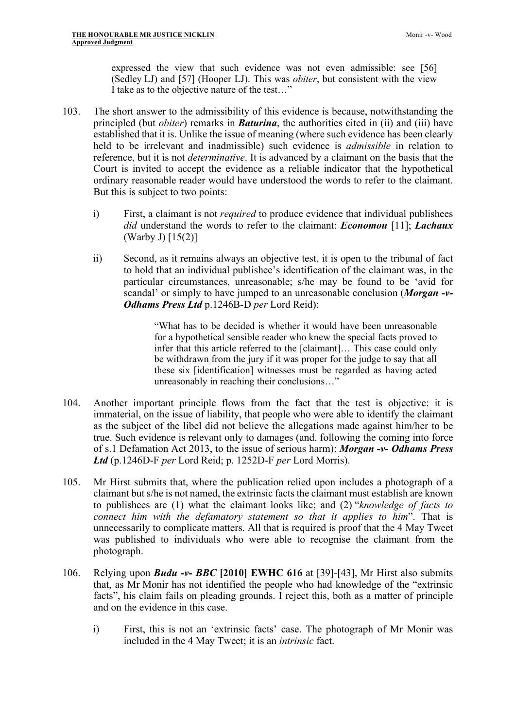expressed the view that such evidence was not even admissible: see [56] (Sedley LJ) and [57] (Hooper LJ). This was *obiter*, but consistent with the view I take as to the objective nature of the test…"

103. The short answer to the admissibility of this evidence is because, notwithstanding the principled (but *obiter*) remarks in ***Baturina***, the authorities cited in (ii) and (iii) have established that it is. Unlike the issue of meaning (where such evidence has been clearly held to be irrelevant and inadmissible) such evidence is *admissible* in relation to reference, but it is not *determinative*. It is advanced by a claimant on the basis that the Court is invited to accept the evidence as a reliable indicator that the hypothetical ordinary reasonable reader would have understood the words to refer to the claimant. But this is subject to two points:

    i) First, a claimant is not *required* to produce evidence that individual publishees *did* understand the words to refer to the claimant: ***Economou*** [11]; ***Lachaux*** (Warby J) [15(2)]

    ii) Second, as it remains always an objective test, it is open to the tribunal of fact to hold that an individual publishee's identification of the claimant was, in the particular circumstances, unreasonable; s/he may be found to be 'avid for scandal' or simply to have jumped to an unreasonable conclusion (***Morgan -v- Odhams Press Ltd*** p.1246B-D *per* Lord Reid):

    > "What has to be decided is whether it would have been unreasonable for a hypothetical sensible reader who knew the special facts proved to infer that this article referred to the [claimant]… This case could only be withdrawn from the jury if it was proper for the judge to say that all these six [identification] witnesses must be regarded as having acted unreasonably in reaching their conclusions…"

104. Another important principle flows from the fact that the test is objective: it is immaterial, on the issue of liability, that people who were able to identify the claimant as the subject of the libel did not believe the allegations made against him/her to be true. Such evidence is relevant only to damages (and, following the coming into force of s.1 Defamation Act 2013, to the issue of serious harm): ***Morgan -v- Odhams Press Ltd*** (p.1246D-F *per* Lord Reid; p. 1252D-F *per* Lord Morris).

105. Mr Hirst submits that, where the publication relied upon includes a photograph of a claimant but s/he is not named, the extrinsic facts the claimant must establish are known to publishees are (1) what the claimant looks like; and (2) "*knowledge of facts to connect him with the defamatory statement so that it applies to him*". That is unnecessarily to complicate matters. All that is required is proof that the 4 May Tweet was published to individuals who were able to recognise the claimant from the photograph.

106. Relying upon ***Budu -v- BBC* [2010] EWHC 616** at [39]-[43], Mr Hirst also submits that, as Mr Monir has not identified the people who had knowledge of the "extrinsic facts", his claim fails on pleading grounds. I reject this, both as a matter of principle and on the evidence in this case.

    i) First, this is not an 'extrinsic facts' case. The photograph of Mr Monir was included in the 4 May Tweet; it is an *intrinsic* fact.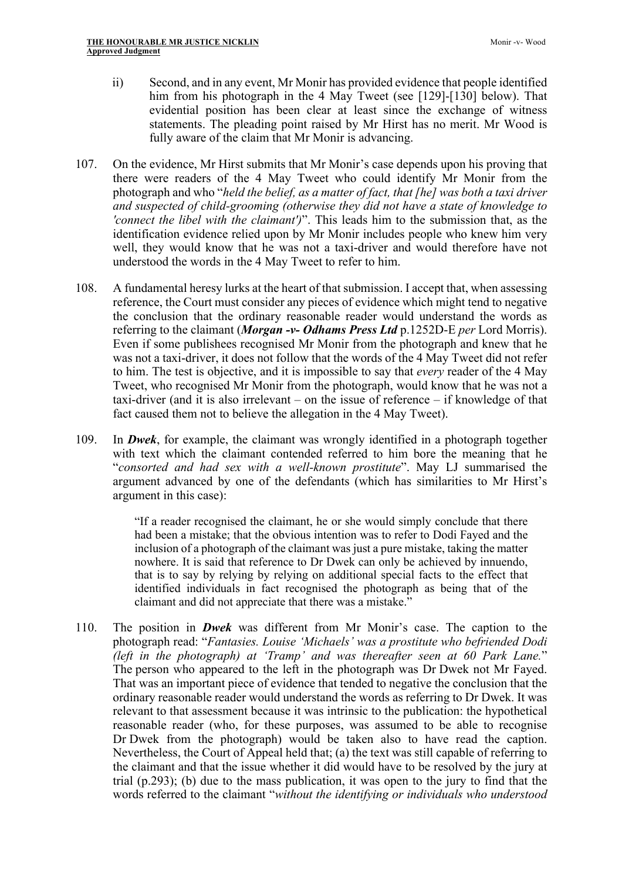ii) Second, and in any event, Mr Monir has provided evidence that people identified him from his photograph in the 4 May Tweet (see [129]-[130] below). That evidential position has been clear at least since the exchange of witness statements. The pleading point raised by Mr Hirst has no merit. Mr Wood is fully aware of the claim that Mr Monir is advancing.

107. On the evidence, Mr Hirst submits that Mr Monir's case depends upon his proving that there were readers of the 4 May Tweet who could identify Mr Monir from the photograph and who "*held the belief, as a matter of fact, that [he] was both a taxi driver and suspected of child-grooming (otherwise they did not have a state of knowledge to 'connect the libel with the claimant')*". This leads him to the submission that, as the identification evidence relied upon by Mr Monir includes people who knew him very well, they would know that he was not a taxi-driver and would therefore have not understood the words in the 4 May Tweet to refer to him.

108. A fundamental heresy lurks at the heart of that submission. I accept that, when assessing reference, the Court must consider any pieces of evidence which might tend to negative the conclusion that the ordinary reasonable reader would understand the words as referring to the claimant (***Morgan -v- Odhams Press Ltd*** p.1252D-E *per* Lord Morris). Even if some publishees recognised Mr Monir from the photograph and knew that he was not a taxi-driver, it does not follow that the words of the 4 May Tweet did not refer to him. The test is objective, and it is impossible to say that *every* reader of the 4 May Tweet, who recognised Mr Monir from the photograph, would know that he was not a taxi-driver (and it is also irrelevant – on the issue of reference – if knowledge of that fact caused them not to believe the allegation in the 4 May Tweet).

109. In ***Dwek***, for example, the claimant was wrongly identified in a photograph together with text which the claimant contended referred to him bore the meaning that he "*consorted and had sex with a well-known prostitute*". May LJ summarised the argument advanced by one of the defendants (which has similarities to Mr Hirst's argument in this case):

> "If a reader recognised the claimant, he or she would simply conclude that there had been a mistake; that the obvious intention was to refer to Dodi Fayed and the inclusion of a photograph of the claimant was just a pure mistake, taking the matter nowhere. It is said that reference to Dr Dwek can only be achieved by innuendo, that is to say by relying by relying on additional special facts to the effect that identified individuals in fact recognised the photograph as being that of the claimant and did not appreciate that there was a mistake."

110. The position in ***Dwek*** was different from Mr Monir's case. The caption to the photograph read: "*Fantasies. Louise 'Michaels' was a prostitute who befriended Dodi (left in the photograph) at 'Tramp' and was thereafter seen at 60 Park Lane.*" The person who appeared to the left in the photograph was Dr Dwek not Mr Fayed. That was an important piece of evidence that tended to negative the conclusion that the ordinary reasonable reader would understand the words as referring to Dr Dwek. It was relevant to that assessment because it was intrinsic to the publication: the hypothetical reasonable reader (who, for these purposes, was assumed to be able to recognise Dr Dwek from the photograph) would be taken also to have read the caption. Nevertheless, the Court of Appeal held that; (a) the text was still capable of referring to the claimant and that the issue whether it did would have to be resolved by the jury at trial (p.293); (b) due to the mass publication, it was open to the jury to find that the words referred to the claimant "*without the identifying or individuals who understood*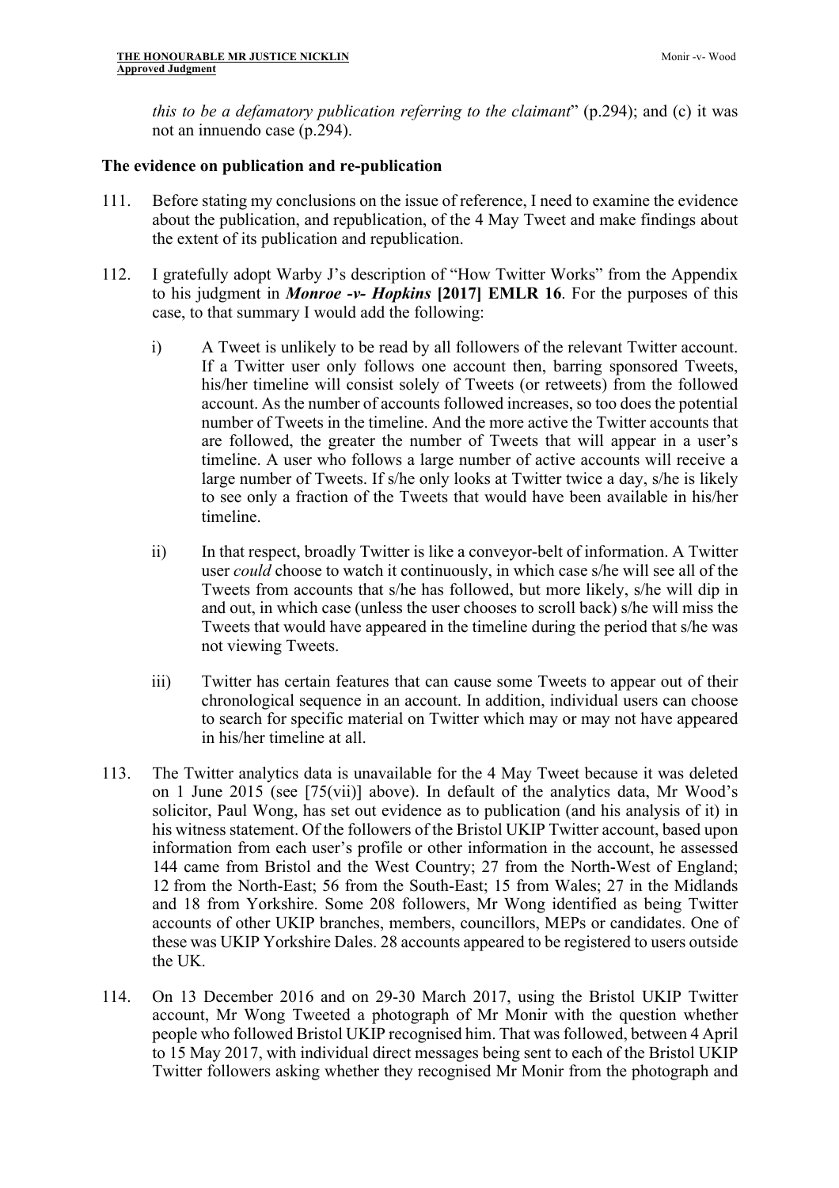*this to be a defamatory publication referring to the claimant*" (p.294); and (c) it was not an innuendo case (p.294).

**The evidence on publication and re-publication**

111. Before stating my conclusions on the issue of reference, I need to examine the evidence about the publication, and republication, of the 4 May Tweet and make findings about the extent of its publication and republication.

112. I gratefully adopt Warby J's description of "How Twitter Works" from the Appendix to his judgment in ***Monroe -v- Hopkins* [2017] EMLR 16**. For the purposes of this case, to that summary I would add the following:

   i) A Tweet is unlikely to be read by all followers of the relevant Twitter account. If a Twitter user only follows one account then, barring sponsored Tweets, his/her timeline will consist solely of Tweets (or retweets) from the followed account. As the number of accounts followed increases, so too does the potential number of Tweets in the timeline. And the more active the Twitter accounts that are followed, the greater the number of Tweets that will appear in a user's timeline. A user who follows a large number of active accounts will receive a large number of Tweets. If s/he only looks at Twitter twice a day, s/he is likely to see only a fraction of the Tweets that would have been available in his/her timeline.

   ii) In that respect, broadly Twitter is like a conveyor-belt of information. A Twitter user *could* choose to watch it continuously, in which case s/he will see all of the Tweets from accounts that s/he has followed, but more likely, s/he will dip in and out, in which case (unless the user chooses to scroll back) s/he will miss the Tweets that would have appeared in the timeline during the period that s/he was not viewing Tweets.

   iii) Twitter has certain features that can cause some Tweets to appear out of their chronological sequence in an account. In addition, individual users can choose to search for specific material on Twitter which may or may not have appeared in his/her timeline at all.

113. The Twitter analytics data is unavailable for the 4 May Tweet because it was deleted on 1 June 2015 (see [75(vii)] above). In default of the analytics data, Mr Wood's solicitor, Paul Wong, has set out evidence as to publication (and his analysis of it) in his witness statement. Of the followers of the Bristol UKIP Twitter account, based upon information from each user's profile or other information in the account, he assessed 144 came from Bristol and the West Country; 27 from the North-West of England; 12 from the North-East; 56 from the South-East; 15 from Wales; 27 in the Midlands and 18 from Yorkshire. Some 208 followers, Mr Wong identified as being Twitter accounts of other UKIP branches, members, councillors, MEPs or candidates. One of these was UKIP Yorkshire Dales. 28 accounts appeared to be registered to users outside the UK.

114. On 13 December 2016 and on 29-30 March 2017, using the Bristol UKIP Twitter account, Mr Wong Tweeted a photograph of Mr Monir with the question whether people who followed Bristol UKIP recognised him. That was followed, between 4 April to 15 May 2017, with individual direct messages being sent to each of the Bristol UKIP Twitter followers asking whether they recognised Mr Monir from the photograph and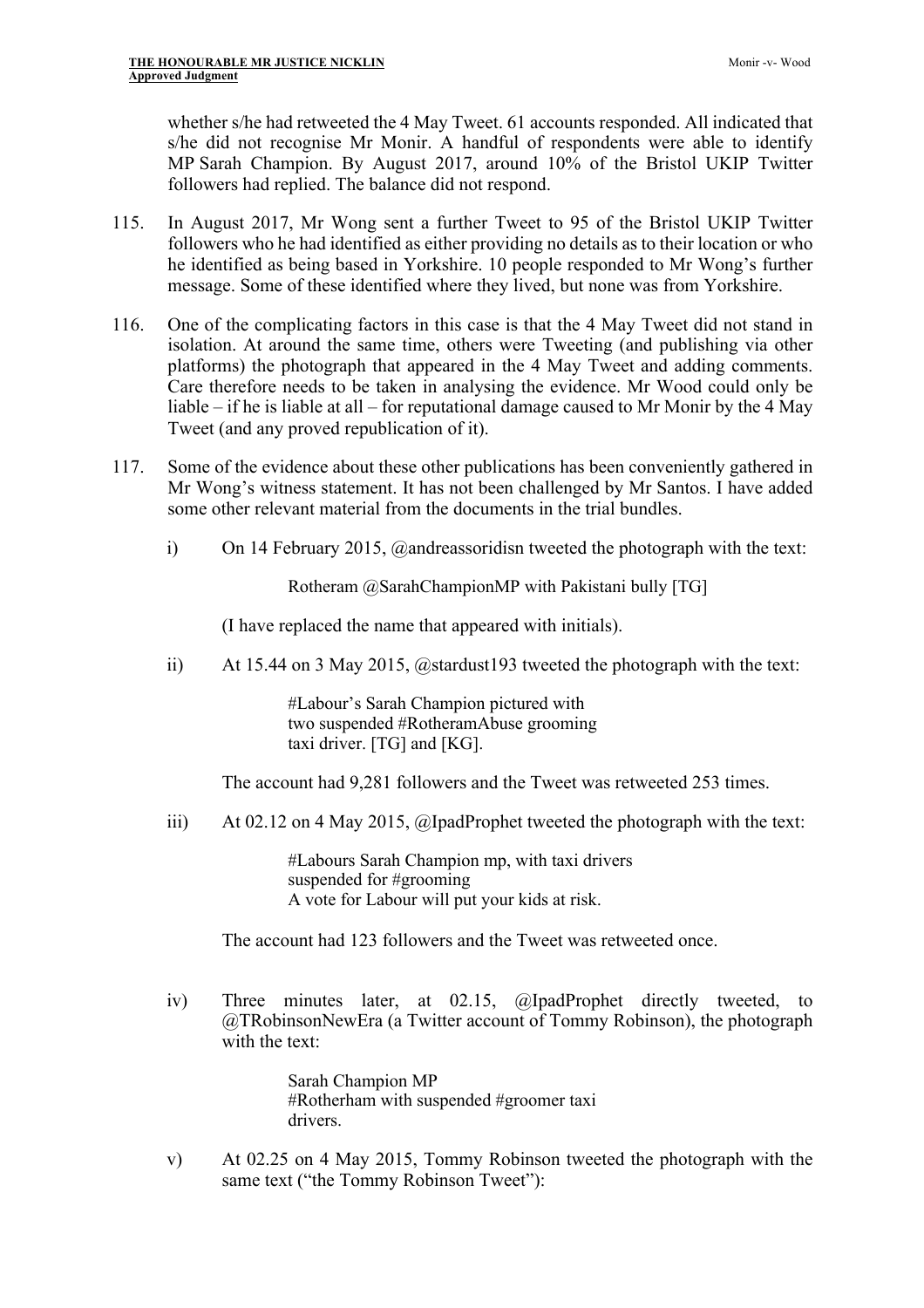whether s/he had retweeted the 4 May Tweet. 61 accounts responded. All indicated that s/he did not recognise Mr Monir. A handful of respondents were able to identify MP Sarah Champion. By August 2017, around 10% of the Bristol UKIP Twitter followers had replied. The balance did not respond.

115. In August 2017, Mr Wong sent a further Tweet to 95 of the Bristol UKIP Twitter followers who he had identified as either providing no details as to their location or who he identified as being based in Yorkshire. 10 people responded to Mr Wong's further message. Some of these identified where they lived, but none was from Yorkshire.

116. One of the complicating factors in this case is that the 4 May Tweet did not stand in isolation. At around the same time, others were Tweeting (and publishing via other platforms) the photograph that appeared in the 4 May Tweet and adding comments. Care therefore needs to be taken in analysing the evidence. Mr Wood could only be liable – if he is liable at all – for reputational damage caused to Mr Monir by the 4 May Tweet (and any proved republication of it).

117. Some of the evidence about these other publications has been conveniently gathered in Mr Wong's witness statement. It has not been challenged by Mr Santos. I have added some other relevant material from the documents in the trial bundles.

    i) On 14 February 2015, @andreassoridisn tweeted the photograph with the text:

    > Rotheram @SarahChampionMP with Pakistani bully [TG]

    (I have replaced the name that appeared with initials).

    ii) At 15.44 on 3 May 2015, @stardust193 tweeted the photograph with the text:

    > #Labour's Sarah Champion pictured with
    > two suspended #RotheramAbuse grooming
    > taxi driver. [TG] and [KG].

    The account had 9,281 followers and the Tweet was retweeted 253 times.

    iii) At 02.12 on 4 May 2015, @IpadProphet tweeted the photograph with the text:

    > #Labours Sarah Champion mp, with taxi drivers
    > suspended for #grooming
    > A vote for Labour will put your kids at risk.

    The account had 123 followers and the Tweet was retweeted once.

    iv) Three minutes later, at 02.15, @IpadProphet directly tweeted, to @TRobinsonNewEra (a Twitter account of Tommy Robinson), the photograph with the text:

    > Sarah Champion MP
    > #Rotherham with suspended #groomer taxi
    > drivers.

    v) At 02.25 on 4 May 2015, Tommy Robinson tweeted the photograph with the same text ("the Tommy Robinson Tweet"):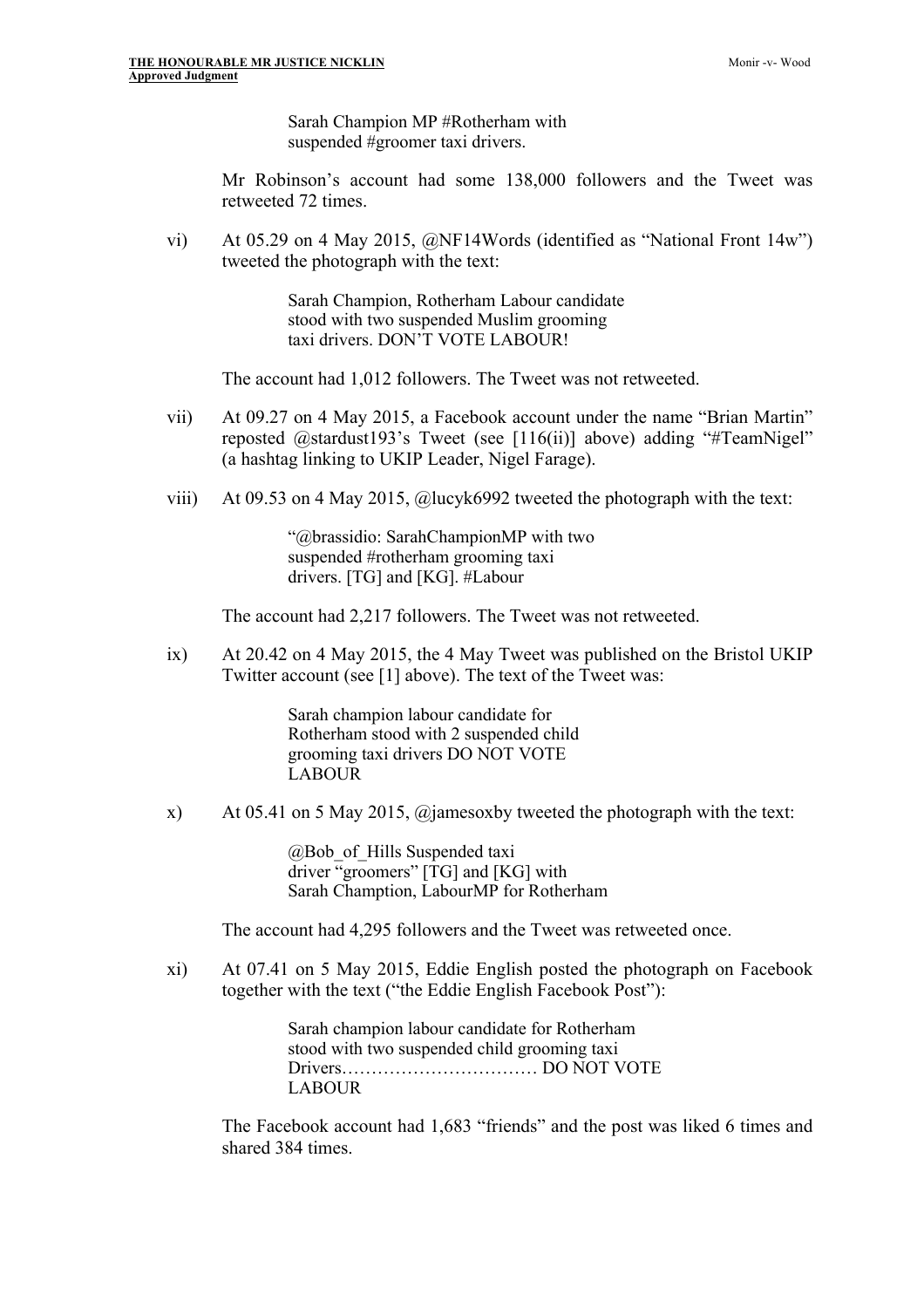> Sarah Champion MP #Rotherham with
> suspended #groomer taxi drivers.

Mr Robinson's account had some 138,000 followers and the Tweet was retweeted 72 times.

vi) At 05.29 on 4 May 2015, @NF14Words (identified as "National Front 14w") tweeted the photograph with the text:

> Sarah Champion, Rotherham Labour candidate
> stood with two suspended Muslim grooming
> taxi drivers. DON'T VOTE LABOUR!

The account had 1,012 followers. The Tweet was not retweeted.

vii) At 09.27 on 4 May 2015, a Facebook account under the name "Brian Martin" reposted @stardust193's Tweet (see [116(ii)] above) adding "#TeamNigel" (a hashtag linking to UKIP Leader, Nigel Farage).

viii) At 09.53 on 4 May 2015, @lucyk6992 tweeted the photograph with the text:

> "@brassidio: SarahChampionMP with two
> suspended #rotherham grooming taxi
> drivers. [TG] and [KG]. #Labour

The account had 2,217 followers. The Tweet was not retweeted.

ix) At 20.42 on 4 May 2015, the 4 May Tweet was published on the Bristol UKIP Twitter account (see [1] above). The text of the Tweet was:

> Sarah champion labour candidate for
> Rotherham stood with 2 suspended child
> grooming taxi drivers DO NOT VOTE
> LABOUR

x) At 05.41 on 5 May 2015, @jamesoxby tweeted the photograph with the text:

> @Bob_of_Hills Suspended taxi
> driver "groomers" [TG] and [KG] with
> Sarah Chamption, LabourMP for Rotherham

The account had 4,295 followers and the Tweet was retweeted once.

xi) At 07.41 on 5 May 2015, Eddie English posted the photograph on Facebook together with the text ("the Eddie English Facebook Post"):

> Sarah champion labour candidate for Rotherham
> stood with two suspended child grooming taxi
> Drivers…………………………… DO NOT VOTE
> LABOUR

The Facebook account had 1,683 "friends" and the post was liked 6 times and shared 384 times.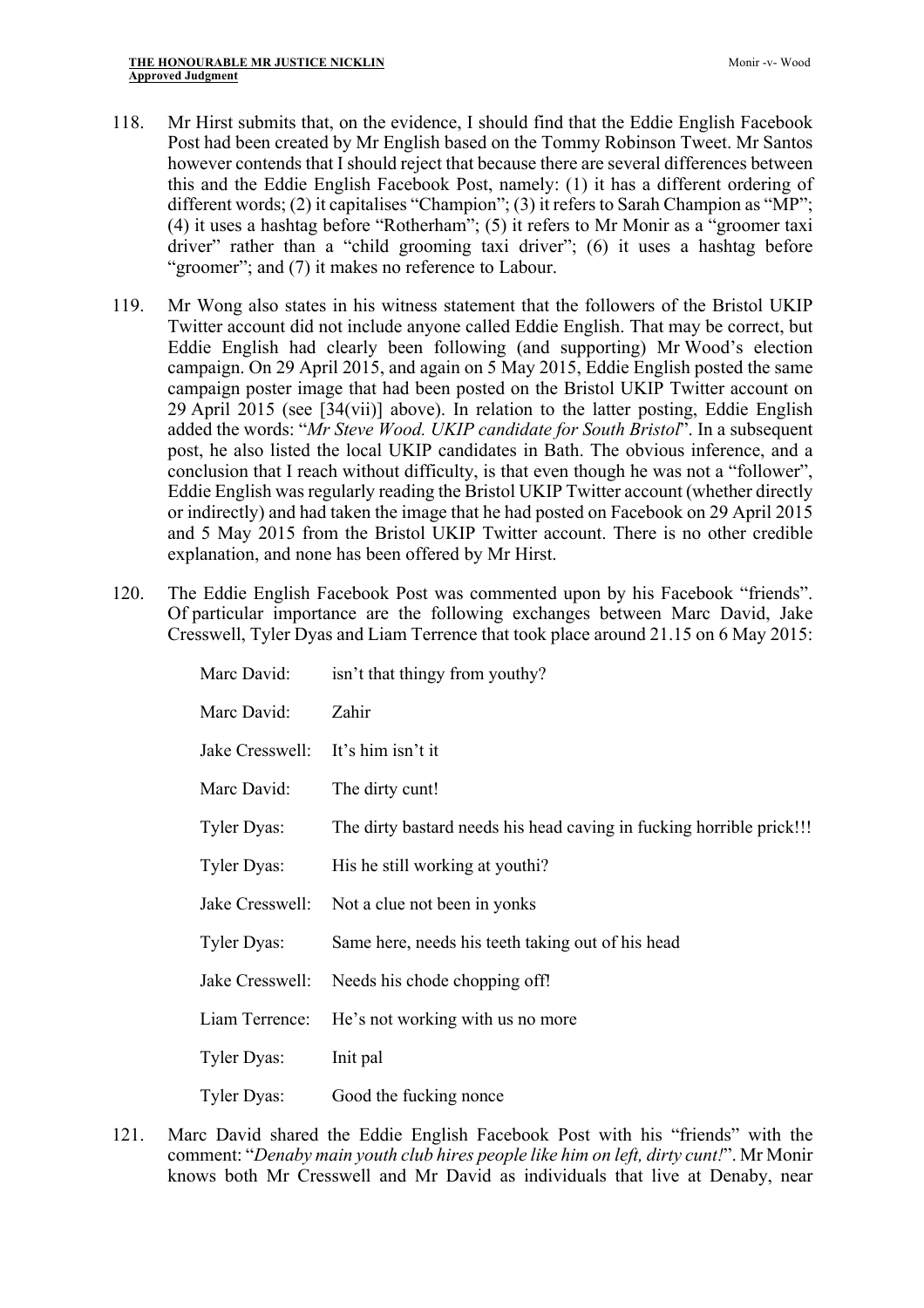118. Mr Hirst submits that, on the evidence, I should find that the Eddie English Facebook Post had been created by Mr English based on the Tommy Robinson Tweet. Mr Santos however contends that I should reject that because there are several differences between this and the Eddie English Facebook Post, namely: (1) it has a different ordering of different words; (2) it capitalises "Champion"; (3) it refers to Sarah Champion as "MP"; (4) it uses a hashtag before "Rotherham"; (5) it refers to Mr Monir as a "groomer taxi driver" rather than a "child grooming taxi driver"; (6) it uses a hashtag before "groomer"; and (7) it makes no reference to Labour.

119. Mr Wong also states in his witness statement that the followers of the Bristol UKIP Twitter account did not include anyone called Eddie English. That may be correct, but Eddie English had clearly been following (and supporting) Mr Wood's election campaign. On 29 April 2015, and again on 5 May 2015, Eddie English posted the same campaign poster image that had been posted on the Bristol UKIP Twitter account on 29 April 2015 (see [34(vii)] above). In relation to the latter posting, Eddie English added the words: "*Mr Steve Wood. UKIP candidate for South Bristol*". In a subsequent post, he also listed the local UKIP candidates in Bath. The obvious inference, and a conclusion that I reach without difficulty, is that even though he was not a "follower", Eddie English was regularly reading the Bristol UKIP Twitter account (whether directly or indirectly) and had taken the image that he had posted on Facebook on 29 April 2015 and 5 May 2015 from the Bristol UKIP Twitter account. There is no other credible explanation, and none has been offered by Mr Hirst.

120. The Eddie English Facebook Post was commented upon by his Facebook "friends". Of particular importance are the following exchanges between Marc David, Jake Cresswell, Tyler Dyas and Liam Terrence that took place around 21.15 on 6 May 2015:

    Marc David: isn't that thingy from youthy?

    Marc David: Zahir

    Jake Cresswell: It's him isn't it

    Marc David: The dirty cunt!

    Tyler Dyas: The dirty bastard needs his head caving in fucking horrible prick!!!

    Tyler Dyas: His he still working at youthi?

    Jake Cresswell: Not a clue not been in yonks

    Tyler Dyas: Same here, needs his teeth taking out of his head

    Jake Cresswell: Needs his chode chopping off!

    Liam Terrence: He's not working with us no more

    Tyler Dyas: Init pal

    Tyler Dyas: Good the fucking nonce

121. Marc David shared the Eddie English Facebook Post with his "friends" with the comment: "*Denaby main youth club hires people like him on left, dirty cunt!*". Mr Monir knows both Mr Cresswell and Mr David as individuals that live at Denaby, near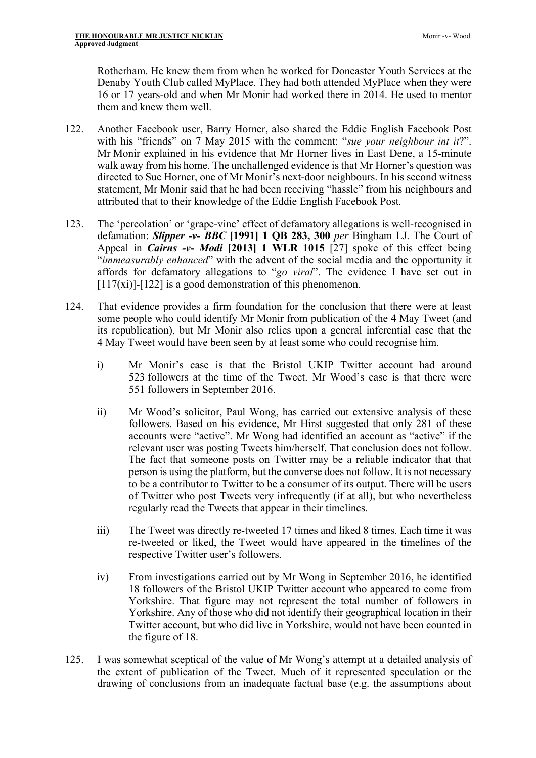Rotherham. He knew them from when he worked for Doncaster Youth Services at the Denaby Youth Club called MyPlace. They had both attended MyPlace when they were 16 or 17 years-old and when Mr Monir had worked there in 2014. He used to mentor them and knew them well.

122. Another Facebook user, Barry Horner, also shared the Eddie English Facebook Post with his "friends" on 7 May 2015 with the comment: "*sue your neighbour int it*?". Mr Monir explained in his evidence that Mr Horner lives in East Dene, a 15-minute walk away from his home. The unchallenged evidence is that Mr Horner's question was directed to Sue Horner, one of Mr Monir's next-door neighbours. In his second witness statement, Mr Monir said that he had been receiving "hassle" from his neighbours and attributed that to their knowledge of the Eddie English Facebook Post.

123. The 'percolation' or 'grape-vine' effect of defamatory allegations is well-recognised in defamation: ***Slipper -v- BBC* [1991] 1 QB 283, 300** *per* Bingham LJ. The Court of Appeal in ***Cairns -v- Modi* [2013] 1 WLR 1015** [27] spoke of this effect being "*immeasurably enhanced*" with the advent of the social media and the opportunity it affords for defamatory allegations to "*go viral*". The evidence I have set out in [117(xi)]-[122] is a good demonstration of this phenomenon.

124. That evidence provides a firm foundation for the conclusion that there were at least some people who could identify Mr Monir from publication of the 4 May Tweet (and its republication), but Mr Monir also relies upon a general inferential case that the 4 May Tweet would have been seen by at least some who could recognise him.

    i) Mr Monir's case is that the Bristol UKIP Twitter account had around 523 followers at the time of the Tweet. Mr Wood's case is that there were 551 followers in September 2016.

    ii) Mr Wood's solicitor, Paul Wong, has carried out extensive analysis of these followers. Based on his evidence, Mr Hirst suggested that only 281 of these accounts were "active". Mr Wong had identified an account as "active" if the relevant user was posting Tweets him/herself. That conclusion does not follow. The fact that someone posts on Twitter may be a reliable indicator that that person is using the platform, but the converse does not follow. It is not necessary to be a contributor to Twitter to be a consumer of its output. There will be users of Twitter who post Tweets very infrequently (if at all), but who nevertheless regularly read the Tweets that appear in their timelines.

    iii) The Tweet was directly re-tweeted 17 times and liked 8 times. Each time it was re-tweeted or liked, the Tweet would have appeared in the timelines of the respective Twitter user's followers.

    iv) From investigations carried out by Mr Wong in September 2016, he identified 18 followers of the Bristol UKIP Twitter account who appeared to come from Yorkshire. That figure may not represent the total number of followers in Yorkshire. Any of those who did not identify their geographical location in their Twitter account, but who did live in Yorkshire, would not have been counted in the figure of 18.

125. I was somewhat sceptical of the value of Mr Wong's attempt at a detailed analysis of the extent of publication of the Tweet. Much of it represented speculation or the drawing of conclusions from an inadequate factual base (e.g. the assumptions about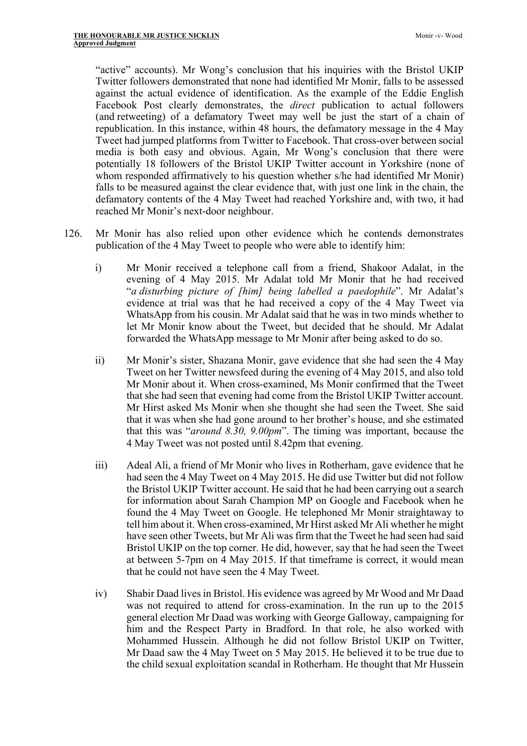"active" accounts). Mr Wong's conclusion that his inquiries with the Bristol UKIP Twitter followers demonstrated that none had identified Mr Monir, falls to be assessed against the actual evidence of identification. As the example of the Eddie English Facebook Post clearly demonstrates, the *direct* publication to actual followers (and retweeting) of a defamatory Tweet may well be just the start of a chain of republication. In this instance, within 48 hours, the defamatory message in the 4 May Tweet had jumped platforms from Twitter to Facebook. That cross-over between social media is both easy and obvious. Again, Mr Wong's conclusion that there were potentially 18 followers of the Bristol UKIP Twitter account in Yorkshire (none of whom responded affirmatively to his question whether s/he had identified Mr Monir) falls to be measured against the clear evidence that, with just one link in the chain, the defamatory contents of the 4 May Tweet had reached Yorkshire and, with two, it had reached Mr Monir's next-door neighbour.

126. Mr Monir has also relied upon other evidence which he contends demonstrates publication of the 4 May Tweet to people who were able to identify him:

   i) Mr Monir received a telephone call from a friend, Shakoor Adalat, in the evening of 4 May 2015. Mr Adalat told Mr Monir that he had received "*a disturbing picture of [him] being labelled a paedophile*". Mr Adalat's evidence at trial was that he had received a copy of the 4 May Tweet via WhatsApp from his cousin. Mr Adalat said that he was in two minds whether to let Mr Monir know about the Tweet, but decided that he should. Mr Adalat forwarded the WhatsApp message to Mr Monir after being asked to do so.

   ii) Mr Monir's sister, Shazana Monir, gave evidence that she had seen the 4 May Tweet on her Twitter newsfeed during the evening of 4 May 2015, and also told Mr Monir about it. When cross-examined, Ms Monir confirmed that the Tweet that she had seen that evening had come from the Bristol UKIP Twitter account. Mr Hirst asked Ms Monir when she thought she had seen the Tweet. She said that it was when she had gone around to her brother's house, and she estimated that this was "*around 8.30, 9.00pm*". The timing was important, because the 4 May Tweet was not posted until 8.42pm that evening.

   iii) Adeal Ali, a friend of Mr Monir who lives in Rotherham, gave evidence that he had seen the 4 May Tweet on 4 May 2015. He did use Twitter but did not follow the Bristol UKIP Twitter account. He said that he had been carrying out a search for information about Sarah Champion MP on Google and Facebook when he found the 4 May Tweet on Google. He telephoned Mr Monir straightaway to tell him about it. When cross-examined, Mr Hirst asked Mr Ali whether he might have seen other Tweets, but Mr Ali was firm that the Tweet he had seen had said Bristol UKIP on the top corner. He did, however, say that he had seen the Tweet at between 5-7pm on 4 May 2015. If that timeframe is correct, it would mean that he could not have seen the 4 May Tweet.

   iv) Shabir Daad lives in Bristol. His evidence was agreed by Mr Wood and Mr Daad was not required to attend for cross-examination. In the run up to the 2015 general election Mr Daad was working with George Galloway, campaigning for him and the Respect Party in Bradford. In that role, he also worked with Mohammed Hussein. Although he did not follow Bristol UKIP on Twitter, Mr Daad saw the 4 May Tweet on 5 May 2015. He believed it to be true due to the child sexual exploitation scandal in Rotherham. He thought that Mr Hussein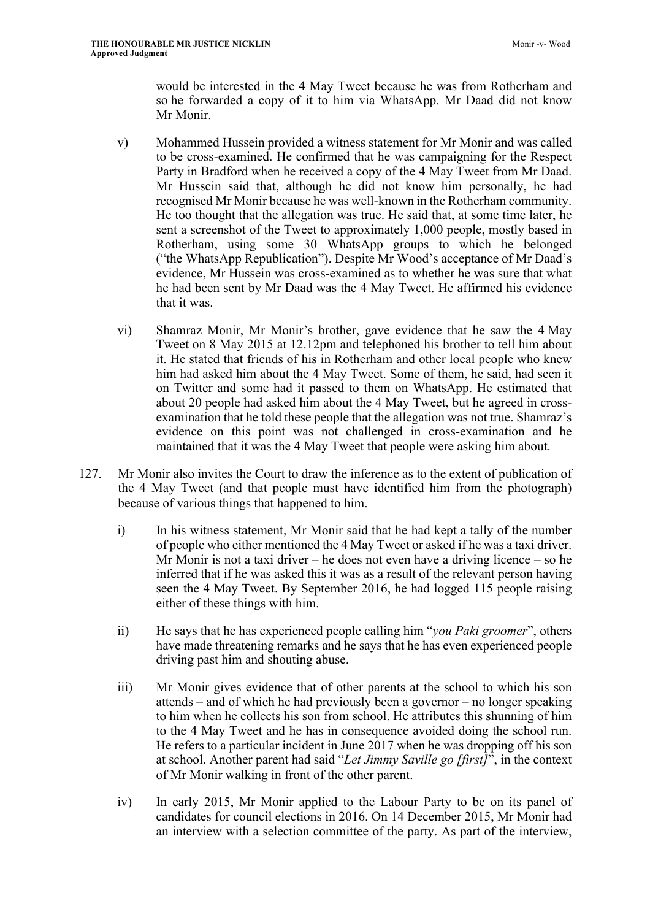would be interested in the 4 May Tweet because he was from Rotherham and so he forwarded a copy of it to him via WhatsApp. Mr Daad did not know Mr Monir.

v) Mohammed Hussein provided a witness statement for Mr Monir and was called to be cross-examined. He confirmed that he was campaigning for the Respect Party in Bradford when he received a copy of the 4 May Tweet from Mr Daad. Mr Hussein said that, although he did not know him personally, he had recognised Mr Monir because he was well-known in the Rotherham community. He too thought that the allegation was true. He said that, at some time later, he sent a screenshot of the Tweet to approximately 1,000 people, mostly based in Rotherham, using some 30 WhatsApp groups to which he belonged ("the WhatsApp Republication"). Despite Mr Wood's acceptance of Mr Daad's evidence, Mr Hussein was cross-examined as to whether he was sure that what he had been sent by Mr Daad was the 4 May Tweet. He affirmed his evidence that it was.

vi) Shamraz Monir, Mr Monir's brother, gave evidence that he saw the 4 May Tweet on 8 May 2015 at 12.12pm and telephoned his brother to tell him about it. He stated that friends of his in Rotherham and other local people who knew him had asked him about the 4 May Tweet. Some of them, he said, had seen it on Twitter and some had it passed to them on WhatsApp. He estimated that about 20 people had asked him about the 4 May Tweet, but he agreed in cross-examination that he told these people that the allegation was not true. Shamraz's evidence on this point was not challenged in cross-examination and he maintained that it was the 4 May Tweet that people were asking him about.

127. Mr Monir also invites the Court to draw the inference as to the extent of publication of the 4 May Tweet (and that people must have identified him from the photograph) because of various things that happened to him.

i) In his witness statement, Mr Monir said that he had kept a tally of the number of people who either mentioned the 4 May Tweet or asked if he was a taxi driver. Mr Monir is not a taxi driver – he does not even have a driving licence – so he inferred that if he was asked this it was as a result of the relevant person having seen the 4 May Tweet. By September 2016, he had logged 115 people raising either of these things with him.

ii) He says that he has experienced people calling him "*you Paki groomer*", others have made threatening remarks and he says that he has even experienced people driving past him and shouting abuse.

iii) Mr Monir gives evidence that of other parents at the school to which his son attends – and of which he had previously been a governor – no longer speaking to him when he collects his son from school. He attributes this shunning of him to the 4 May Tweet and he has in consequence avoided doing the school run. He refers to a particular incident in June 2017 when he was dropping off his son at school. Another parent had said "*Let Jimmy Saville go [first]*", in the context of Mr Monir walking in front of the other parent.

iv) In early 2015, Mr Monir applied to the Labour Party to be on its panel of candidates for council elections in 2016. On 14 December 2015, Mr Monir had an interview with a selection committee of the party. As part of the interview,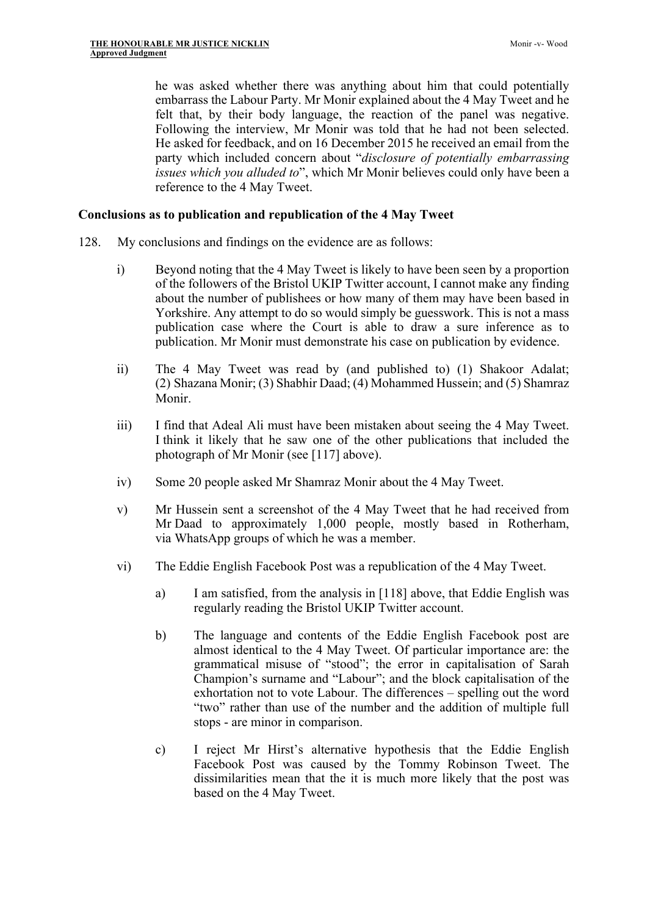he was asked whether there was anything about him that could potentially embarrass the Labour Party. Mr Monir explained about the 4 May Tweet and he felt that, by their body language, the reaction of the panel was negative. Following the interview, Mr Monir was told that he had not been selected. He asked for feedback, and on 16 December 2015 he received an email from the party which included concern about "*disclosure of potentially embarrassing issues which you alluded to*", which Mr Monir believes could only have been a reference to the 4 May Tweet.

**Conclusions as to publication and republication of the 4 May Tweet**

128. My conclusions and findings on the evidence are as follows:

   i) Beyond noting that the 4 May Tweet is likely to have been seen by a proportion of the followers of the Bristol UKIP Twitter account, I cannot make any finding about the number of publishees or how many of them may have been based in Yorkshire. Any attempt to do so would simply be guesswork. This is not a mass publication case where the Court is able to draw a sure inference as to publication. Mr Monir must demonstrate his case on publication by evidence.

   ii) The 4 May Tweet was read by (and published to) (1) Shakoor Adalat; (2) Shazana Monir; (3) Shabhir Daad; (4) Mohammed Hussein; and (5) Shamraz Monir.

   iii) I find that Adeal Ali must have been mistaken about seeing the 4 May Tweet. I think it likely that he saw one of the other publications that included the photograph of Mr Monir (see [117] above).

   iv) Some 20 people asked Mr Shamraz Monir about the 4 May Tweet.

   v) Mr Hussein sent a screenshot of the 4 May Tweet that he had received from Mr Daad to approximately 1,000 people, mostly based in Rotherham, via WhatsApp groups of which he was a member.

   vi) The Eddie English Facebook Post was a republication of the 4 May Tweet.

      a) I am satisfied, from the analysis in [118] above, that Eddie English was regularly reading the Bristol UKIP Twitter account.

      b) The language and contents of the Eddie English Facebook post are almost identical to the 4 May Tweet. Of particular importance are: the grammatical misuse of "stood"; the error in capitalisation of Sarah Champion's surname and "Labour"; and the block capitalisation of the exhortation not to vote Labour. The differences – spelling out the word "two" rather than use of the number and the addition of multiple full stops - are minor in comparison.

      c) I reject Mr Hirst's alternative hypothesis that the Eddie English Facebook Post was caused by the Tommy Robinson Tweet. The dissimilarities mean that the it is much more likely that the post was based on the 4 May Tweet.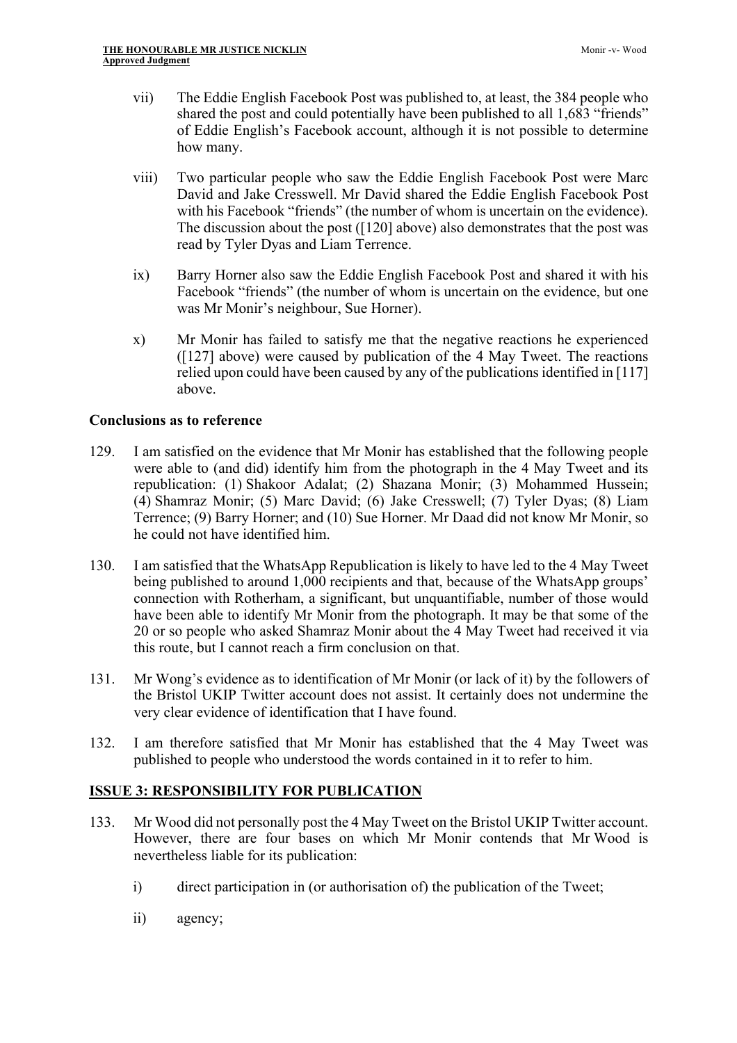vii) The Eddie English Facebook Post was published to, at least, the 384 people who shared the post and could potentially have been published to all 1,683 "friends" of Eddie English's Facebook account, although it is not possible to determine how many.

viii) Two particular people who saw the Eddie English Facebook Post were Marc David and Jake Cresswell. Mr David shared the Eddie English Facebook Post with his Facebook "friends" (the number of whom is uncertain on the evidence). The discussion about the post ([120] above) also demonstrates that the post was read by Tyler Dyas and Liam Terrence.

ix) Barry Horner also saw the Eddie English Facebook Post and shared it with his Facebook "friends" (the number of whom is uncertain on the evidence, but one was Mr Monir's neighbour, Sue Horner).

x) Mr Monir has failed to satisfy me that the negative reactions he experienced ([127] above) were caused by publication of the 4 May Tweet. The reactions relied upon could have been caused by any of the publications identified in [117] above.

**Conclusions as to reference**

129. I am satisfied on the evidence that Mr Monir has established that the following people were able to (and did) identify him from the photograph in the 4 May Tweet and its republication: (1) Shakoor Adalat; (2) Shazana Monir; (3) Mohammed Hussein; (4) Shamraz Monir; (5) Marc David; (6) Jake Cresswell; (7) Tyler Dyas; (8) Liam Terrence; (9) Barry Horner; and (10) Sue Horner. Mr Daad did not know Mr Monir, so he could not have identified him.

130. I am satisfied that the WhatsApp Republication is likely to have led to the 4 May Tweet being published to around 1,000 recipients and that, because of the WhatsApp groups' connection with Rotherham, a significant, but unquantifiable, number of those would have been able to identify Mr Monir from the photograph. It may be that some of the 20 or so people who asked Shamraz Monir about the 4 May Tweet had received it via this route, but I cannot reach a firm conclusion on that.

131. Mr Wong's evidence as to identification of Mr Monir (or lack of it) by the followers of the Bristol UKIP Twitter account does not assist. It certainly does not undermine the very clear evidence of identification that I have found.

132. I am therefore satisfied that Mr Monir has established that the 4 May Tweet was published to people who understood the words contained in it to refer to him.

## ISSUE 3: RESPONSIBILITY FOR PUBLICATION

133. Mr Wood did not personally post the 4 May Tweet on the Bristol UKIP Twitter account. However, there are four bases on which Mr Monir contends that Mr Wood is nevertheless liable for its publication:

i) direct participation in (or authorisation of) the publication of the Tweet;

ii) agency;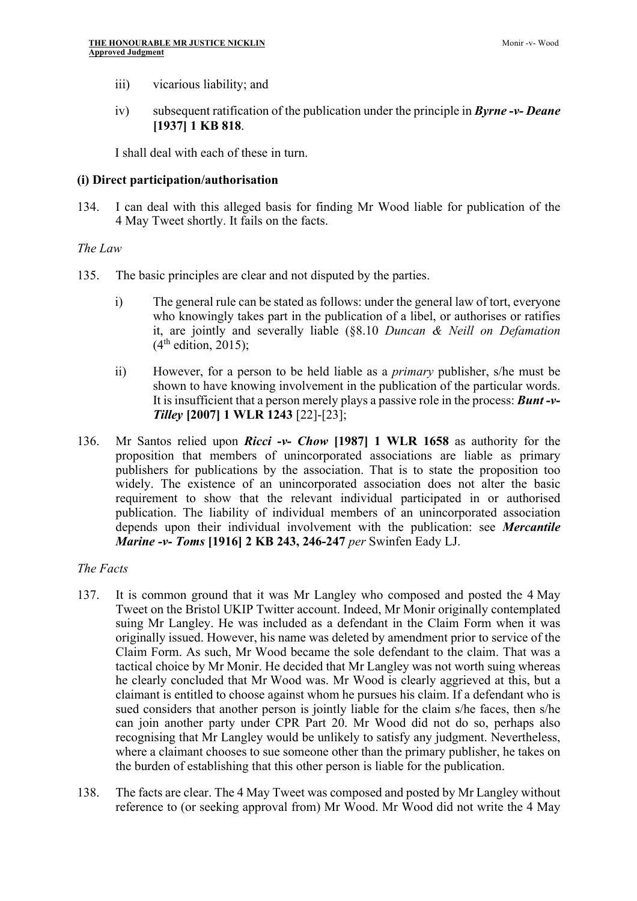iii) vicarious liability; and

iv) subsequent ratification of the publication under the principle in ***Byrne -v- Deane* [1937] 1 KB 818**.

I shall deal with each of these in turn.

### (i) Direct participation/authorisation

134. I can deal with this alleged basis for finding Mr Wood liable for publication of the 4 May Tweet shortly. It fails on the facts.

*The Law*

135. The basic principles are clear and not disputed by the parties.

   i) The general rule can be stated as follows: under the general law of tort, everyone who knowingly takes part in the publication of a libel, or authorises or ratifies it, are jointly and severally liable (§8.10 *Duncan & Neill on Defamation* (4th edition, 2015);

   ii) However, for a person to be held liable as a *primary* publisher, s/he must be shown to have knowing involvement in the publication of the particular words. It is insufficient that a person merely plays a passive role in the process: ***Bunt -v- Tilley* [2007] 1 WLR 1243** [22]-[23];

136. Mr Santos relied upon ***Ricci -v- Chow* [1987] 1 WLR 1658** as authority for the proposition that members of unincorporated associations are liable as primary publishers for publications by the association. That is to state the proposition too widely. The existence of an unincorporated association does not alter the basic requirement to show that the relevant individual participated in or authorised publication. The liability of individual members of an unincorporated association depends upon their individual involvement with the publication: see ***Mercantile Marine -v- Toms* [1916] 2 KB 243, 246-247** *per* Swinfen Eady LJ.

*The Facts*

137. It is common ground that it was Mr Langley who composed and posted the 4 May Tweet on the Bristol UKIP Twitter account. Indeed, Mr Monir originally contemplated suing Mr Langley. He was included as a defendant in the Claim Form when it was originally issued. However, his name was deleted by amendment prior to service of the Claim Form. As such, Mr Wood became the sole defendant to the claim. That was a tactical choice by Mr Monir. He decided that Mr Langley was not worth suing whereas he clearly concluded that Mr Wood was. Mr Wood is clearly aggrieved at this, but a claimant is entitled to choose against whom he pursues his claim. If a defendant who is sued considers that another person is jointly liable for the claim s/he faces, then s/he can join another party under CPR Part 20. Mr Wood did not do so, perhaps also recognising that Mr Langley would be unlikely to satisfy any judgment. Nevertheless, where a claimant chooses to sue someone other than the primary publisher, he takes on the burden of establishing that this other person is liable for the publication.

138. The facts are clear. The 4 May Tweet was composed and posted by Mr Langley without reference to (or seeking approval from) Mr Wood. Mr Wood did not write the 4 May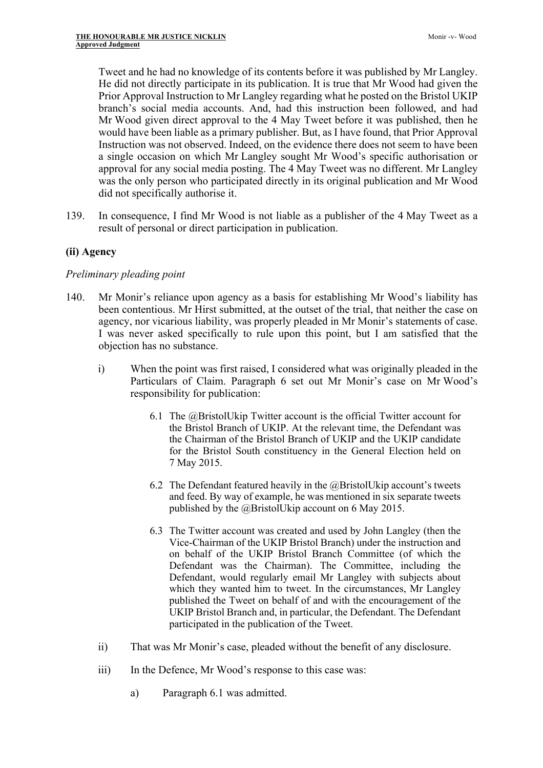Tweet and he had no knowledge of its contents before it was published by Mr Langley. He did not directly participate in its publication. It is true that Mr Wood had given the Prior Approval Instruction to Mr Langley regarding what he posted on the Bristol UKIP branch's social media accounts. And, had this instruction been followed, and had Mr Wood given direct approval to the 4 May Tweet before it was published, then he would have been liable as a primary publisher. But, as I have found, that Prior Approval Instruction was not observed. Indeed, on the evidence there does not seem to have been a single occasion on which Mr Langley sought Mr Wood's specific authorisation or approval for any social media posting. The 4 May Tweet was no different. Mr Langley was the only person who participated directly in its original publication and Mr Wood did not specifically authorise it.

139. In consequence, I find Mr Wood is not liable as a publisher of the 4 May Tweet as a result of personal or direct participation in publication.

### (ii) Agency

*Preliminary pleading point*

140. Mr Monir's reliance upon agency as a basis for establishing Mr Wood's liability has been contentious. Mr Hirst submitted, at the outset of the trial, that neither the case on agency, nor vicarious liability, was properly pleaded in Mr Monir's statements of case. I was never asked specifically to rule upon this point, but I am satisfied that the objection has no substance.

    i) When the point was first raised, I considered what was originally pleaded in the Particulars of Claim. Paragraph 6 set out Mr Monir's case on Mr Wood's responsibility for publication:

        6.1 The @BristolUkip Twitter account is the official Twitter account for the Bristol Branch of UKIP. At the relevant time, the Defendant was the Chairman of the Bristol Branch of UKIP and the UKIP candidate for the Bristol South constituency in the General Election held on 7 May 2015.

        6.2 The Defendant featured heavily in the @BristolUkip account's tweets and feed. By way of example, he was mentioned in six separate tweets published by the @BristolUkip account on 6 May 2015.

        6.3 The Twitter account was created and used by John Langley (then the Vice-Chairman of the UKIP Bristol Branch) under the instruction and on behalf of the UKIP Bristol Branch Committee (of which the Defendant was the Chairman). The Committee, including the Defendant, would regularly email Mr Langley with subjects about which they wanted him to tweet. In the circumstances, Mr Langley published the Tweet on behalf of and with the encouragement of the UKIP Bristol Branch and, in particular, the Defendant. The Defendant participated in the publication of the Tweet.

    ii) That was Mr Monir's case, pleaded without the benefit of any disclosure.

    iii) In the Defence, Mr Wood's response to this case was:

        a) Paragraph 6.1 was admitted.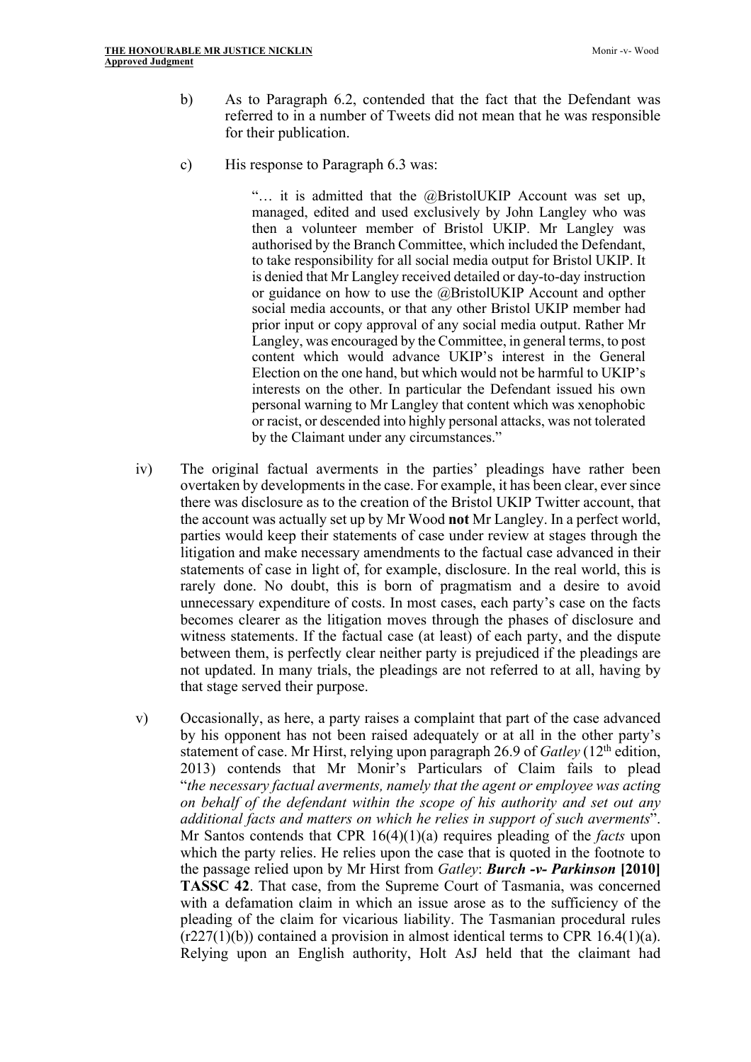b) As to Paragraph 6.2, contended that the fact that the Defendant was referred to in a number of Tweets did not mean that he was responsible for their publication.

c) His response to Paragraph 6.3 was:

> "… it is admitted that the @BristolUKIP Account was set up, managed, edited and used exclusively by John Langley who was then a volunteer member of Bristol UKIP. Mr Langley was authorised by the Branch Committee, which included the Defendant, to take responsibility for all social media output for Bristol UKIP. It is denied that Mr Langley received detailed or day-to-day instruction or guidance on how to use the @BristolUKIP Account and opther social media accounts, or that any other Bristol UKIP member had prior input or copy approval of any social media output. Rather Mr Langley, was encouraged by the Committee, in general terms, to post content which would advance UKIP's interest in the General Election on the one hand, but which would not be harmful to UKIP's interests on the other. In particular the Defendant issued his own personal warning to Mr Langley that content which was xenophobic or racist, or descended into highly personal attacks, was not tolerated by the Claimant under any circumstances."

iv) The original factual averments in the parties' pleadings have rather been overtaken by developments in the case. For example, it has been clear, ever since there was disclosure as to the creation of the Bristol UKIP Twitter account, that the account was actually set up by Mr Wood **not** Mr Langley. In a perfect world, parties would keep their statements of case under review at stages through the litigation and make necessary amendments to the factual case advanced in their statements of case in light of, for example, disclosure. In the real world, this is rarely done. No doubt, this is born of pragmatism and a desire to avoid unnecessary expenditure of costs. In most cases, each party's case on the facts becomes clearer as the litigation moves through the phases of disclosure and witness statements. If the factual case (at least) of each party, and the dispute between them, is perfectly clear neither party is prejudiced if the pleadings are not updated. In many trials, the pleadings are not referred to at all, having by that stage served their purpose.

v) Occasionally, as here, a party raises a complaint that part of the case advanced by his opponent has not been raised adequately or at all in the other party's statement of case. Mr Hirst, relying upon paragraph 26.9 of *Gatley* (12th edition, 2013) contends that Mr Monir's Particulars of Claim fails to plead "*the necessary factual averments, namely that the agent or employee was acting on behalf of the defendant within the scope of his authority and set out any additional facts and matters on which he relies in support of such averments*". Mr Santos contends that CPR 16(4)(1)(a) requires pleading of the *facts* upon which the party relies. He relies upon the case that is quoted in the footnote to the passage relied upon by Mr Hirst from *Gatley*: ***Burch -v- Parkinson* [2010] TASSC 42**. That case, from the Supreme Court of Tasmania, was concerned with a defamation claim in which an issue arose as to the sufficiency of the pleading of the claim for vicarious liability. The Tasmanian procedural rules (r227(1)(b)) contained a provision in almost identical terms to CPR 16.4(1)(a). Relying upon an English authority, Holt AsJ held that the claimant had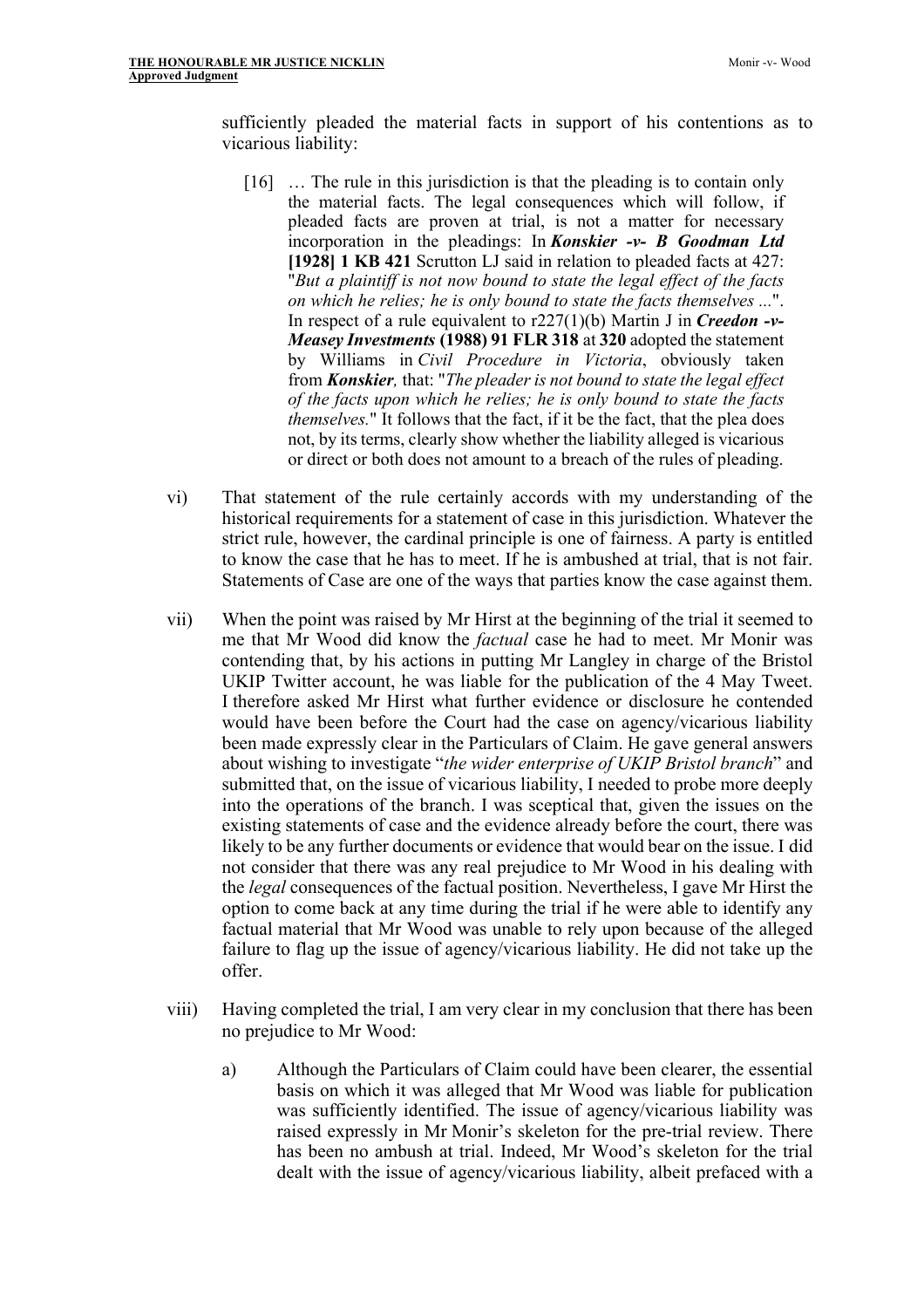sufficiently pleaded the material facts in support of his contentions as to vicarious liability:

> [16] … The rule in this jurisdiction is that the pleading is to contain only the material facts. The legal consequences which will follow, if pleaded facts are proven at trial, is not a matter for necessary incorporation in the pleadings: In ***Konskier -v- B Goodman Ltd* [1928] 1 KB 421** Scrutton LJ said in relation to pleaded facts at 427: "*But a plaintiff is not now bound to state the legal effect of the facts on which he relies; he is only bound to state the facts themselves ...*". In respect of a rule equivalent to r227(1)(b) Martin J in ***Creedon -v- Measey Investments* (1988) 91 FLR 318** at **320** adopted the statement by Williams in *Civil Procedure in Victoria*, obviously taken from ***Konskier***, that: "*The pleader is not bound to state the legal effect of the facts upon which he relies; he is only bound to state the facts themselves.*" It follows that the fact, if it be the fact, that the plea does not, by its terms, clearly show whether the liability alleged is vicarious or direct or both does not amount to a breach of the rules of pleading.

vi) That statement of the rule certainly accords with my understanding of the historical requirements for a statement of case in this jurisdiction. Whatever the strict rule, however, the cardinal principle is one of fairness. A party is entitled to know the case that he has to meet. If he is ambushed at trial, that is not fair. Statements of Case are one of the ways that parties know the case against them.

vii) When the point was raised by Mr Hirst at the beginning of the trial it seemed to me that Mr Wood did know the *factual* case he had to meet. Mr Monir was contending that, by his actions in putting Mr Langley in charge of the Bristol UKIP Twitter account, he was liable for the publication of the 4 May Tweet. I therefore asked Mr Hirst what further evidence or disclosure he contended would have been before the Court had the case on agency/vicarious liability been made expressly clear in the Particulars of Claim. He gave general answers about wishing to investigate "*the wider enterprise of UKIP Bristol branch*" and submitted that, on the issue of vicarious liability, I needed to probe more deeply into the operations of the branch. I was sceptical that, given the issues on the existing statements of case and the evidence already before the court, there was likely to be any further documents or evidence that would bear on the issue. I did not consider that there was any real prejudice to Mr Wood in his dealing with the *legal* consequences of the factual position. Nevertheless, I gave Mr Hirst the option to come back at any time during the trial if he were able to identify any factual material that Mr Wood was unable to rely upon because of the alleged failure to flag up the issue of agency/vicarious liability. He did not take up the offer.

viii) Having completed the trial, I am very clear in my conclusion that there has been no prejudice to Mr Wood:

   a) Although the Particulars of Claim could have been clearer, the essential basis on which it was alleged that Mr Wood was liable for publication was sufficiently identified. The issue of agency/vicarious liability was raised expressly in Mr Monir's skeleton for the pre-trial review. There has been no ambush at trial. Indeed, Mr Wood's skeleton for the trial dealt with the issue of agency/vicarious liability, albeit prefaced with a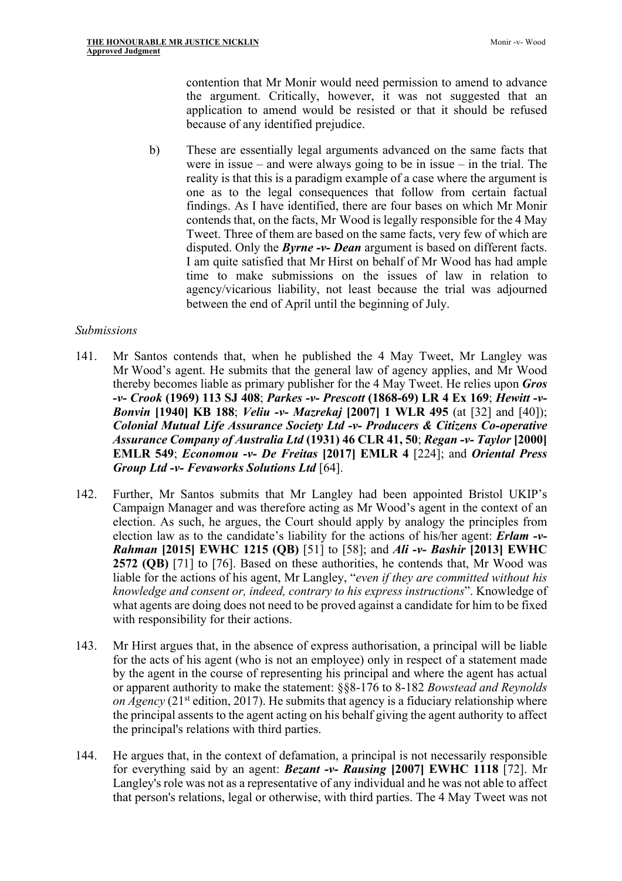contention that Mr Monir would need permission to amend to advance the argument. Critically, however, it was not suggested that an application to amend would be resisted or that it should be refused because of any identified prejudice.

b) These are essentially legal arguments advanced on the same facts that were in issue – and were always going to be in issue – in the trial. The reality is that this is a paradigm example of a case where the argument is one as to the legal consequences that follow from certain factual findings. As I have identified, there are four bases on which Mr Monir contends that, on the facts, Mr Wood is legally responsible for the 4 May Tweet. Three of them are based on the same facts, very few of which are disputed. Only the ***Byrne -v- Dean*** argument is based on different facts. I am quite satisfied that Mr Hirst on behalf of Mr Wood has had ample time to make submissions on the issues of law in relation to agency/vicarious liability, not least because the trial was adjourned between the end of April until the beginning of July.

*Submissions*

141. Mr Santos contends that, when he published the 4 May Tweet, Mr Langley was Mr Wood's agent. He submits that the general law of agency applies, and Mr Wood thereby becomes liable as primary publisher for the 4 May Tweet. He relies upon ***Gros -v- Crook* (1969) 113 SJ 408**; ***Parkes -v- Prescott* (1868-69) LR 4 Ex 169**; ***Hewitt -v- Bonvin* [1940] KB 188**; ***Veliu -v- Mazrekaj* [2007] 1 WLR 495** (at [32] and [40]); ***Colonial Mutual Life Assurance Society Ltd -v- Producers & Citizens Co-operative Assurance Company of Australia Ltd* (1931) 46 CLR 41, 50**; ***Regan -v- Taylor* [2000] EMLR 549**; ***Economou -v- De Freitas* [2017] EMLR 4** [224]; and ***Oriental Press Group Ltd -v- Fevaworks Solutions Ltd*** [64].

142. Further, Mr Santos submits that Mr Langley had been appointed Bristol UKIP's Campaign Manager and was therefore acting as Mr Wood's agent in the context of an election. As such, he argues, the Court should apply by analogy the principles from election law as to the candidate's liability for the actions of his/her agent: ***Erlam -v- Rahman* [2015] EWHC 1215 (QB)** [51] to [58]; and ***Ali -v- Bashir* [2013] EWHC 2572 (QB)** [71] to [76]. Based on these authorities, he contends that, Mr Wood was liable for the actions of his agent, Mr Langley, "*even if they are committed without his knowledge and consent or, indeed, contrary to his express instructions*". Knowledge of what agents are doing does not need to be proved against a candidate for him to be fixed with responsibility for their actions.

143. Mr Hirst argues that, in the absence of express authorisation, a principal will be liable for the acts of his agent (who is not an employee) only in respect of a statement made by the agent in the course of representing his principal and where the agent has actual or apparent authority to make the statement: §§8-176 to 8-182 *Bowstead and Reynolds on Agency* (21st edition, 2017). He submits that agency is a fiduciary relationship where the principal assents to the agent acting on his behalf giving the agent authority to affect the principal's relations with third parties.

144. He argues that, in the context of defamation, a principal is not necessarily responsible for everything said by an agent: ***Bezant -v- Rausing* [2007] EWHC 1118** [72]. Mr Langley's role was not as a representative of any individual and he was not able to affect that person's relations, legal or otherwise, with third parties. The 4 May Tweet was not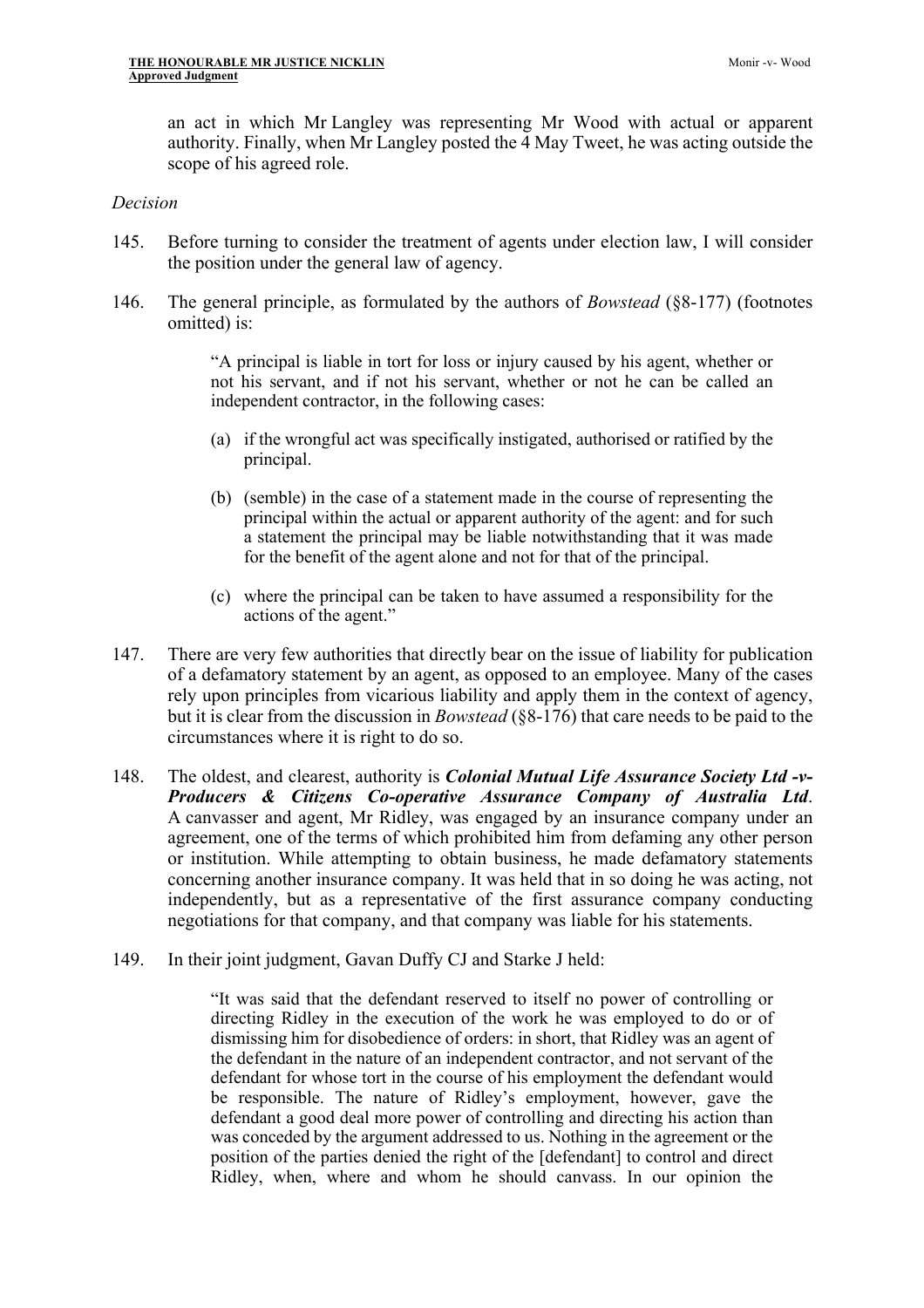an act in which Mr Langley was representing Mr Wood with actual or apparent authority. Finally, when Mr Langley posted the 4 May Tweet, he was acting outside the scope of his agreed role.

*Decision*

145. Before turning to consider the treatment of agents under election law, I will consider the position under the general law of agency.

146. The general principle, as formulated by the authors of *Bowstead* (§8-177) (footnotes omitted) is:

> "A principal is liable in tort for loss or injury caused by his agent, whether or not his servant, and if not his servant, whether or not he can be called an independent contractor, in the following cases:
>
> (a) if the wrongful act was specifically instigated, authorised or ratified by the principal.
>
> (b) (semble) in the case of a statement made in the course of representing the principal within the actual or apparent authority of the agent: and for such a statement the principal may be liable notwithstanding that it was made for the benefit of the agent alone and not for that of the principal.
>
> (c) where the principal can be taken to have assumed a responsibility for the actions of the agent."

147. There are very few authorities that directly bear on the issue of liability for publication of a defamatory statement by an agent, as opposed to an employee. Many of the cases rely upon principles from vicarious liability and apply them in the context of agency, but it is clear from the discussion in *Bowstead* (§8-176) that care needs to be paid to the circumstances where it is right to do so.

148. The oldest, and clearest, authority is ***Colonial Mutual Life Assurance Society Ltd -v- Producers & Citizens Co-operative Assurance Company of Australia Ltd***. A canvasser and agent, Mr Ridley, was engaged by an insurance company under an agreement, one of the terms of which prohibited him from defaming any other person or institution. While attempting to obtain business, he made defamatory statements concerning another insurance company. It was held that in so doing he was acting, not independently, but as a representative of the first assurance company conducting negotiations for that company, and that company was liable for his statements.

149. In their joint judgment, Gavan Duffy CJ and Starke J held:

> "It was said that the defendant reserved to itself no power of controlling or directing Ridley in the execution of the work he was employed to do or of dismissing him for disobedience of orders: in short, that Ridley was an agent of the defendant in the nature of an independent contractor, and not servant of the defendant for whose tort in the course of his employment the defendant would be responsible. The nature of Ridley's employment, however, gave the defendant a good deal more power of controlling and directing his action than was conceded by the argument addressed to us. Nothing in the agreement or the position of the parties denied the right of the [defendant] to control and direct Ridley, when, where and whom he should canvass. In our opinion the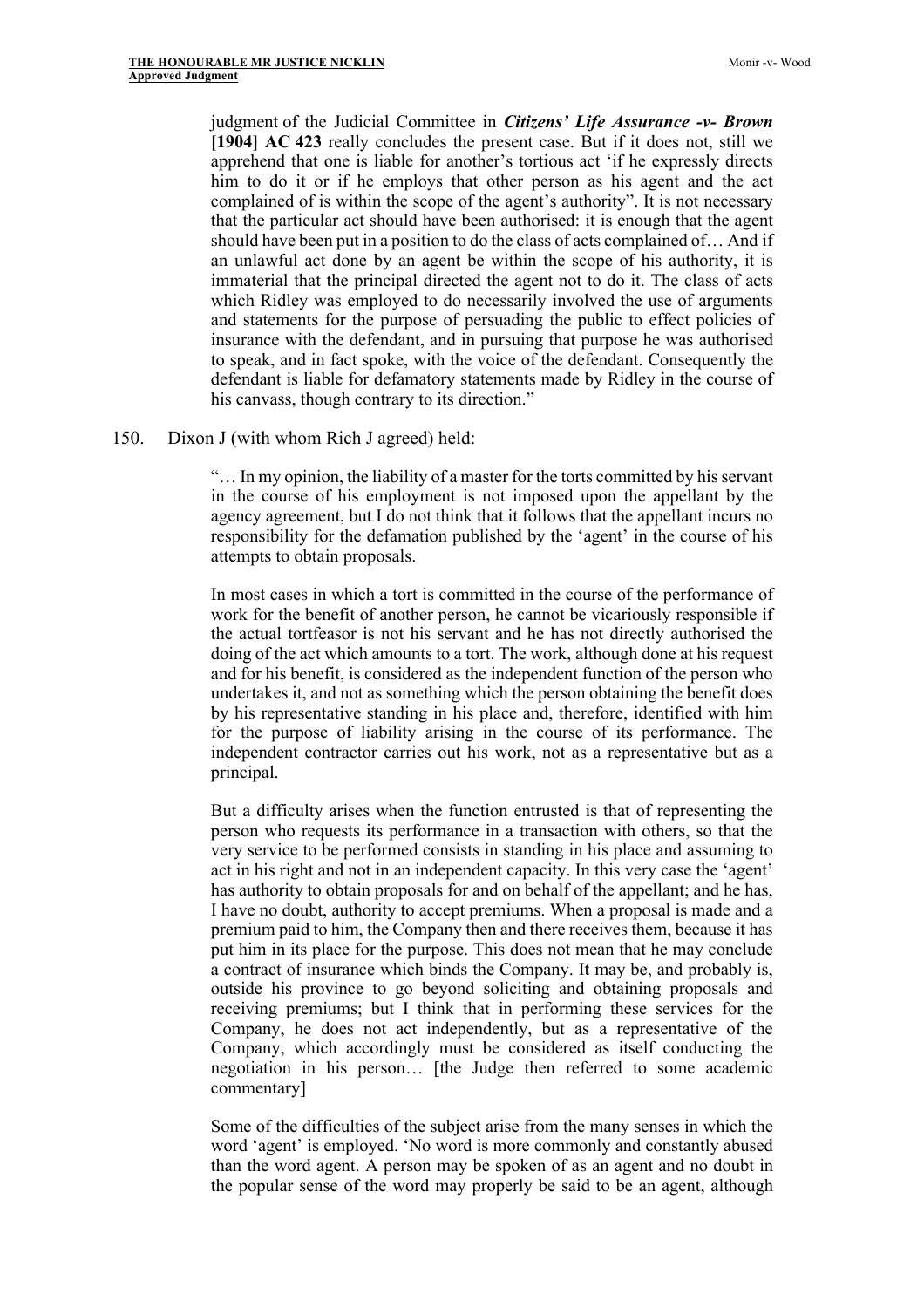judgment of the Judicial Committee in ***Citizens' Life Assurance -v- Brown* [1904] AC 423** really concludes the present case. But if it does not, still we apprehend that one is liable for another's tortious act 'if he expressly directs him to do it or if he employs that other person as his agent and the act complained of is within the scope of the agent's authority". It is not necessary that the particular act should have been authorised: it is enough that the agent should have been put in a position to do the class of acts complained of… And if an unlawful act done by an agent be within the scope of his authority, it is immaterial that the principal directed the agent not to do it. The class of acts which Ridley was employed to do necessarily involved the use of arguments and statements for the purpose of persuading the public to effect policies of insurance with the defendant, and in pursuing that purpose he was authorised to speak, and in fact spoke, with the voice of the defendant. Consequently the defendant is liable for defamatory statements made by Ridley in the course of his canvass, though contrary to its direction."

150. Dixon J (with whom Rich J agreed) held:

> "… In my opinion, the liability of a master for the torts committed by his servant in the course of his employment is not imposed upon the appellant by the agency agreement, but I do not think that it follows that the appellant incurs no responsibility for the defamation published by the 'agent' in the course of his attempts to obtain proposals.
>
> In most cases in which a tort is committed in the course of the performance of work for the benefit of another person, he cannot be vicariously responsible if the actual tortfeasor is not his servant and he has not directly authorised the doing of the act which amounts to a tort. The work, although done at his request and for his benefit, is considered as the independent function of the person who undertakes it, and not as something which the person obtaining the benefit does by his representative standing in his place and, therefore, identified with him for the purpose of liability arising in the course of its performance. The independent contractor carries out his work, not as a representative but as a principal.
>
> But a difficulty arises when the function entrusted is that of representing the person who requests its performance in a transaction with others, so that the very service to be performed consists in standing in his place and assuming to act in his right and not in an independent capacity. In this very case the 'agent' has authority to obtain proposals for and on behalf of the appellant; and he has, I have no doubt, authority to accept premiums. When a proposal is made and a premium paid to him, the Company then and there receives them, because it has put him in its place for the purpose. This does not mean that he may conclude a contract of insurance which binds the Company. It may be, and probably is, outside his province to go beyond soliciting and obtaining proposals and receiving premiums; but I think that in performing these services for the Company, he does not act independently, but as a representative of the Company, which accordingly must be considered as itself conducting the negotiation in his person… [the Judge then referred to some academic commentary]
>
> Some of the difficulties of the subject arise from the many senses in which the word 'agent' is employed. 'No word is more commonly and constantly abused than the word agent. A person may be spoken of as an agent and no doubt in the popular sense of the word may properly be said to be an agent, although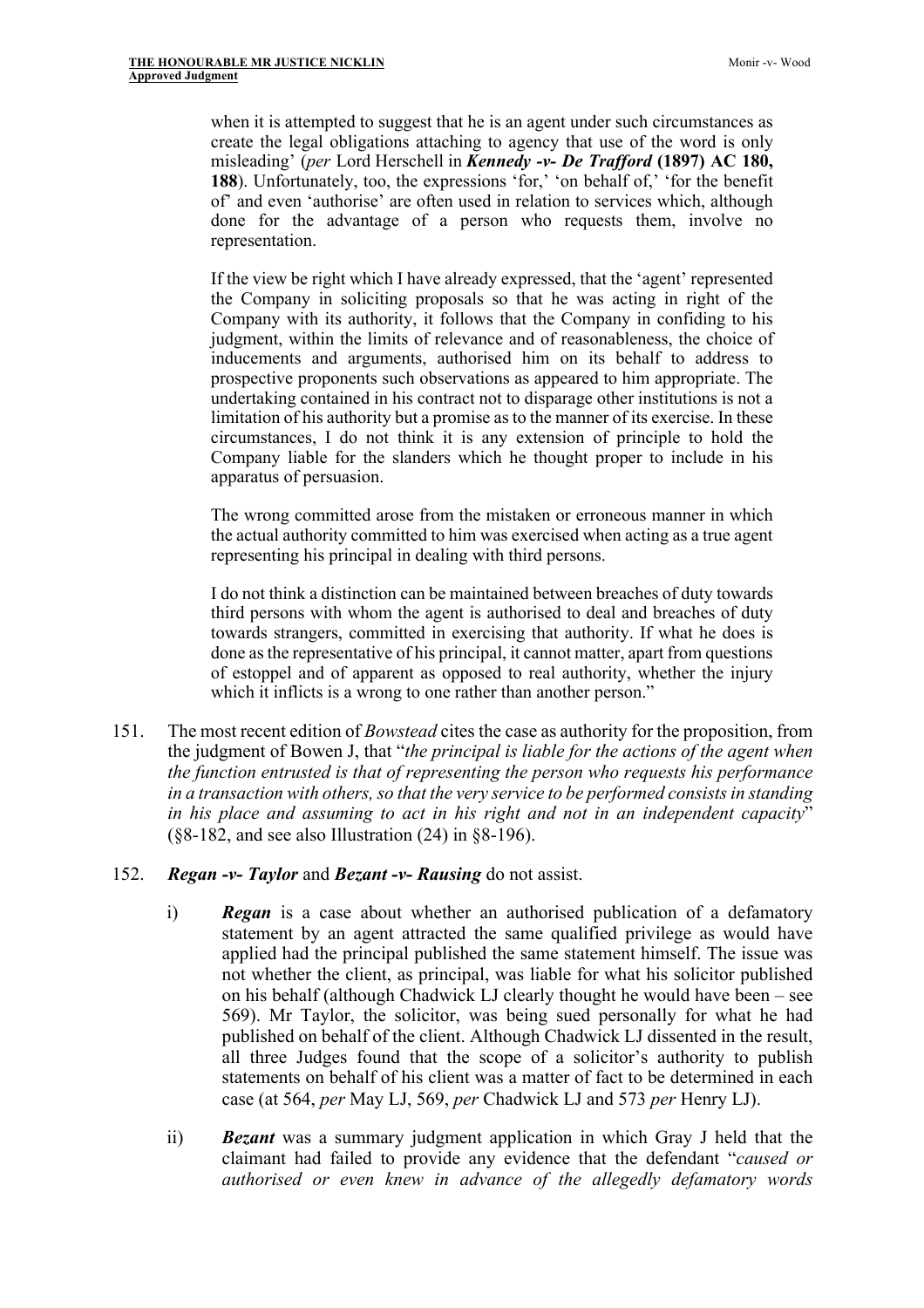when it is attempted to suggest that he is an agent under such circumstances as create the legal obligations attaching to agency that use of the word is only misleading' (*per* Lord Herschell in ***Kennedy -v- De Trafford* (1897) AC 180, 188**). Unfortunately, too, the expressions 'for,' 'on behalf of,' 'for the benefit of' and even 'authorise' are often used in relation to services which, although done for the advantage of a person who requests them, involve no representation.

> If the view be right which I have already expressed, that the 'agent' represented the Company in soliciting proposals so that he was acting in right of the Company with its authority, it follows that the Company in confiding to his judgment, within the limits of relevance and of reasonableness, the choice of inducements and arguments, authorised him on its behalf to address to prospective proponents such observations as appeared to him appropriate. The undertaking contained in his contract not to disparage other institutions is not a limitation of his authority but a promise as to the manner of its exercise. In these circumstances, I do not think it is any extension of principle to hold the Company liable for the slanders which he thought proper to include in his apparatus of persuasion.
>
> The wrong committed arose from the mistaken or erroneous manner in which the actual authority committed to him was exercised when acting as a true agent representing his principal in dealing with third persons.
>
> I do not think a distinction can be maintained between breaches of duty towards third persons with whom the agent is authorised to deal and breaches of duty towards strangers, committed in exercising that authority. If what he does is done as the representative of his principal, it cannot matter, apart from questions of estoppel and of apparent as opposed to real authority, whether the injury which it inflicts is a wrong to one rather than another person."

151. The most recent edition of *Bowstead* cites the case as authority for the proposition, from the judgment of Bowen J, that "*the principal is liable for the actions of the agent when the function entrusted is that of representing the person who requests his performance in a transaction with others, so that the very service to be performed consists in standing in his place and assuming to act in his right and not in an independent capacity*" (§8-182, and see also Illustration (24) in §8-196).

152. ***Regan -v- Taylor*** and ***Bezant -v- Rausing*** do not assist.

i) ***Regan*** is a case about whether an authorised publication of a defamatory statement by an agent attracted the same qualified privilege as would have applied had the principal published the same statement himself. The issue was not whether the client, as principal, was liable for what his solicitor published on his behalf (although Chadwick LJ clearly thought he would have been – see 569). Mr Taylor, the solicitor, was being sued personally for what he had published on behalf of the client. Although Chadwick LJ dissented in the result, all three Judges found that the scope of a solicitor's authority to publish statements on behalf of his client was a matter of fact to be determined in each case (at 564, *per* May LJ, 569, *per* Chadwick LJ and 573 *per* Henry LJ).

ii) ***Bezant*** was a summary judgment application in which Gray J held that the claimant had failed to provide any evidence that the defendant "*caused or authorised or even knew in advance of the allegedly defamatory words*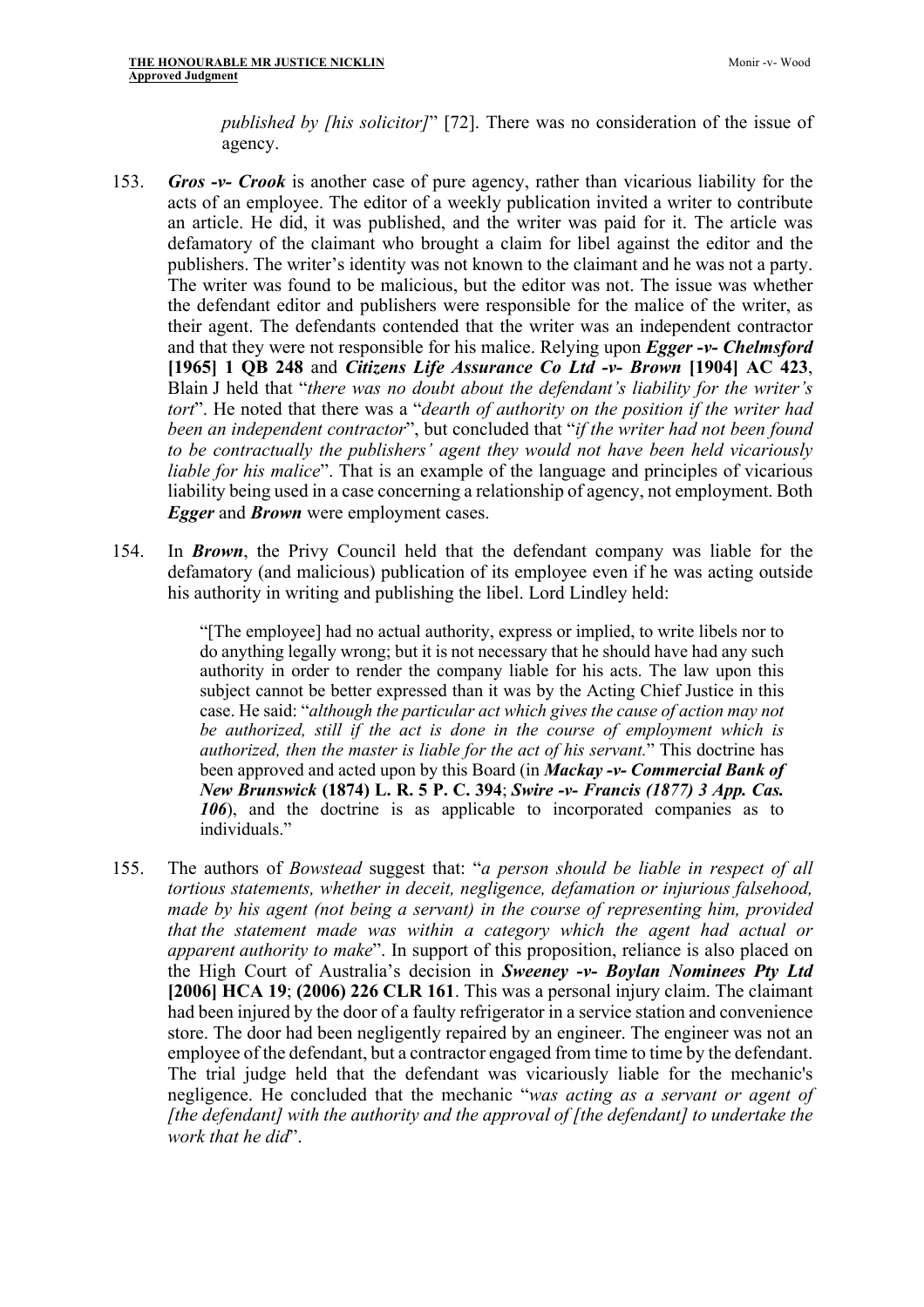*published by [his solicitor]*" [72]. There was no consideration of the issue of agency.

153. ***Gros -v- Crook*** is another case of pure agency, rather than vicarious liability for the acts of an employee. The editor of a weekly publication invited a writer to contribute an article. He did, it was published, and the writer was paid for it. The article was defamatory of the claimant who brought a claim for libel against the editor and the publishers. The writer's identity was not known to the claimant and he was not a party. The writer was found to be malicious, but the editor was not. The issue was whether the defendant editor and publishers were responsible for the malice of the writer, as their agent. The defendants contended that the writer was an independent contractor and that they were not responsible for his malice. Relying upon ***Egger -v- Chelmsford* [1965] 1 QB 248** and ***Citizens Life Assurance Co Ltd -v- Brown* [1904] AC 423**, Blain J held that "*there was no doubt about the defendant's liability for the writer's tort*". He noted that there was a "*dearth of authority on the position if the writer had been an independent contractor*", but concluded that "*if the writer had not been found to be contractually the publishers' agent they would not have been held vicariously liable for his malice*". That is an example of the language and principles of vicarious liability being used in a case concerning a relationship of agency, not employment. Both ***Egger*** and ***Brown*** were employment cases.

154. In ***Brown***, the Privy Council held that the defendant company was liable for the defamatory (and malicious) publication of its employee even if he was acting outside his authority in writing and publishing the libel. Lord Lindley held:

> "[The employee] had no actual authority, express or implied, to write libels nor to do anything legally wrong; but it is not necessary that he should have had any such authority in order to render the company liable for his acts. The law upon this subject cannot be better expressed than it was by the Acting Chief Justice in this case. He said: "*although the particular act which gives the cause of action may not be authorized, still if the act is done in the course of employment which is authorized, then the master is liable for the act of his servant.*" This doctrine has been approved and acted upon by this Board (in ***Mackay -v- Commercial Bank of New Brunswick*** **(1874) L. R. 5 P. C. 394**; ***Swire -v- Francis (1877) 3 App. Cas. 106***), and the doctrine is as applicable to incorporated companies as to individuals."

155. The authors of *Bowstead* suggest that: "*a person should be liable in respect of all tortious statements, whether in deceit, negligence, defamation or injurious falsehood, made by his agent (not being a servant) in the course of representing him, provided that the statement made was within a category which the agent had actual or apparent authority to make*". In support of this proposition, reliance is also placed on the High Court of Australia's decision in ***Sweeney -v- Boylan Nominees Pty Ltd* [2006] HCA 19**; **(2006) 226 CLR 161**. This was a personal injury claim. The claimant had been injured by the door of a faulty refrigerator in a service station and convenience store. The door had been negligently repaired by an engineer. The engineer was not an employee of the defendant, but a contractor engaged from time to time by the defendant. The trial judge held that the defendant was vicariously liable for the mechanic's negligence. He concluded that the mechanic "*was acting as a servant or agent of [the defendant] with the authority and the approval of [the defendant] to undertake the work that he did*".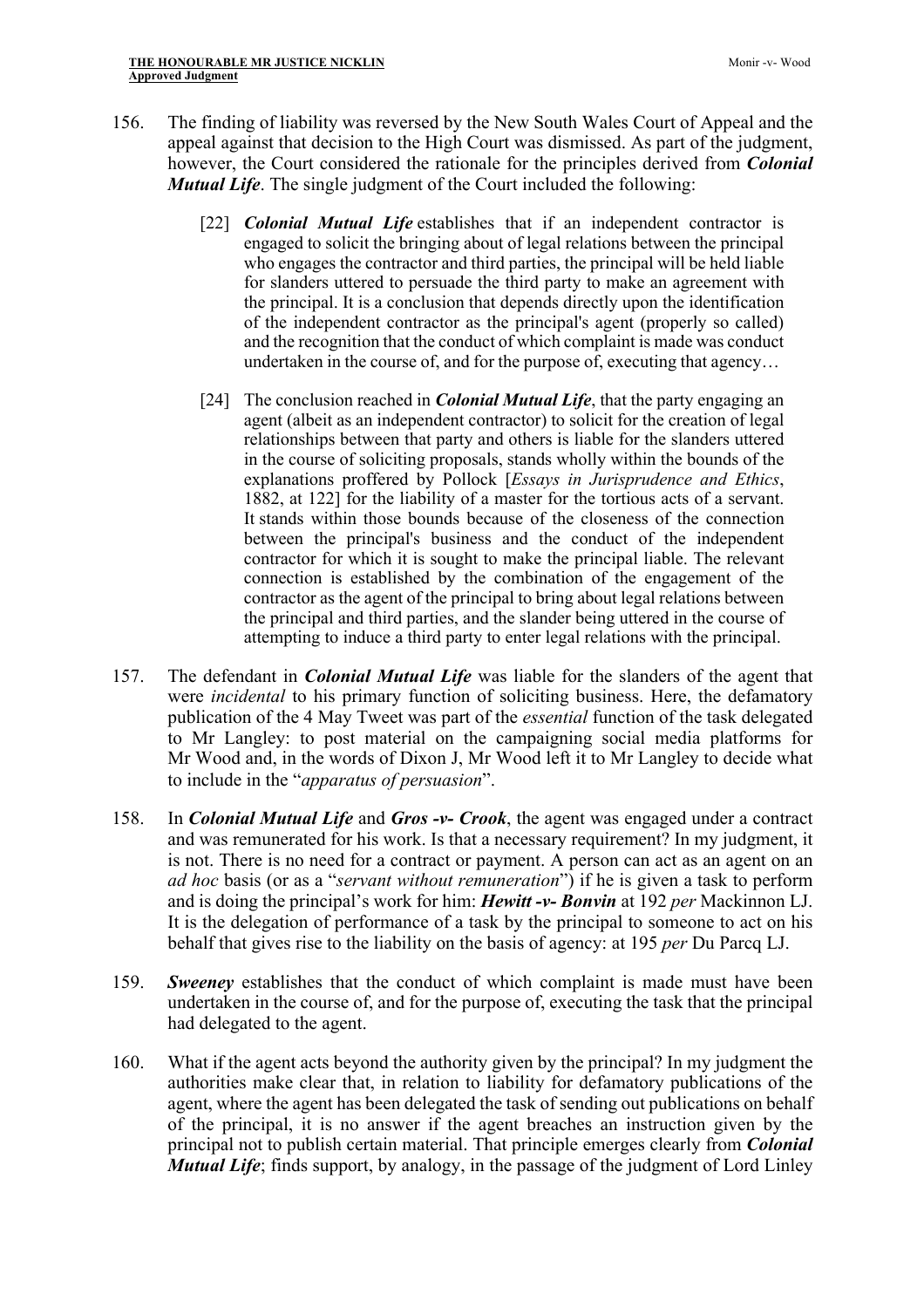156. The finding of liability was reversed by the New South Wales Court of Appeal and the appeal against that decision to the High Court was dismissed. As part of the judgment, however, the Court considered the rationale for the principles derived from ***Colonial Mutual Life***. The single judgment of the Court included the following:

> [22] ***Colonial Mutual Life*** establishes that if an independent contractor is engaged to solicit the bringing about of legal relations between the principal who engages the contractor and third parties, the principal will be held liable for slanders uttered to persuade the third party to make an agreement with the principal. It is a conclusion that depends directly upon the identification of the independent contractor as the principal's agent (properly so called) and the recognition that the conduct of which complaint is made was conduct undertaken in the course of, and for the purpose of, executing that agency…
>
> [24] The conclusion reached in ***Colonial Mutual Life***, that the party engaging an agent (albeit as an independent contractor) to solicit for the creation of legal relationships between that party and others is liable for the slanders uttered in the course of soliciting proposals, stands wholly within the bounds of the explanations proffered by Pollock [*Essays in Jurisprudence and Ethics*, 1882, at 122] for the liability of a master for the tortious acts of a servant. It stands within those bounds because of the closeness of the connection between the principal's business and the conduct of the independent contractor for which it is sought to make the principal liable. The relevant connection is established by the combination of the engagement of the contractor as the agent of the principal to bring about legal relations between the principal and third parties, and the slander being uttered in the course of attempting to induce a third party to enter legal relations with the principal.

157. The defendant in ***Colonial Mutual Life*** was liable for the slanders of the agent that were *incidental* to his primary function of soliciting business. Here, the defamatory publication of the 4 May Tweet was part of the *essential* function of the task delegated to Mr Langley: to post material on the campaigning social media platforms for Mr Wood and, in the words of Dixon J, Mr Wood left it to Mr Langley to decide what to include in the "*apparatus of persuasion*".

158. In ***Colonial Mutual Life*** and ***Gros -v- Crook***, the agent was engaged under a contract and was remunerated for his work. Is that a necessary requirement? In my judgment, it is not. There is no need for a contract or payment. A person can act as an agent on an *ad hoc* basis (or as a "*servant without remuneration*") if he is given a task to perform and is doing the principal's work for him: ***Hewitt -v- Bonvin*** at 192 *per* Mackinnon LJ. It is the delegation of performance of a task by the principal to someone to act on his behalf that gives rise to the liability on the basis of agency: at 195 *per* Du Parcq LJ.

159. ***Sweeney*** establishes that the conduct of which complaint is made must have been undertaken in the course of, and for the purpose of, executing the task that the principal had delegated to the agent.

160. What if the agent acts beyond the authority given by the principal? In my judgment the authorities make clear that, in relation to liability for defamatory publications of the agent, where the agent has been delegated the task of sending out publications on behalf of the principal, it is no answer if the agent breaches an instruction given by the principal not to publish certain material. That principle emerges clearly from ***Colonial Mutual Life***; finds support, by analogy, in the passage of the judgment of Lord Linley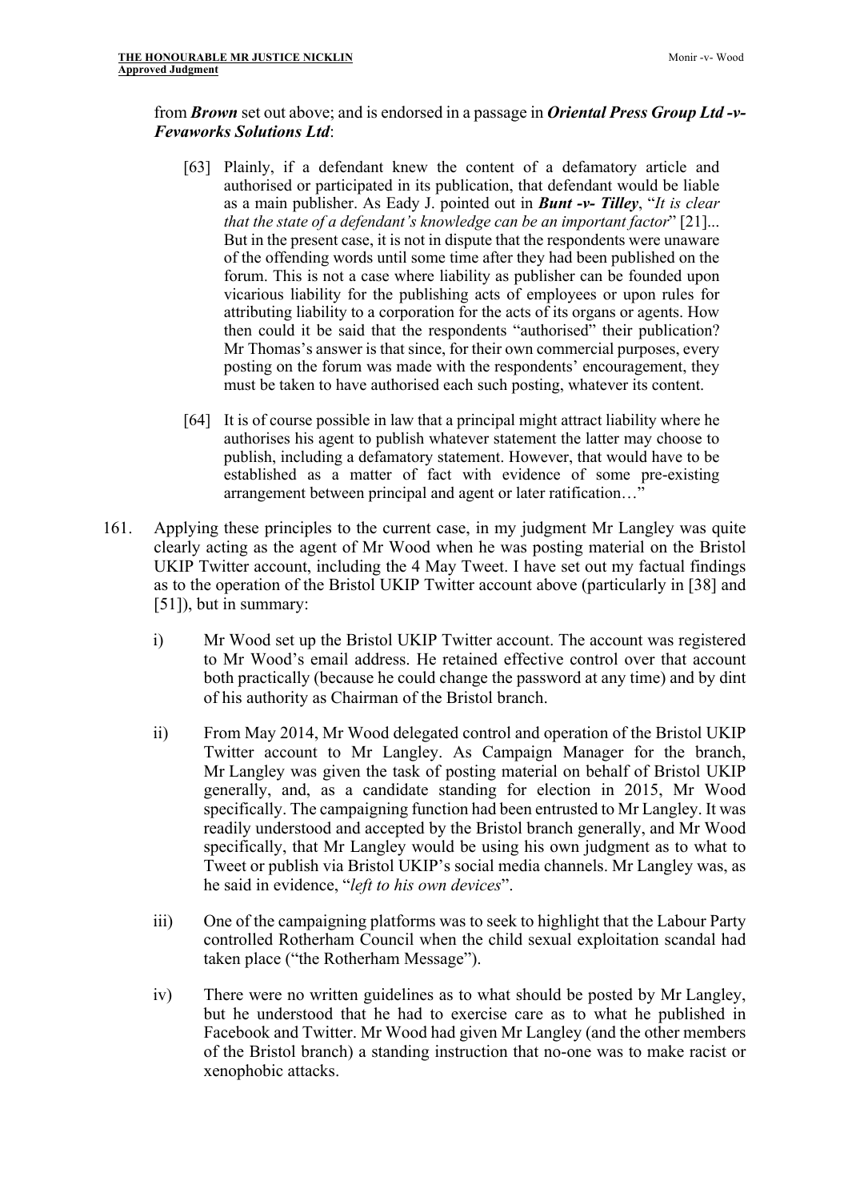from ***Brown*** set out above; and is endorsed in a passage in ***Oriental Press Group Ltd -v- Fevaworks Solutions Ltd***:

> [63] Plainly, if a defendant knew the content of a defamatory article and authorised or participated in its publication, that defendant would be liable as a main publisher. As Eady J. pointed out in ***Bunt -v- Tilley***, "*It is clear that the state of a defendant's knowledge can be an important factor*" [21]... But in the present case, it is not in dispute that the respondents were unaware of the offending words until some time after they had been published on the forum. This is not a case where liability as publisher can be founded upon vicarious liability for the publishing acts of employees or upon rules for attributing liability to a corporation for the acts of its organs or agents. How then could it be said that the respondents "authorised" their publication? Mr Thomas's answer is that since, for their own commercial purposes, every posting on the forum was made with the respondents' encouragement, they must be taken to have authorised each such posting, whatever its content.
>
> [64] It is of course possible in law that a principal might attract liability where he authorises his agent to publish whatever statement the latter may choose to publish, including a defamatory statement. However, that would have to be established as a matter of fact with evidence of some pre-existing arrangement between principal and agent or later ratification…"

161. Applying these principles to the current case, in my judgment Mr Langley was quite clearly acting as the agent of Mr Wood when he was posting material on the Bristol UKIP Twitter account, including the 4 May Tweet. I have set out my factual findings as to the operation of the Bristol UKIP Twitter account above (particularly in [38] and [51]), but in summary:

    i) Mr Wood set up the Bristol UKIP Twitter account. The account was registered to Mr Wood's email address. He retained effective control over that account both practically (because he could change the password at any time) and by dint of his authority as Chairman of the Bristol branch.

    ii) From May 2014, Mr Wood delegated control and operation of the Bristol UKIP Twitter account to Mr Langley. As Campaign Manager for the branch, Mr Langley was given the task of posting material on behalf of Bristol UKIP generally, and, as a candidate standing for election in 2015, Mr Wood specifically. The campaigning function had been entrusted to Mr Langley. It was readily understood and accepted by the Bristol branch generally, and Mr Wood specifically, that Mr Langley would be using his own judgment as to what to Tweet or publish via Bristol UKIP's social media channels. Mr Langley was, as he said in evidence, "*left to his own devices*".

    iii) One of the campaigning platforms was to seek to highlight that the Labour Party controlled Rotherham Council when the child sexual exploitation scandal had taken place ("the Rotherham Message").

    iv) There were no written guidelines as to what should be posted by Mr Langley, but he understood that he had to exercise care as to what he published in Facebook and Twitter. Mr Wood had given Mr Langley (and the other members of the Bristol branch) a standing instruction that no-one was to make racist or xenophobic attacks.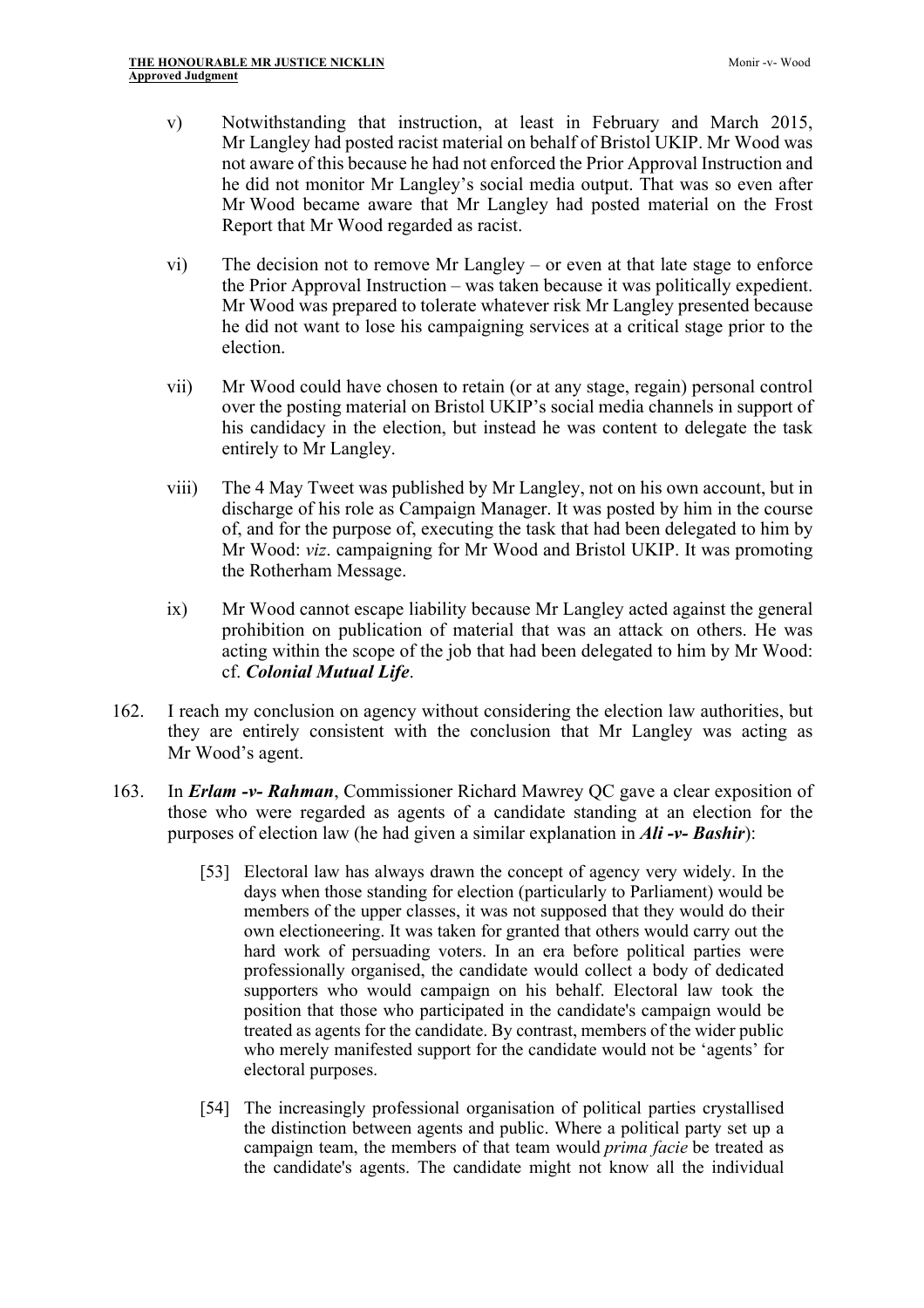v) Notwithstanding that instruction, at least in February and March 2015, Mr Langley had posted racist material on behalf of Bristol UKIP. Mr Wood was not aware of this because he had not enforced the Prior Approval Instruction and he did not monitor Mr Langley's social media output. That was so even after Mr Wood became aware that Mr Langley had posted material on the Frost Report that Mr Wood regarded as racist.

vi) The decision not to remove Mr Langley – or even at that late stage to enforce the Prior Approval Instruction – was taken because it was politically expedient. Mr Wood was prepared to tolerate whatever risk Mr Langley presented because he did not want to lose his campaigning services at a critical stage prior to the election.

vii) Mr Wood could have chosen to retain (or at any stage, regain) personal control over the posting material on Bristol UKIP's social media channels in support of his candidacy in the election, but instead he was content to delegate the task entirely to Mr Langley.

viii) The 4 May Tweet was published by Mr Langley, not on his own account, but in discharge of his role as Campaign Manager. It was posted by him in the course of, and for the purpose of, executing the task that had been delegated to him by Mr Wood: *viz*. campaigning for Mr Wood and Bristol UKIP. It was promoting the Rotherham Message.

ix) Mr Wood cannot escape liability because Mr Langley acted against the general prohibition on publication of material that was an attack on others. He was acting within the scope of the job that had been delegated to him by Mr Wood: cf. ***Colonial Mutual Life***.

162. I reach my conclusion on agency without considering the election law authorities, but they are entirely consistent with the conclusion that Mr Langley was acting as Mr Wood's agent.

163. In ***Erlam -v- Rahman***, Commissioner Richard Mawrey QC gave a clear exposition of those who were regarded as agents of a candidate standing at an election for the purposes of election law (he had given a similar explanation in ***Ali -v- Bashir***):

> [53] Electoral law has always drawn the concept of agency very widely. In the days when those standing for election (particularly to Parliament) would be members of the upper classes, it was not supposed that they would do their own electioneering. It was taken for granted that others would carry out the hard work of persuading voters. In an era before political parties were professionally organised, the candidate would collect a body of dedicated supporters who would campaign on his behalf. Electoral law took the position that those who participated in the candidate's campaign would be treated as agents for the candidate. By contrast, members of the wider public who merely manifested support for the candidate would not be 'agents' for electoral purposes.
>
> [54] The increasingly professional organisation of political parties crystallised the distinction between agents and public. Where a political party set up a campaign team, the members of that team would *prima facie* be treated as the candidate's agents. The candidate might not know all the individual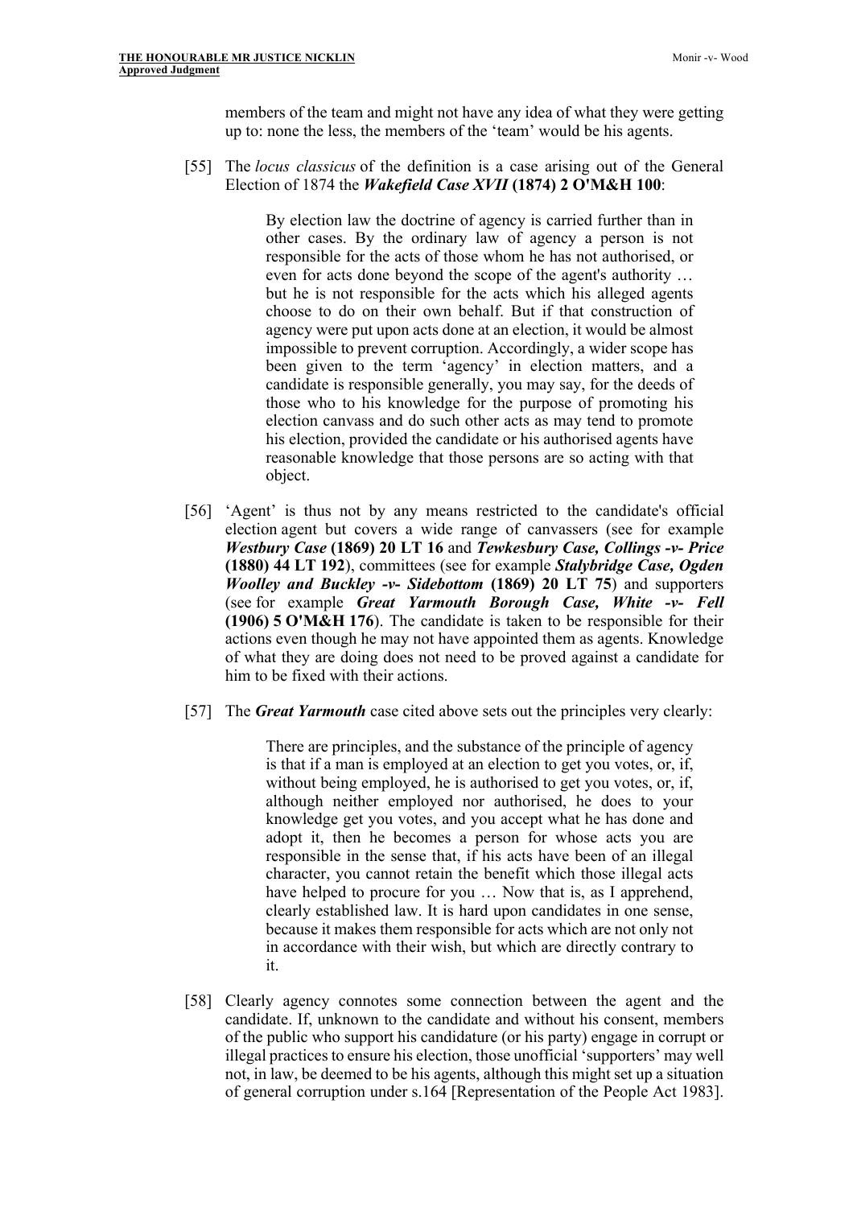members of the team and might not have any idea of what they were getting up to: none the less, the members of the 'team' would be his agents.

[55] The *locus classicus* of the definition is a case arising out of the General Election of 1874 the ***Wakefield Case XVII* (1874) 2 O'M&H 100**:

> By election law the doctrine of agency is carried further than in other cases. By the ordinary law of agency a person is not responsible for the acts of those whom he has not authorised, or even for acts done beyond the scope of the agent's authority … but he is not responsible for the acts which his alleged agents choose to do on their own behalf. But if that construction of agency were put upon acts done at an election, it would be almost impossible to prevent corruption. Accordingly, a wider scope has been given to the term 'agency' in election matters, and a candidate is responsible generally, you may say, for the deeds of those who to his knowledge for the purpose of promoting his election canvass and do such other acts as may tend to promote his election, provided the candidate or his authorised agents have reasonable knowledge that those persons are so acting with that object.

[56] 'Agent' is thus not by any means restricted to the candidate's official election agent but covers a wide range of canvassers (see for example ***Westbury Case* (1869) 20 LT 16** and ***Tewkesbury Case, Collings -v- Price* (1880) 44 LT 192**), committees (see for example ***Stalybridge Case, Ogden Woolley and Buckley -v- Sidebottom* (1869) 20 LT 75**) and supporters (see for example ***Great Yarmouth Borough Case, White -v- Fell* (1906) 5 O'M&H 176**). The candidate is taken to be responsible for their actions even though he may not have appointed them as agents. Knowledge of what they are doing does not need to be proved against a candidate for him to be fixed with their actions.

[57] The ***Great Yarmouth*** case cited above sets out the principles very clearly:

> There are principles, and the substance of the principle of agency is that if a man is employed at an election to get you votes, or, if, without being employed, he is authorised to get you votes, or, if, although neither employed nor authorised, he does to your knowledge get you votes, and you accept what he has done and adopt it, then he becomes a person for whose acts you are responsible in the sense that, if his acts have been of an illegal character, you cannot retain the benefit which those illegal acts have helped to procure for you … Now that is, as I apprehend, clearly established law. It is hard upon candidates in one sense, because it makes them responsible for acts which are not only not in accordance with their wish, but which are directly contrary to it.

[58] Clearly agency connotes some connection between the agent and the candidate. If, unknown to the candidate and without his consent, members of the public who support his candidature (or his party) engage in corrupt or illegal practices to ensure his election, those unofficial 'supporters' may well not, in law, be deemed to be his agents, although this might set up a situation of general corruption under s.164 [Representation of the People Act 1983].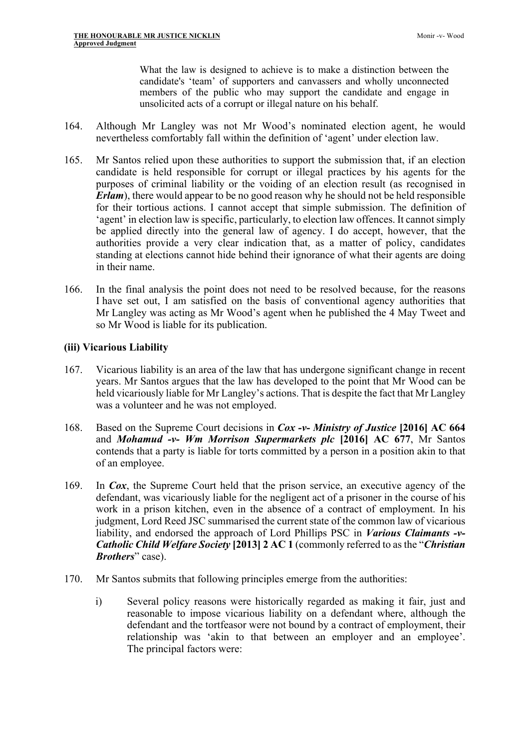> What the law is designed to achieve is to make a distinction between the candidate's 'team' of supporters and canvassers and wholly unconnected members of the public who may support the candidate and engage in unsolicited acts of a corrupt or illegal nature on his behalf.

164. Although Mr Langley was not Mr Wood's nominated election agent, he would nevertheless comfortably fall within the definition of 'agent' under election law.

165. Mr Santos relied upon these authorities to support the submission that, if an election candidate is held responsible for corrupt or illegal practices by his agents for the purposes of criminal liability or the voiding of an election result (as recognised in ***Erlam***), there would appear to be no good reason why he should not be held responsible for their tortious actions. I cannot accept that simple submission. The definition of 'agent' in election law is specific, particularly, to election law offences. It cannot simply be applied directly into the general law of agency. I do accept, however, that the authorities provide a very clear indication that, as a matter of policy, candidates standing at elections cannot hide behind their ignorance of what their agents are doing in their name.

166. In the final analysis the point does not need to be resolved because, for the reasons I have set out, I am satisfied on the basis of conventional agency authorities that Mr Langley was acting as Mr Wood's agent when he published the 4 May Tweet and so Mr Wood is liable for its publication.

### (iii) Vicarious Liability

167. Vicarious liability is an area of the law that has undergone significant change in recent years. Mr Santos argues that the law has developed to the point that Mr Wood can be held vicariously liable for Mr Langley's actions. That is despite the fact that Mr Langley was a volunteer and he was not employed.

168. Based on the Supreme Court decisions in ***Cox -v- Ministry of Justice* [2016] AC 664** and ***Mohamud -v- Wm Morrison Supermarkets plc* [2016] AC 677**, Mr Santos contends that a party is liable for torts committed by a person in a position akin to that of an employee.

169. In ***Cox***, the Supreme Court held that the prison service, an executive agency of the defendant, was vicariously liable for the negligent act of a prisoner in the course of his work in a prison kitchen, even in the absence of a contract of employment. In his judgment, Lord Reed JSC summarised the current state of the common law of vicarious liability, and endorsed the approach of Lord Phillips PSC in ***Various Claimants -v- Catholic Child Welfare Society* [2013] 2 AC 1** (commonly referred to as the "***Christian Brothers***" case).

170. Mr Santos submits that following principles emerge from the authorities:

    i) Several policy reasons were historically regarded as making it fair, just and reasonable to impose vicarious liability on a defendant where, although the defendant and the tortfeasor were not bound by a contract of employment, their relationship was 'akin to that between an employer and an employee'. The principal factors were: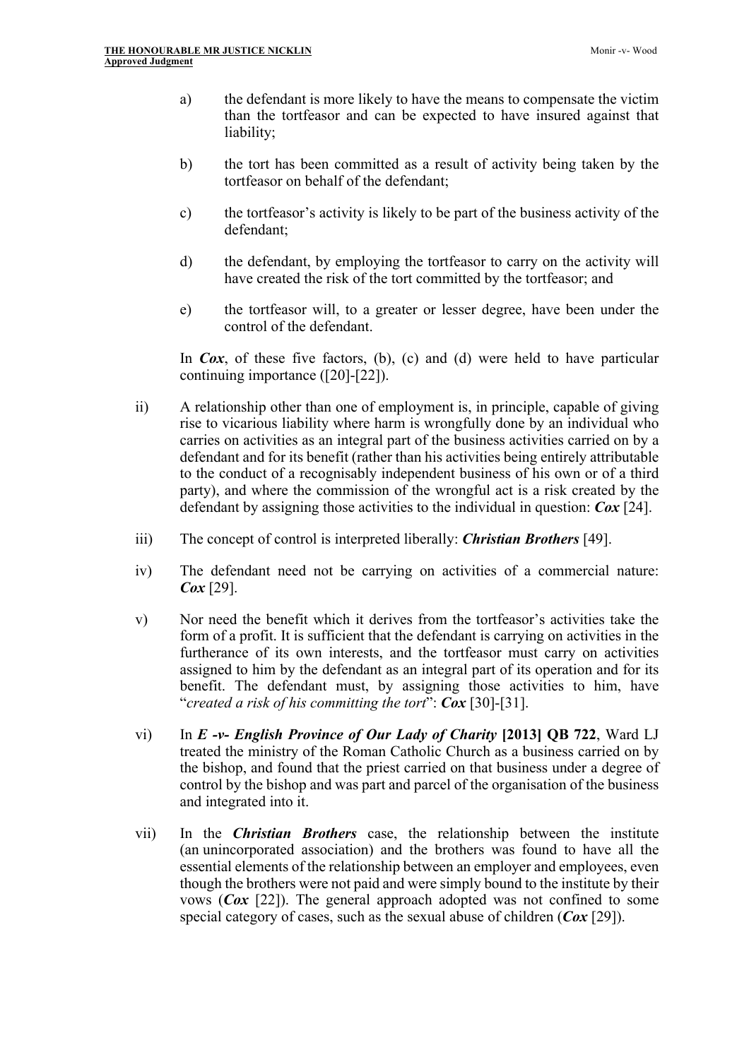a) the defendant is more likely to have the means to compensate the victim than the tortfeasor and can be expected to have insured against that liability;

b) the tort has been committed as a result of activity being taken by the tortfeasor on behalf of the defendant;

c) the tortfeasor's activity is likely to be part of the business activity of the defendant;

d) the defendant, by employing the tortfeasor to carry on the activity will have created the risk of the tort committed by the tortfeasor; and

e) the tortfeasor will, to a greater or lesser degree, have been under the control of the defendant.

In ***Cox***, of these five factors, (b), (c) and (d) were held to have particular continuing importance ([20]-[22]).

ii) A relationship other than one of employment is, in principle, capable of giving rise to vicarious liability where harm is wrongfully done by an individual who carries on activities as an integral part of the business activities carried on by a defendant and for its benefit (rather than his activities being entirely attributable to the conduct of a recognisably independent business of his own or of a third party), and where the commission of the wrongful act is a risk created by the defendant by assigning those activities to the individual in question: ***Cox*** [24].

iii) The concept of control is interpreted liberally: ***Christian Brothers*** [49].

iv) The defendant need not be carrying on activities of a commercial nature: ***Cox*** [29].

v) Nor need the benefit which it derives from the tortfeasor's activities take the form of a profit. It is sufficient that the defendant is carrying on activities in the furtherance of its own interests, and the tortfeasor must carry on activities assigned to him by the defendant as an integral part of its operation and for its benefit. The defendant must, by assigning those activities to him, have "*created a risk of his committing the tort*": ***Cox*** [30]-[31].

vi) In ***E -v- English Province of Our Lady of Charity* [2013] QB 722**, Ward LJ treated the ministry of the Roman Catholic Church as a business carried on by the bishop, and found that the priest carried on that business under a degree of control by the bishop and was part and parcel of the organisation of the business and integrated into it.

vii) In the ***Christian Brothers*** case, the relationship between the institute (an unincorporated association) and the brothers was found to have all the essential elements of the relationship between an employer and employees, even though the brothers were not paid and were simply bound to the institute by their vows (***Cox*** [22]). The general approach adopted was not confined to some special category of cases, such as the sexual abuse of children (***Cox*** [29]).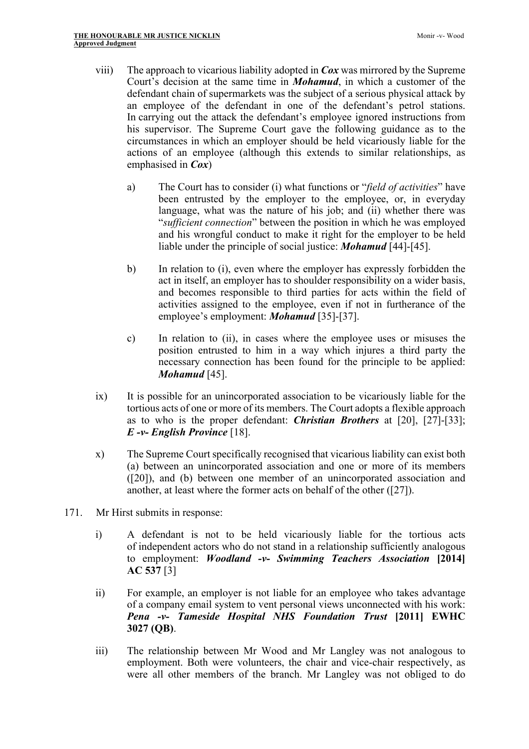viii) The approach to vicarious liability adopted in ***Cox*** was mirrored by the Supreme Court's decision at the same time in ***Mohamud***, in which a customer of the defendant chain of supermarkets was the subject of a serious physical attack by an employee of the defendant in one of the defendant's petrol stations. In carrying out the attack the defendant's employee ignored instructions from his supervisor. The Supreme Court gave the following guidance as to the circumstances in which an employer should be held vicariously liable for the actions of an employee (although this extends to similar relationships, as emphasised in ***Cox***)

   a) The Court has to consider (i) what functions or "*field of activities*" have been entrusted by the employer to the employee, or, in everyday language, what was the nature of his job; and (ii) whether there was "*sufficient connection*" between the position in which he was employed and his wrongful conduct to make it right for the employer to be held liable under the principle of social justice: ***Mohamud*** [44]-[45].

   b) In relation to (i), even where the employer has expressly forbidden the act in itself, an employer has to shoulder responsibility on a wider basis, and becomes responsible to third parties for acts within the field of activities assigned to the employee, even if not in furtherance of the employee's employment: ***Mohamud*** [35]-[37].

   c) In relation to (ii), in cases where the employee uses or misuses the position entrusted to him in a way which injures a third party the necessary connection has been found for the principle to be applied: ***Mohamud*** [45].

ix) It is possible for an unincorporated association to be vicariously liable for the tortious acts of one or more of its members. The Court adopts a flexible approach as to who is the proper defendant: ***Christian Brothers*** at [20], [27]-[33]; ***E -v- English Province*** [18].

x) The Supreme Court specifically recognised that vicarious liability can exist both (a) between an unincorporated association and one or more of its members ([20]), and (b) between one member of an unincorporated association and another, at least where the former acts on behalf of the other ([27]).

171. Mr Hirst submits in response:

   i) A defendant is not to be held vicariously liable for the tortious acts of independent actors who do not stand in a relationship sufficiently analogous to employment: ***Woodland -v- Swimming Teachers Association* [2014] AC 537** [3]

   ii) For example, an employer is not liable for an employee who takes advantage of a company email system to vent personal views unconnected with his work: ***Pena -v- Tameside Hospital NHS Foundation Trust* [2011] EWHC 3027 (QB)**.

   iii) The relationship between Mr Wood and Mr Langley was not analogous to employment. Both were volunteers, the chair and vice-chair respectively, as were all other members of the branch. Mr Langley was not obliged to do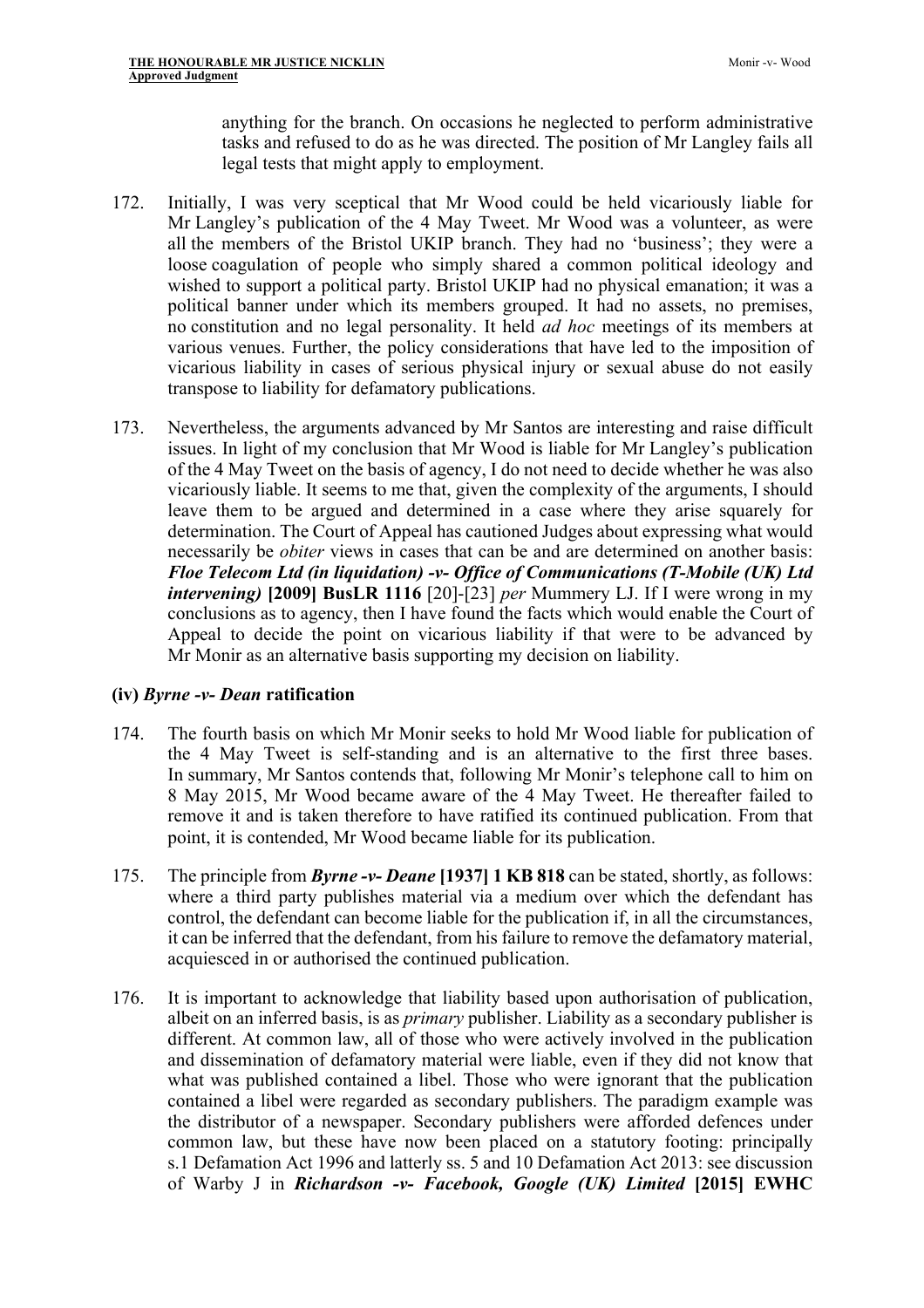anything for the branch. On occasions he neglected to perform administrative tasks and refused to do as he was directed. The position of Mr Langley fails all legal tests that might apply to employment.

172. Initially, I was very sceptical that Mr Wood could be held vicariously liable for Mr Langley's publication of the 4 May Tweet. Mr Wood was a volunteer, as were all the members of the Bristol UKIP branch. They had no 'business'; they were a loose coagulation of people who simply shared a common political ideology and wished to support a political party. Bristol UKIP had no physical emanation; it was a political banner under which its members grouped. It had no assets, no premises, no constitution and no legal personality. It held *ad hoc* meetings of its members at various venues. Further, the policy considerations that have led to the imposition of vicarious liability in cases of serious physical injury or sexual abuse do not easily transpose to liability for defamatory publications.

173. Nevertheless, the arguments advanced by Mr Santos are interesting and raise difficult issues. In light of my conclusion that Mr Wood is liable for Mr Langley's publication of the 4 May Tweet on the basis of agency, I do not need to decide whether he was also vicariously liable. It seems to me that, given the complexity of the arguments, I should leave them to be argued and determined in a case where they arise squarely for determination. The Court of Appeal has cautioned Judges about expressing what would necessarily be *obiter* views in cases that can be and are determined on another basis: ***Floe Telecom Ltd (in liquidation) -v- Office of Communications (T-Mobile (UK) Ltd intervening)* [2009] BusLR 1116** [20]-[23] *per* Mummery LJ. If I were wrong in my conclusions as to agency, then I have found the facts which would enable the Court of Appeal to decide the point on vicarious liability if that were to be advanced by Mr Monir as an alternative basis supporting my decision on liability.

### (iv) *Byrne -v- Dean* ratification

174. The fourth basis on which Mr Monir seeks to hold Mr Wood liable for publication of the 4 May Tweet is self-standing and is an alternative to the first three bases. In summary, Mr Santos contends that, following Mr Monir's telephone call to him on 8 May 2015, Mr Wood became aware of the 4 May Tweet. He thereafter failed to remove it and is taken therefore to have ratified its continued publication. From that point, it is contended, Mr Wood became liable for its publication.

175. The principle from ***Byrne -v- Deane* [1937] 1 KB 818** can be stated, shortly, as follows: where a third party publishes material via a medium over which the defendant has control, the defendant can become liable for the publication if, in all the circumstances, it can be inferred that the defendant, from his failure to remove the defamatory material, acquiesced in or authorised the continued publication.

176. It is important to acknowledge that liability based upon authorisation of publication, albeit on an inferred basis, is as *primary* publisher. Liability as a secondary publisher is different. At common law, all of those who were actively involved in the publication and dissemination of defamatory material were liable, even if they did not know that what was published contained a libel. Those who were ignorant that the publication contained a libel were regarded as secondary publishers. The paradigm example was the distributor of a newspaper. Secondary publishers were afforded defences under common law, but these have now been placed on a statutory footing: principally s.1 Defamation Act 1996 and latterly ss. 5 and 10 Defamation Act 2013: see discussion of Warby J in ***Richardson -v- Facebook, Google (UK) Limited* [2015] EWHC**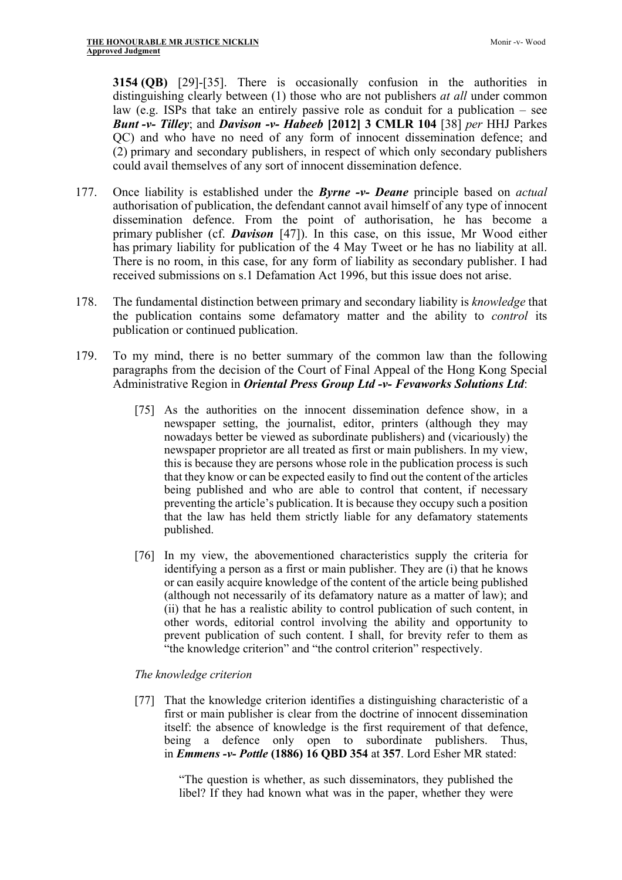**3154 (QB)** [29]-[35]. There is occasionally confusion in the authorities in distinguishing clearly between (1) those who are not publishers *at all* under common law (e.g. ISPs that take an entirely passive role as conduit for a publication – see ***Bunt -v- Tilley***; and ***Davison -v- Habeeb* [2012] 3 CMLR 104** [38] *per* HHJ Parkes QC) and who have no need of any form of innocent dissemination defence; and (2) primary and secondary publishers, in respect of which only secondary publishers could avail themselves of any sort of innocent dissemination defence.

177. Once liability is established under the ***Byrne -v- Deane*** principle based on *actual* authorisation of publication, the defendant cannot avail himself of any type of innocent dissemination defence. From the point of authorisation, he has become a primary publisher (cf. ***Davison*** [47]). In this case, on this issue, Mr Wood either has primary liability for publication of the 4 May Tweet or he has no liability at all. There is no room, in this case, for any form of liability as secondary publisher. I had received submissions on s.1 Defamation Act 1996, but this issue does not arise.

178. The fundamental distinction between primary and secondary liability is *knowledge* that the publication contains some defamatory matter and the ability to *control* its publication or continued publication.

179. To my mind, there is no better summary of the common law than the following paragraphs from the decision of the Court of Final Appeal of the Hong Kong Special Administrative Region in ***Oriental Press Group Ltd -v- Fevaworks Solutions Ltd***:

> [75] As the authorities on the innocent dissemination defence show, in a newspaper setting, the journalist, editor, printers (although they may nowadays better be viewed as subordinate publishers) and (vicariously) the newspaper proprietor are all treated as first or main publishers. In my view, this is because they are persons whose role in the publication process is such that they know or can be expected easily to find out the content of the articles being published and who are able to control that content, if necessary preventing the article's publication. It is because they occupy such a position that the law has held them strictly liable for any defamatory statements published.
>
> [76] In my view, the abovementioned characteristics supply the criteria for identifying a person as a first or main publisher. They are (i) that he knows or can easily acquire knowledge of the content of the article being published (although not necessarily of its defamatory nature as a matter of law); and (ii) that he has a realistic ability to control publication of such content, in other words, editorial control involving the ability and opportunity to prevent publication of such content. I shall, for brevity refer to them as "the knowledge criterion" and "the control criterion" respectively.
>
> *The knowledge criterion*
>
> [77] That the knowledge criterion identifies a distinguishing characteristic of a first or main publisher is clear from the doctrine of innocent dissemination itself: the absence of knowledge is the first requirement of that defence, being a defence only open to subordinate publishers. Thus, in ***Emmens -v- Pottle* (1886) 16 QBD 354** at **357**. Lord Esher MR stated:
>
>> "The question is whether, as such disseminators, they published the libel? If they had known what was in the paper, whether they were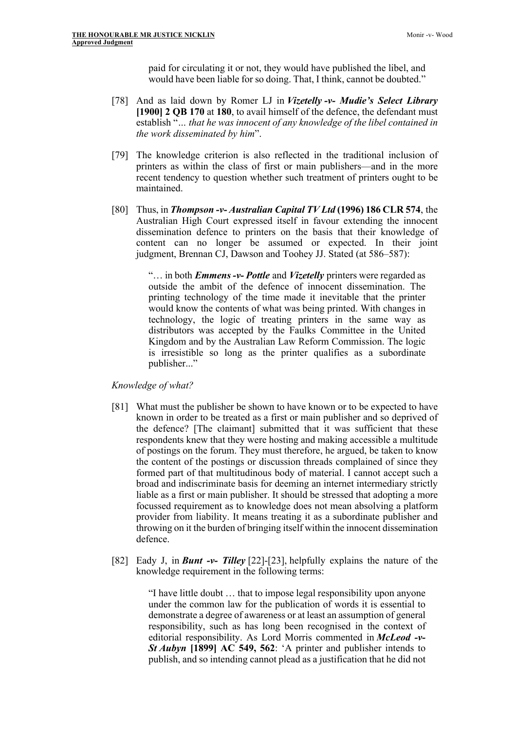paid for circulating it or not, they would have published the libel, and would have been liable for so doing. That, I think, cannot be doubted."

[78] And as laid down by Romer LJ in ***Vizetelly -v- Mudie's Select Library* [1900] 2 QB 170** at **180**, to avail himself of the defence, the defendant must establish "*... that he was innocent of any knowledge of the libel contained in the work disseminated by him*".

[79] The knowledge criterion is also reflected in the traditional inclusion of printers as within the class of first or main publishers—and in the more recent tendency to question whether such treatment of printers ought to be maintained.

[80] Thus, in ***Thompson -v- Australian Capital TV Ltd* (1996) 186 CLR 574**, the Australian High Court expressed itself in favour extending the innocent dissemination defence to printers on the basis that their knowledge of content can no longer be assumed or expected. In their joint judgment, Brennan CJ, Dawson and Toohey JJ. Stated (at 586–587):

> "… in both ***Emmens -v- Pottle*** and ***Vizetelly*** printers were regarded as outside the ambit of the defence of innocent dissemination. The printing technology of the time made it inevitable that the printer would know the contents of what was being printed. With changes in technology, the logic of treating printers in the same way as distributors was accepted by the Faulks Committee in the United Kingdom and by the Australian Law Reform Commission. The logic is irresistible so long as the printer qualifies as a subordinate publisher..."

*Knowledge of what?*

[81] What must the publisher be shown to have known or to be expected to have known in order to be treated as a first or main publisher and so deprived of the defence? [The claimant] submitted that it was sufficient that these respondents knew that they were hosting and making accessible a multitude of postings on the forum. They must therefore, he argued, be taken to know the content of the postings or discussion threads complained of since they formed part of that multitudinous body of material. I cannot accept such a broad and indiscriminate basis for deeming an internet intermediary strictly liable as a first or main publisher. It should be stressed that adopting a more focussed requirement as to knowledge does not mean absolving a platform provider from liability. It means treating it as a subordinate publisher and throwing on it the burden of bringing itself within the innocent dissemination defence.

[82] Eady J, in ***Bunt -v- Tilley*** [22]-[23], helpfully explains the nature of the knowledge requirement in the following terms:

> "I have little doubt … that to impose legal responsibility upon anyone under the common law for the publication of words it is essential to demonstrate a degree of awareness or at least an assumption of general responsibility, such as has long been recognised in the context of editorial responsibility. As Lord Morris commented in ***McLeod -v- St Aubyn* [1899] AC 549, 562**: 'A printer and publisher intends to publish, and so intending cannot plead as a justification that he did not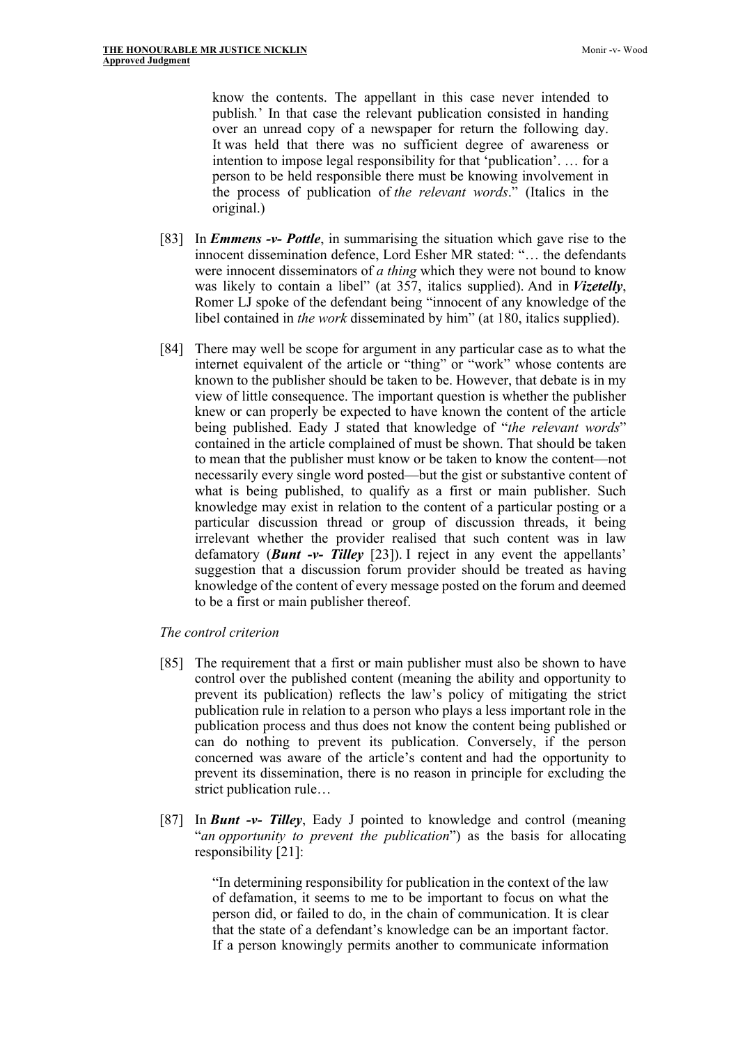> know the contents. The appellant in this case never intended to publish.' In that case the relevant publication consisted in handing over an unread copy of a newspaper for return the following day. It was held that there was no sufficient degree of awareness or intention to impose legal responsibility for that 'publication'. … for a person to be held responsible there must be knowing involvement in the process of publication of *the relevant words*." (Italics in the original.)

[83] In ***Emmens -v- Pottle***, in summarising the situation which gave rise to the innocent dissemination defence, Lord Esher MR stated: "… the defendants were innocent disseminators of *a thing* which they were not bound to know was likely to contain a libel" (at 357, italics supplied). And in ***Vizetelly***, Romer LJ spoke of the defendant being "innocent of any knowledge of the libel contained in *the work* disseminated by him" (at 180, italics supplied).

[84] There may well be scope for argument in any particular case as to what the internet equivalent of the article or "thing" or "work" whose contents are known to the publisher should be taken to be. However, that debate is in my view of little consequence. The important question is whether the publisher knew or can properly be expected to have known the content of the article being published. Eady J stated that knowledge of "*the relevant words*" contained in the article complained of must be shown. That should be taken to mean that the publisher must know or be taken to know the content—not necessarily every single word posted—but the gist or substantive content of what is being published, to qualify as a first or main publisher. Such knowledge may exist in relation to the content of a particular posting or a particular discussion thread or group of discussion threads, it being irrelevant whether the provider realised that such content was in law defamatory (***Bunt -v- Tilley*** [23]). I reject in any event the appellants' suggestion that a discussion forum provider should be treated as having knowledge of the content of every message posted on the forum and deemed to be a first or main publisher thereof.

*The control criterion*

[85] The requirement that a first or main publisher must also be shown to have control over the published content (meaning the ability and opportunity to prevent its publication) reflects the law's policy of mitigating the strict publication rule in relation to a person who plays a less important role in the publication process and thus does not know the content being published or can do nothing to prevent its publication. Conversely, if the person concerned was aware of the article's content and had the opportunity to prevent its dissemination, there is no reason in principle for excluding the strict publication rule…

[87] In ***Bunt -v- Tilley***, Eady J pointed to knowledge and control (meaning "*an opportunity to prevent the publication*") as the basis for allocating responsibility [21]:

> "In determining responsibility for publication in the context of the law of defamation, it seems to me to be important to focus on what the person did, or failed to do, in the chain of communication. It is clear that the state of a defendant's knowledge can be an important factor. If a person knowingly permits another to communicate information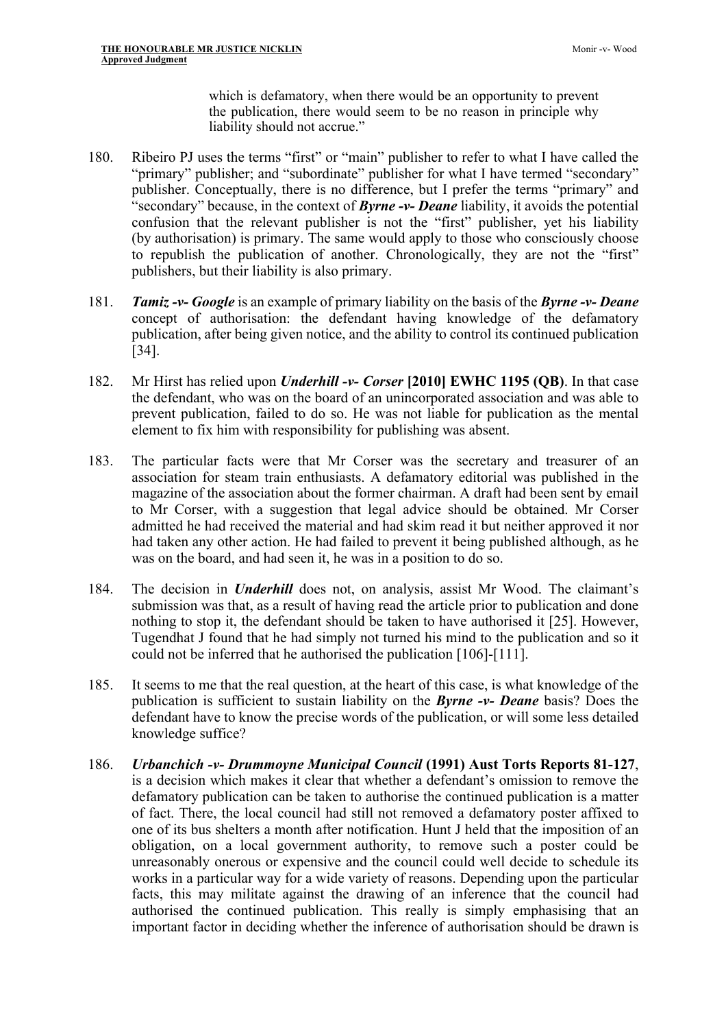> which is defamatory, when there would be an opportunity to prevent the publication, there would seem to be no reason in principle why liability should not accrue."

180. Ribeiro PJ uses the terms "first" or "main" publisher to refer to what I have called the "primary" publisher; and "subordinate" publisher for what I have termed "secondary" publisher. Conceptually, there is no difference, but I prefer the terms "primary" and "secondary" because, in the context of ***Byrne -v- Deane*** liability, it avoids the potential confusion that the relevant publisher is not the "first" publisher, yet his liability (by authorisation) is primary. The same would apply to those who consciously choose to republish the publication of another. Chronologically, they are not the "first" publishers, but their liability is also primary.

181. ***Tamiz -v- Google*** is an example of primary liability on the basis of the ***Byrne -v- Deane*** concept of authorisation: the defendant having knowledge of the defamatory publication, after being given notice, and the ability to control its continued publication [34].

182. Mr Hirst has relied upon ***Underhill -v- Corser* [2010] EWHC 1195 (QB)**. In that case the defendant, who was on the board of an unincorporated association and was able to prevent publication, failed to do so. He was not liable for publication as the mental element to fix him with responsibility for publishing was absent.

183. The particular facts were that Mr Corser was the secretary and treasurer of an association for steam train enthusiasts. A defamatory editorial was published in the magazine of the association about the former chairman. A draft had been sent by email to Mr Corser, with a suggestion that legal advice should be obtained. Mr Corser admitted he had received the material and had skim read it but neither approved it nor had taken any other action. He had failed to prevent it being published although, as he was on the board, and had seen it, he was in a position to do so.

184. The decision in ***Underhill*** does not, on analysis, assist Mr Wood. The claimant's submission was that, as a result of having read the article prior to publication and done nothing to stop it, the defendant should be taken to have authorised it [25]. However, Tugendhat J found that he had simply not turned his mind to the publication and so it could not be inferred that he authorised the publication [106]-[111].

185. It seems to me that the real question, at the heart of this case, is what knowledge of the publication is sufficient to sustain liability on the ***Byrne -v- Deane*** basis? Does the defendant have to know the precise words of the publication, or will some less detailed knowledge suffice?

186. ***Urbanchich -v- Drummoyne Municipal Council* (1991) Aust Torts Reports 81-127**, is a decision which makes it clear that whether a defendant's omission to remove the defamatory publication can be taken to authorise the continued publication is a matter of fact. There, the local council had still not removed a defamatory poster affixed to one of its bus shelters a month after notification. Hunt J held that the imposition of an obligation, on a local government authority, to remove such a poster could be unreasonably onerous or expensive and the council could well decide to schedule its works in a particular way for a wide variety of reasons. Depending upon the particular facts, this may militate against the drawing of an inference that the council had authorised the continued publication. This really is simply emphasising that an important factor in deciding whether the inference of authorisation should be drawn is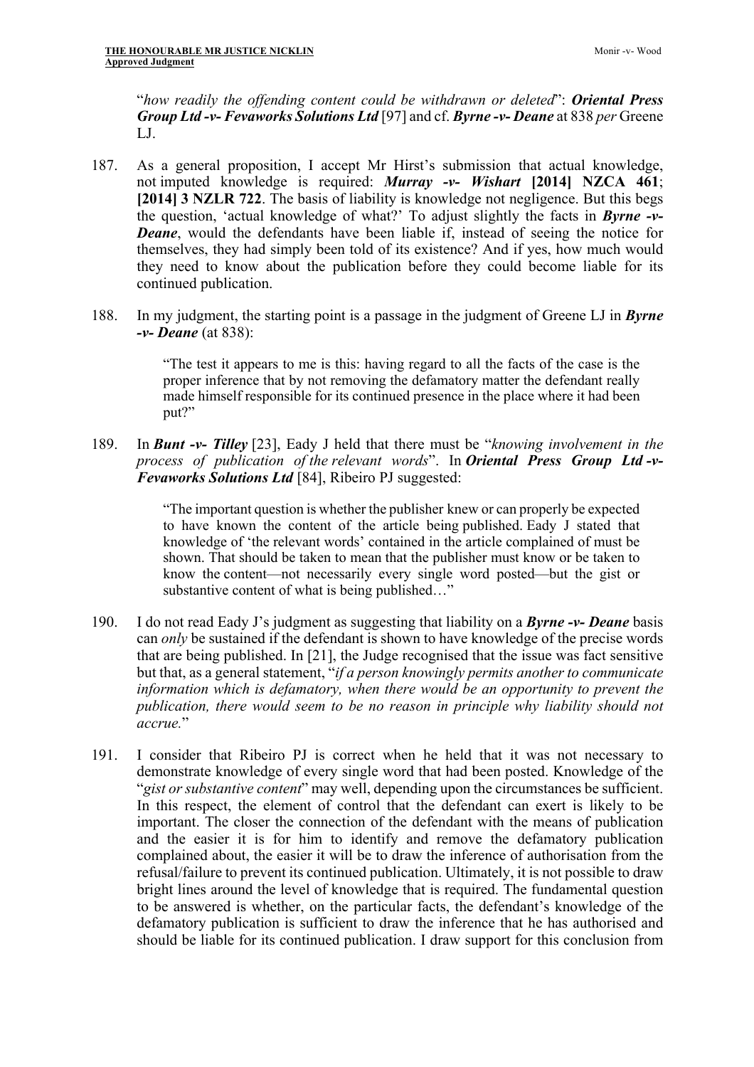"*how readily the offending content could be withdrawn or deleted*": ***Oriental Press Group Ltd -v- Fevaworks Solutions Ltd*** [97] and cf. ***Byrne -v- Deane*** at 838 *per* Greene LJ.

187. As a general proposition, I accept Mr Hirst's submission that actual knowledge, not imputed knowledge is required: ***Murray -v- Wishart* [2014] NZCA 461**; **[2014] 3 NZLR 722**. The basis of liability is knowledge not negligence. But this begs the question, 'actual knowledge of what?' To adjust slightly the facts in ***Byrne -v- Deane***, would the defendants have been liable if, instead of seeing the notice for themselves, they had simply been told of its existence? And if yes, how much would they need to know about the publication before they could become liable for its continued publication.

188. In my judgment, the starting point is a passage in the judgment of Greene LJ in ***Byrne -v- Deane*** (at 838):

> "The test it appears to me is this: having regard to all the facts of the case is the proper inference that by not removing the defamatory matter the defendant really made himself responsible for its continued presence in the place where it had been put?"

189. In ***Bunt -v- Tilley*** [23], Eady J held that there must be "*knowing involvement in the process of publication of the relevant words*". In ***Oriental Press Group Ltd -v- Fevaworks Solutions Ltd*** [84], Ribeiro PJ suggested:

> "The important question is whether the publisher knew or can properly be expected to have known the content of the article being published. Eady J stated that knowledge of 'the relevant words' contained in the article complained of must be shown. That should be taken to mean that the publisher must know or be taken to know the content—not necessarily every single word posted—but the gist or substantive content of what is being published…"

190. I do not read Eady J's judgment as suggesting that liability on a ***Byrne -v- Deane*** basis can *only* be sustained if the defendant is shown to have knowledge of the precise words that are being published. In [21], the Judge recognised that the issue was fact sensitive but that, as a general statement, "*if a person knowingly permits another to communicate information which is defamatory, when there would be an opportunity to prevent the publication, there would seem to be no reason in principle why liability should not accrue.*"

191. I consider that Ribeiro PJ is correct when he held that it was not necessary to demonstrate knowledge of every single word that had been posted. Knowledge of the "*gist or substantive content*" may well, depending upon the circumstances be sufficient. In this respect, the element of control that the defendant can exert is likely to be important. The closer the connection of the defendant with the means of publication and the easier it is for him to identify and remove the defamatory publication complained about, the easier it will be to draw the inference of authorisation from the refusal/failure to prevent its continued publication. Ultimately, it is not possible to draw bright lines around the level of knowledge that is required. The fundamental question to be answered is whether, on the particular facts, the defendant's knowledge of the defamatory publication is sufficient to draw the inference that he has authorised and should be liable for its continued publication. I draw support for this conclusion from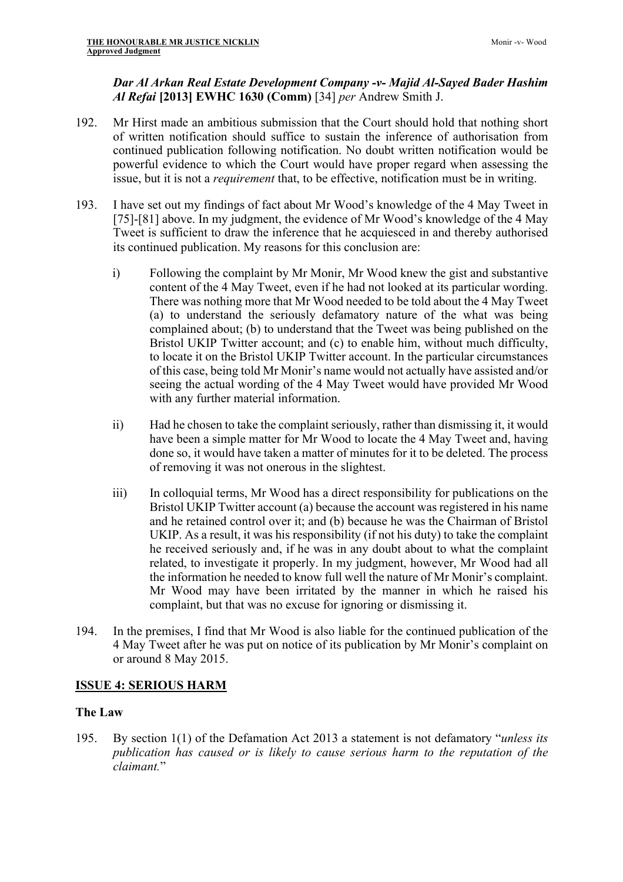*Dar Al Arkan Real Estate Development Company -v- Majid Al-Sayed Bader Hashim Al Refai* **[2013] EWHC 1630 (Comm)** [34] *per* Andrew Smith J.

192. Mr Hirst made an ambitious submission that the Court should hold that nothing short of written notification should suffice to sustain the inference of authorisation from continued publication following notification. No doubt written notification would be powerful evidence to which the Court would have proper regard when assessing the issue, but it is not a *requirement* that, to be effective, notification must be in writing.

193. I have set out my findings of fact about Mr Wood's knowledge of the 4 May Tweet in [75]-[81] above. In my judgment, the evidence of Mr Wood's knowledge of the 4 May Tweet is sufficient to draw the inference that he acquiesced in and thereby authorised its continued publication. My reasons for this conclusion are:

    i) Following the complaint by Mr Monir, Mr Wood knew the gist and substantive content of the 4 May Tweet, even if he had not looked at its particular wording. There was nothing more that Mr Wood needed to be told about the 4 May Tweet (a) to understand the seriously defamatory nature of the what was being complained about; (b) to understand that the Tweet was being published on the Bristol UKIP Twitter account; and (c) to enable him, without much difficulty, to locate it on the Bristol UKIP Twitter account. In the particular circumstances of this case, being told Mr Monir's name would not actually have assisted and/or seeing the actual wording of the 4 May Tweet would have provided Mr Wood with any further material information.

    ii) Had he chosen to take the complaint seriously, rather than dismissing it, it would have been a simple matter for Mr Wood to locate the 4 May Tweet and, having done so, it would have taken a matter of minutes for it to be deleted. The process of removing it was not onerous in the slightest.

    iii) In colloquial terms, Mr Wood has a direct responsibility for publications on the Bristol UKIP Twitter account (a) because the account was registered in his name and he retained control over it; and (b) because he was the Chairman of Bristol UKIP. As a result, it was his responsibility (if not his duty) to take the complaint he received seriously and, if he was in any doubt about to what the complaint related, to investigate it properly. In my judgment, however, Mr Wood had all the information he needed to know full well the nature of Mr Monir's complaint. Mr Wood may have been irritated by the manner in which he raised his complaint, but that was no excuse for ignoring or dismissing it.

194. In the premises, I find that Mr Wood is also liable for the continued publication of the 4 May Tweet after he was put on notice of its publication by Mr Monir's complaint on or around 8 May 2015.

## ISSUE 4: SERIOUS HARM

### The Law

195. By section 1(1) of the Defamation Act 2013 a statement is not defamatory "*unless its publication has caused or is likely to cause serious harm to the reputation of the claimant.*"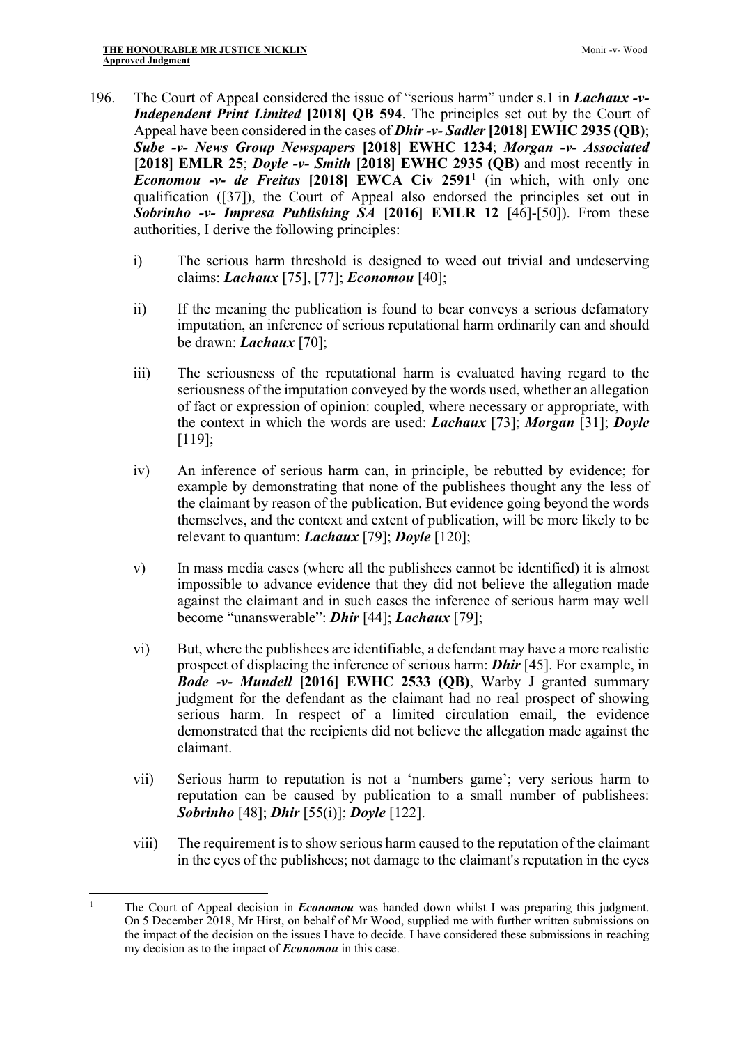196. The Court of Appeal considered the issue of "serious harm" under s.1 in ***Lachaux -v- Independent Print Limited* [2018] QB 594**. The principles set out by the Court of Appeal have been considered in the cases of ***Dhir -v- Sadler* [2018] EWHC 2935 (QB)**; ***Sube -v- News Group Newspapers* [2018] EWHC 1234**; ***Morgan -v- Associated* [2018] EMLR 25**; ***Doyle -v- Smith* [2018] EWHC 2935 (QB)** and most recently in ***Economou -v- de Freitas* [2018] EWCA Civ 2591**[1] (in which, with only one qualification ([37]), the Court of Appeal also endorsed the principles set out in ***Sobrinho -v- Impresa Publishing SA* [2016] EMLR 12** [46]-[50]). From these authorities, I derive the following principles:

    i) The serious harm threshold is designed to weed out trivial and undeserving claims: ***Lachaux*** [75], [77]; ***Economou*** [40];

    ii) If the meaning the publication is found to bear conveys a serious defamatory imputation, an inference of serious reputational harm ordinarily can and should be drawn: ***Lachaux*** [70];

    iii) The seriousness of the reputational harm is evaluated having regard to the seriousness of the imputation conveyed by the words used, whether an allegation of fact or expression of opinion: coupled, where necessary or appropriate, with the context in which the words are used: ***Lachaux*** [73]; ***Morgan*** [31]; ***Doyle*** [119];

    iv) An inference of serious harm can, in principle, be rebutted by evidence; for example by demonstrating that none of the publishees thought any the less of the claimant by reason of the publication. But evidence going beyond the words themselves, and the context and extent of publication, will be more likely to be relevant to quantum: ***Lachaux*** [79]; ***Doyle*** [120];

    v) In mass media cases (where all the publishees cannot be identified) it is almost impossible to advance evidence that they did not believe the allegation made against the claimant and in such cases the inference of serious harm may well become "unanswerable": ***Dhir*** [44]; ***Lachaux*** [79];

    vi) But, where the publishees are identifiable, a defendant may have a more realistic prospect of displacing the inference of serious harm: ***Dhir*** [45]. For example, in ***Bode -v- Mundell* [2016] EWHC 2533 (QB)**, Warby J granted summary judgment for the defendant as the claimant had no real prospect of showing serious harm. In respect of a limited circulation email, the evidence demonstrated that the recipients did not believe the allegation made against the claimant.

    vii) Serious harm to reputation is not a 'numbers game'; very serious harm to reputation can be caused by publication to a small number of publishees: ***Sobrinho*** [48]; ***Dhir*** [55(i)]; ***Doyle*** [122].

    viii) The requirement is to show serious harm caused to the reputation of the claimant in the eyes of the publishees; not damage to the claimant's reputation in the eyes

---

[1] The Court of Appeal decision in ***Economou*** was handed down whilst I was preparing this judgment. On 5 December 2018, Mr Hirst, on behalf of Mr Wood, supplied me with further written submissions on the impact of the decision on the issues I have to decide. I have considered these submissions in reaching my decision as to the impact of ***Economou*** in this case.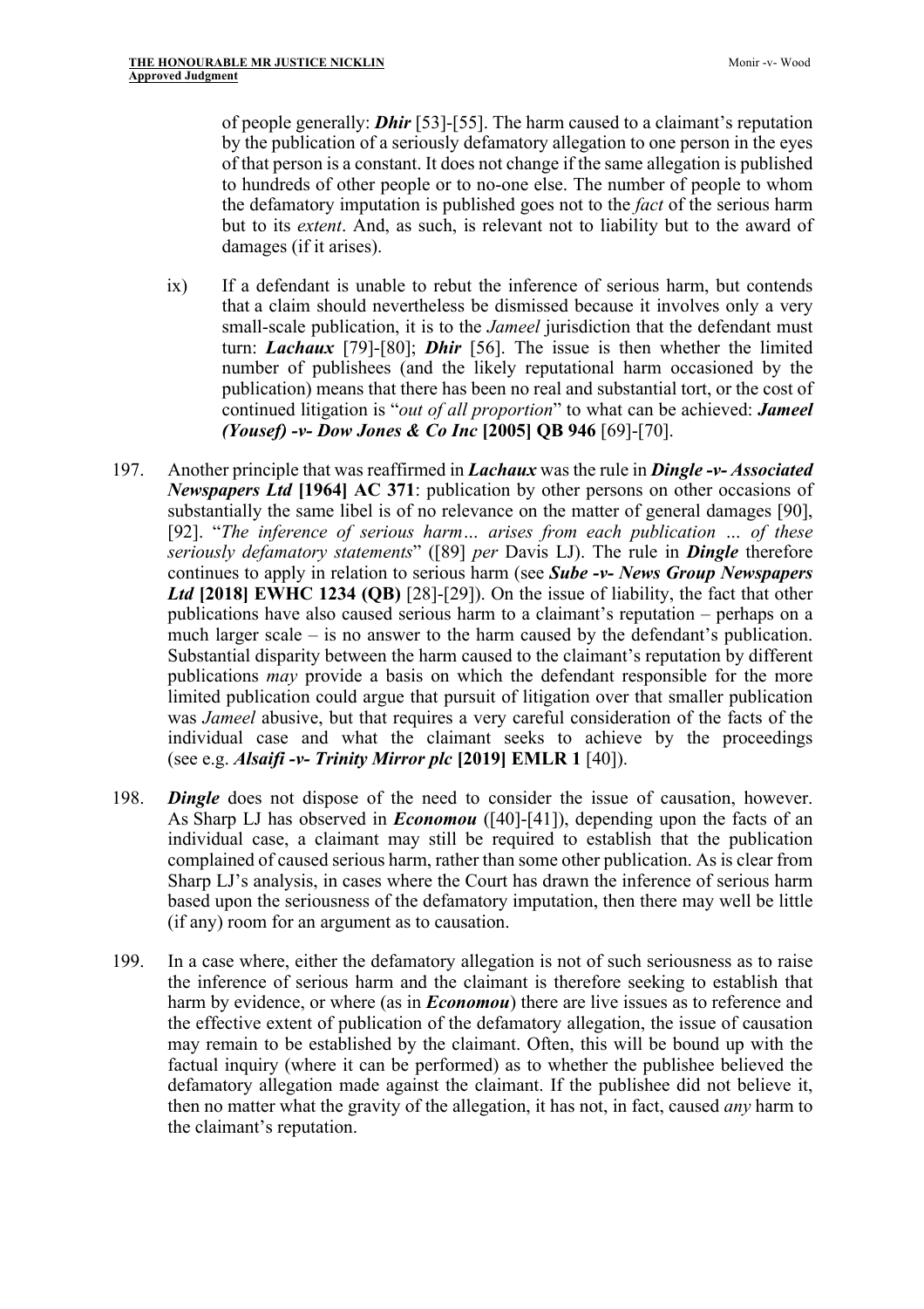of people generally: ***Dhir*** [53]-[55]. The harm caused to a claimant's reputation by the publication of a seriously defamatory allegation to one person in the eyes of that person is a constant. It does not change if the same allegation is published to hundreds of other people or to no-one else. The number of people to whom the defamatory imputation is published goes not to the *fact* of the serious harm but to its *extent*. And, as such, is relevant not to liability but to the award of damages (if it arises).

ix) If a defendant is unable to rebut the inference of serious harm, but contends that a claim should nevertheless be dismissed because it involves only a very small-scale publication, it is to the *Jameel* jurisdiction that the defendant must turn: ***Lachaux*** [79]-[80]; ***Dhir*** [56]. The issue is then whether the limited number of publishees (and the likely reputational harm occasioned by the publication) means that there has been no real and substantial tort, or the cost of continued litigation is "*out of all proportion*" to what can be achieved: ***Jameel (Yousef) -v- Dow Jones & Co Inc* [2005] QB 946** [69]-[70].

197. Another principle that was reaffirmed in ***Lachaux*** was the rule in ***Dingle -v- Associated Newspapers Ltd* [1964] AC 371**: publication by other persons on other occasions of substantially the same libel is of no relevance on the matter of general damages [90], [92]. "*The inference of serious harm… arises from each publication … of these seriously defamatory statements*" ([89] *per* Davis LJ). The rule in ***Dingle*** therefore continues to apply in relation to serious harm (see ***Sube -v- News Group Newspapers Ltd* [2018] EWHC 1234 (QB)** [28]-[29]). On the issue of liability, the fact that other publications have also caused serious harm to a claimant's reputation – perhaps on a much larger scale – is no answer to the harm caused by the defendant's publication. Substantial disparity between the harm caused to the claimant's reputation by different publications *may* provide a basis on which the defendant responsible for the more limited publication could argue that pursuit of litigation over that smaller publication was *Jameel* abusive, but that requires a very careful consideration of the facts of the individual case and what the claimant seeks to achieve by the proceedings (see e.g. ***Alsaifi -v- Trinity Mirror plc* [2019] EMLR 1** [40]).

198. ***Dingle*** does not dispose of the need to consider the issue of causation, however. As Sharp LJ has observed in ***Economou*** ([40]-[41]), depending upon the facts of an individual case, a claimant may still be required to establish that the publication complained of caused serious harm, rather than some other publication. As is clear from Sharp LJ's analysis, in cases where the Court has drawn the inference of serious harm based upon the seriousness of the defamatory imputation, then there may well be little (if any) room for an argument as to causation.

199. In a case where, either the defamatory allegation is not of such seriousness as to raise the inference of serious harm and the claimant is therefore seeking to establish that harm by evidence, or where (as in ***Economou***) there are live issues as to reference and the effective extent of publication of the defamatory allegation, the issue of causation may remain to be established by the claimant. Often, this will be bound up with the factual inquiry (where it can be performed) as to whether the publishee believed the defamatory allegation made against the claimant. If the publishee did not believe it, then no matter what the gravity of the allegation, it has not, in fact, caused *any* harm to the claimant's reputation.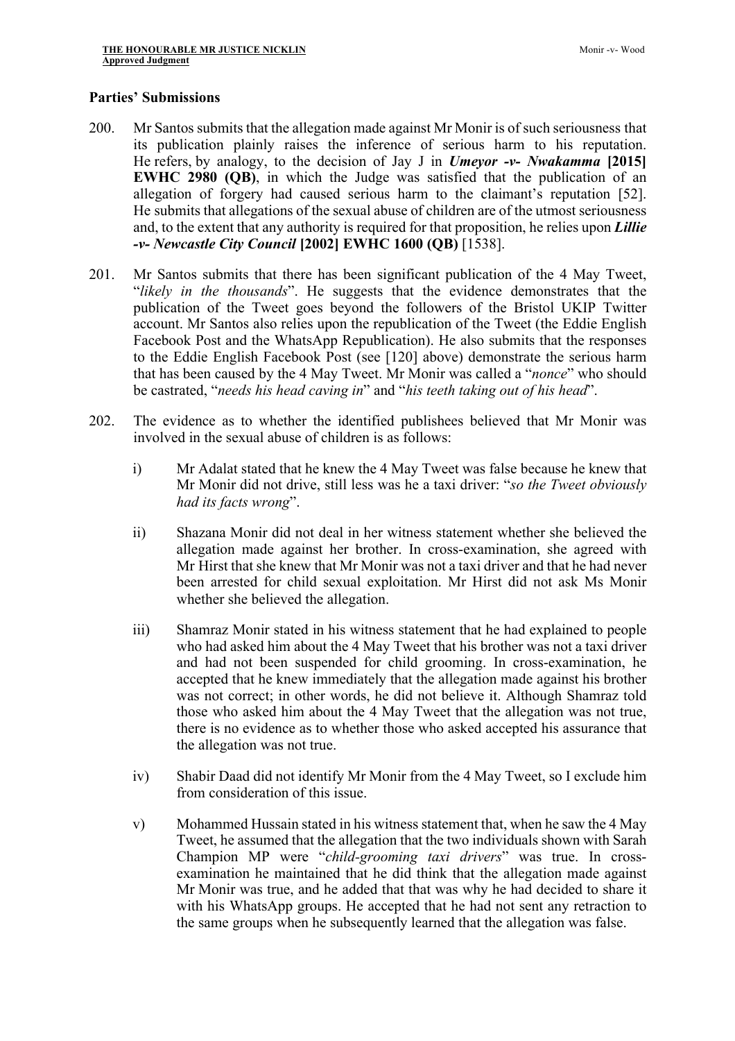**Parties' Submissions**

200. Mr Santos submits that the allegation made against Mr Monir is of such seriousness that its publication plainly raises the inference of serious harm to his reputation. He refers, by analogy, to the decision of Jay J in ***Umeyor -v- Nwakamma* [2015] EWHC 2980 (QB)**, in which the Judge was satisfied that the publication of an allegation of forgery had caused serious harm to the claimant's reputation [52]. He submits that allegations of the sexual abuse of children are of the utmost seriousness and, to the extent that any authority is required for that proposition, he relies upon ***Lillie -v- Newcastle City Council* [2002] EWHC 1600 (QB)** [1538].

201. Mr Santos submits that there has been significant publication of the 4 May Tweet, "*likely in the thousands*". He suggests that the evidence demonstrates that the publication of the Tweet goes beyond the followers of the Bristol UKIP Twitter account. Mr Santos also relies upon the republication of the Tweet (the Eddie English Facebook Post and the WhatsApp Republication). He also submits that the responses to the Eddie English Facebook Post (see [120] above) demonstrate the serious harm that has been caused by the 4 May Tweet. Mr Monir was called a "*nonce*" who should be castrated, "*needs his head caving in*" and "*his teeth taking out of his head*".

202. The evidence as to whether the identified publishees believed that Mr Monir was involved in the sexual abuse of children is as follows:

    i) Mr Adalat stated that he knew the 4 May Tweet was false because he knew that Mr Monir did not drive, still less was he a taxi driver: "*so the Tweet obviously had its facts wrong*".

    ii) Shazana Monir did not deal in her witness statement whether she believed the allegation made against her brother. In cross-examination, she agreed with Mr Hirst that she knew that Mr Monir was not a taxi driver and that he had never been arrested for child sexual exploitation. Mr Hirst did not ask Ms Monir whether she believed the allegation.

    iii) Shamraz Monir stated in his witness statement that he had explained to people who had asked him about the 4 May Tweet that his brother was not a taxi driver and had not been suspended for child grooming. In cross-examination, he accepted that he knew immediately that the allegation made against his brother was not correct; in other words, he did not believe it. Although Shamraz told those who asked him about the 4 May Tweet that the allegation was not true, there is no evidence as to whether those who asked accepted his assurance that the allegation was not true.

    iv) Shabir Daad did not identify Mr Monir from the 4 May Tweet, so I exclude him from consideration of this issue.

    v) Mohammed Hussain stated in his witness statement that, when he saw the 4 May Tweet, he assumed that the allegation that the two individuals shown with Sarah Champion MP were "*child-grooming taxi drivers*" was true. In cross-examination he maintained that he did think that the allegation made against Mr Monir was true, and he added that that was why he had decided to share it with his WhatsApp groups. He accepted that he had not sent any retraction to the same groups when he subsequently learned that the allegation was false.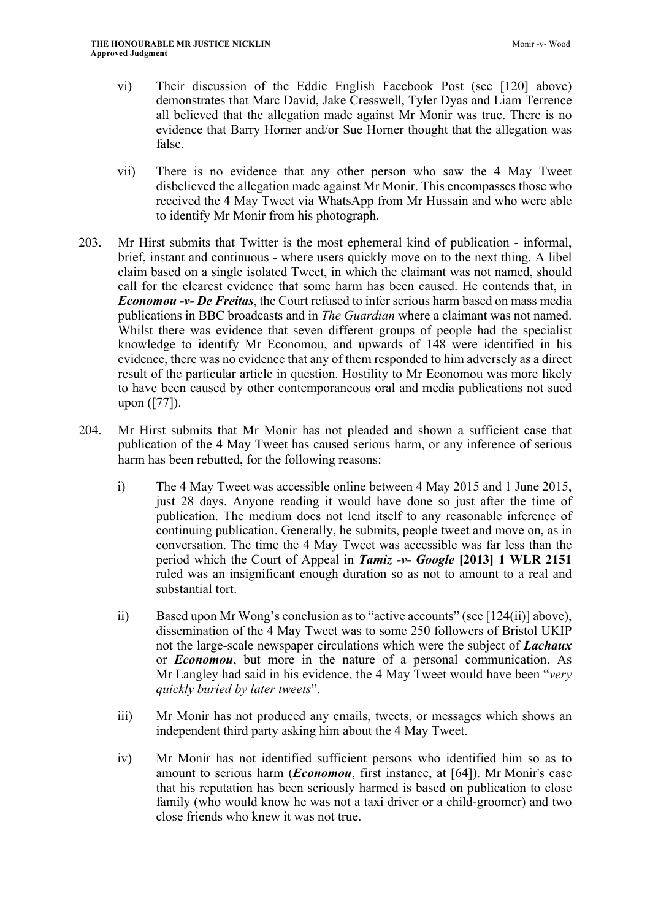vi) Their discussion of the Eddie English Facebook Post (see [120] above) demonstrates that Marc David, Jake Cresswell, Tyler Dyas and Liam Terrence all believed that the allegation made against Mr Monir was true. There is no evidence that Barry Horner and/or Sue Horner thought that the allegation was false.

vii) There is no evidence that any other person who saw the 4 May Tweet disbelieved the allegation made against Mr Monir. This encompasses those who received the 4 May Tweet via WhatsApp from Mr Hussain and who were able to identify Mr Monir from his photograph.

203. Mr Hirst submits that Twitter is the most ephemeral kind of publication - informal, brief, instant and continuous - where users quickly move on to the next thing. A libel claim based on a single isolated Tweet, in which the claimant was not named, should call for the clearest evidence that some harm has been caused. He contends that, in ***Economou -v- De Freitas***, the Court refused to infer serious harm based on mass media publications in BBC broadcasts and in *The Guardian* where a claimant was not named. Whilst there was evidence that seven different groups of people had the specialist knowledge to identify Mr Economou, and upwards of 148 were identified in his evidence, there was no evidence that any of them responded to him adversely as a direct result of the particular article in question. Hostility to Mr Economou was more likely to have been caused by other contemporaneous oral and media publications not sued upon ([77]).

204. Mr Hirst submits that Mr Monir has not pleaded and shown a sufficient case that publication of the 4 May Tweet has caused serious harm, or any inference of serious harm has been rebutted, for the following reasons:

i) The 4 May Tweet was accessible online between 4 May 2015 and 1 June 2015, just 28 days. Anyone reading it would have done so just after the time of publication. The medium does not lend itself to any reasonable inference of continuing publication. Generally, he submits, people tweet and move on, as in conversation. The time the 4 May Tweet was accessible was far less than the period which the Court of Appeal in ***Tamiz -v- Google* [2013] 1 WLR 2151** ruled was an insignificant enough duration so as not to amount to a real and substantial tort.

ii) Based upon Mr Wong's conclusion as to "active accounts" (see [124(ii)] above), dissemination of the 4 May Tweet was to some 250 followers of Bristol UKIP not the large-scale newspaper circulations which were the subject of ***Lachaux*** or ***Economou***, but more in the nature of a personal communication. As Mr Langley had said in his evidence, the 4 May Tweet would have been "*very quickly buried by later tweets*".

iii) Mr Monir has not produced any emails, tweets, or messages which shows an independent third party asking him about the 4 May Tweet.

iv) Mr Monir has not identified sufficient persons who identified him so as to amount to serious harm (***Economou***, first instance, at [64]). Mr Monir's case that his reputation has been seriously harmed is based on publication to close family (who would know he was not a taxi driver or a child-groomer) and two close friends who knew it was not true.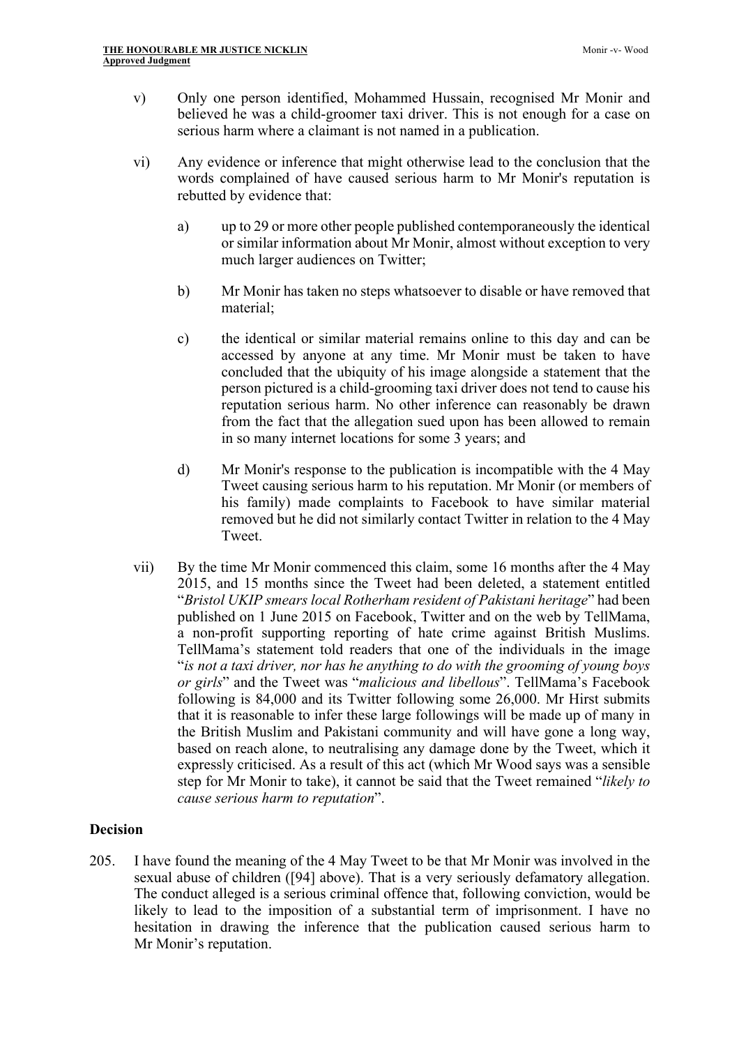v) Only one person identified, Mohammed Hussain, recognised Mr Monir and believed he was a child-groomer taxi driver. This is not enough for a case on serious harm where a claimant is not named in a publication.

vi) Any evidence or inference that might otherwise lead to the conclusion that the words complained of have caused serious harm to Mr Monir's reputation is rebutted by evidence that:

   a) up to 29 or more other people published contemporaneously the identical or similar information about Mr Monir, almost without exception to very much larger audiences on Twitter;

   b) Mr Monir has taken no steps whatsoever to disable or have removed that material;

   c) the identical or similar material remains online to this day and can be accessed by anyone at any time. Mr Monir must be taken to have concluded that the ubiquity of his image alongside a statement that the person pictured is a child-grooming taxi driver does not tend to cause his reputation serious harm. No other inference can reasonably be drawn from the fact that the allegation sued upon has been allowed to remain in so many internet locations for some 3 years; and

   d) Mr Monir's response to the publication is incompatible with the 4 May Tweet causing serious harm to his reputation. Mr Monir (or members of his family) made complaints to Facebook to have similar material removed but he did not similarly contact Twitter in relation to the 4 May Tweet.

vii) By the time Mr Monir commenced this claim, some 16 months after the 4 May 2015, and 15 months since the Tweet had been deleted, a statement entitled "*Bristol UKIP smears local Rotherham resident of Pakistani heritage*" had been published on 1 June 2015 on Facebook, Twitter and on the web by TellMama, a non-profit supporting reporting of hate crime against British Muslims. TellMama's statement told readers that one of the individuals in the image "*is not a taxi driver, nor has he anything to do with the grooming of young boys or girls*" and the Tweet was "*malicious and libellous*". TellMama's Facebook following is 84,000 and its Twitter following some 26,000. Mr Hirst submits that it is reasonable to infer these large followings will be made up of many in the British Muslim and Pakistani community and will have gone a long way, based on reach alone, to neutralising any damage done by the Tweet, which it expressly criticised. As a result of this act (which Mr Wood says was a sensible step for Mr Monir to take), it cannot be said that the Tweet remained "*likely to cause serious harm to reputation*".

## Decision

205. I have found the meaning of the 4 May Tweet to be that Mr Monir was involved in the sexual abuse of children ([94] above). That is a very seriously defamatory allegation. The conduct alleged is a serious criminal offence that, following conviction, would be likely to lead to the imposition of a substantial term of imprisonment. I have no hesitation in drawing the inference that the publication caused serious harm to Mr Monir's reputation.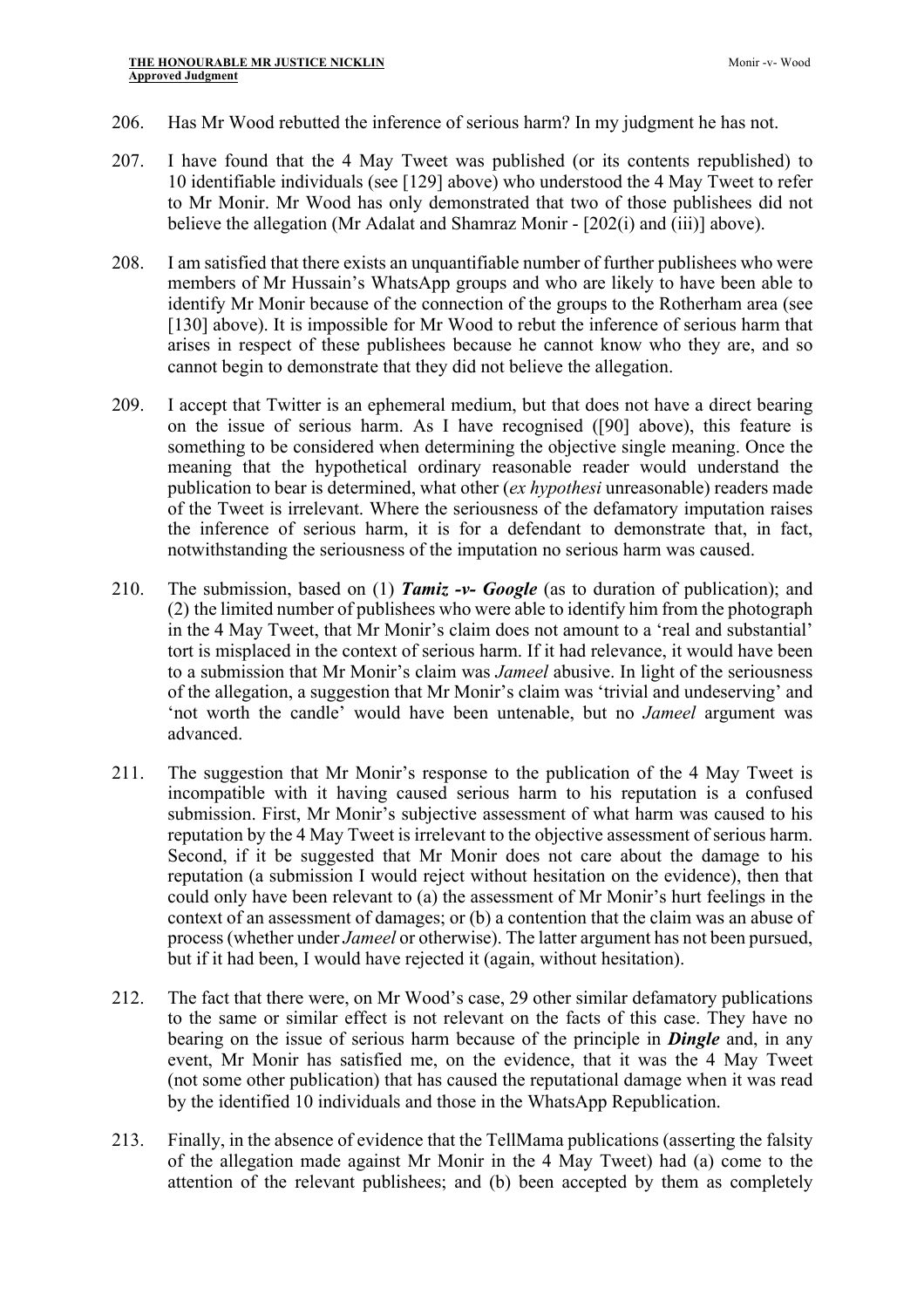206. Has Mr Wood rebutted the inference of serious harm? In my judgment he has not.

207. I have found that the 4 May Tweet was published (or its contents republished) to 10 identifiable individuals (see [129] above) who understood the 4 May Tweet to refer to Mr Monir. Mr Wood has only demonstrated that two of those publishees did not believe the allegation (Mr Adalat and Shamraz Monir - [202(i) and (iii)] above).

208. I am satisfied that there exists an unquantifiable number of further publishees who were members of Mr Hussain's WhatsApp groups and who are likely to have been able to identify Mr Monir because of the connection of the groups to the Rotherham area (see [130] above). It is impossible for Mr Wood to rebut the inference of serious harm that arises in respect of these publishees because he cannot know who they are, and so cannot begin to demonstrate that they did not believe the allegation.

209. I accept that Twitter is an ephemeral medium, but that does not have a direct bearing on the issue of serious harm. As I have recognised ([90] above), this feature is something to be considered when determining the objective single meaning. Once the meaning that the hypothetical ordinary reasonable reader would understand the publication to bear is determined, what other (*ex hypothesi* unreasonable) readers made of the Tweet is irrelevant. Where the seriousness of the defamatory imputation raises the inference of serious harm, it is for a defendant to demonstrate that, in fact, notwithstanding the seriousness of the imputation no serious harm was caused.

210. The submission, based on (1) ***Tamiz -v- Google*** (as to duration of publication); and (2) the limited number of publishees who were able to identify him from the photograph in the 4 May Tweet, that Mr Monir's claim does not amount to a 'real and substantial' tort is misplaced in the context of serious harm. If it had relevance, it would have been to a submission that Mr Monir's claim was *Jameel* abusive. In light of the seriousness of the allegation, a suggestion that Mr Monir's claim was 'trivial and undeserving' and 'not worth the candle' would have been untenable, but no *Jameel* argument was advanced.

211. The suggestion that Mr Monir's response to the publication of the 4 May Tweet is incompatible with it having caused serious harm to his reputation is a confused submission. First, Mr Monir's subjective assessment of what harm was caused to his reputation by the 4 May Tweet is irrelevant to the objective assessment of serious harm. Second, if it be suggested that Mr Monir does not care about the damage to his reputation (a submission I would reject without hesitation on the evidence), then that could only have been relevant to (a) the assessment of Mr Monir's hurt feelings in the context of an assessment of damages; or (b) a contention that the claim was an abuse of process (whether under *Jameel* or otherwise). The latter argument has not been pursued, but if it had been, I would have rejected it (again, without hesitation).

212. The fact that there were, on Mr Wood's case, 29 other similar defamatory publications to the same or similar effect is not relevant on the facts of this case. They have no bearing on the issue of serious harm because of the principle in ***Dingle*** and, in any event, Mr Monir has satisfied me, on the evidence, that it was the 4 May Tweet (not some other publication) that has caused the reputational damage when it was read by the identified 10 individuals and those in the WhatsApp Republication.

213. Finally, in the absence of evidence that the TellMama publications (asserting the falsity of the allegation made against Mr Monir in the 4 May Tweet) had (a) come to the attention of the relevant publishees; and (b) been accepted by them as completely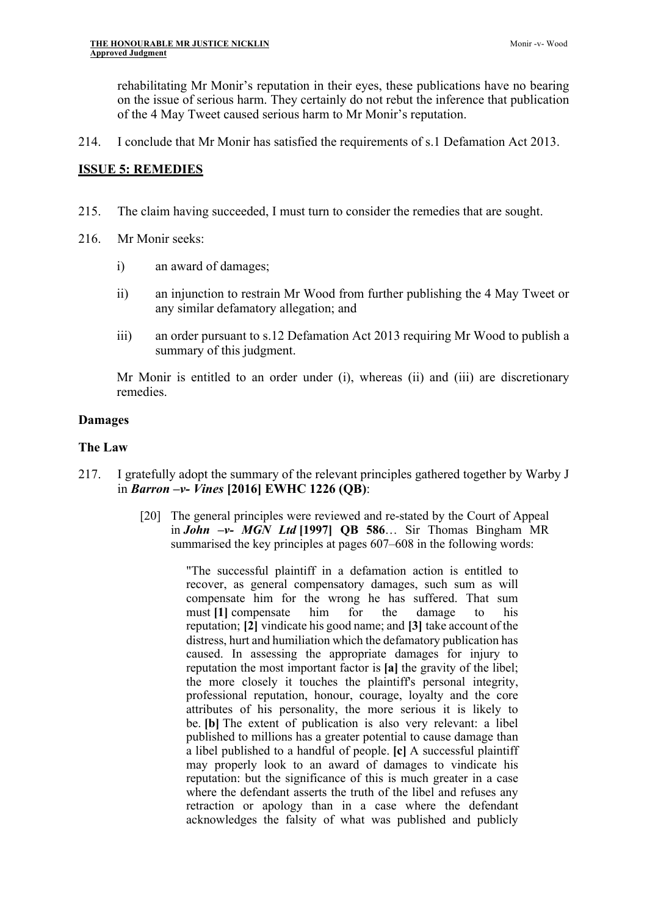rehabilitating Mr Monir's reputation in their eyes, these publications have no bearing on the issue of serious harm. They certainly do not rebut the inference that publication of the 4 May Tweet caused serious harm to Mr Monir's reputation.

214. I conclude that Mr Monir has satisfied the requirements of s.1 Defamation Act 2013.

## ISSUE 5: REMEDIES

215. The claim having succeeded, I must turn to consider the remedies that are sought.

216. Mr Monir seeks:

   i) an award of damages;

   ii) an injunction to restrain Mr Wood from further publishing the 4 May Tweet or any similar defamatory allegation; and

   iii) an order pursuant to s.12 Defamation Act 2013 requiring Mr Wood to publish a summary of this judgment.

   Mr Monir is entitled to an order under (i), whereas (ii) and (iii) are discretionary remedies.

### Damages

### The Law

217. I gratefully adopt the summary of the relevant principles gathered together by Warby J in ***Barron –v- Vines* [2016] EWHC 1226 (QB)**:

> [20] The general principles were reviewed and re-stated by the Court of Appeal in ***John –v- MGN Ltd* [1997] QB 586**… Sir Thomas Bingham MR summarised the key principles at pages 607–608 in the following words:
>
> > "The successful plaintiff in a defamation action is entitled to recover, as general compensatory damages, such sum as will compensate him for the wrong he has suffered. That sum must **[1]** compensate him for the damage to his reputation; **[2]** vindicate his good name; and **[3]** take account of the distress, hurt and humiliation which the defamatory publication has caused. In assessing the appropriate damages for injury to reputation the most important factor is **[a]** the gravity of the libel; the more closely it touches the plaintiff's personal integrity, professional reputation, honour, courage, loyalty and the core attributes of his personality, the more serious it is likely to be. **[b]** The extent of publication is also very relevant: a libel published to millions has a greater potential to cause damage than a libel published to a handful of people. **[c]** A successful plaintiff may properly look to an award of damages to vindicate his reputation: but the significance of this is much greater in a case where the defendant asserts the truth of the libel and refuses any retraction or apology than in a case where the defendant acknowledges the falsity of what was published and publicly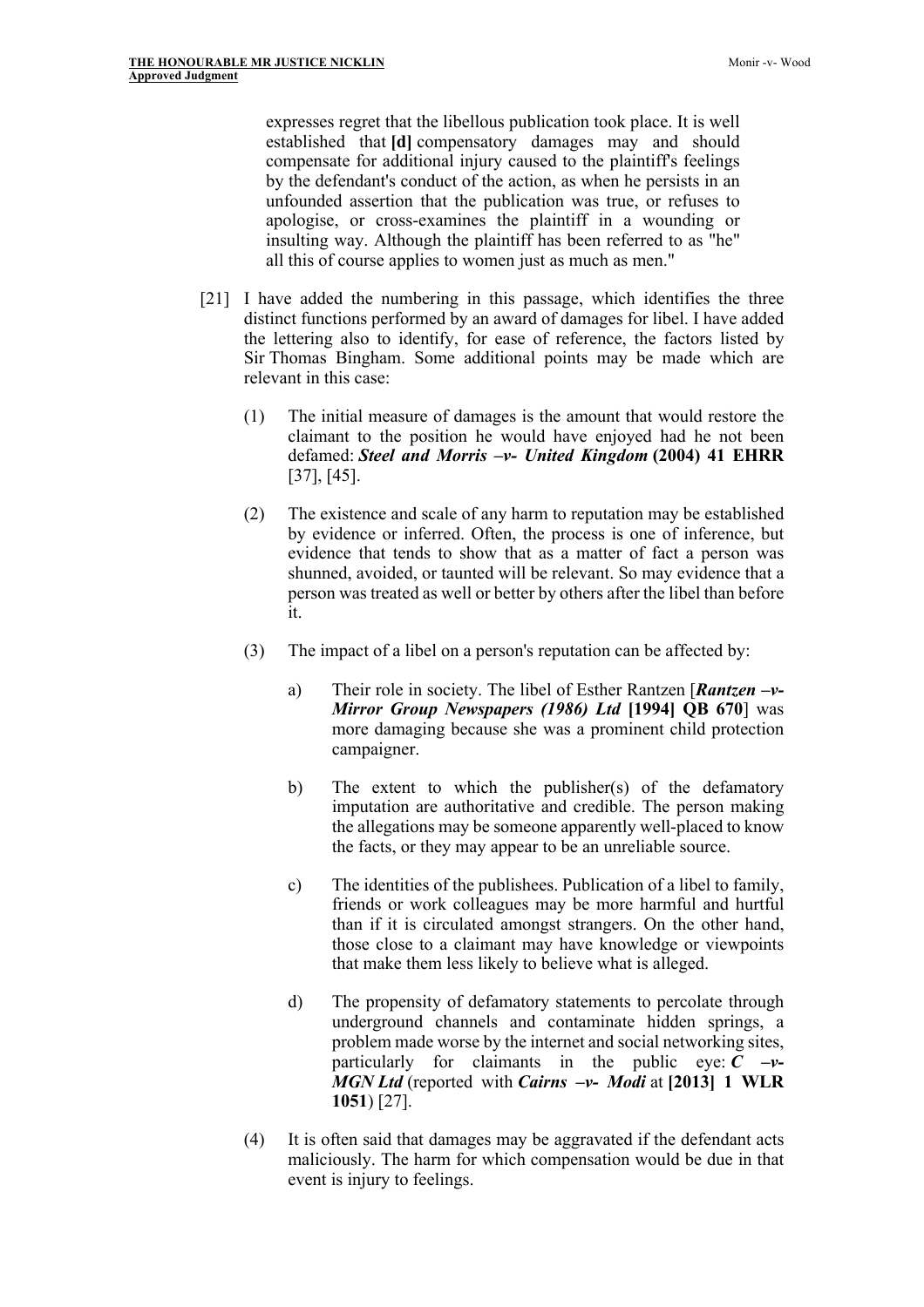expresses regret that the libellous publication took place. It is well established that **[d]** compensatory damages may and should compensate for additional injury caused to the plaintiff's feelings by the defendant's conduct of the action, as when he persists in an unfounded assertion that the publication was true, or refuses to apologise, or cross-examines the plaintiff in a wounding or insulting way. Although the plaintiff has been referred to as "he" all this of course applies to women just as much as men."

[21] I have added the numbering in this passage, which identifies the three distinct functions performed by an award of damages for libel. I have added the lettering also to identify, for ease of reference, the factors listed by Sir Thomas Bingham. Some additional points may be made which are relevant in this case:

(1) The initial measure of damages is the amount that would restore the claimant to the position he would have enjoyed had he not been defamed: ***Steel and Morris –v- United Kingdom* (2004) 41 EHRR** [37], [45].

(2) The existence and scale of any harm to reputation may be established by evidence or inferred. Often, the process is one of inference, but evidence that tends to show that as a matter of fact a person was shunned, avoided, or taunted will be relevant. So may evidence that a person was treated as well or better by others after the libel than before it.

(3) The impact of a libel on a person's reputation can be affected by:

a) Their role in society. The libel of Esther Rantzen [***Rantzen –v- Mirror Group Newspapers (1986) Ltd* [1994] QB 670**] was more damaging because she was a prominent child protection campaigner.

b) The extent to which the publisher(s) of the defamatory imputation are authoritative and credible. The person making the allegations may be someone apparently well-placed to know the facts, or they may appear to be an unreliable source.

c) The identities of the publishees. Publication of a libel to family, friends or work colleagues may be more harmful and hurtful than if it is circulated amongst strangers. On the other hand, those close to a claimant may have knowledge or viewpoints that make them less likely to believe what is alleged.

d) The propensity of defamatory statements to percolate through underground channels and contaminate hidden springs, a problem made worse by the internet and social networking sites, particularly for claimants in the public eye: ***C –v- MGN Ltd*** (reported with ***Cairns –v- Modi*** at **[2013] 1 WLR 1051**) [27].

(4) It is often said that damages may be aggravated if the defendant acts maliciously. The harm for which compensation would be due in that event is injury to feelings.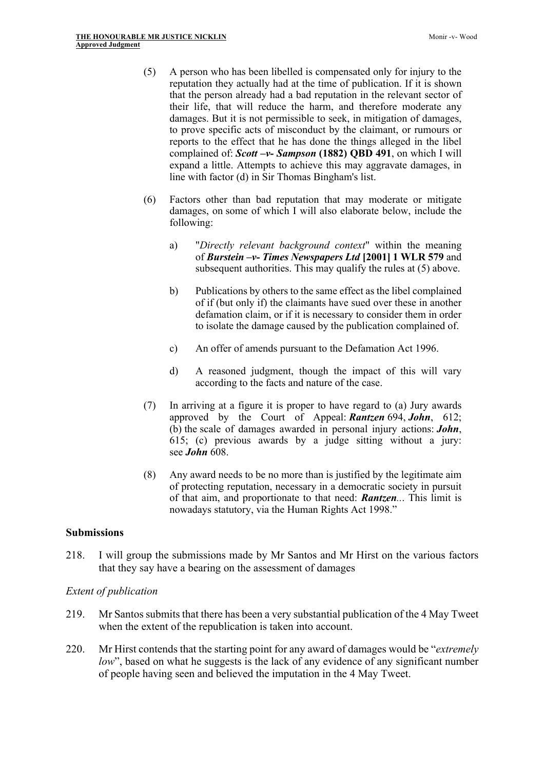(5) A person who has been libelled is compensated only for injury to the reputation they actually had at the time of publication. If it is shown that the person already had a bad reputation in the relevant sector of their life, that will reduce the harm, and therefore moderate any damages. But it is not permissible to seek, in mitigation of damages, to prove specific acts of misconduct by the claimant, or rumours or reports to the effect that he has done the things alleged in the libel complained of: ***Scott –v- Sampson*** **(1882) QBD 491**, on which I will expand a little. Attempts to achieve this may aggravate damages, in line with factor (d) in Sir Thomas Bingham's list.

(6) Factors other than bad reputation that may moderate or mitigate damages, on some of which I will also elaborate below, include the following:

a) "*Directly relevant background context*" within the meaning of ***Burstein –v- Times Newspapers Ltd*** **[2001] 1 WLR 579** and subsequent authorities. This may qualify the rules at (5) above.

b) Publications by others to the same effect as the libel complained of if (but only if) the claimants have sued over these in another defamation claim, or if it is necessary to consider them in order to isolate the damage caused by the publication complained of.

c) An offer of amends pursuant to the Defamation Act 1996.

d) A reasoned judgment, though the impact of this will vary according to the facts and nature of the case.

(7) In arriving at a figure it is proper to have regard to (a) Jury awards approved by the Court of Appeal: ***Rantzen*** 694, ***John***, 612; (b) the scale of damages awarded in personal injury actions: ***John***, 615; (c) previous awards by a judge sitting without a jury: see ***John*** 608.

(8) Any award needs to be no more than is justified by the legitimate aim of protecting reputation, necessary in a democratic society in pursuit of that aim, and proportionate to that need: ***Rantzen***... This limit is nowadays statutory, via the Human Rights Act 1998."

## Submissions

218. I will group the submissions made by Mr Santos and Mr Hirst on the various factors that they say have a bearing on the assessment of damages

*Extent of publication*

219. Mr Santos submits that there has been a very substantial publication of the 4 May Tweet when the extent of the republication is taken into account.

220. Mr Hirst contends that the starting point for any award of damages would be "*extremely low*", based on what he suggests is the lack of any evidence of any significant number of people having seen and believed the imputation in the 4 May Tweet.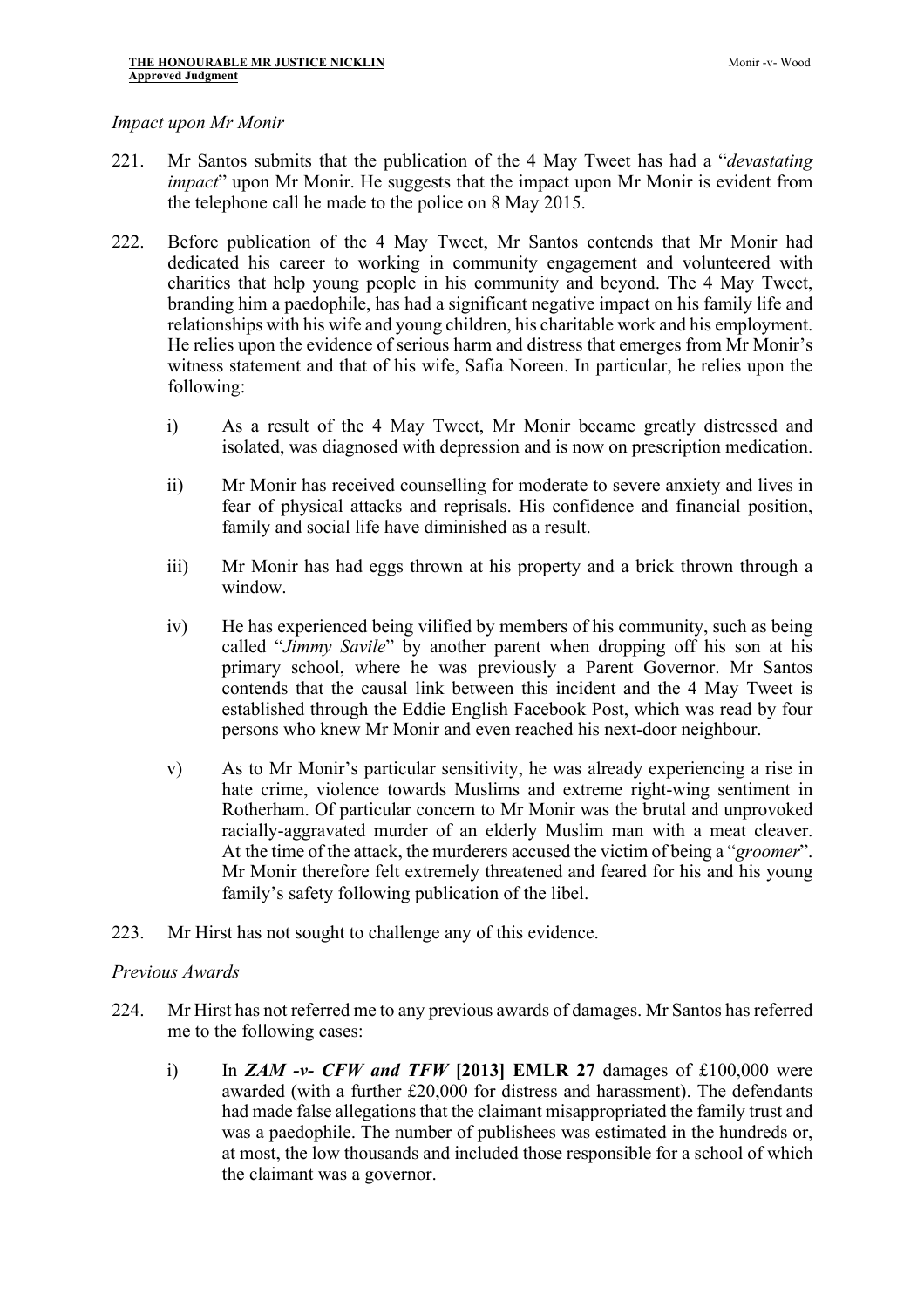*Impact upon Mr Monir*

221. Mr Santos submits that the publication of the 4 May Tweet has had a "*devastating impact*" upon Mr Monir. He suggests that the impact upon Mr Monir is evident from the telephone call he made to the police on 8 May 2015.

222. Before publication of the 4 May Tweet, Mr Santos contends that Mr Monir had dedicated his career to working in community engagement and volunteered with charities that help young people in his community and beyond. The 4 May Tweet, branding him a paedophile, has had a significant negative impact on his family life and relationships with his wife and young children, his charitable work and his employment. He relies upon the evidence of serious harm and distress that emerges from Mr Monir's witness statement and that of his wife, Safia Noreen. In particular, he relies upon the following:

    i) As a result of the 4 May Tweet, Mr Monir became greatly distressed and isolated, was diagnosed with depression and is now on prescription medication.

    ii) Mr Monir has received counselling for moderate to severe anxiety and lives in fear of physical attacks and reprisals. His confidence and financial position, family and social life have diminished as a result.

    iii) Mr Monir has had eggs thrown at his property and a brick thrown through a window.

    iv) He has experienced being vilified by members of his community, such as being called "*Jimmy Savile*" by another parent when dropping off his son at his primary school, where he was previously a Parent Governor. Mr Santos contends that the causal link between this incident and the 4 May Tweet is established through the Eddie English Facebook Post, which was read by four persons who knew Mr Monir and even reached his next-door neighbour.

    v) As to Mr Monir's particular sensitivity, he was already experiencing a rise in hate crime, violence towards Muslims and extreme right-wing sentiment in Rotherham. Of particular concern to Mr Monir was the brutal and unprovoked racially-aggravated murder of an elderly Muslim man with a meat cleaver. At the time of the attack, the murderers accused the victim of being a "*groomer*". Mr Monir therefore felt extremely threatened and feared for his and his young family's safety following publication of the libel.

223. Mr Hirst has not sought to challenge any of this evidence.

*Previous Awards*

224. Mr Hirst has not referred me to any previous awards of damages. Mr Santos has referred me to the following cases:

    i) In ***ZAM -v- CFW and TFW* [2013] EMLR 27** damages of £100,000 were awarded (with a further £20,000 for distress and harassment). The defendants had made false allegations that the claimant misappropriated the family trust and was a paedophile. The number of publishees was estimated in the hundreds or, at most, the low thousands and included those responsible for a school of which the claimant was a governor.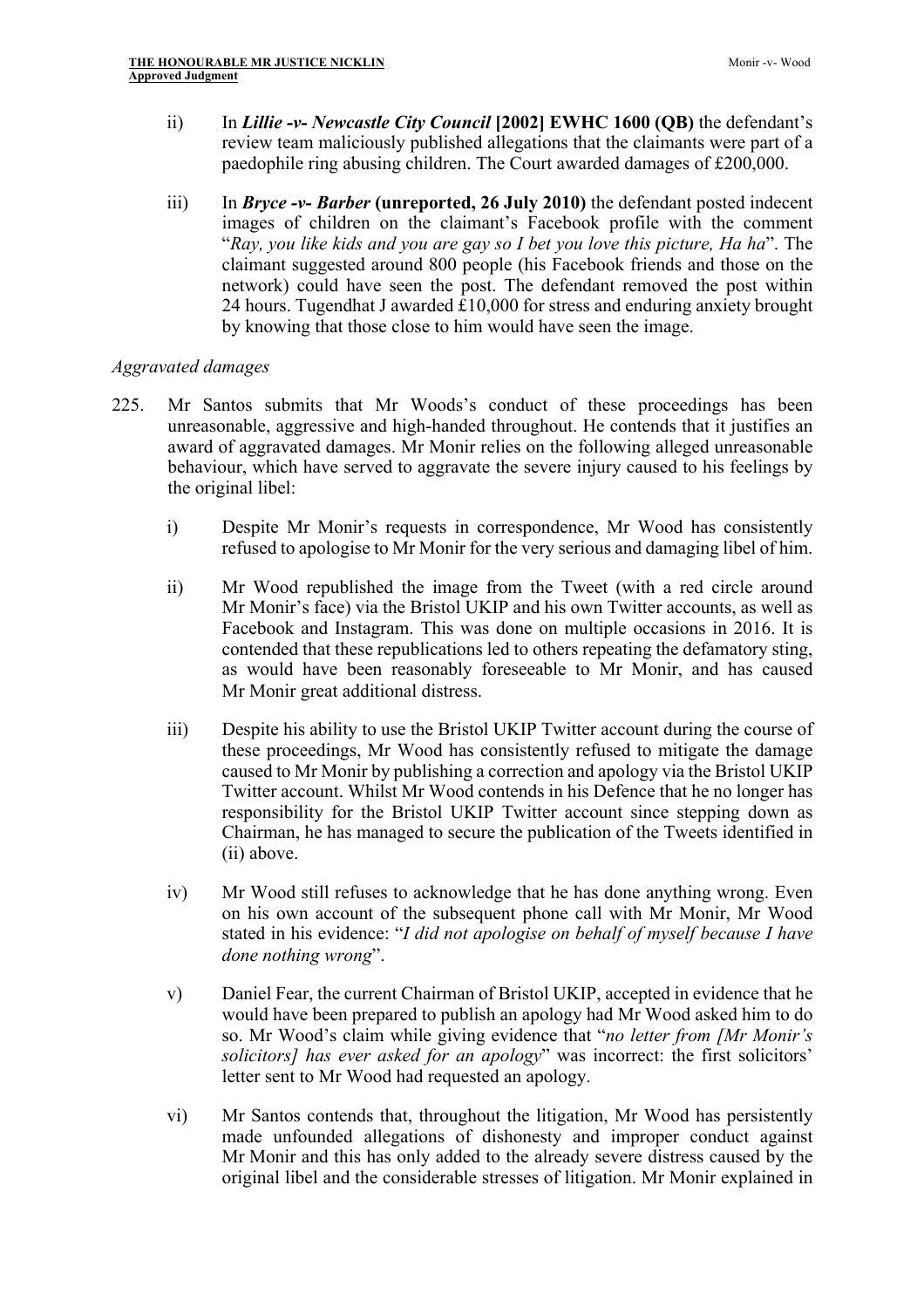ii) In ***Lillie -v- Newcastle City Council* [2002] EWHC 1600 (QB)** the defendant's review team maliciously published allegations that the claimants were part of a paedophile ring abusing children. The Court awarded damages of £200,000.

iii) In ***Bryce -v- Barber* (unreported, 26 July 2010)** the defendant posted indecent images of children on the claimant's Facebook profile with the comment "*Ray, you like kids and you are gay so I bet you love this picture, Ha ha*". The claimant suggested around 800 people (his Facebook friends and those on the network) could have seen the post. The defendant removed the post within 24 hours. Tugendhat J awarded £10,000 for stress and enduring anxiety brought by knowing that those close to him would have seen the image.

*Aggravated damages*

225. Mr Santos submits that Mr Woods's conduct of these proceedings has been unreasonable, aggressive and high-handed throughout. He contends that it justifies an award of aggravated damages. Mr Monir relies on the following alleged unreasonable behaviour, which have served to aggravate the severe injury caused to his feelings by the original libel:

i) Despite Mr Monir's requests in correspondence, Mr Wood has consistently refused to apologise to Mr Monir for the very serious and damaging libel of him.

ii) Mr Wood republished the image from the Tweet (with a red circle around Mr Monir's face) via the Bristol UKIP and his own Twitter accounts, as well as Facebook and Instagram. This was done on multiple occasions in 2016. It is contended that these republications led to others repeating the defamatory sting, as would have been reasonably foreseeable to Mr Monir, and has caused Mr Monir great additional distress.

iii) Despite his ability to use the Bristol UKIP Twitter account during the course of these proceedings, Mr Wood has consistently refused to mitigate the damage caused to Mr Monir by publishing a correction and apology via the Bristol UKIP Twitter account. Whilst Mr Wood contends in his Defence that he no longer has responsibility for the Bristol UKIP Twitter account since stepping down as Chairman, he has managed to secure the publication of the Tweets identified in (ii) above.

iv) Mr Wood still refuses to acknowledge that he has done anything wrong. Even on his own account of the subsequent phone call with Mr Monir, Mr Wood stated in his evidence: "*I did not apologise on behalf of myself because I have done nothing wrong*".

v) Daniel Fear, the current Chairman of Bristol UKIP, accepted in evidence that he would have been prepared to publish an apology had Mr Wood asked him to do so. Mr Wood's claim while giving evidence that "*no letter from [Mr Monir's solicitors] has ever asked for an apology*" was incorrect: the first solicitors' letter sent to Mr Wood had requested an apology.

vi) Mr Santos contends that, throughout the litigation, Mr Wood has persistently made unfounded allegations of dishonesty and improper conduct against Mr Monir and this has only added to the already severe distress caused by the original libel and the considerable stresses of litigation. Mr Monir explained in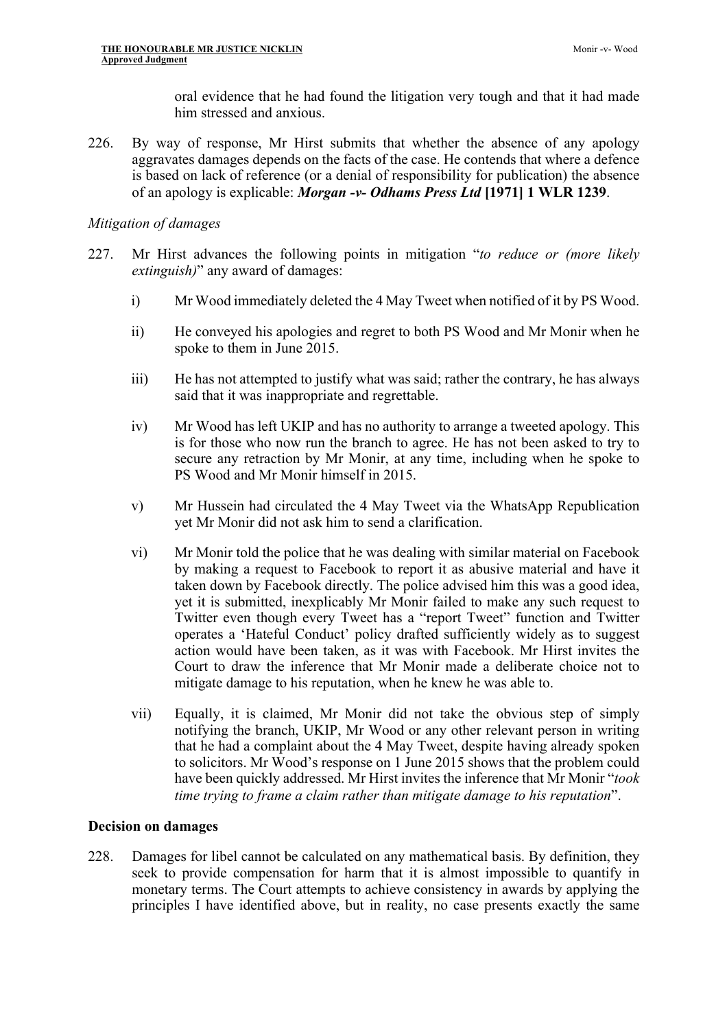oral evidence that he had found the litigation very tough and that it had made him stressed and anxious.

226. By way of response, Mr Hirst submits that whether the absence of any apology aggravates damages depends on the facts of the case. He contends that where a defence is based on lack of reference (or a denial of responsibility for publication) the absence of an apology is explicable: ***Morgan -v- Odhams Press Ltd* [1971] 1 WLR 1239**.

*Mitigation of damages*

227. Mr Hirst advances the following points in mitigation "*to reduce or (more likely extinguish)*" any award of damages:

    i) Mr Wood immediately deleted the 4 May Tweet when notified of it by PS Wood.

    ii) He conveyed his apologies and regret to both PS Wood and Mr Monir when he spoke to them in June 2015.

    iii) He has not attempted to justify what was said; rather the contrary, he has always said that it was inappropriate and regrettable.

    iv) Mr Wood has left UKIP and has no authority to arrange a tweeted apology. This is for those who now run the branch to agree. He has not been asked to try to secure any retraction by Mr Monir, at any time, including when he spoke to PS Wood and Mr Monir himself in 2015.

    v) Mr Hussein had circulated the 4 May Tweet via the WhatsApp Republication yet Mr Monir did not ask him to send a clarification.

    vi) Mr Monir told the police that he was dealing with similar material on Facebook by making a request to Facebook to report it as abusive material and have it taken down by Facebook directly. The police advised him this was a good idea, yet it is submitted, inexplicably Mr Monir failed to make any such request to Twitter even though every Tweet has a "report Tweet" function and Twitter operates a 'Hateful Conduct' policy drafted sufficiently widely as to suggest action would have been taken, as it was with Facebook. Mr Hirst invites the Court to draw the inference that Mr Monir made a deliberate choice not to mitigate damage to his reputation, when he knew he was able to.

    vii) Equally, it is claimed, Mr Monir did not take the obvious step of simply notifying the branch, UKIP, Mr Wood or any other relevant person in writing that he had a complaint about the 4 May Tweet, despite having already spoken to solicitors. Mr Wood's response on 1 June 2015 shows that the problem could have been quickly addressed. Mr Hirst invites the inference that Mr Monir "*took time trying to frame a claim rather than mitigate damage to his reputation*".

## Decision on damages

228. Damages for libel cannot be calculated on any mathematical basis. By definition, they seek to provide compensation for harm that it is almost impossible to quantify in monetary terms. The Court attempts to achieve consistency in awards by applying the principles I have identified above, but in reality, no case presents exactly the same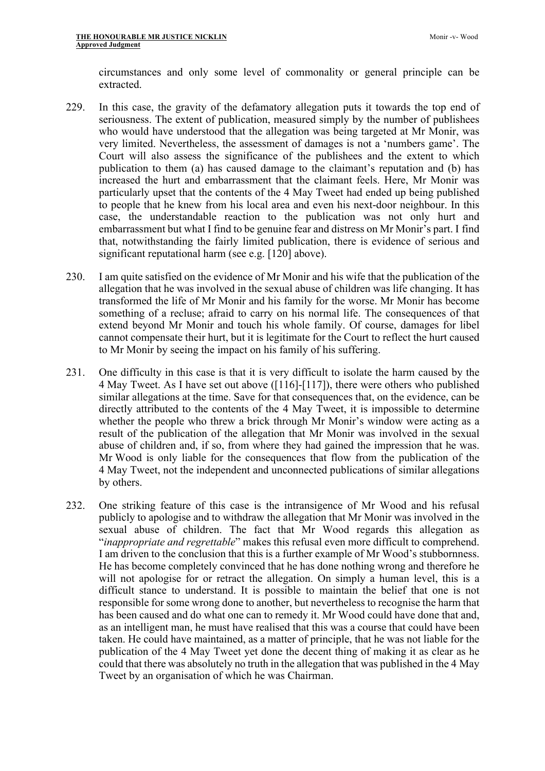circumstances and only some level of commonality or general principle can be extracted.

229. In this case, the gravity of the defamatory allegation puts it towards the top end of seriousness. The extent of publication, measured simply by the number of publishees who would have understood that the allegation was being targeted at Mr Monir, was very limited. Nevertheless, the assessment of damages is not a 'numbers game'. The Court will also assess the significance of the publishees and the extent to which publication to them (a) has caused damage to the claimant's reputation and (b) has increased the hurt and embarrassment that the claimant feels. Here, Mr Monir was particularly upset that the contents of the 4 May Tweet had ended up being published to people that he knew from his local area and even his next-door neighbour. In this case, the understandable reaction to the publication was not only hurt and embarrassment but what I find to be genuine fear and distress on Mr Monir's part. I find that, notwithstanding the fairly limited publication, there is evidence of serious and significant reputational harm (see e.g. [120] above).

230. I am quite satisfied on the evidence of Mr Monir and his wife that the publication of the allegation that he was involved in the sexual abuse of children was life changing. It has transformed the life of Mr Monir and his family for the worse. Mr Monir has become something of a recluse; afraid to carry on his normal life. The consequences of that extend beyond Mr Monir and touch his whole family. Of course, damages for libel cannot compensate their hurt, but it is legitimate for the Court to reflect the hurt caused to Mr Monir by seeing the impact on his family of his suffering.

231. One difficulty in this case is that it is very difficult to isolate the harm caused by the 4 May Tweet. As I have set out above ([116]-[117]), there were others who published similar allegations at the time. Save for that consequences that, on the evidence, can be directly attributed to the contents of the 4 May Tweet, it is impossible to determine whether the people who threw a brick through Mr Monir's window were acting as a result of the publication of the allegation that Mr Monir was involved in the sexual abuse of children and, if so, from where they had gained the impression that he was. Mr Wood is only liable for the consequences that flow from the publication of the 4 May Tweet, not the independent and unconnected publications of similar allegations by others.

232. One striking feature of this case is the intransigence of Mr Wood and his refusal publicly to apologise and to withdraw the allegation that Mr Monir was involved in the sexual abuse of children. The fact that Mr Wood regards this allegation as "*inappropriate and regrettable*" makes this refusal even more difficult to comprehend. I am driven to the conclusion that this is a further example of Mr Wood's stubbornness. He has become completely convinced that he has done nothing wrong and therefore he will not apologise for or retract the allegation. On simply a human level, this is a difficult stance to understand. It is possible to maintain the belief that one is not responsible for some wrong done to another, but nevertheless to recognise the harm that has been caused and do what one can to remedy it. Mr Wood could have done that and, as an intelligent man, he must have realised that this was a course that could have been taken. He could have maintained, as a matter of principle, that he was not liable for the publication of the 4 May Tweet yet done the decent thing of making it as clear as he could that there was absolutely no truth in the allegation that was published in the 4 May Tweet by an organisation of which he was Chairman.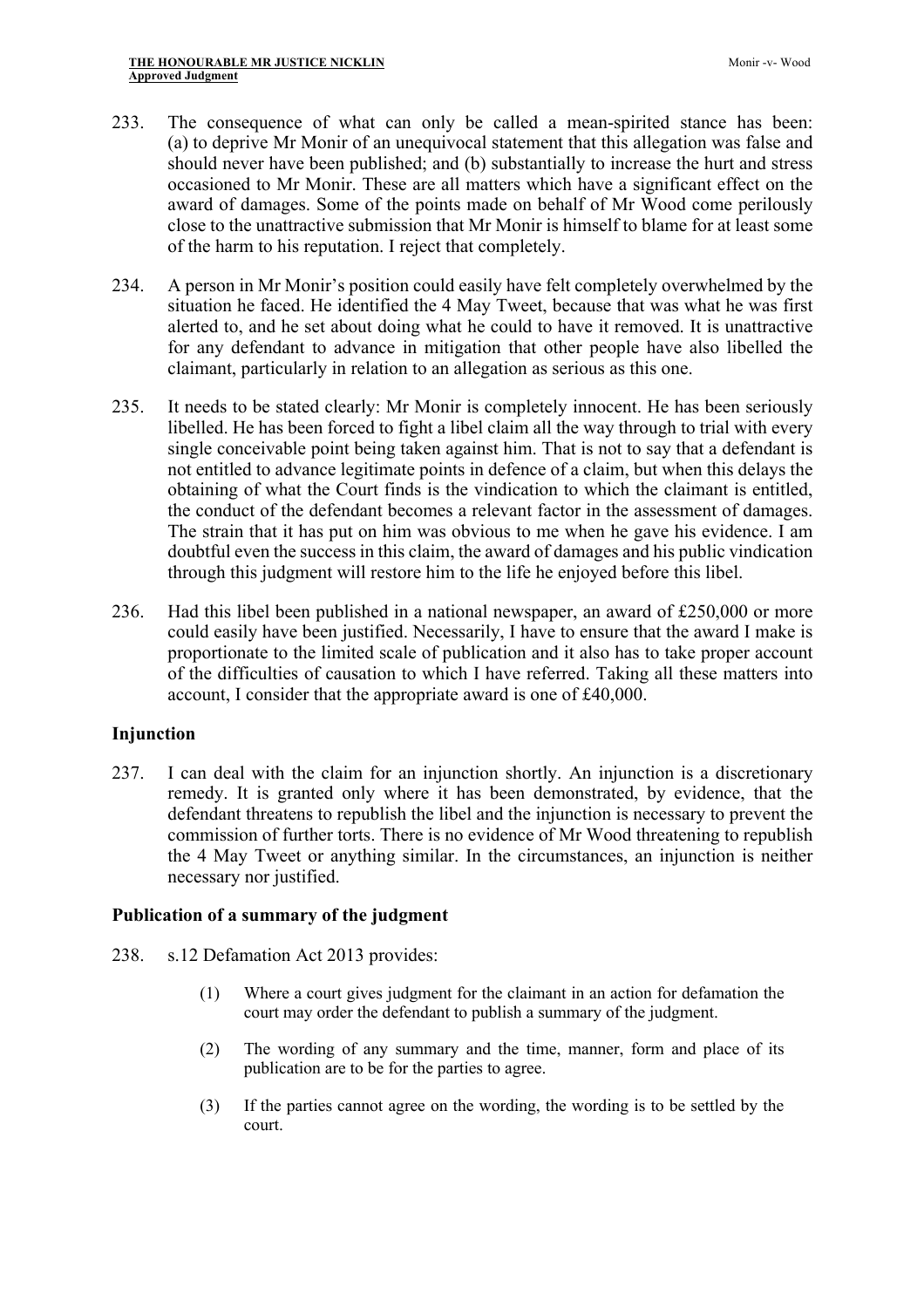233. The consequence of what can only be called a mean-spirited stance has been: (a) to deprive Mr Monir of an unequivocal statement that this allegation was false and should never have been published; and (b) substantially to increase the hurt and stress occasioned to Mr Monir. These are all matters which have a significant effect on the award of damages. Some of the points made on behalf of Mr Wood come perilously close to the unattractive submission that Mr Monir is himself to blame for at least some of the harm to his reputation. I reject that completely.

234. A person in Mr Monir's position could easily have felt completely overwhelmed by the situation he faced. He identified the 4 May Tweet, because that was what he was first alerted to, and he set about doing what he could to have it removed. It is unattractive for any defendant to advance in mitigation that other people have also libelled the claimant, particularly in relation to an allegation as serious as this one.

235. It needs to be stated clearly: Mr Monir is completely innocent. He has been seriously libelled. He has been forced to fight a libel claim all the way through to trial with every single conceivable point being taken against him. That is not to say that a defendant is not entitled to advance legitimate points in defence of a claim, but when this delays the obtaining of what the Court finds is the vindication to which the claimant is entitled, the conduct of the defendant becomes a relevant factor in the assessment of damages. The strain that it has put on him was obvious to me when he gave his evidence. I am doubtful even the success in this claim, the award of damages and his public vindication through this judgment will restore him to the life he enjoyed before this libel.

236. Had this libel been published in a national newspaper, an award of £250,000 or more could easily have been justified. Necessarily, I have to ensure that the award I make is proportionate to the limited scale of publication and it also has to take proper account of the difficulties of causation to which I have referred. Taking all these matters into account, I consider that the appropriate award is one of £40,000.

### Injunction

237. I can deal with the claim for an injunction shortly. An injunction is a discretionary remedy. It is granted only where it has been demonstrated, by evidence, that the defendant threatens to republish the libel and the injunction is necessary to prevent the commission of further torts. There is no evidence of Mr Wood threatening to republish the 4 May Tweet or anything similar. In the circumstances, an injunction is neither necessary nor justified.

### Publication of a summary of the judgment

238. s.12 Defamation Act 2013 provides:

> (1) Where a court gives judgment for the claimant in an action for defamation the court may order the defendant to publish a summary of the judgment.
>
> (2) The wording of any summary and the time, manner, form and place of its publication are to be for the parties to agree.
>
> (3) If the parties cannot agree on the wording, the wording is to be settled by the court.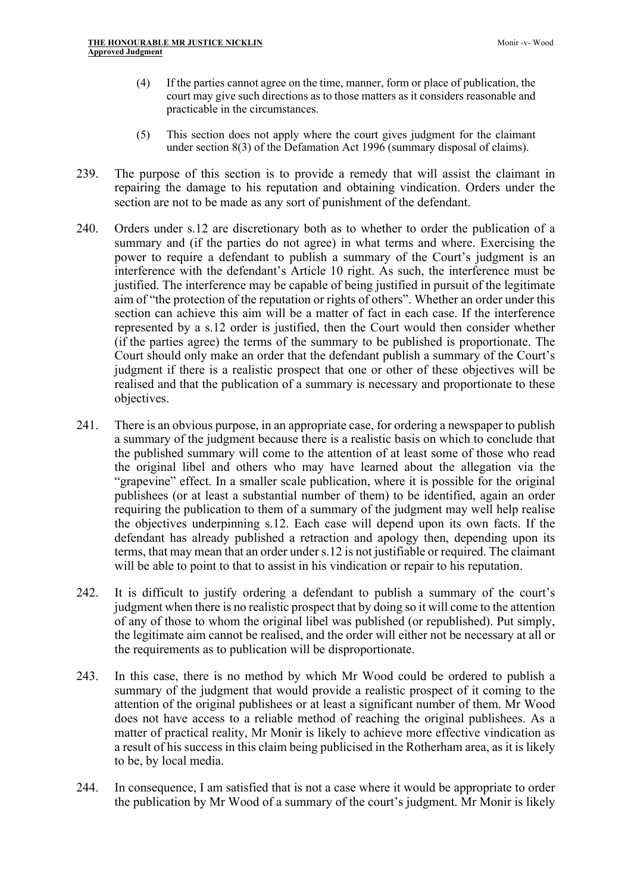(4) If the parties cannot agree on the time, manner, form or place of publication, the court may give such directions as to those matters as it considers reasonable and practicable in the circumstances.

(5) This section does not apply where the court gives judgment for the claimant under section 8(3) of the Defamation Act 1996 (summary disposal of claims).

239. The purpose of this section is to provide a remedy that will assist the claimant in repairing the damage to his reputation and obtaining vindication. Orders under the section are not to be made as any sort of punishment of the defendant.

240. Orders under s.12 are discretionary both as to whether to order the publication of a summary and (if the parties do not agree) in what terms and where. Exercising the power to require a defendant to publish a summary of the Court's judgment is an interference with the defendant's Article 10 right. As such, the interference must be justified. The interference may be capable of being justified in pursuit of the legitimate aim of "the protection of the reputation or rights of others". Whether an order under this section can achieve this aim will be a matter of fact in each case. If the interference represented by a s.12 order is justified, then the Court would then consider whether (if the parties agree) the terms of the summary to be published is proportionate. The Court should only make an order that the defendant publish a summary of the Court's judgment if there is a realistic prospect that one or other of these objectives will be realised and that the publication of a summary is necessary and proportionate to these objectives.

241. There is an obvious purpose, in an appropriate case, for ordering a newspaper to publish a summary of the judgment because there is a realistic basis on which to conclude that the published summary will come to the attention of at least some of those who read the original libel and others who may have learned about the allegation via the "grapevine" effect. In a smaller scale publication, where it is possible for the original publishees (or at least a substantial number of them) to be identified, again an order requiring the publication to them of a summary of the judgment may well help realise the objectives underpinning s.12. Each case will depend upon its own facts. If the defendant has already published a retraction and apology then, depending upon its terms, that may mean that an order under s.12 is not justifiable or required. The claimant will be able to point to that to assist in his vindication or repair to his reputation.

242. It is difficult to justify ordering a defendant to publish a summary of the court's judgment when there is no realistic prospect that by doing so it will come to the attention of any of those to whom the original libel was published (or republished). Put simply, the legitimate aim cannot be realised, and the order will either not be necessary at all or the requirements as to publication will be disproportionate.

243. In this case, there is no method by which Mr Wood could be ordered to publish a summary of the judgment that would provide a realistic prospect of it coming to the attention of the original publishees or at least a significant number of them. Mr Wood does not have access to a reliable method of reaching the original publishees. As a matter of practical reality, Mr Monir is likely to achieve more effective vindication as a result of his success in this claim being publicised in the Rotherham area, as it is likely to be, by local media.

244. In consequence, I am satisfied that is not a case where it would be appropriate to order the publication by Mr Wood of a summary of the court's judgment. Mr Monir is likely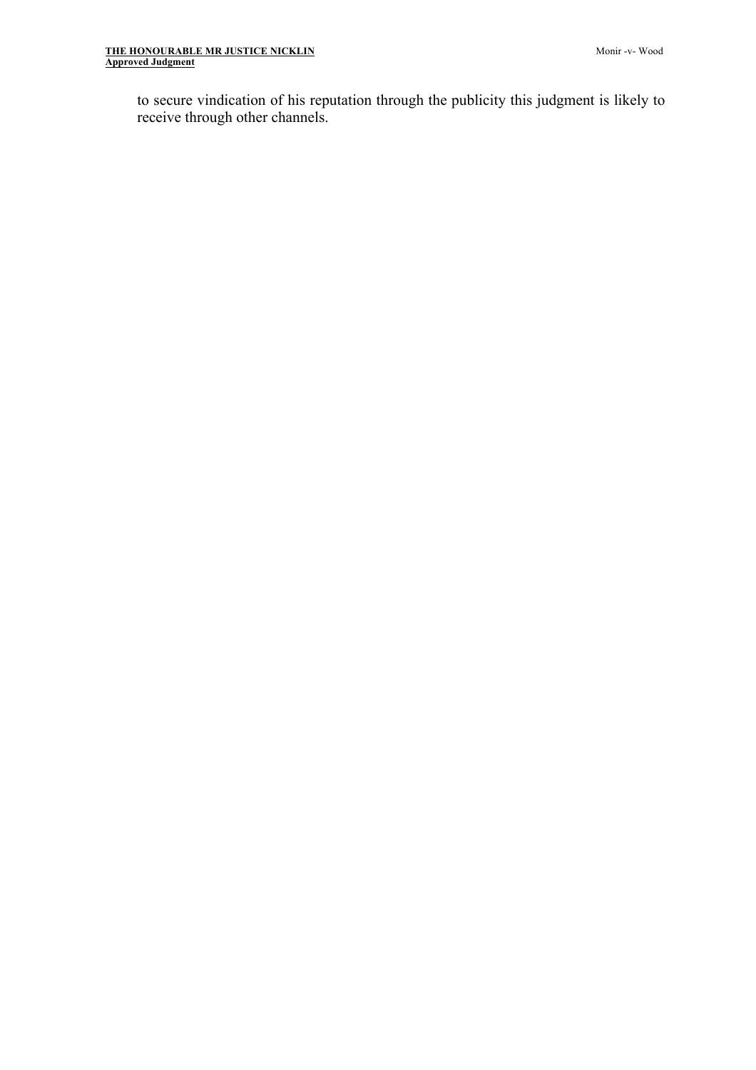to secure vindication of his reputation through the publicity this judgment is likely to receive through other channels.